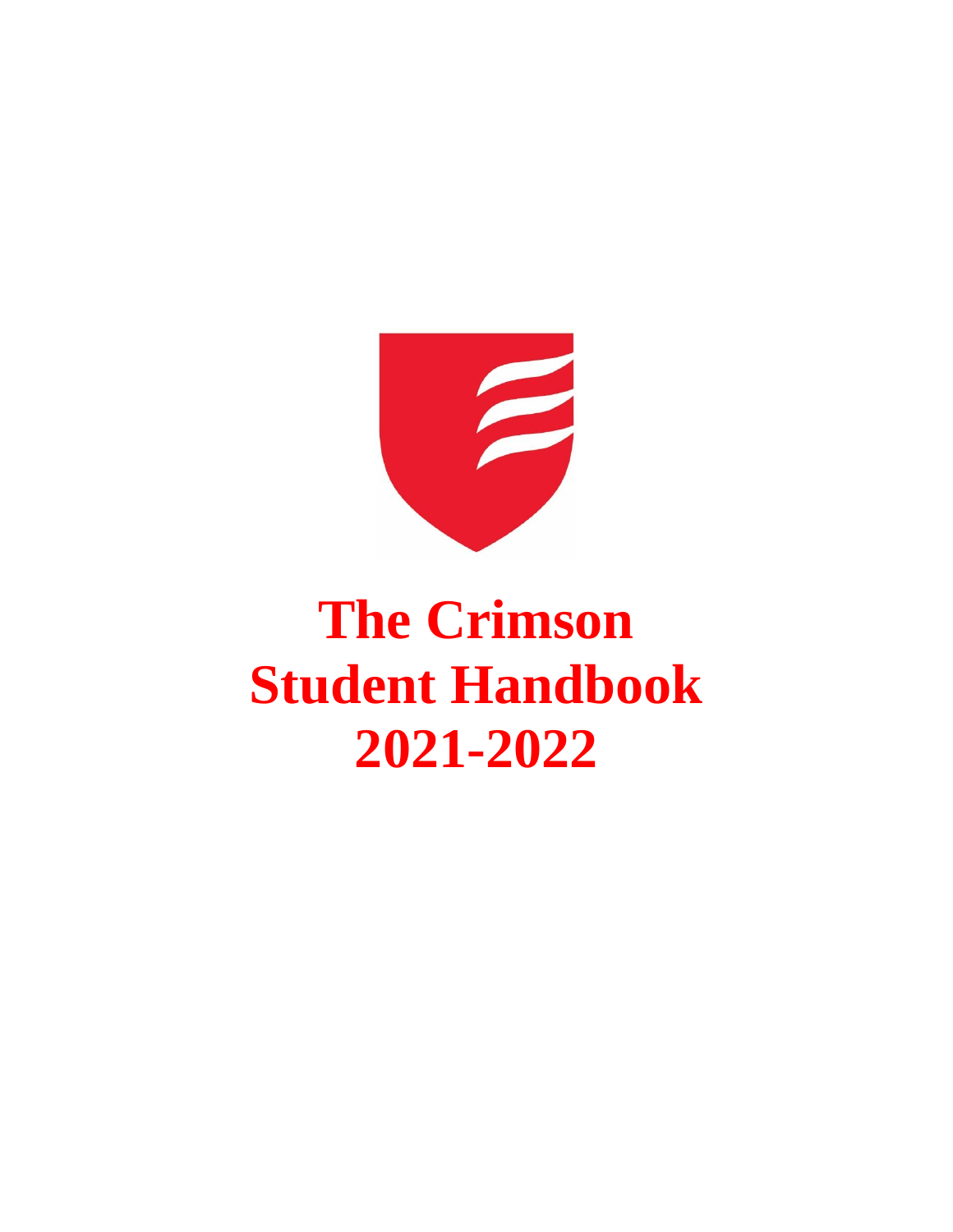# The Crimson Student Handbook 2021-2022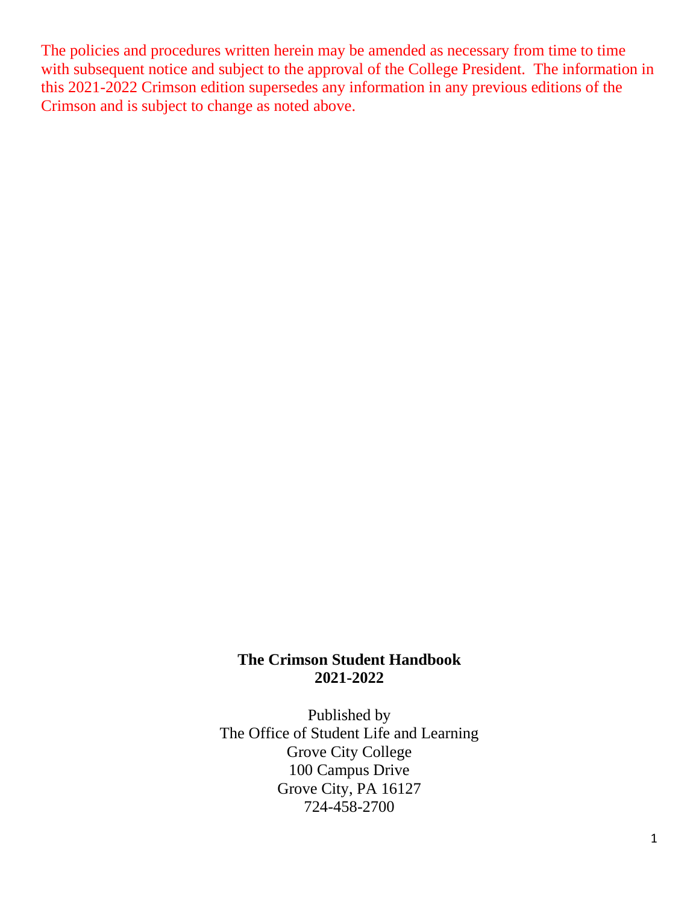The policies and procedures written herein may be amended as necessary from time to time with subsequent notice and subject to the approval of the College President. The information in this 2021-2022 Crimson edition supersedes any information in any previous editions of the Crimson and is subject to change as noted above.

**The Crimson Student Handbook**
**2021-2022**

Published by
The Office of Student Life and Learning
Grove City College
100 Campus Drive
Grove City, PA 16127
724-458-2700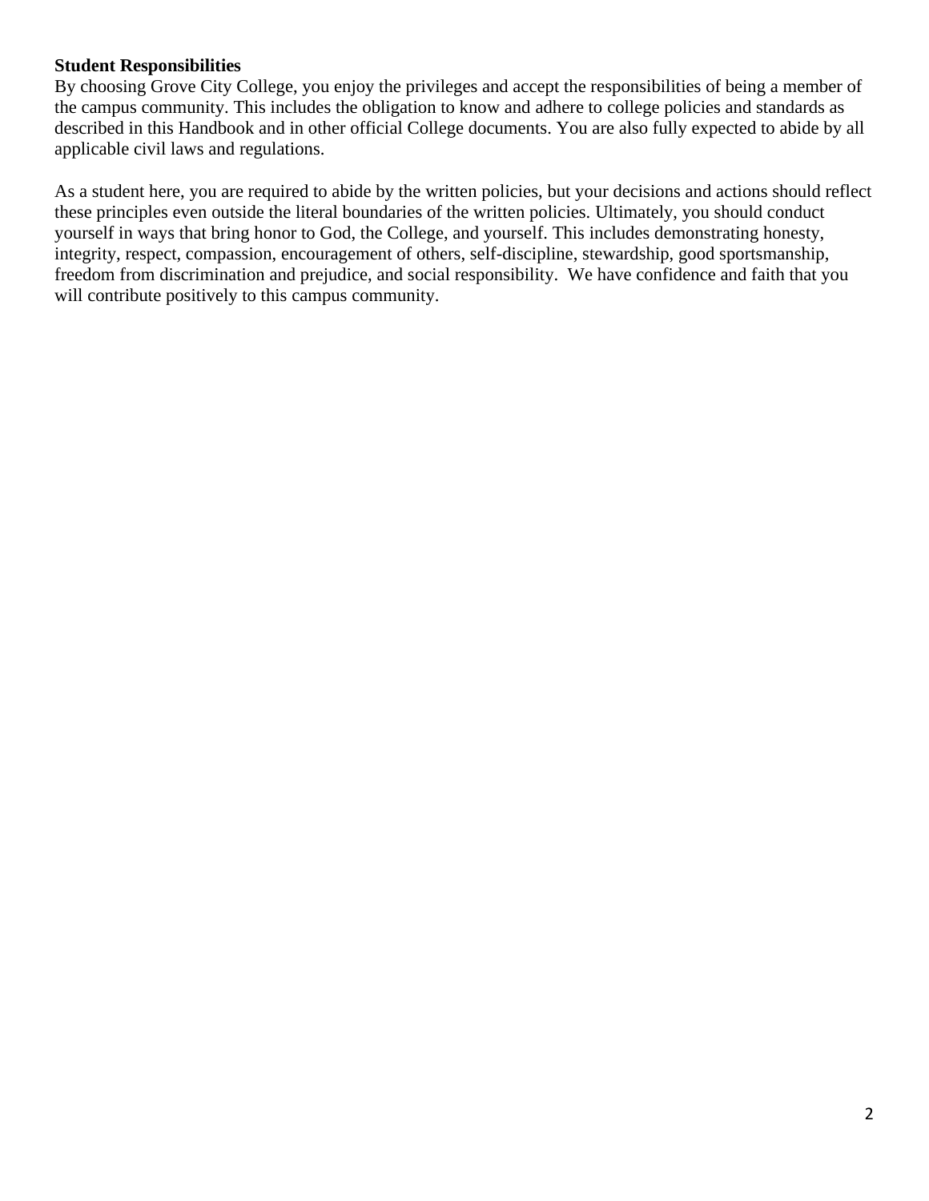**Student Responsibilities**

By choosing Grove City College, you enjoy the privileges and accept the responsibilities of being a member of the campus community. This includes the obligation to know and adhere to college policies and standards as described in this Handbook and in other official College documents. You are also fully expected to abide by all applicable civil laws and regulations.

As a student here, you are required to abide by the written policies, but your decisions and actions should reflect these principles even outside the literal boundaries of the written policies. Ultimately, you should conduct yourself in ways that bring honor to God, the College, and yourself. This includes demonstrating honesty, integrity, respect, compassion, encouragement of others, self-discipline, stewardship, good sportsmanship, freedom from discrimination and prejudice, and social responsibility. We have confidence and faith that you will contribute positively to this campus community.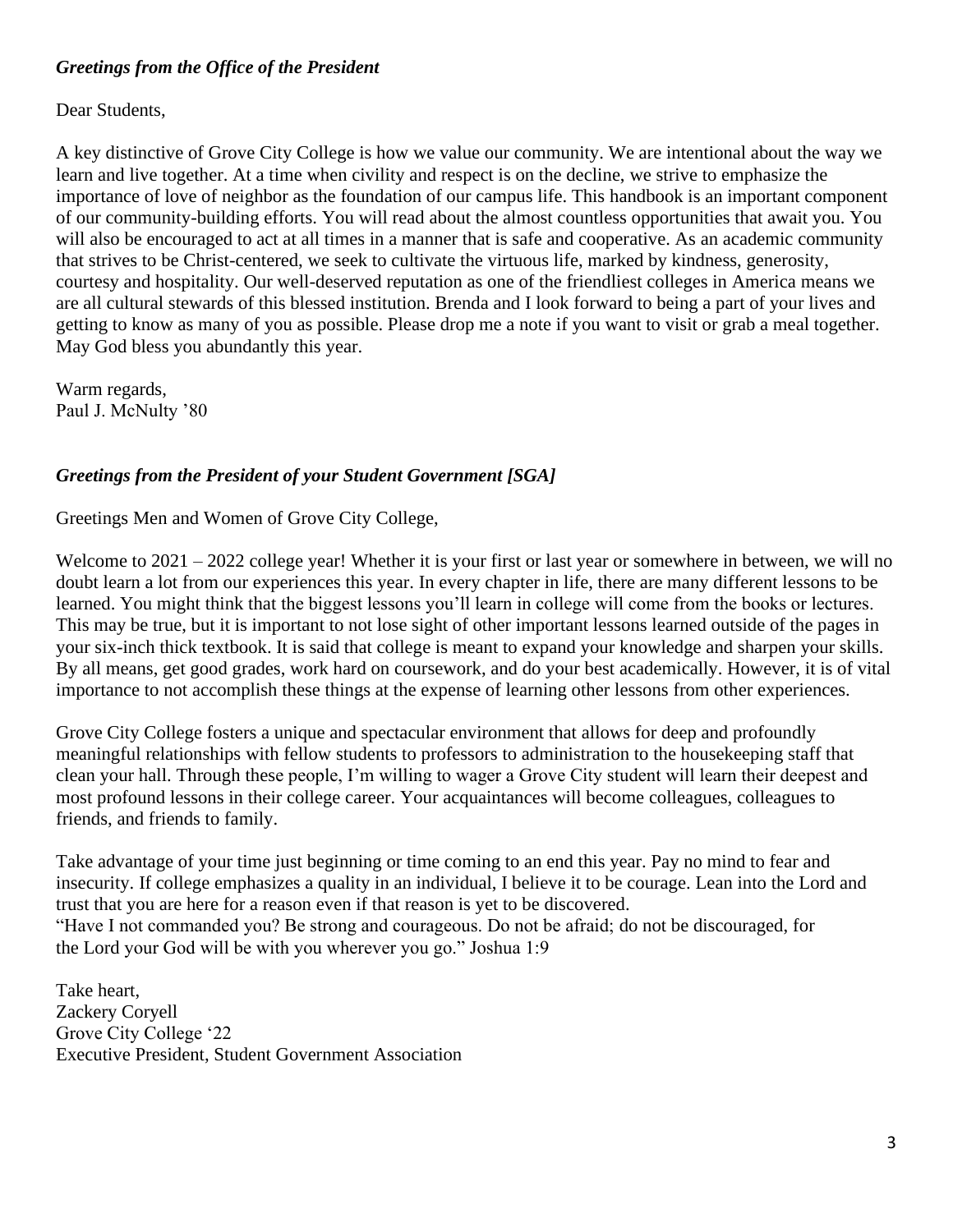***Greetings from the Office of the President***

Dear Students,

A key distinctive of Grove City College is how we value our community. We are intentional about the way we learn and live together. At a time when civility and respect is on the decline, we strive to emphasize the importance of love of neighbor as the foundation of our campus life. This handbook is an important component of our community-building efforts. You will read about the almost countless opportunities that await you. You will also be encouraged to act at all times in a manner that is safe and cooperative. As an academic community that strives to be Christ-centered, we seek to cultivate the virtuous life, marked by kindness, generosity, courtesy and hospitality. Our well-deserved reputation as one of the friendliest colleges in America means we are all cultural stewards of this blessed institution. Brenda and I look forward to being a part of your lives and getting to know as many of you as possible. Please drop me a note if you want to visit or grab a meal together. May God bless you abundantly this year.

Warm regards,
Paul J. McNulty '80

***Greetings from the President of your Student Government [SGA]***

Greetings Men and Women of Grove City College,

Welcome to 2021 – 2022 college year! Whether it is your first or last year or somewhere in between, we will no doubt learn a lot from our experiences this year. In every chapter in life, there are many different lessons to be learned. You might think that the biggest lessons you'll learn in college will come from the books or lectures. This may be true, but it is important to not lose sight of other important lessons learned outside of the pages in your six-inch thick textbook. It is said that college is meant to expand your knowledge and sharpen your skills. By all means, get good grades, work hard on coursework, and do your best academically. However, it is of vital importance to not accomplish these things at the expense of learning other lessons from other experiences.

Grove City College fosters a unique and spectacular environment that allows for deep and profoundly meaningful relationships with fellow students to professors to administration to the housekeeping staff that clean your hall. Through these people, I'm willing to wager a Grove City student will learn their deepest and most profound lessons in their college career. Your acquaintances will become colleagues, colleagues to friends, and friends to family.

Take advantage of your time just beginning or time coming to an end this year. Pay no mind to fear and insecurity. If college emphasizes a quality in an individual, I believe it to be courage. Lean into the Lord and trust that you are here for a reason even if that reason is yet to be discovered.
"Have I not commanded you? Be strong and courageous. Do not be afraid; do not be discouraged, for the Lord your God will be with you wherever you go." Joshua 1:9

Take heart,
Zackery Coryell
Grove City College '22
Executive President, Student Government Association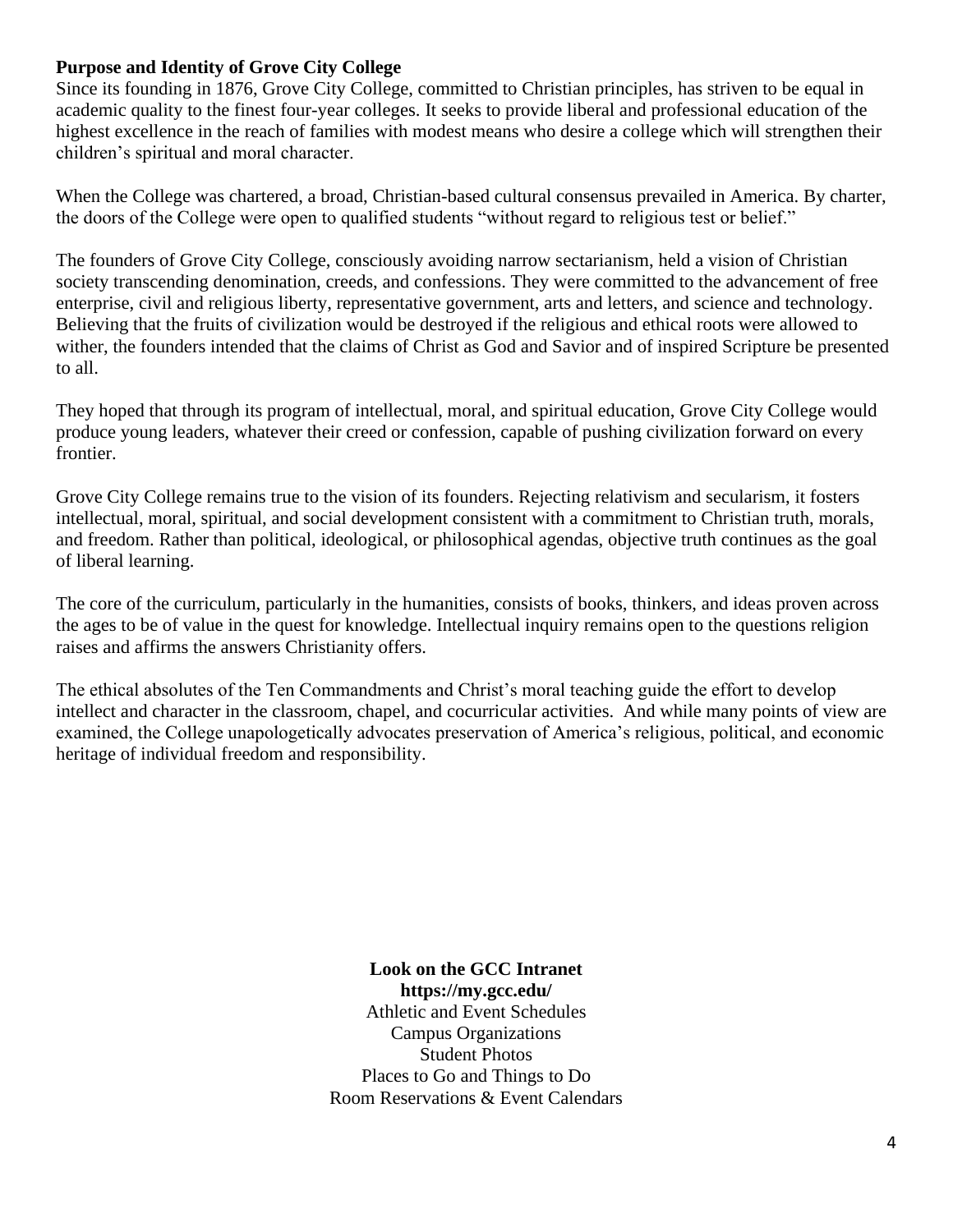**Purpose and Identity of Grove City College**

Since its founding in 1876, Grove City College, committed to Christian principles, has striven to be equal in academic quality to the finest four-year colleges. It seeks to provide liberal and professional education of the highest excellence in the reach of families with modest means who desire a college which will strengthen their children's spiritual and moral character.

When the College was chartered, a broad, Christian-based cultural consensus prevailed in America. By charter, the doors of the College were open to qualified students "without regard to religious test or belief."

The founders of Grove City College, consciously avoiding narrow sectarianism, held a vision of Christian society transcending denomination, creeds, and confessions. They were committed to the advancement of free enterprise, civil and religious liberty, representative government, arts and letters, and science and technology. Believing that the fruits of civilization would be destroyed if the religious and ethical roots were allowed to wither, the founders intended that the claims of Christ as God and Savior and of inspired Scripture be presented to all.

They hoped that through its program of intellectual, moral, and spiritual education, Grove City College would produce young leaders, whatever their creed or confession, capable of pushing civilization forward on every frontier.

Grove City College remains true to the vision of its founders. Rejecting relativism and secularism, it fosters intellectual, moral, spiritual, and social development consistent with a commitment to Christian truth, morals, and freedom. Rather than political, ideological, or philosophical agendas, objective truth continues as the goal of liberal learning.

The core of the curriculum, particularly in the humanities, consists of books, thinkers, and ideas proven across the ages to be of value in the quest for knowledge. Intellectual inquiry remains open to the questions religion raises and affirms the answers Christianity offers.

The ethical absolutes of the Ten Commandments and Christ's moral teaching guide the effort to develop intellect and character in the classroom, chapel, and cocurricular activities. And while many points of view are examined, the College unapologetically advocates preservation of America's religious, political, and economic heritage of individual freedom and responsibility.

**Look on the GCC Intranet**
**https://my.gcc.edu/**
Athletic and Event Schedules
Campus Organizations
Student Photos
Places to Go and Things to Do
Room Reservations & Event Calendars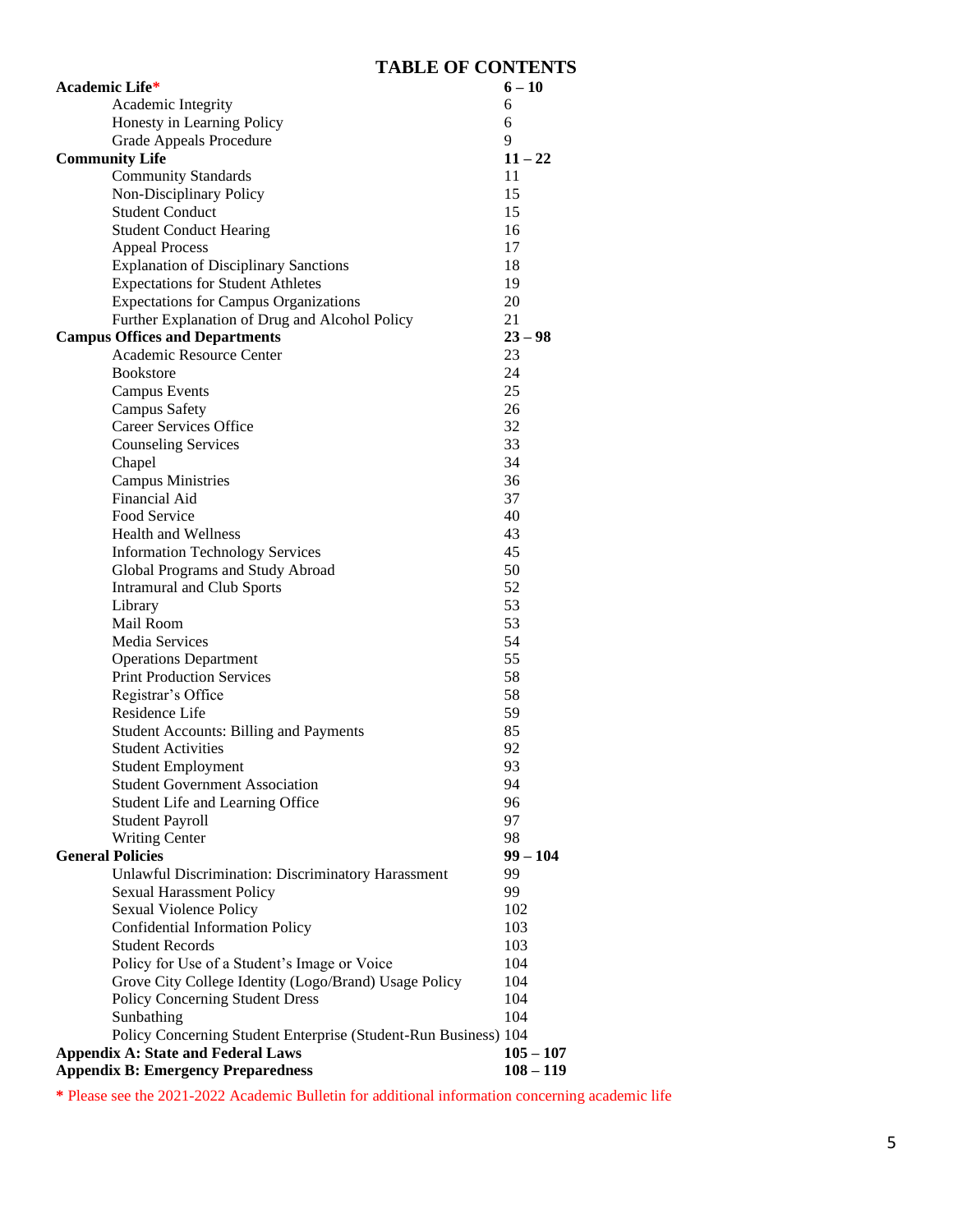# TABLE OF CONTENTS

| | |
|---|---|
| **Academic Life*** | **6 – 10** |
| Academic Integrity | 6 |
| Honesty in Learning Policy | 6 |
| Grade Appeals Procedure | 9 |
| **Community Life** | **11 – 22** |
| Community Standards | 11 |
| Non-Disciplinary Policy | 15 |
| Student Conduct | 15 |
| Student Conduct Hearing | 16 |
| Appeal Process | 17 |
| Explanation of Disciplinary Sanctions | 18 |
| Expectations for Student Athletes | 19 |
| Expectations for Campus Organizations | 20 |
| Further Explanation of Drug and Alcohol Policy | 21 |
| **Campus Offices and Departments** | **23 – 98** |
| Academic Resource Center | 23 |
| Bookstore | 24 |
| Campus Events | 25 |
| Campus Safety | 26 |
| Career Services Office | 32 |
| Counseling Services | 33 |
| Chapel | 34 |
| Campus Ministries | 36 |
| Financial Aid | 37 |
| Food Service | 40 |
| Health and Wellness | 43 |
| Information Technology Services | 45 |
| Global Programs and Study Abroad | 50 |
| Intramural and Club Sports | 52 |
| Library | 53 |
| Mail Room | 53 |
| Media Services | 54 |
| Operations Department | 55 |
| Print Production Services | 58 |
| Registrar's Office | 58 |
| Residence Life | 59 |
| Student Accounts: Billing and Payments | 85 |
| Student Activities | 92 |
| Student Employment | 93 |
| Student Government Association | 94 |
| Student Life and Learning Office | 96 |
| Student Payroll | 97 |
| Writing Center | 98 |
| **General Policies** | **99 – 104** |
| Unlawful Discrimination: Discriminatory Harassment | 99 |
| Sexual Harassment Policy | 99 |
| Sexual Violence Policy | 102 |
| Confidential Information Policy | 103 |
| Student Records | 103 |
| Policy for Use of a Student's Image or Voice | 104 |
| Grove City College Identity (Logo/Brand) Usage Policy | 104 |
| Policy Concerning Student Dress | 104 |
| Sunbathing | 104 |
| Policy Concerning Student Enterprise (Student-Run Business) | 104 |
| **Appendix A: State and Federal Laws** | **105 – 107** |
| **Appendix B: Emergency Preparedness** | **108 – 119** |

**\*** Please see the 2021-2022 Academic Bulletin for additional information concerning academic life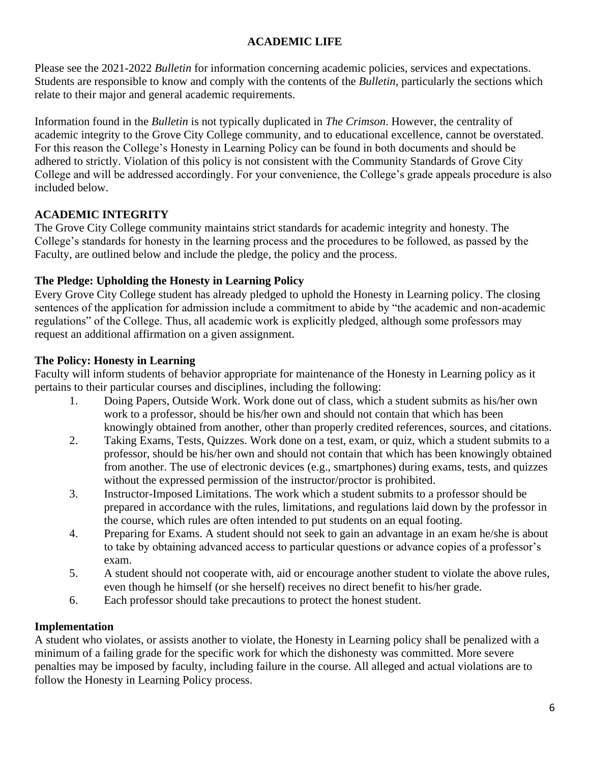# ACADEMIC LIFE

Please see the 2021-2022 *Bulletin* for information concerning academic policies, services and expectations. Students are responsible to know and comply with the contents of the *Bulletin*, particularly the sections which relate to their major and general academic requirements.

Information found in the *Bulletin* is not typically duplicated in *The Crimson*. However, the centrality of academic integrity to the Grove City College community, and to educational excellence, cannot be overstated. For this reason the College's Honesty in Learning Policy can be found in both documents and should be adhered to strictly. Violation of this policy is not consistent with the Community Standards of Grove City College and will be addressed accordingly. For your convenience, the College's grade appeals procedure is also included below.

## ACADEMIC INTEGRITY

The Grove City College community maintains strict standards for academic integrity and honesty. The College's standards for honesty in the learning process and the procedures to be followed, as passed by the Faculty, are outlined below and include the pledge, the policy and the process.

### The Pledge: Upholding the Honesty in Learning Policy

Every Grove City College student has already pledged to uphold the Honesty in Learning policy. The closing sentences of the application for admission include a commitment to abide by "the academic and non-academic regulations" of the College. Thus, all academic work is explicitly pledged, although some professors may request an additional affirmation on a given assignment.

### The Policy: Honesty in Learning

Faculty will inform students of behavior appropriate for maintenance of the Honesty in Learning policy as it pertains to their particular courses and disciplines, including the following:

1. Doing Papers, Outside Work. Work done out of class, which a student submits as his/her own work to a professor, should be his/her own and should not contain that which has been knowingly obtained from another, other than properly credited references, sources, and citations.
2. Taking Exams, Tests, Quizzes. Work done on a test, exam, or quiz, which a student submits to a professor, should be his/her own and should not contain that which has been knowingly obtained from another. The use of electronic devices (e.g., smartphones) during exams, tests, and quizzes without the expressed permission of the instructor/proctor is prohibited.
3. Instructor-Imposed Limitations. The work which a student submits to a professor should be prepared in accordance with the rules, limitations, and regulations laid down by the professor in the course, which rules are often intended to put students on an equal footing.
4. Preparing for Exams. A student should not seek to gain an advantage in an exam he/she is about to take by obtaining advanced access to particular questions or advance copies of a professor's exam.
5. A student should not cooperate with, aid or encourage another student to violate the above rules, even though he himself (or she herself) receives no direct benefit to his/her grade.
6. Each professor should take precautions to protect the honest student.

### Implementation

A student who violates, or assists another to violate, the Honesty in Learning policy shall be penalized with a minimum of a failing grade for the specific work for which the dishonesty was committed. More severe penalties may be imposed by faculty, including failure in the course. All alleged and actual violations are to follow the Honesty in Learning Policy process.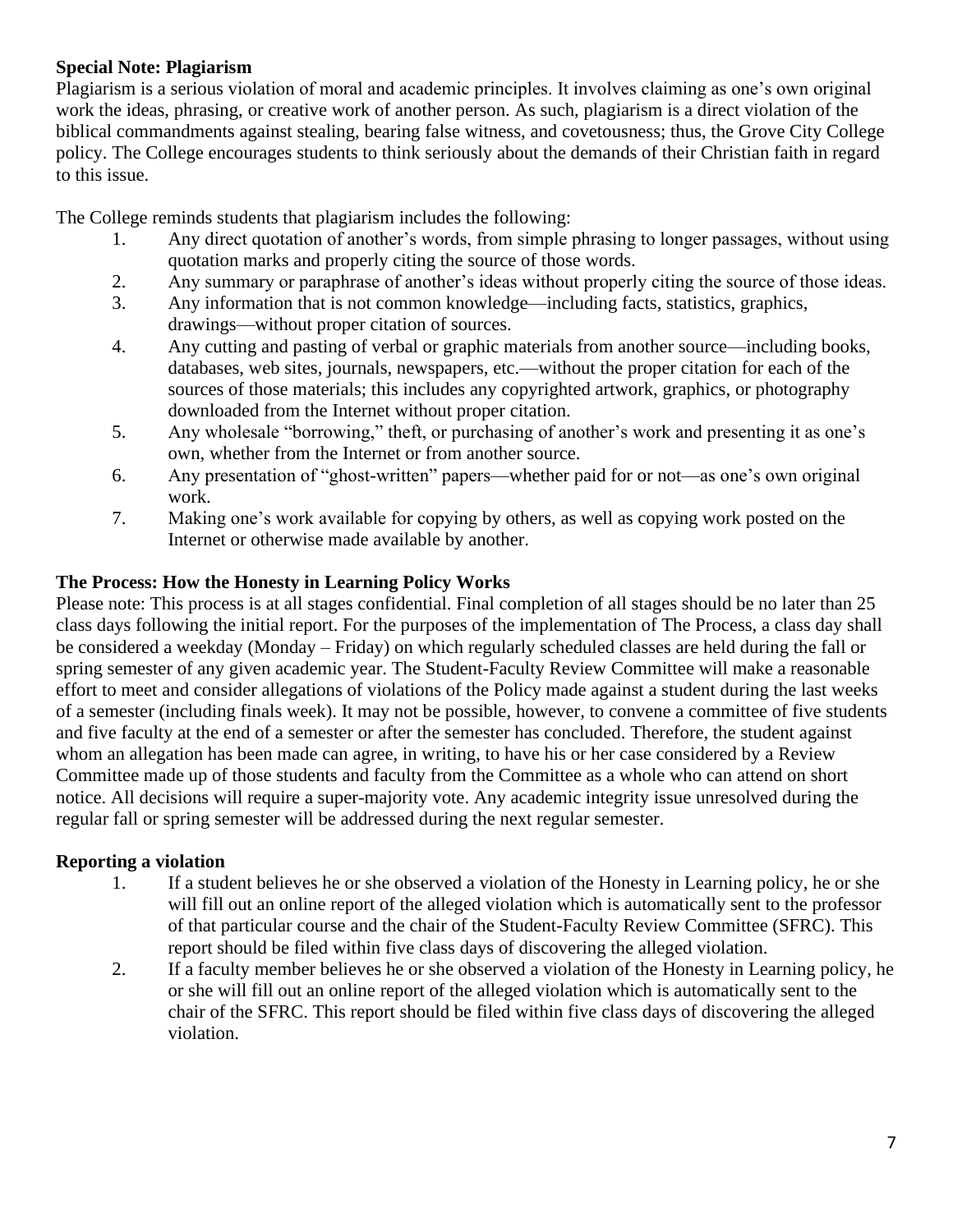**Special Note: Plagiarism**

Plagiarism is a serious violation of moral and academic principles. It involves claiming as one's own original work the ideas, phrasing, or creative work of another person. As such, plagiarism is a direct violation of the biblical commandments against stealing, bearing false witness, and covetousness; thus, the Grove City College policy. The College encourages students to think seriously about the demands of their Christian faith in regard to this issue.

The College reminds students that plagiarism includes the following:

1. Any direct quotation of another's words, from simple phrasing to longer passages, without using quotation marks and properly citing the source of those words.
2. Any summary or paraphrase of another's ideas without properly citing the source of those ideas.
3. Any information that is not common knowledge—including facts, statistics, graphics, drawings—without proper citation of sources.
4. Any cutting and pasting of verbal or graphic materials from another source—including books, databases, web sites, journals, newspapers, etc.—without the proper citation for each of the sources of those materials; this includes any copyrighted artwork, graphics, or photography downloaded from the Internet without proper citation.
5. Any wholesale "borrowing," theft, or purchasing of another's work and presenting it as one's own, whether from the Internet or from another source.
6. Any presentation of "ghost-written" papers—whether paid for or not—as one's own original work.
7. Making one's work available for copying by others, as well as copying work posted on the Internet or otherwise made available by another.

**The Process: How the Honesty in Learning Policy Works**

Please note: This process is at all stages confidential. Final completion of all stages should be no later than 25 class days following the initial report. For the purposes of the implementation of The Process, a class day shall be considered a weekday (Monday – Friday) on which regularly scheduled classes are held during the fall or spring semester of any given academic year. The Student-Faculty Review Committee will make a reasonable effort to meet and consider allegations of violations of the Policy made against a student during the last weeks of a semester (including finals week). It may not be possible, however, to convene a committee of five students and five faculty at the end of a semester or after the semester has concluded. Therefore, the student against whom an allegation has been made can agree, in writing, to have his or her case considered by a Review Committee made up of those students and faculty from the Committee as a whole who can attend on short notice. All decisions will require a super-majority vote. Any academic integrity issue unresolved during the regular fall or spring semester will be addressed during the next regular semester.

**Reporting a violation**

1. If a student believes he or she observed a violation of the Honesty in Learning policy, he or she will fill out an online report of the alleged violation which is automatically sent to the professor of that particular course and the chair of the Student-Faculty Review Committee (SFRC). This report should be filed within five class days of discovering the alleged violation.
2. If a faculty member believes he or she observed a violation of the Honesty in Learning policy, he or she will fill out an online report of the alleged violation which is automatically sent to the chair of the SFRC. This report should be filed within five class days of discovering the alleged violation.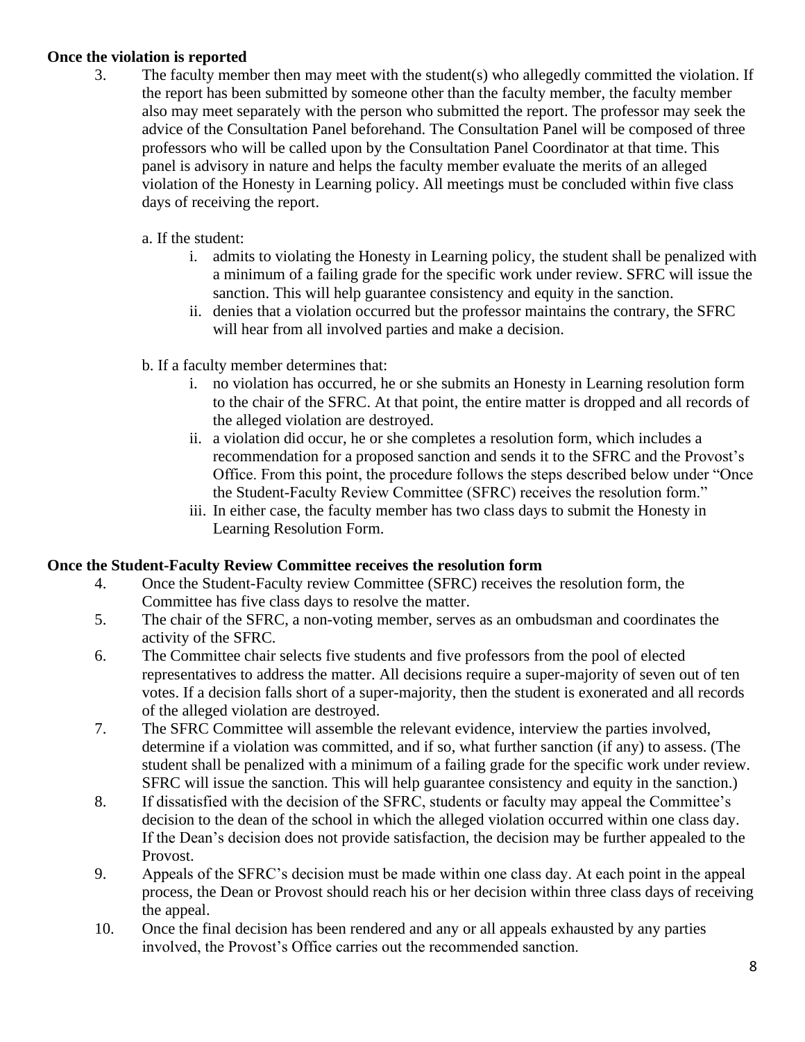**Once the violation is reported**

3. The faculty member then may meet with the student(s) who allegedly committed the violation. If the report has been submitted by someone other than the faculty member, the faculty member also may meet separately with the person who submitted the report. The professor may seek the advice of the Consultation Panel beforehand. The Consultation Panel will be composed of three professors who will be called upon by the Consultation Panel Coordinator at that time. This panel is advisory in nature and helps the faculty member evaluate the merits of an alleged violation of the Honesty in Learning policy. All meetings must be concluded within five class days of receiving the report.

   a. If the student:
      i. admits to violating the Honesty in Learning policy, the student shall be penalized with a minimum of a failing grade for the specific work under review. SFRC will issue the sanction. This will help guarantee consistency and equity in the sanction.
      ii. denies that a violation occurred but the professor maintains the contrary, the SFRC will hear from all involved parties and make a decision.

   b. If a faculty member determines that:
      i. no violation has occurred, he or she submits an Honesty in Learning resolution form to the chair of the SFRC. At that point, the entire matter is dropped and all records of the alleged violation are destroyed.
      ii. a violation did occur, he or she completes a resolution form, which includes a recommendation for a proposed sanction and sends it to the SFRC and the Provost's Office. From this point, the procedure follows the steps described below under "Once the Student-Faculty Review Committee (SFRC) receives the resolution form."
      iii. In either case, the faculty member has two class days to submit the Honesty in Learning Resolution Form.

**Once the Student-Faculty Review Committee receives the resolution form**

4. Once the Student-Faculty review Committee (SFRC) receives the resolution form, the Committee has five class days to resolve the matter.
5. The chair of the SFRC, a non-voting member, serves as an ombudsman and coordinates the activity of the SFRC.
6. The Committee chair selects five students and five professors from the pool of elected representatives to address the matter. All decisions require a super-majority of seven out of ten votes. If a decision falls short of a super-majority, then the student is exonerated and all records of the alleged violation are destroyed.
7. The SFRC Committee will assemble the relevant evidence, interview the parties involved, determine if a violation was committed, and if so, what further sanction (if any) to assess. (The student shall be penalized with a minimum of a failing grade for the specific work under review. SFRC will issue the sanction. This will help guarantee consistency and equity in the sanction.)
8. If dissatisfied with the decision of the SFRC, students or faculty may appeal the Committee's decision to the dean of the school in which the alleged violation occurred within one class day. If the Dean's decision does not provide satisfaction, the decision may be further appealed to the Provost.
9. Appeals of the SFRC's decision must be made within one class day. At each point in the appeal process, the Dean or Provost should reach his or her decision within three class days of receiving the appeal.
10. Once the final decision has been rendered and any or all appeals exhausted by any parties involved, the Provost's Office carries out the recommended sanction.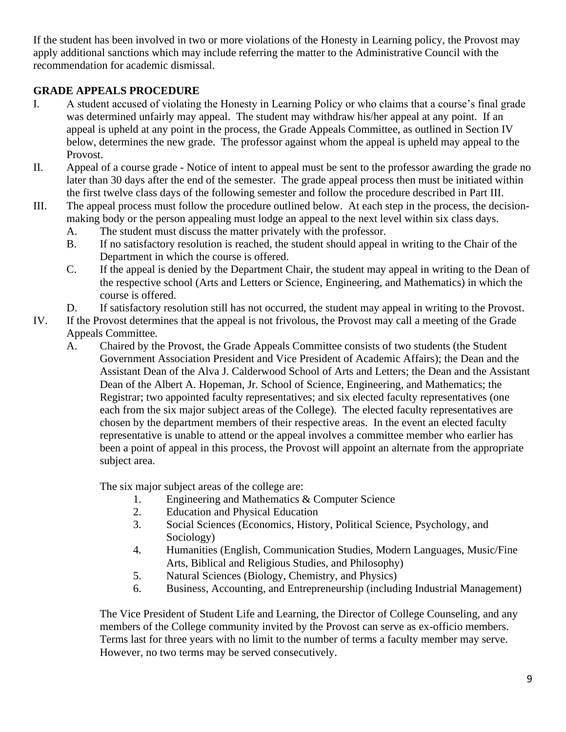If the student has been involved in two or more violations of the Honesty in Learning policy, the Provost may apply additional sanctions which may include referring the matter to the Administrative Council with the recommendation for academic dismissal.

## GRADE APPEALS PROCEDURE

I. A student accused of violating the Honesty in Learning Policy or who claims that a course's final grade was determined unfairly may appeal. The student may withdraw his/her appeal at any point. If an appeal is upheld at any point in the process, the Grade Appeals Committee, as outlined in Section IV below, determines the new grade. The professor against whom the appeal is upheld may appeal to the Provost.

II. Appeal of a course grade - Notice of intent to appeal must be sent to the professor awarding the grade no later than 30 days after the end of the semester. The grade appeal process then must be initiated within the first twelve class days of the following semester and follow the procedure described in Part III.

III. The appeal process must follow the procedure outlined below. At each step in the process, the decision-making body or the person appealing must lodge an appeal to the next level within six class days.
   - A. The student must discuss the matter privately with the professor.
   - B. If no satisfactory resolution is reached, the student should appeal in writing to the Chair of the Department in which the course is offered.
   - C. If the appeal is denied by the Department Chair, the student may appeal in writing to the Dean of the respective school (Arts and Letters or Science, Engineering, and Mathematics) in which the course is offered.
   - D. If satisfactory resolution still has not occurred, the student may appeal in writing to the Provost.

IV. If the Provost determines that the appeal is not frivolous, the Provost may call a meeting of the Grade Appeals Committee.
   - A. Chaired by the Provost, the Grade Appeals Committee consists of two students (the Student Government Association President and Vice President of Academic Affairs); the Dean and the Assistant Dean of the Alva J. Calderwood School of Arts and Letters; the Dean and the Assistant Dean of the Albert A. Hopeman, Jr. School of Science, Engineering, and Mathematics; the Registrar; two appointed faculty representatives; and six elected faculty representatives (one each from the six major subject areas of the College). The elected faculty representatives are chosen by the department members of their respective areas. In the event an elected faculty representative is unable to attend or the appeal involves a committee member who earlier has been a point of appeal in this process, the Provost will appoint an alternate from the appropriate subject area.

     The six major subject areas of the college are:
     1. Engineering and Mathematics & Computer Science
     2. Education and Physical Education
     3. Social Sciences (Economics, History, Political Science, Psychology, and Sociology)
     4. Humanities (English, Communication Studies, Modern Languages, Music/Fine Arts, Biblical and Religious Studies, and Philosophy)
     5. Natural Sciences (Biology, Chemistry, and Physics)
     6. Business, Accounting, and Entrepreneurship (including Industrial Management)

     The Vice President of Student Life and Learning, the Director of College Counseling, and any members of the College community invited by the Provost can serve as ex-officio members. Terms last for three years with no limit to the number of terms a faculty member may serve. However, no two terms may be served consecutively.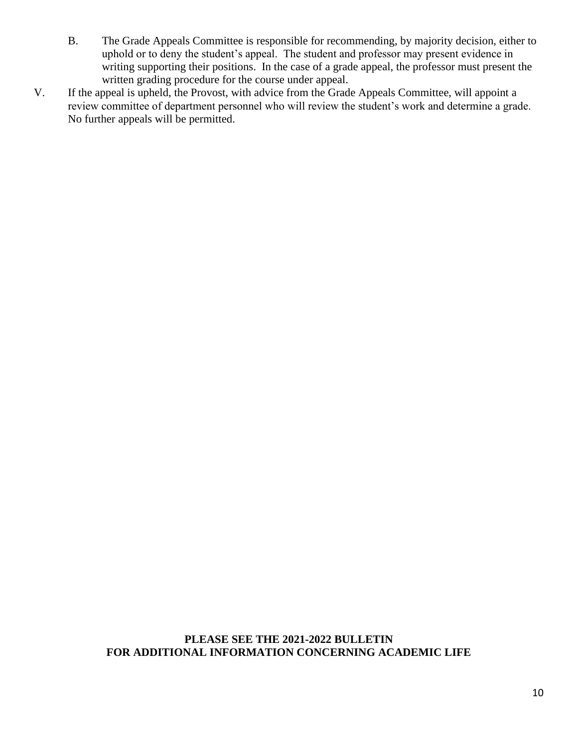B. The Grade Appeals Committee is responsible for recommending, by majority decision, either to uphold or to deny the student's appeal. The student and professor may present evidence in writing supporting their positions. In the case of a grade appeal, the professor must present the written grading procedure for the course under appeal.

V. If the appeal is upheld, the Provost, with advice from the Grade Appeals Committee, will appoint a review committee of department personnel who will review the student's work and determine a grade. No further appeals will be permitted.

**PLEASE SEE THE 2021-2022 BULLETIN
FOR ADDITIONAL INFORMATION CONCERNING ACADEMIC LIFE**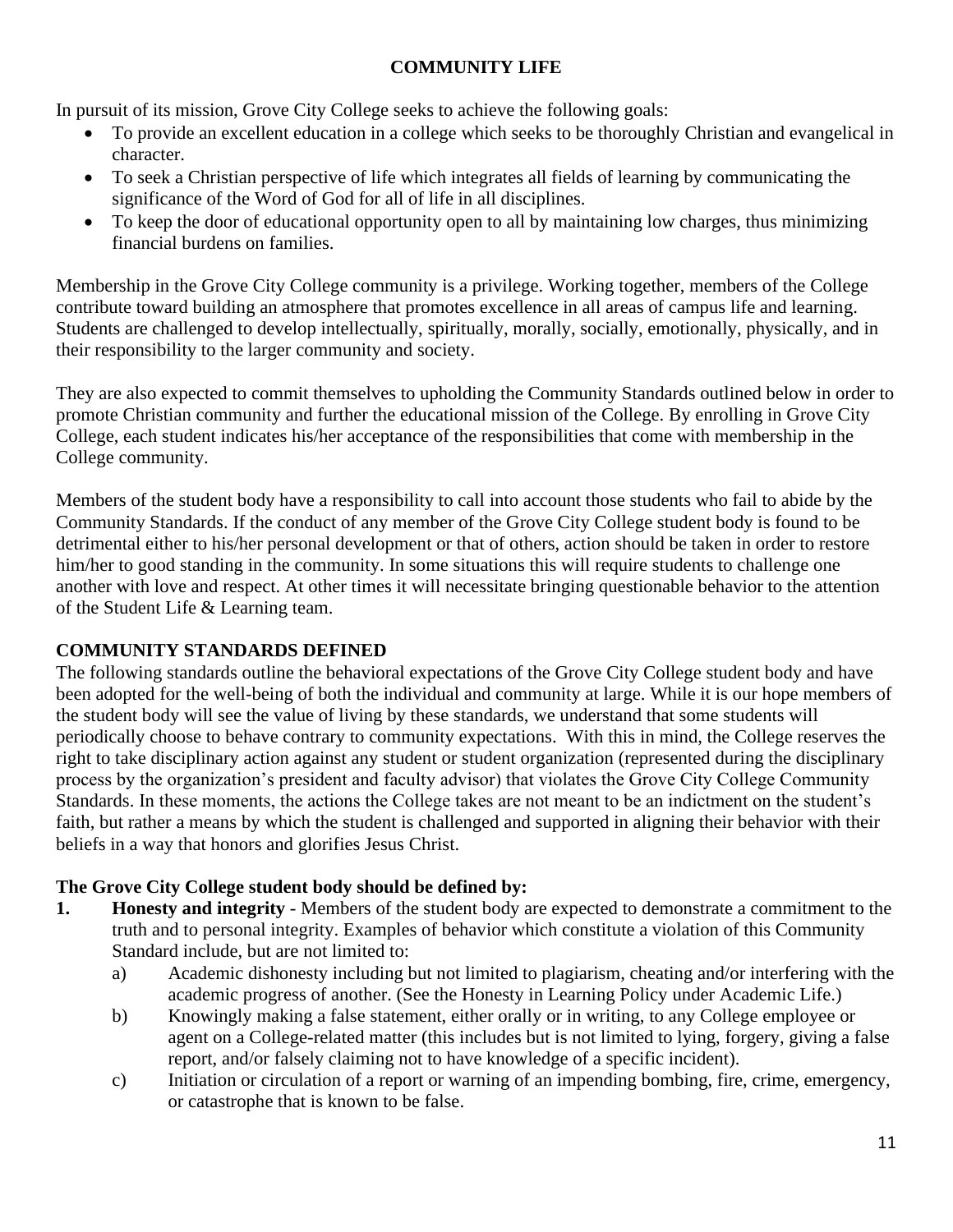## COMMUNITY LIFE

In pursuit of its mission, Grove City College seeks to achieve the following goals:

- To provide an excellent education in a college which seeks to be thoroughly Christian and evangelical in character.
- To seek a Christian perspective of life which integrates all fields of learning by communicating the significance of the Word of God for all of life in all disciplines.
- To keep the door of educational opportunity open to all by maintaining low charges, thus minimizing financial burdens on families.

Membership in the Grove City College community is a privilege. Working together, members of the College contribute toward building an atmosphere that promotes excellence in all areas of campus life and learning. Students are challenged to develop intellectually, spiritually, morally, socially, emotionally, physically, and in their responsibility to the larger community and society.

They are also expected to commit themselves to upholding the Community Standards outlined below in order to promote Christian community and further the educational mission of the College. By enrolling in Grove City College, each student indicates his/her acceptance of the responsibilities that come with membership in the College community.

Members of the student body have a responsibility to call into account those students who fail to abide by the Community Standards. If the conduct of any member of the Grove City College student body is found to be detrimental either to his/her personal development or that of others, action should be taken in order to restore him/her to good standing in the community. In some situations this will require students to challenge one another with love and respect. At other times it will necessitate bringing questionable behavior to the attention of the Student Life & Learning team.

### COMMUNITY STANDARDS DEFINED

The following standards outline the behavioral expectations of the Grove City College student body and have been adopted for the well-being of both the individual and community at large. While it is our hope members of the student body will see the value of living by these standards, we understand that some students will periodically choose to behave contrary to community expectations. With this in mind, the College reserves the right to take disciplinary action against any student or student organization (represented during the disciplinary process by the organization's president and faculty advisor) that violates the Grove City College Community Standards. In these moments, the actions the College takes are not meant to be an indictment on the student's faith, but rather a means by which the student is challenged and supported in aligning their behavior with their beliefs in a way that honors and glorifies Jesus Christ.

**The Grove City College student body should be defined by:**

1. **Honesty and integrity** - Members of the student body are expected to demonstrate a commitment to the truth and to personal integrity. Examples of behavior which constitute a violation of this Community Standard include, but are not limited to:
   a) Academic dishonesty including but not limited to plagiarism, cheating and/or interfering with the academic progress of another. (See the Honesty in Learning Policy under Academic Life.)
   b) Knowingly making a false statement, either orally or in writing, to any College employee or agent on a College-related matter (this includes but is not limited to lying, forgery, giving a false report, and/or falsely claiming not to have knowledge of a specific incident).
   c) Initiation or circulation of a report or warning of an impending bombing, fire, crime, emergency, or catastrophe that is known to be false.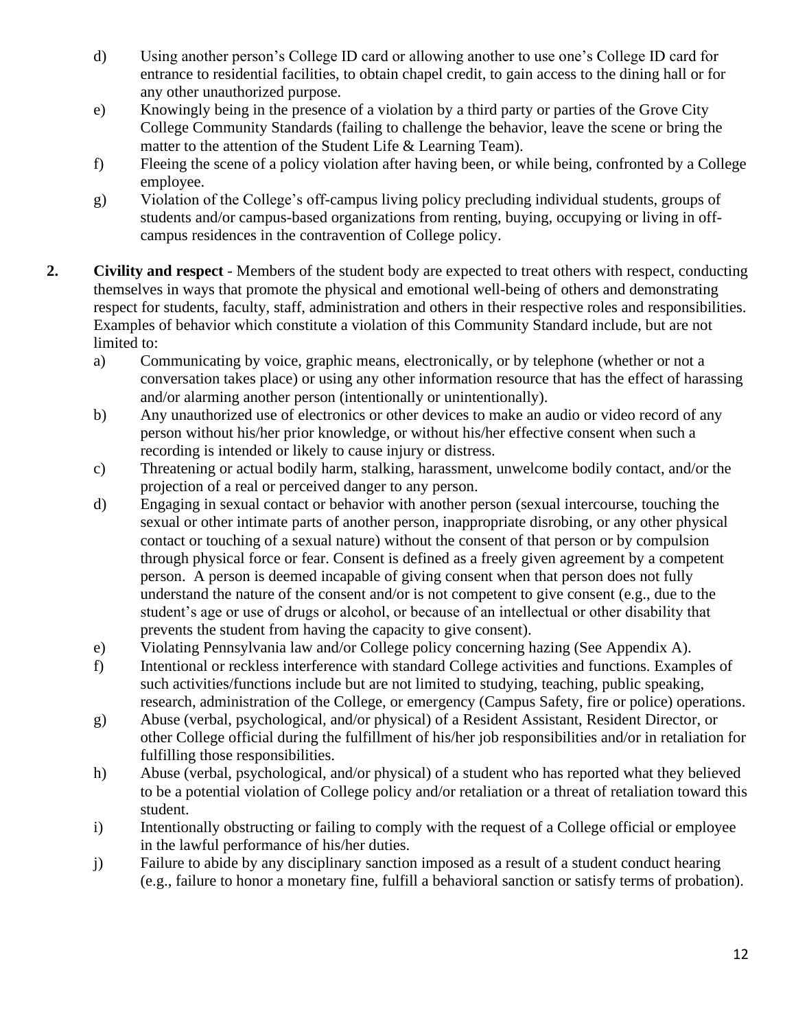d) Using another person's College ID card or allowing another to use one's College ID card for entrance to residential facilities, to obtain chapel credit, to gain access to the dining hall or for any other unauthorized purpose.

e) Knowingly being in the presence of a violation by a third party or parties of the Grove City College Community Standards (failing to challenge the behavior, leave the scene or bring the matter to the attention of the Student Life & Learning Team).

f) Fleeing the scene of a policy violation after having been, or while being, confronted by a College employee.

g) Violation of the College's off-campus living policy precluding individual students, groups of students and/or campus-based organizations from renting, buying, occupying or living in off-campus residences in the contravention of College policy.

**2. Civility and respect** - Members of the student body are expected to treat others with respect, conducting themselves in ways that promote the physical and emotional well-being of others and demonstrating respect for students, faculty, staff, administration and others in their respective roles and responsibilities. Examples of behavior which constitute a violation of this Community Standard include, but are not limited to:

a) Communicating by voice, graphic means, electronically, or by telephone (whether or not a conversation takes place) or using any other information resource that has the effect of harassing and/or alarming another person (intentionally or unintentionally).

b) Any unauthorized use of electronics or other devices to make an audio or video record of any person without his/her prior knowledge, or without his/her effective consent when such a recording is intended or likely to cause injury or distress.

c) Threatening or actual bodily harm, stalking, harassment, unwelcome bodily contact, and/or the projection of a real or perceived danger to any person.

d) Engaging in sexual contact or behavior with another person (sexual intercourse, touching the sexual or other intimate parts of another person, inappropriate disrobing, or any other physical contact or touching of a sexual nature) without the consent of that person or by compulsion through physical force or fear. Consent is defined as a freely given agreement by a competent person. A person is deemed incapable of giving consent when that person does not fully understand the nature of the consent and/or is not competent to give consent (e.g., due to the student's age or use of drugs or alcohol, or because of an intellectual or other disability that prevents the student from having the capacity to give consent).

e) Violating Pennsylvania law and/or College policy concerning hazing (See Appendix A).

f) Intentional or reckless interference with standard College activities and functions. Examples of such activities/functions include but are not limited to studying, teaching, public speaking, research, administration of the College, or emergency (Campus Safety, fire or police) operations.

g) Abuse (verbal, psychological, and/or physical) of a Resident Assistant, Resident Director, or other College official during the fulfillment of his/her job responsibilities and/or in retaliation for fulfilling those responsibilities.

h) Abuse (verbal, psychological, and/or physical) of a student who has reported what they believed to be a potential violation of College policy and/or retaliation or a threat of retaliation toward this student.

i) Intentionally obstructing or failing to comply with the request of a College official or employee in the lawful performance of his/her duties.

j) Failure to abide by any disciplinary sanction imposed as a result of a student conduct hearing (e.g., failure to honor a monetary fine, fulfill a behavioral sanction or satisfy terms of probation).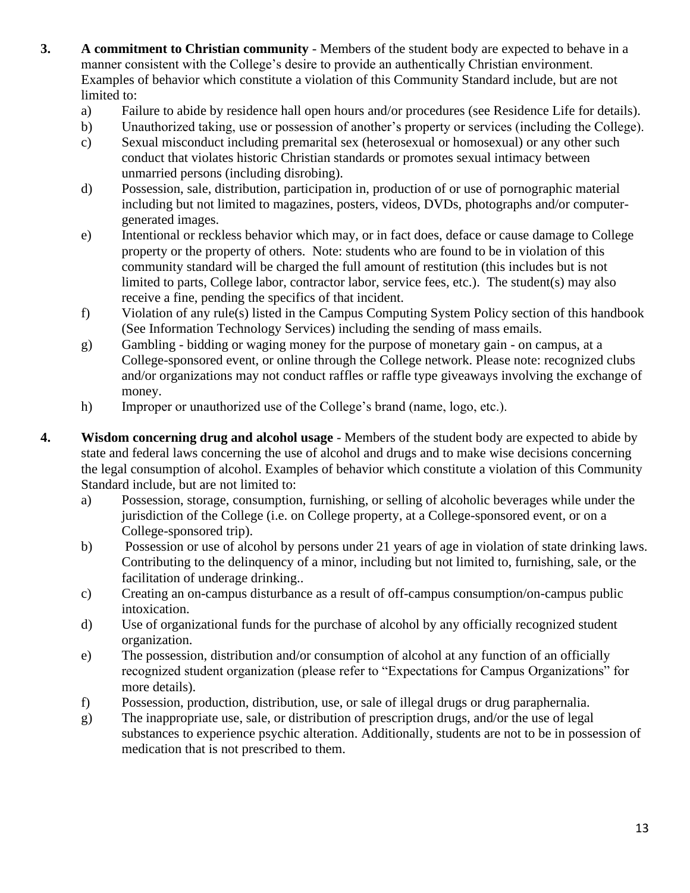3. **A commitment to Christian community** - Members of the student body are expected to behave in a manner consistent with the College's desire to provide an authentically Christian environment. Examples of behavior which constitute a violation of this Community Standard include, but are not limited to:
   a) Failure to abide by residence hall open hours and/or procedures (see Residence Life for details).
   b) Unauthorized taking, use or possession of another's property or services (including the College).
   c) Sexual misconduct including premarital sex (heterosexual or homosexual) or any other such conduct that violates historic Christian standards or promotes sexual intimacy between unmarried persons (including disrobing).
   d) Possession, sale, distribution, participation in, production of or use of pornographic material including but not limited to magazines, posters, videos, DVDs, photographs and/or computer-generated images.
   e) Intentional or reckless behavior which may, or in fact does, deface or cause damage to College property or the property of others. Note: students who are found to be in violation of this community standard will be charged the full amount of restitution (this includes but is not limited to parts, College labor, contractor labor, service fees, etc.). The student(s) may also receive a fine, pending the specifics of that incident.
   f) Violation of any rule(s) listed in the Campus Computing System Policy section of this handbook (See Information Technology Services) including the sending of mass emails.
   g) Gambling - bidding or waging money for the purpose of monetary gain - on campus, at a College-sponsored event, or online through the College network. Please note: recognized clubs and/or organizations may not conduct raffles or raffle type giveaways involving the exchange of money.
   h) Improper or unauthorized use of the College's brand (name, logo, etc.).

4. **Wisdom concerning drug and alcohol usage** - Members of the student body are expected to abide by state and federal laws concerning the use of alcohol and drugs and to make wise decisions concerning the legal consumption of alcohol. Examples of behavior which constitute a violation of this Community Standard include, but are not limited to:
   a) Possession, storage, consumption, furnishing, or selling of alcoholic beverages while under the jurisdiction of the College (i.e. on College property, at a College-sponsored event, or on a College-sponsored trip).
   b) Possession or use of alcohol by persons under 21 years of age in violation of state drinking laws. Contributing to the delinquency of a minor, including but not limited to, furnishing, sale, or the facilitation of underage drinking..
   c) Creating an on-campus disturbance as a result of off-campus consumption/on-campus public intoxication.
   d) Use of organizational funds for the purchase of alcohol by any officially recognized student organization.
   e) The possession, distribution and/or consumption of alcohol at any function of an officially recognized student organization (please refer to "Expectations for Campus Organizations" for more details).
   f) Possession, production, distribution, use, or sale of illegal drugs or drug paraphernalia.
   g) The inappropriate use, sale, or distribution of prescription drugs, and/or the use of legal substances to experience psychic alteration. Additionally, students are not to be in possession of medication that is not prescribed to them.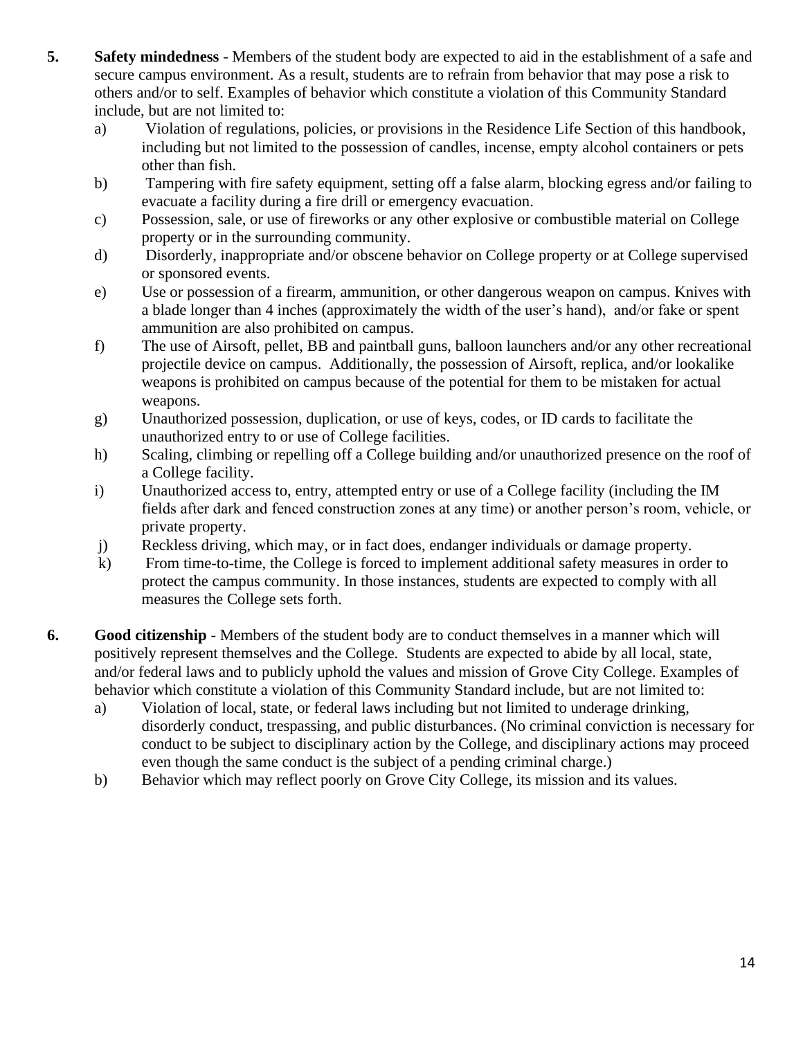5. **Safety mindedness** - Members of the student body are expected to aid in the establishment of a safe and secure campus environment. As a result, students are to refrain from behavior that may pose a risk to others and/or to self. Examples of behavior which constitute a violation of this Community Standard include, but are not limited to:
   a) Violation of regulations, policies, or provisions in the Residence Life Section of this handbook, including but not limited to the possession of candles, incense, empty alcohol containers or pets other than fish.
   b) Tampering with fire safety equipment, setting off a false alarm, blocking egress and/or failing to evacuate a facility during a fire drill or emergency evacuation.
   c) Possession, sale, or use of fireworks or any other explosive or combustible material on College property or in the surrounding community.
   d) Disorderly, inappropriate and/or obscene behavior on College property or at College supervised or sponsored events.
   e) Use or possession of a firearm, ammunition, or other dangerous weapon on campus. Knives with a blade longer than 4 inches (approximately the width of the user's hand), and/or fake or spent ammunition are also prohibited on campus.
   f) The use of Airsoft, pellet, BB and paintball guns, balloon launchers and/or any other recreational projectile device on campus. Additionally, the possession of Airsoft, replica, and/or lookalike weapons is prohibited on campus because of the potential for them to be mistaken for actual weapons.
   g) Unauthorized possession, duplication, or use of keys, codes, or ID cards to facilitate the unauthorized entry to or use of College facilities.
   h) Scaling, climbing or repelling off a College building and/or unauthorized presence on the roof of a College facility.
   i) Unauthorized access to, entry, attempted entry or use of a College facility (including the IM fields after dark and fenced construction zones at any time) or another person's room, vehicle, or private property.
   j) Reckless driving, which may, or in fact does, endanger individuals or damage property.
   k) From time-to-time, the College is forced to implement additional safety measures in order to protect the campus community. In those instances, students are expected to comply with all measures the College sets forth.

6. **Good citizenship** - Members of the student body are to conduct themselves in a manner which will positively represent themselves and the College. Students are expected to abide by all local, state, and/or federal laws and to publicly uphold the values and mission of Grove City College. Examples of behavior which constitute a violation of this Community Standard include, but are not limited to:
   a) Violation of local, state, or federal laws including but not limited to underage drinking, disorderly conduct, trespassing, and public disturbances. (No criminal conviction is necessary for conduct to be subject to disciplinary action by the College, and disciplinary actions may proceed even though the same conduct is the subject of a pending criminal charge.)
   b) Behavior which may reflect poorly on Grove City College, its mission and its values.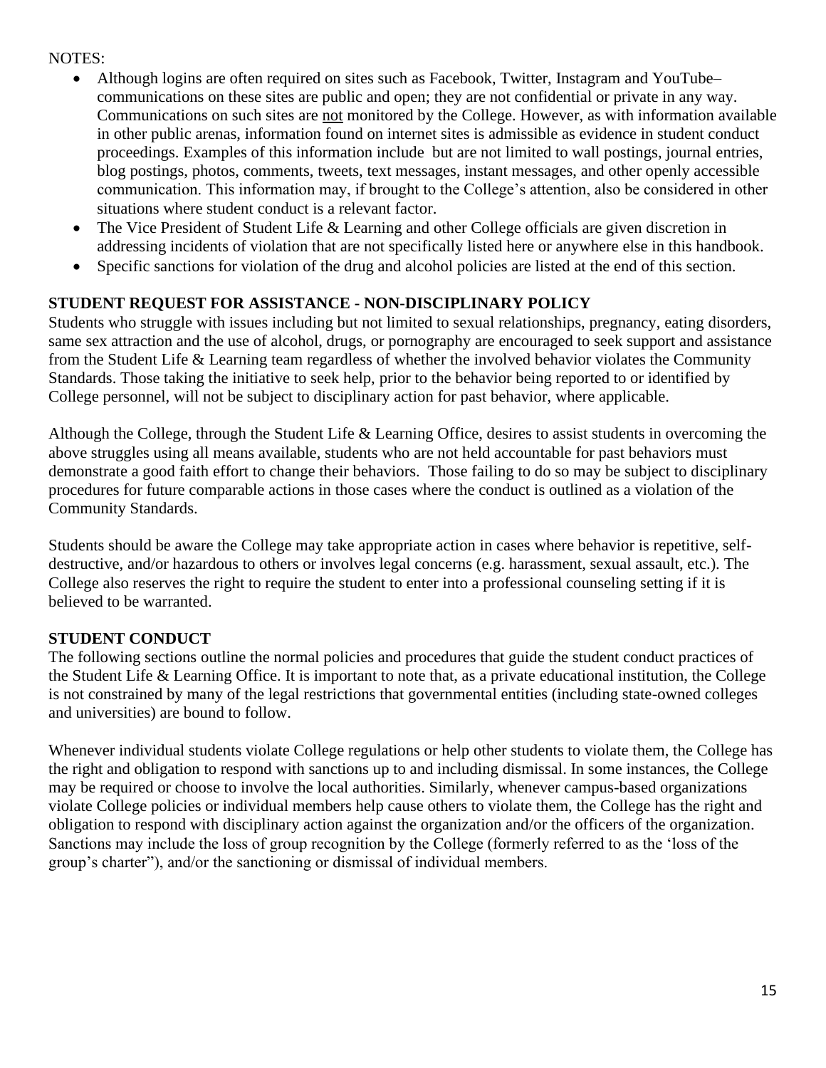NOTES:

- Although logins are often required on sites such as Facebook, Twitter, Instagram and YouTube– communications on these sites are public and open; they are not confidential or private in any way. Communications on such sites are <u>not</u> monitored by the College. However, as with information available in other public arenas, information found on internet sites is admissible as evidence in student conduct proceedings. Examples of this information include but are not limited to wall postings, journal entries, blog postings, photos, comments, tweets, text messages, instant messages, and other openly accessible communication. This information may, if brought to the College's attention, also be considered in other situations where student conduct is a relevant factor.
- The Vice President of Student Life & Learning and other College officials are given discretion in addressing incidents of violation that are not specifically listed here or anywhere else in this handbook.
- Specific sanctions for violation of the drug and alcohol policies are listed at the end of this section.

**STUDENT REQUEST FOR ASSISTANCE - NON-DISCIPLINARY POLICY**

Students who struggle with issues including but not limited to sexual relationships, pregnancy, eating disorders, same sex attraction and the use of alcohol, drugs, or pornography are encouraged to seek support and assistance from the Student Life & Learning team regardless of whether the involved behavior violates the Community Standards. Those taking the initiative to seek help, prior to the behavior being reported to or identified by College personnel, will not be subject to disciplinary action for past behavior, where applicable.

Although the College, through the Student Life & Learning Office, desires to assist students in overcoming the above struggles using all means available, students who are not held accountable for past behaviors must demonstrate a good faith effort to change their behaviors. Those failing to do so may be subject to disciplinary procedures for future comparable actions in those cases where the conduct is outlined as a violation of the Community Standards.

Students should be aware the College may take appropriate action in cases where behavior is repetitive, self-destructive, and/or hazardous to others or involves legal concerns (e.g. harassment, sexual assault, etc.). The College also reserves the right to require the student to enter into a professional counseling setting if it is believed to be warranted.

**STUDENT CONDUCT**

The following sections outline the normal policies and procedures that guide the student conduct practices of the Student Life & Learning Office. It is important to note that, as a private educational institution, the College is not constrained by many of the legal restrictions that governmental entities (including state-owned colleges and universities) are bound to follow.

Whenever individual students violate College regulations or help other students to violate them, the College has the right and obligation to respond with sanctions up to and including dismissal. In some instances, the College may be required or choose to involve the local authorities. Similarly, whenever campus-based organizations violate College policies or individual members help cause others to violate them, the College has the right and obligation to respond with disciplinary action against the organization and/or the officers of the organization. Sanctions may include the loss of group recognition by the College (formerly referred to as the 'loss of the group's charter"), and/or the sanctioning or dismissal of individual members.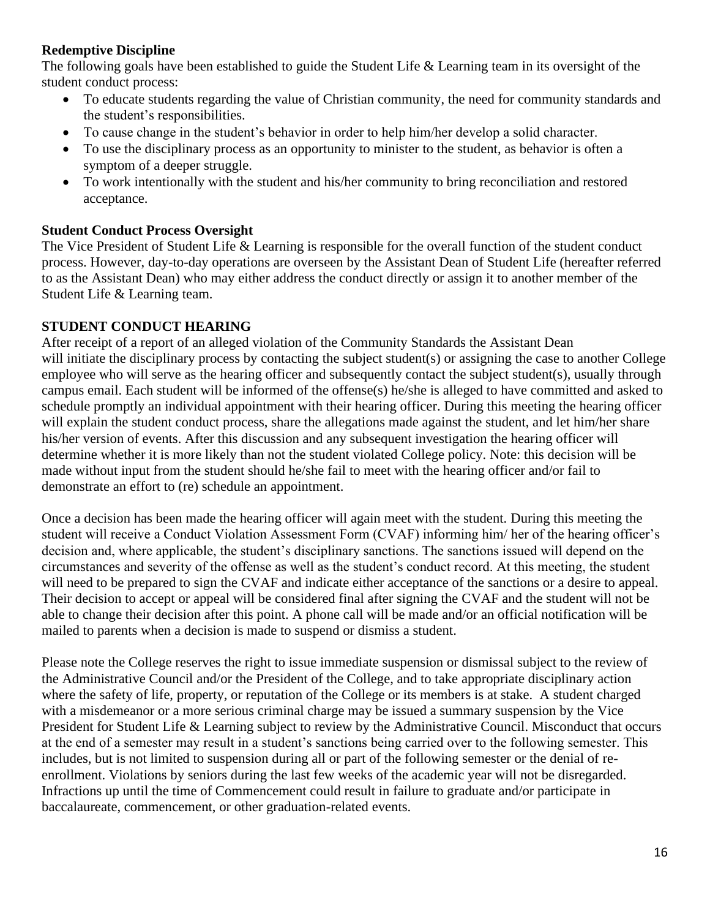**Redemptive Discipline**

The following goals have been established to guide the Student Life & Learning team in its oversight of the student conduct process:

- To educate students regarding the value of Christian community, the need for community standards and the student's responsibilities.
- To cause change in the student's behavior in order to help him/her develop a solid character.
- To use the disciplinary process as an opportunity to minister to the student, as behavior is often a symptom of a deeper struggle.
- To work intentionally with the student and his/her community to bring reconciliation and restored acceptance.

**Student Conduct Process Oversight**

The Vice President of Student Life & Learning is responsible for the overall function of the student conduct process. However, day-to-day operations are overseen by the Assistant Dean of Student Life (hereafter referred to as the Assistant Dean) who may either address the conduct directly or assign it to another member of the Student Life & Learning team.

**STUDENT CONDUCT HEARING**

After receipt of a report of an alleged violation of the Community Standards the Assistant Dean will initiate the disciplinary process by contacting the subject student(s) or assigning the case to another College employee who will serve as the hearing officer and subsequently contact the subject student(s), usually through campus email. Each student will be informed of the offense(s) he/she is alleged to have committed and asked to schedule promptly an individual appointment with their hearing officer. During this meeting the hearing officer will explain the student conduct process, share the allegations made against the student, and let him/her share his/her version of events. After this discussion and any subsequent investigation the hearing officer will determine whether it is more likely than not the student violated College policy. Note: this decision will be made without input from the student should he/she fail to meet with the hearing officer and/or fail to demonstrate an effort to (re) schedule an appointment.

Once a decision has been made the hearing officer will again meet with the student. During this meeting the student will receive a Conduct Violation Assessment Form (CVAF) informing him/ her of the hearing officer's decision and, where applicable, the student's disciplinary sanctions. The sanctions issued will depend on the circumstances and severity of the offense as well as the student's conduct record. At this meeting, the student will need to be prepared to sign the CVAF and indicate either acceptance of the sanctions or a desire to appeal. Their decision to accept or appeal will be considered final after signing the CVAF and the student will not be able to change their decision after this point. A phone call will be made and/or an official notification will be mailed to parents when a decision is made to suspend or dismiss a student.

Please note the College reserves the right to issue immediate suspension or dismissal subject to the review of the Administrative Council and/or the President of the College, and to take appropriate disciplinary action where the safety of life, property, or reputation of the College or its members is at stake. A student charged with a misdemeanor or a more serious criminal charge may be issued a summary suspension by the Vice President for Student Life & Learning subject to review by the Administrative Council. Misconduct that occurs at the end of a semester may result in a student's sanctions being carried over to the following semester. This includes, but is not limited to suspension during all or part of the following semester or the denial of re-enrollment. Violations by seniors during the last few weeks of the academic year will not be disregarded. Infractions up until the time of Commencement could result in failure to graduate and/or participate in baccalaureate, commencement, or other graduation-related events.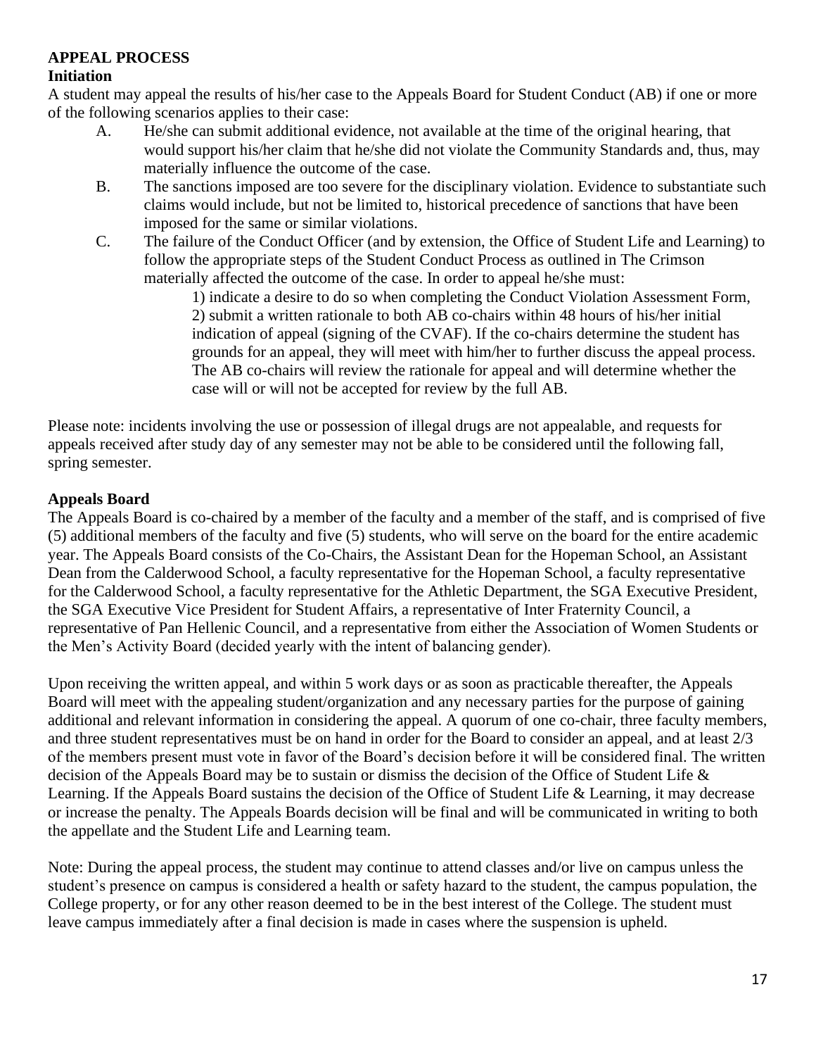**APPEAL PROCESS**

**Initiation**

A student may appeal the results of his/her case to the Appeals Board for Student Conduct (AB) if one or more of the following scenarios applies to their case:

A. He/she can submit additional evidence, not available at the time of the original hearing, that would support his/her claim that he/she did not violate the Community Standards and, thus, may materially influence the outcome of the case.

B. The sanctions imposed are too severe for the disciplinary violation. Evidence to substantiate such claims would include, but not be limited to, historical precedence of sanctions that have been imposed for the same or similar violations.

C. The failure of the Conduct Officer (and by extension, the Office of Student Life and Learning) to follow the appropriate steps of the Student Conduct Process as outlined in The Crimson materially affected the outcome of the case. In order to appeal he/she must:

1) indicate a desire to do so when completing the Conduct Violation Assessment Form,
2) submit a written rationale to both AB co-chairs within 48 hours of his/her initial indication of appeal (signing of the CVAF). If the co-chairs determine the student has grounds for an appeal, they will meet with him/her to further discuss the appeal process. The AB co-chairs will review the rationale for appeal and will determine whether the case will or will not be accepted for review by the full AB.

Please note: incidents involving the use or possession of illegal drugs are not appealable, and requests for appeals received after study day of any semester may not be able to be considered until the following fall, spring semester.

**Appeals Board**

The Appeals Board is co-chaired by a member of the faculty and a member of the staff, and is comprised of five (5) additional members of the faculty and five (5) students, who will serve on the board for the entire academic year. The Appeals Board consists of the Co-Chairs, the Assistant Dean for the Hopeman School, an Assistant Dean from the Calderwood School, a faculty representative for the Hopeman School, a faculty representative for the Calderwood School, a faculty representative for the Athletic Department, the SGA Executive President, the SGA Executive Vice President for Student Affairs, a representative of Inter Fraternity Council, a representative of Pan Hellenic Council, and a representative from either the Association of Women Students or the Men's Activity Board (decided yearly with the intent of balancing gender).

Upon receiving the written appeal, and within 5 work days or as soon as practicable thereafter, the Appeals Board will meet with the appealing student/organization and any necessary parties for the purpose of gaining additional and relevant information in considering the appeal. A quorum of one co-chair, three faculty members, and three student representatives must be on hand in order for the Board to consider an appeal, and at least 2/3 of the members present must vote in favor of the Board's decision before it will be considered final. The written decision of the Appeals Board may be to sustain or dismiss the decision of the Office of Student Life & Learning. If the Appeals Board sustains the decision of the Office of Student Life & Learning, it may decrease or increase the penalty. The Appeals Boards decision will be final and will be communicated in writing to both the appellate and the Student Life and Learning team.

Note: During the appeal process, the student may continue to attend classes and/or live on campus unless the student's presence on campus is considered a health or safety hazard to the student, the campus population, the College property, or for any other reason deemed to be in the best interest of the College. The student must leave campus immediately after a final decision is made in cases where the suspension is upheld.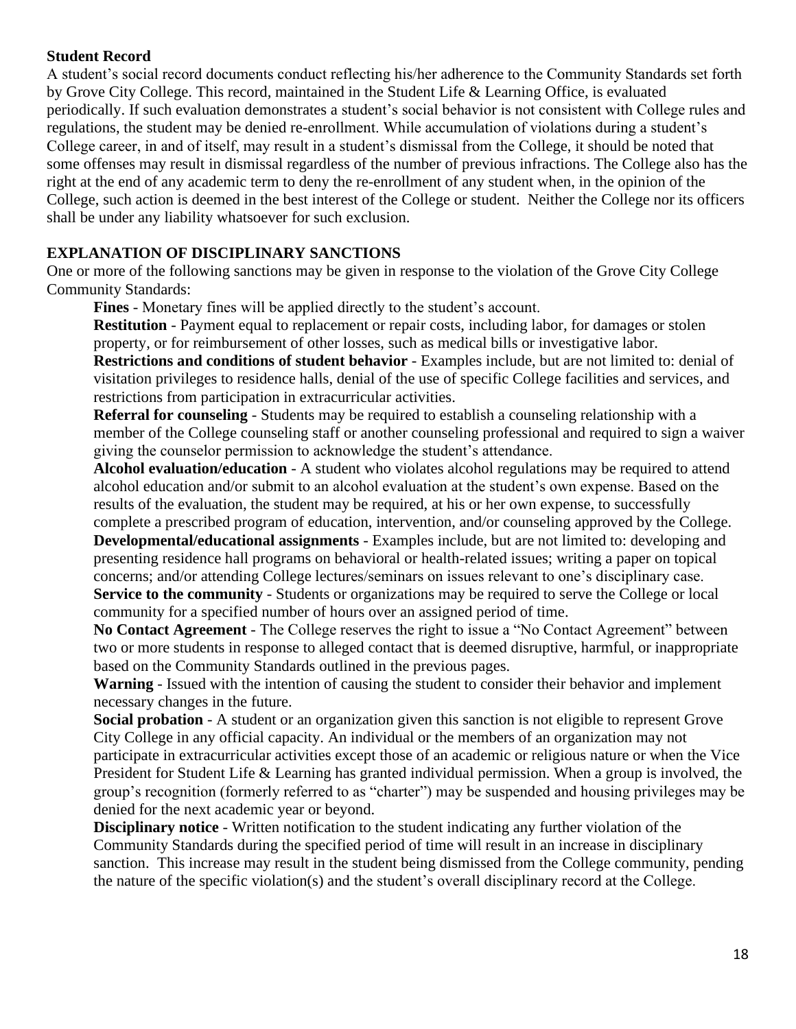**Student Record**

A student's social record documents conduct reflecting his/her adherence to the Community Standards set forth by Grove City College. This record, maintained in the Student Life & Learning Office, is evaluated periodically. If such evaluation demonstrates a student's social behavior is not consistent with College rules and regulations, the student may be denied re-enrollment. While accumulation of violations during a student's College career, in and of itself, may result in a student's dismissal from the College, it should be noted that some offenses may result in dismissal regardless of the number of previous infractions. The College also has the right at the end of any academic term to deny the re-enrollment of any student when, in the opinion of the College, such action is deemed in the best interest of the College or student. Neither the College nor its officers shall be under any liability whatsoever for such exclusion.

**EXPLANATION OF DISCIPLINARY SANCTIONS**

One or more of the following sanctions may be given in response to the violation of the Grove City College Community Standards:

**Fines** - Monetary fines will be applied directly to the student's account.

**Restitution** - Payment equal to replacement or repair costs, including labor, for damages or stolen property, or for reimbursement of other losses, such as medical bills or investigative labor.

**Restrictions and conditions of student behavior** - Examples include, but are not limited to: denial of visitation privileges to residence halls, denial of the use of specific College facilities and services, and restrictions from participation in extracurricular activities.

**Referral for counseling** - Students may be required to establish a counseling relationship with a member of the College counseling staff or another counseling professional and required to sign a waiver giving the counselor permission to acknowledge the student's attendance.

**Alcohol evaluation/education** - A student who violates alcohol regulations may be required to attend alcohol education and/or submit to an alcohol evaluation at the student's own expense. Based on the results of the evaluation, the student may be required, at his or her own expense, to successfully complete a prescribed program of education, intervention, and/or counseling approved by the College.

**Developmental/educational assignments** - Examples include, but are not limited to: developing and presenting residence hall programs on behavioral or health-related issues; writing a paper on topical concerns; and/or attending College lectures/seminars on issues relevant to one's disciplinary case.

**Service to the community** - Students or organizations may be required to serve the College or local community for a specified number of hours over an assigned period of time.

**No Contact Agreement** - The College reserves the right to issue a "No Contact Agreement" between two or more students in response to alleged contact that is deemed disruptive, harmful, or inappropriate based on the Community Standards outlined in the previous pages.

**Warning** - Issued with the intention of causing the student to consider their behavior and implement necessary changes in the future.

**Social probation** - A student or an organization given this sanction is not eligible to represent Grove City College in any official capacity. An individual or the members of an organization may not participate in extracurricular activities except those of an academic or religious nature or when the Vice President for Student Life & Learning has granted individual permission. When a group is involved, the group's recognition (formerly referred to as "charter") may be suspended and housing privileges may be denied for the next academic year or beyond.

**Disciplinary notice** - Written notification to the student indicating any further violation of the Community Standards during the specified period of time will result in an increase in disciplinary sanction. This increase may result in the student being dismissed from the College community, pending the nature of the specific violation(s) and the student's overall disciplinary record at the College.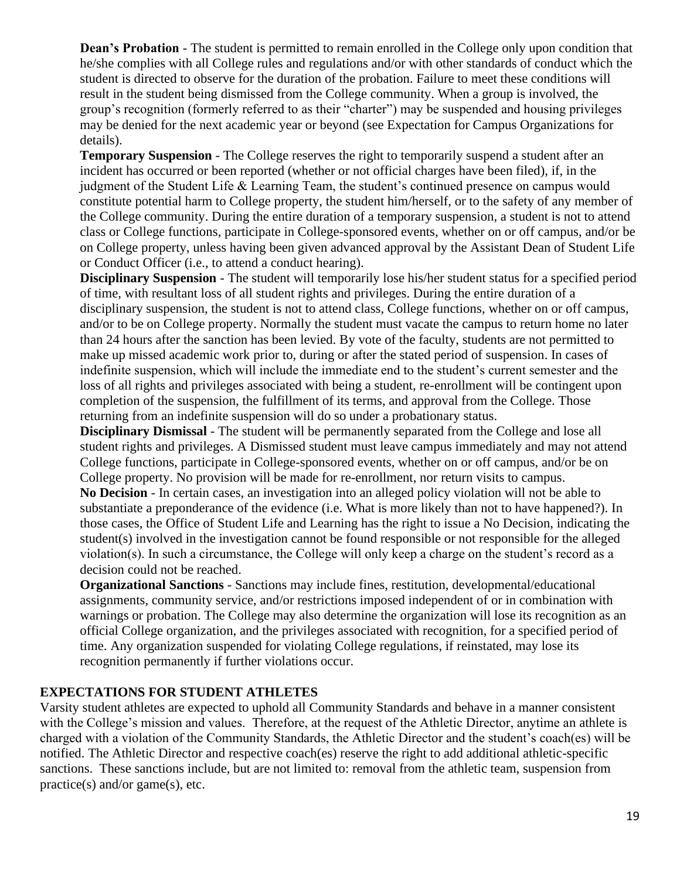**Dean's Probation** - The student is permitted to remain enrolled in the College only upon condition that he/she complies with all College rules and regulations and/or with other standards of conduct which the student is directed to observe for the duration of the probation. Failure to meet these conditions will result in the student being dismissed from the College community. When a group is involved, the group's recognition (formerly referred to as their "charter") may be suspended and housing privileges may be denied for the next academic year or beyond (see Expectation for Campus Organizations for details).

**Temporary Suspension** - The College reserves the right to temporarily suspend a student after an incident has occurred or been reported (whether or not official charges have been filed), if, in the judgment of the Student Life & Learning Team, the student's continued presence on campus would constitute potential harm to College property, the student him/herself, or to the safety of any member of the College community. During the entire duration of a temporary suspension, a student is not to attend class or College functions, participate in College-sponsored events, whether on or off campus, and/or be on College property, unless having been given advanced approval by the Assistant Dean of Student Life or Conduct Officer (i.e., to attend a conduct hearing).

**Disciplinary Suspension** - The student will temporarily lose his/her student status for a specified period of time, with resultant loss of all student rights and privileges. During the entire duration of a disciplinary suspension, the student is not to attend class, College functions, whether on or off campus, and/or to be on College property. Normally the student must vacate the campus to return home no later than 24 hours after the sanction has been levied. By vote of the faculty, students are not permitted to make up missed academic work prior to, during or after the stated period of suspension. In cases of indefinite suspension, which will include the immediate end to the student's current semester and the loss of all rights and privileges associated with being a student, re-enrollment will be contingent upon completion of the suspension, the fulfillment of its terms, and approval from the College. Those returning from an indefinite suspension will do so under a probationary status.

**Disciplinary Dismissal** - The student will be permanently separated from the College and lose all student rights and privileges. A Dismissed student must leave campus immediately and may not attend College functions, participate in College-sponsored events, whether on or off campus, and/or be on College property. No provision will be made for re-enrollment, nor return visits to campus.

**No Decision** - In certain cases, an investigation into an alleged policy violation will not be able to substantiate a preponderance of the evidence (i.e. What is more likely than not to have happened?). In those cases, the Office of Student Life and Learning has the right to issue a No Decision, indicating the student(s) involved in the investigation cannot be found responsible or not responsible for the alleged violation(s). In such a circumstance, the College will only keep a charge on the student's record as a decision could not be reached.

**Organizational Sanctions** - Sanctions may include fines, restitution, developmental/educational assignments, community service, and/or restrictions imposed independent of or in combination with warnings or probation. The College may also determine the organization will lose its recognition as an official College organization, and the privileges associated with recognition, for a specified period of time. Any organization suspended for violating College regulations, if reinstated, may lose its recognition permanently if further violations occur.

## EXPECTATIONS FOR STUDENT ATHLETES

Varsity student athletes are expected to uphold all Community Standards and behave in a manner consistent with the College's mission and values. Therefore, at the request of the Athletic Director, anytime an athlete is charged with a violation of the Community Standards, the Athletic Director and the student's coach(es) will be notified. The Athletic Director and respective coach(es) reserve the right to add additional athletic-specific sanctions. These sanctions include, but are not limited to: removal from the athletic team, suspension from practice(s) and/or game(s), etc.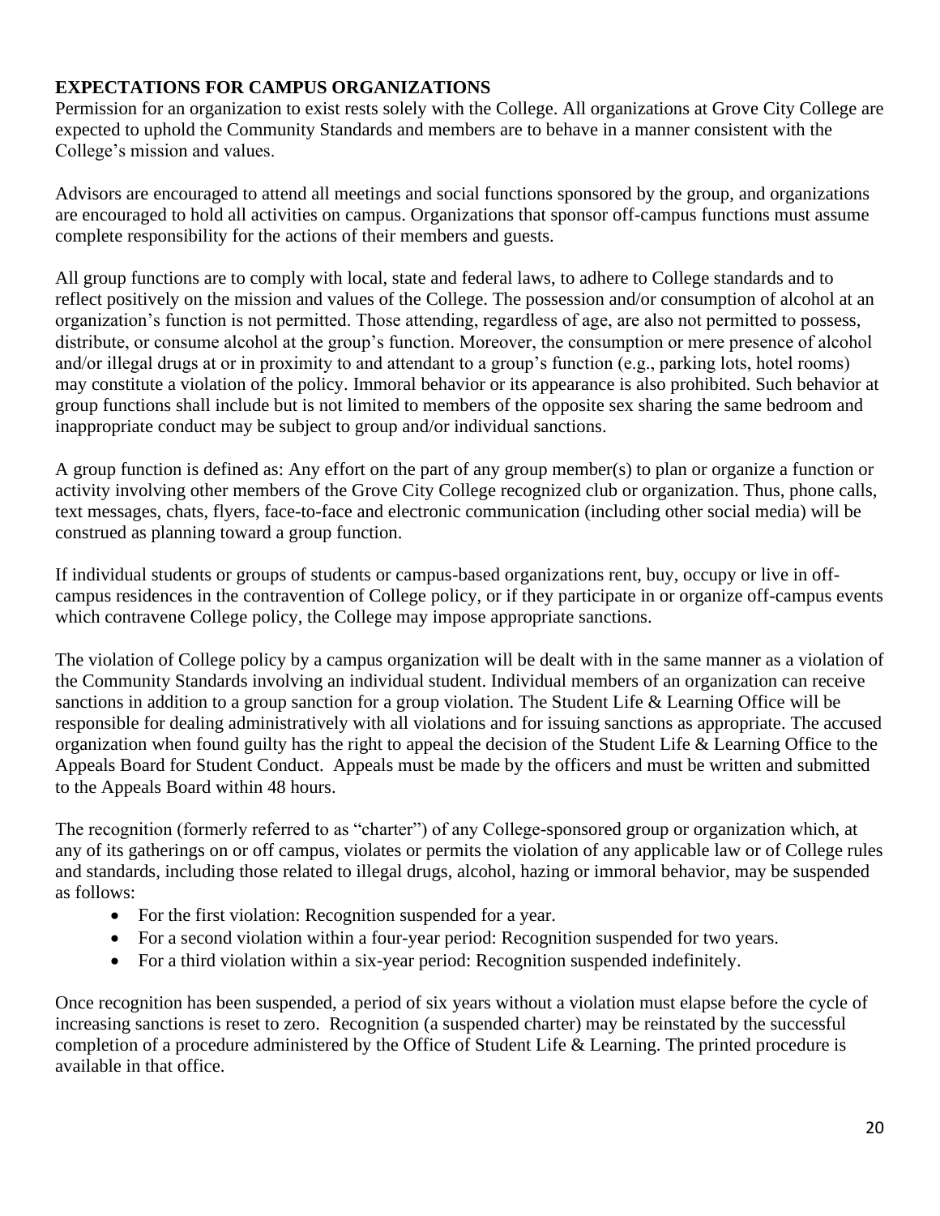## EXPECTATIONS FOR CAMPUS ORGANIZATIONS

Permission for an organization to exist rests solely with the College. All organizations at Grove City College are expected to uphold the Community Standards and members are to behave in a manner consistent with the College's mission and values.

Advisors are encouraged to attend all meetings and social functions sponsored by the group, and organizations are encouraged to hold all activities on campus. Organizations that sponsor off-campus functions must assume complete responsibility for the actions of their members and guests.

All group functions are to comply with local, state and federal laws, to adhere to College standards and to reflect positively on the mission and values of the College. The possession and/or consumption of alcohol at an organization's function is not permitted. Those attending, regardless of age, are also not permitted to possess, distribute, or consume alcohol at the group's function. Moreover, the consumption or mere presence of alcohol and/or illegal drugs at or in proximity to and attendant to a group's function (e.g., parking lots, hotel rooms) may constitute a violation of the policy. Immoral behavior or its appearance is also prohibited. Such behavior at group functions shall include but is not limited to members of the opposite sex sharing the same bedroom and inappropriate conduct may be subject to group and/or individual sanctions.

A group function is defined as: Any effort on the part of any group member(s) to plan or organize a function or activity involving other members of the Grove City College recognized club or organization. Thus, phone calls, text messages, chats, flyers, face-to-face and electronic communication (including other social media) will be construed as planning toward a group function.

If individual students or groups of students or campus-based organizations rent, buy, occupy or live in off-campus residences in the contravention of College policy, or if they participate in or organize off-campus events which contravene College policy, the College may impose appropriate sanctions.

The violation of College policy by a campus organization will be dealt with in the same manner as a violation of the Community Standards involving an individual student. Individual members of an organization can receive sanctions in addition to a group sanction for a group violation. The Student Life & Learning Office will be responsible for dealing administratively with all violations and for issuing sanctions as appropriate. The accused organization when found guilty has the right to appeal the decision of the Student Life & Learning Office to the Appeals Board for Student Conduct. Appeals must be made by the officers and must be written and submitted to the Appeals Board within 48 hours.

The recognition (formerly referred to as "charter") of any College-sponsored group or organization which, at any of its gatherings on or off campus, violates or permits the violation of any applicable law or of College rules and standards, including those related to illegal drugs, alcohol, hazing or immoral behavior, may be suspended as follows:

- For the first violation: Recognition suspended for a year.
- For a second violation within a four-year period: Recognition suspended for two years.
- For a third violation within a six-year period: Recognition suspended indefinitely.

Once recognition has been suspended, a period of six years without a violation must elapse before the cycle of increasing sanctions is reset to zero. Recognition (a suspended charter) may be reinstated by the successful completion of a procedure administered by the Office of Student Life & Learning. The printed procedure is available in that office.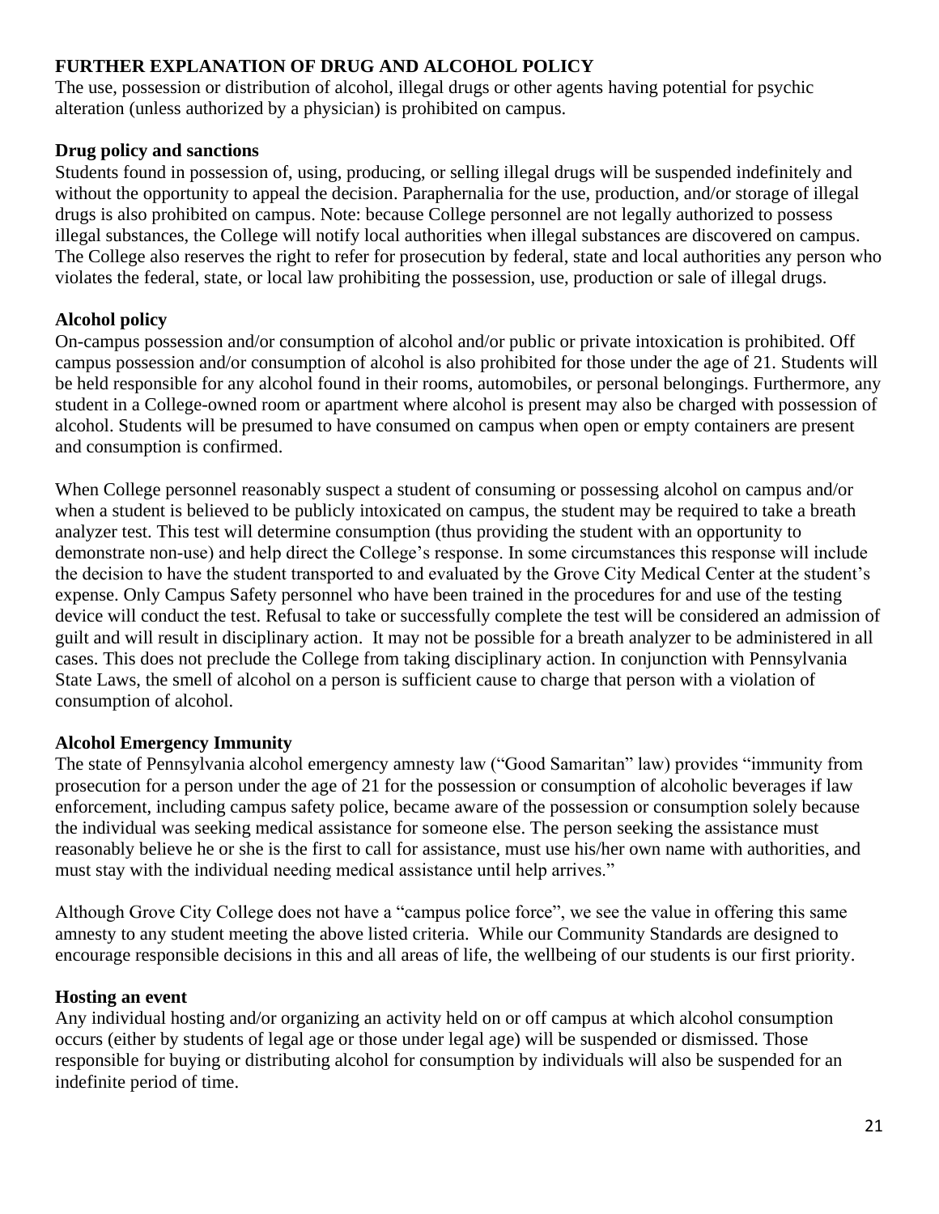## FURTHER EXPLANATION OF DRUG AND ALCOHOL POLICY

The use, possession or distribution of alcohol, illegal drugs or other agents having potential for psychic alteration (unless authorized by a physician) is prohibited on campus.

### Drug policy and sanctions

Students found in possession of, using, producing, or selling illegal drugs will be suspended indefinitely and without the opportunity to appeal the decision. Paraphernalia for the use, production, and/or storage of illegal drugs is also prohibited on campus. Note: because College personnel are not legally authorized to possess illegal substances, the College will notify local authorities when illegal substances are discovered on campus. The College also reserves the right to refer for prosecution by federal, state and local authorities any person who violates the federal, state, or local law prohibiting the possession, use, production or sale of illegal drugs.

### Alcohol policy

On-campus possession and/or consumption of alcohol and/or public or private intoxication is prohibited. Off campus possession and/or consumption of alcohol is also prohibited for those under the age of 21. Students will be held responsible for any alcohol found in their rooms, automobiles, or personal belongings. Furthermore, any student in a College-owned room or apartment where alcohol is present may also be charged with possession of alcohol. Students will be presumed to have consumed on campus when open or empty containers are present and consumption is confirmed.

When College personnel reasonably suspect a student of consuming or possessing alcohol on campus and/or when a student is believed to be publicly intoxicated on campus, the student may be required to take a breath analyzer test. This test will determine consumption (thus providing the student with an opportunity to demonstrate non-use) and help direct the College's response. In some circumstances this response will include the decision to have the student transported to and evaluated by the Grove City Medical Center at the student's expense. Only Campus Safety personnel who have been trained in the procedures for and use of the testing device will conduct the test. Refusal to take or successfully complete the test will be considered an admission of guilt and will result in disciplinary action. It may not be possible for a breath analyzer to be administered in all cases. This does not preclude the College from taking disciplinary action. In conjunction with Pennsylvania State Laws, the smell of alcohol on a person is sufficient cause to charge that person with a violation of consumption of alcohol.

### Alcohol Emergency Immunity

The state of Pennsylvania alcohol emergency amnesty law ("Good Samaritan" law) provides "immunity from prosecution for a person under the age of 21 for the possession or consumption of alcoholic beverages if law enforcement, including campus safety police, became aware of the possession or consumption solely because the individual was seeking medical assistance for someone else. The person seeking the assistance must reasonably believe he or she is the first to call for assistance, must use his/her own name with authorities, and must stay with the individual needing medical assistance until help arrives."

Although Grove City College does not have a "campus police force", we see the value in offering this same amnesty to any student meeting the above listed criteria. While our Community Standards are designed to encourage responsible decisions in this and all areas of life, the wellbeing of our students is our first priority.

### Hosting an event

Any individual hosting and/or organizing an activity held on or off campus at which alcohol consumption occurs (either by students of legal age or those under legal age) will be suspended or dismissed. Those responsible for buying or distributing alcohol for consumption by individuals will also be suspended for an indefinite period of time.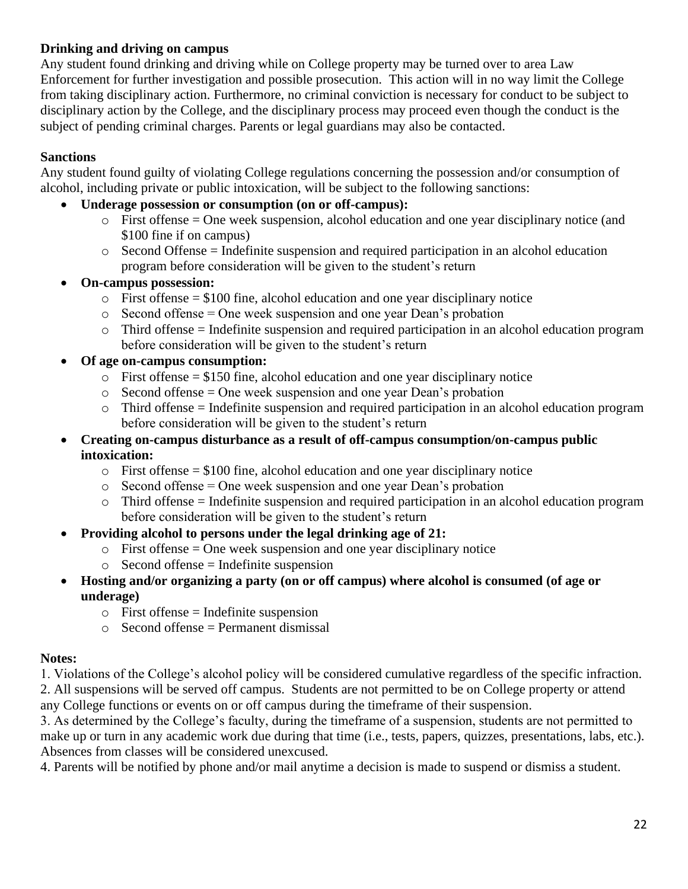**Drinking and driving on campus**

Any student found drinking and driving while on College property may be turned over to area Law Enforcement for further investigation and possible prosecution. This action will in no way limit the College from taking disciplinary action. Furthermore, no criminal conviction is necessary for conduct to be subject to disciplinary action by the College, and the disciplinary process may proceed even though the conduct is the subject of pending criminal charges. Parents or legal guardians may also be contacted.

**Sanctions**

Any student found guilty of violating College regulations concerning the possession and/or consumption of alcohol, including private or public intoxication, will be subject to the following sanctions:

- **Underage possession or consumption (on or off-campus):**
  - First offense = One week suspension, alcohol education and one year disciplinary notice (and $100 fine if on campus)
  - Second Offense = Indefinite suspension and required participation in an alcohol education program before consideration will be given to the student's return
- **On-campus possession:**
  - First offense = $100 fine, alcohol education and one year disciplinary notice
  - Second offense = One week suspension and one year Dean's probation
  - Third offense = Indefinite suspension and required participation in an alcohol education program before consideration will be given to the student's return
- **Of age on-campus consumption:**
  - First offense = $150 fine, alcohol education and one year disciplinary notice
  - Second offense = One week suspension and one year Dean's probation
  - Third offense = Indefinite suspension and required participation in an alcohol education program before consideration will be given to the student's return
- **Creating on-campus disturbance as a result of off-campus consumption/on-campus public intoxication:**
  - First offense = $100 fine, alcohol education and one year disciplinary notice
  - Second offense = One week suspension and one year Dean's probation
  - Third offense = Indefinite suspension and required participation in an alcohol education program before consideration will be given to the student's return
- **Providing alcohol to persons under the legal drinking age of 21:**
  - First offense = One week suspension and one year disciplinary notice
  - Second offense = Indefinite suspension
- **Hosting and/or organizing a party (on or off campus) where alcohol is consumed (of age or underage)**
  - First offense = Indefinite suspension
  - Second offense = Permanent dismissal

**Notes:**

1. Violations of the College's alcohol policy will be considered cumulative regardless of the specific infraction.
2. All suspensions will be served off campus. Students are not permitted to be on College property or attend any College functions or events on or off campus during the timeframe of their suspension.
3. As determined by the College's faculty, during the timeframe of a suspension, students are not permitted to make up or turn in any academic work due during that time (i.e., tests, papers, quizzes, presentations, labs, etc.). Absences from classes will be considered unexcused.
4. Parents will be notified by phone and/or mail anytime a decision is made to suspend or dismiss a student.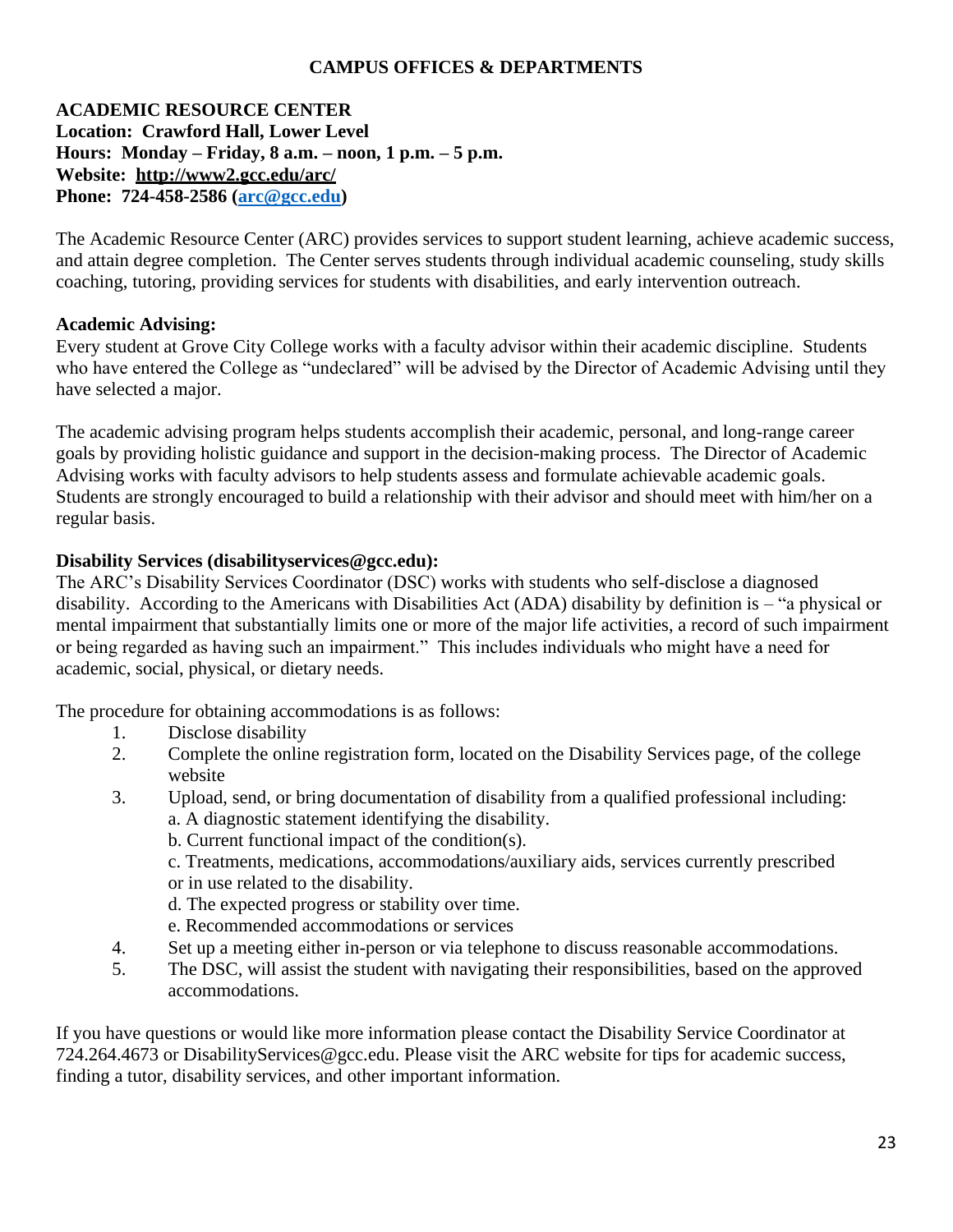# CAMPUS OFFICES & DEPARTMENTS

## ACADEMIC RESOURCE CENTER

**Location: Crawford Hall, Lower Level**
**Hours: Monday – Friday, 8 a.m. – noon, 1 p.m. – 5 p.m.**
**Website: http://www2.gcc.edu/arc/**
**Phone: 724-458-2586 (arc@gcc.edu)**

The Academic Resource Center (ARC) provides services to support student learning, achieve academic success, and attain degree completion. The Center serves students through individual academic counseling, study skills coaching, tutoring, providing services for students with disabilities, and early intervention outreach.

**Academic Advising:**
Every student at Grove City College works with a faculty advisor within their academic discipline. Students who have entered the College as "undeclared" will be advised by the Director of Academic Advising until they have selected a major.

The academic advising program helps students accomplish their academic, personal, and long-range career goals by providing holistic guidance and support in the decision-making process. The Director of Academic Advising works with faculty advisors to help students assess and formulate achievable academic goals. Students are strongly encouraged to build a relationship with their advisor and should meet with him/her on a regular basis.

**Disability Services (disabilityservices@gcc.edu):**
The ARC's Disability Services Coordinator (DSC) works with students who self-disclose a diagnosed disability. According to the Americans with Disabilities Act (ADA) disability by definition is – "a physical or mental impairment that substantially limits one or more of the major life activities, a record of such impairment or being regarded as having such an impairment." This includes individuals who might have a need for academic, social, physical, or dietary needs.

The procedure for obtaining accommodations is as follows:

1. Disclose disability
2. Complete the online registration form, located on the Disability Services page, of the college website
3. Upload, send, or bring documentation of disability from a qualified professional including:
   a. A diagnostic statement identifying the disability.
   b. Current functional impact of the condition(s).
   c. Treatments, medications, accommodations/auxiliary aids, services currently prescribed or in use related to the disability.
   d. The expected progress or stability over time.
   e. Recommended accommodations or services
4. Set up a meeting either in-person or via telephone to discuss reasonable accommodations.
5. The DSC, will assist the student with navigating their responsibilities, based on the approved accommodations.

If you have questions or would like more information please contact the Disability Service Coordinator at 724.264.4673 or DisabilityServices@gcc.edu. Please visit the ARC website for tips for academic success, finding a tutor, disability services, and other important information.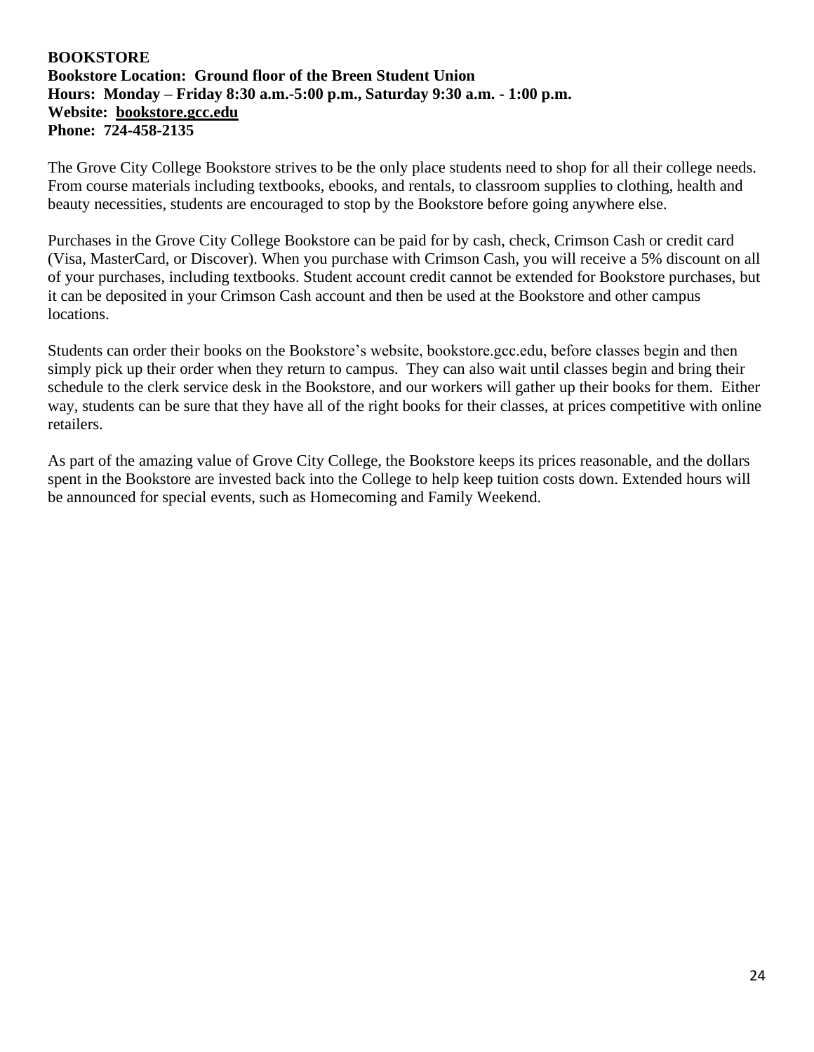## BOOKSTORE

**Bookstore Location: Ground floor of the Breen Student Union**
**Hours: Monday – Friday 8:30 a.m.-5:00 p.m., Saturday 9:30 a.m. - 1:00 p.m.**
**Website: bookstore.gcc.edu**
**Phone: 724-458-2135**

The Grove City College Bookstore strives to be the only place students need to shop for all their college needs. From course materials including textbooks, ebooks, and rentals, to classroom supplies to clothing, health and beauty necessities, students are encouraged to stop by the Bookstore before going anywhere else.

Purchases in the Grove City College Bookstore can be paid for by cash, check, Crimson Cash or credit card (Visa, MasterCard, or Discover). When you purchase with Crimson Cash, you will receive a 5% discount on all of your purchases, including textbooks. Student account credit cannot be extended for Bookstore purchases, but it can be deposited in your Crimson Cash account and then be used at the Bookstore and other campus locations.

Students can order their books on the Bookstore's website, bookstore.gcc.edu, before classes begin and then simply pick up their order when they return to campus. They can also wait until classes begin and bring their schedule to the clerk service desk in the Bookstore, and our workers will gather up their books for them. Either way, students can be sure that they have all of the right books for their classes, at prices competitive with online retailers.

As part of the amazing value of Grove City College, the Bookstore keeps its prices reasonable, and the dollars spent in the Bookstore are invested back into the College to help keep tuition costs down. Extended hours will be announced for special events, such as Homecoming and Family Weekend.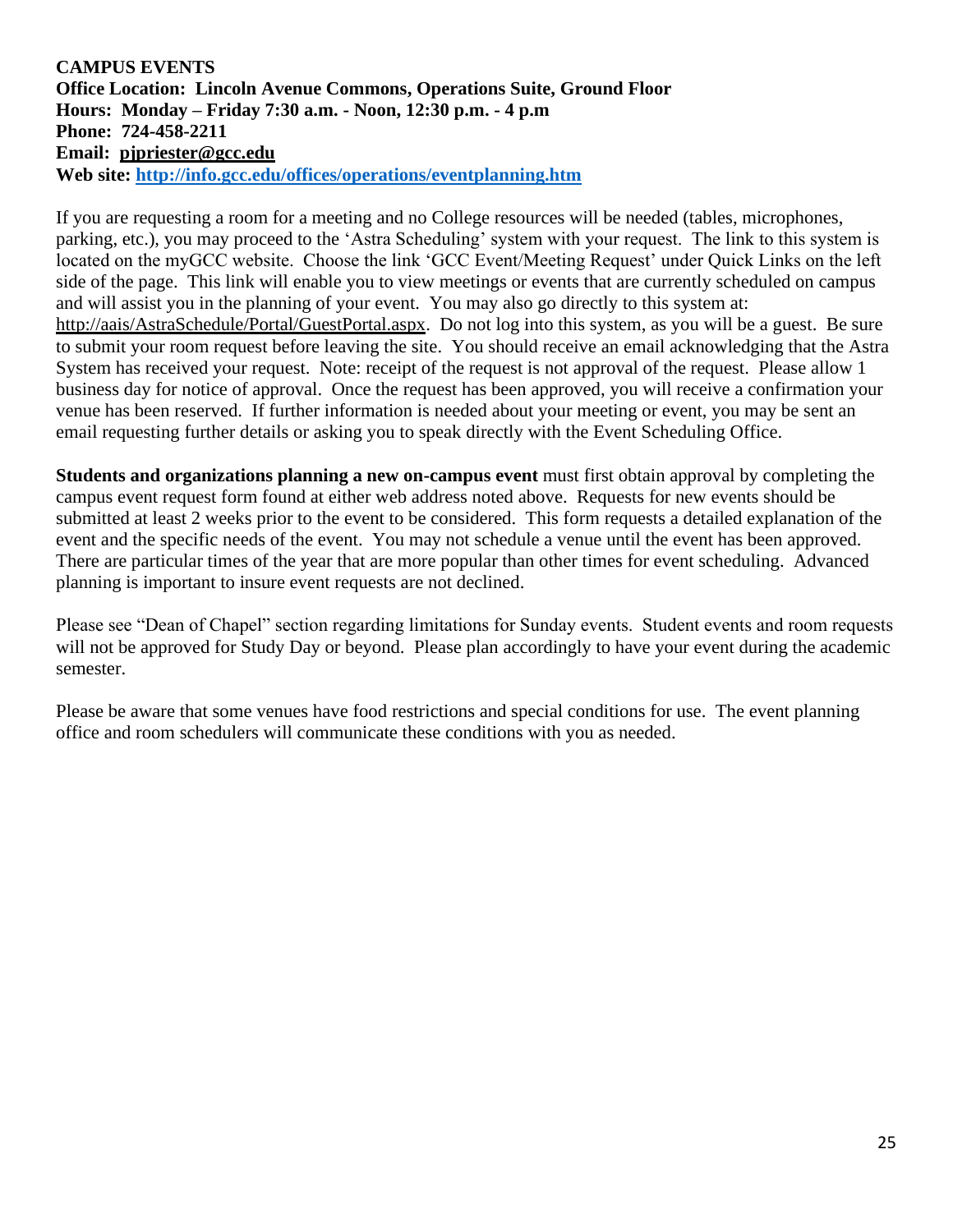**CAMPUS EVENTS**
**Office Location: Lincoln Avenue Commons, Operations Suite, Ground Floor**
**Hours: Monday – Friday 7:30 a.m. - Noon, 12:30 p.m. - 4 p.m**
**Phone: 724-458-2211**
**Email: pjpriester@gcc.edu**
**Web site: http://info.gcc.edu/offices/operations/eventplanning.htm**

If you are requesting a room for a meeting and no College resources will be needed (tables, microphones, parking, etc.), you may proceed to the 'Astra Scheduling' system with your request. The link to this system is located on the myGCC website. Choose the link 'GCC Event/Meeting Request' under Quick Links on the left side of the page. This link will enable you to view meetings or events that are currently scheduled on campus and will assist you in the planning of your event. You may also go directly to this system at: http://aais/AstraSchedule/Portal/GuestPortal.aspx. Do not log into this system, as you will be a guest. Be sure to submit your room request before leaving the site. You should receive an email acknowledging that the Astra System has received your request. Note: receipt of the request is not approval of the request. Please allow 1 business day for notice of approval. Once the request has been approved, you will receive a confirmation your venue has been reserved. If further information is needed about your meeting or event, you may be sent an email requesting further details or asking you to speak directly with the Event Scheduling Office.

**Students and organizations planning a new on-campus event** must first obtain approval by completing the campus event request form found at either web address noted above. Requests for new events should be submitted at least 2 weeks prior to the event to be considered. This form requests a detailed explanation of the event and the specific needs of the event. You may not schedule a venue until the event has been approved. There are particular times of the year that are more popular than other times for event scheduling. Advanced planning is important to insure event requests are not declined.

Please see "Dean of Chapel" section regarding limitations for Sunday events. Student events and room requests will not be approved for Study Day or beyond. Please plan accordingly to have your event during the academic semester.

Please be aware that some venues have food restrictions and special conditions for use. The event planning office and room schedulers will communicate these conditions with you as needed.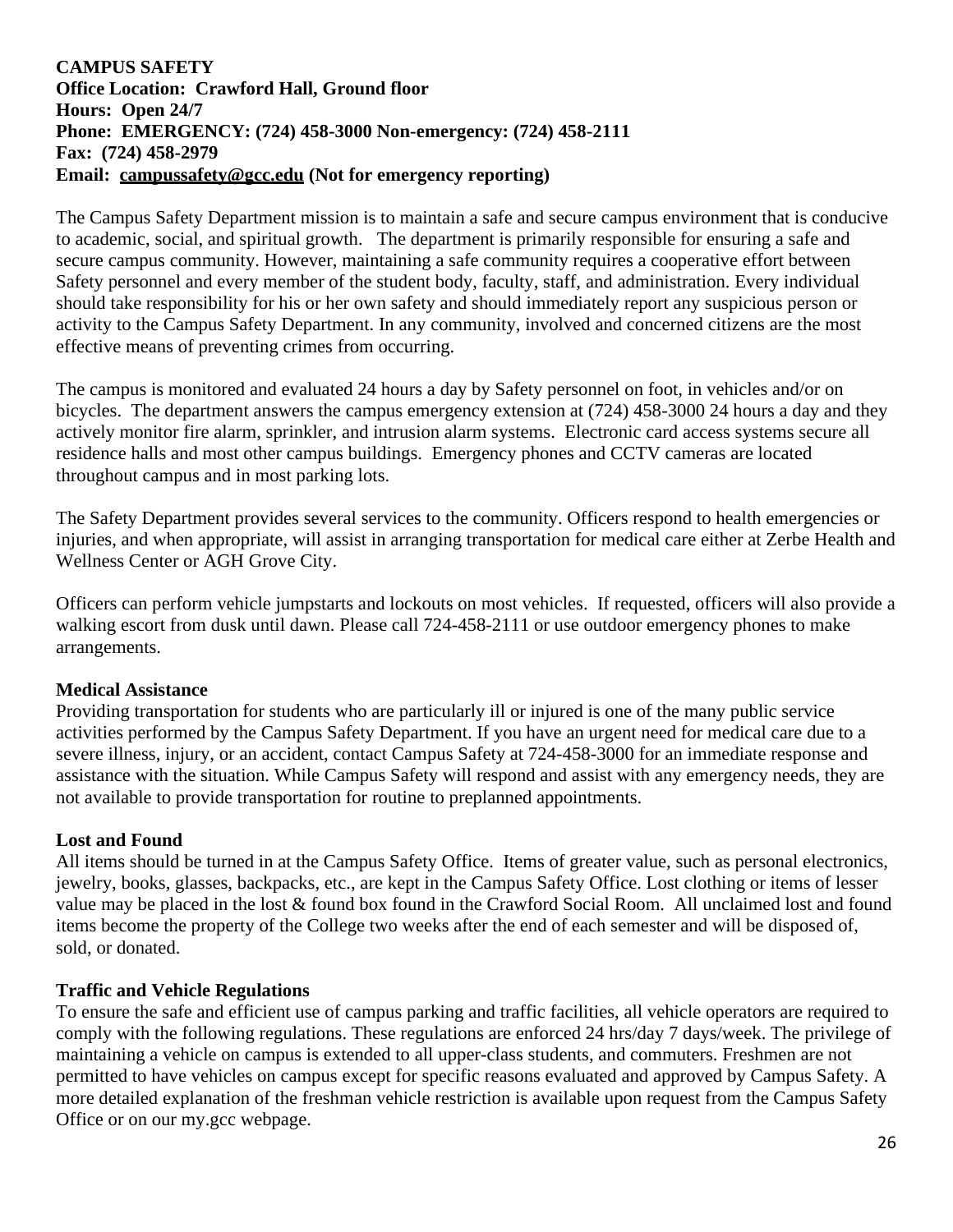**CAMPUS SAFETY**
**Office Location: Crawford Hall, Ground floor**
**Hours: Open 24/7**
**Phone: EMERGENCY: (724) 458-3000 Non-emergency: (724) 458-2111**
**Fax: (724) 458-2979**
**Email: campussafety@gcc.edu (Not for emergency reporting)**

The Campus Safety Department mission is to maintain a safe and secure campus environment that is conducive to academic, social, and spiritual growth. The department is primarily responsible for ensuring a safe and secure campus community. However, maintaining a safe community requires a cooperative effort between Safety personnel and every member of the student body, faculty, staff, and administration. Every individual should take responsibility for his or her own safety and should immediately report any suspicious person or activity to the Campus Safety Department. In any community, involved and concerned citizens are the most effective means of preventing crimes from occurring.

The campus is monitored and evaluated 24 hours a day by Safety personnel on foot, in vehicles and/or on bicycles. The department answers the campus emergency extension at (724) 458-3000 24 hours a day and they actively monitor fire alarm, sprinkler, and intrusion alarm systems. Electronic card access systems secure all residence halls and most other campus buildings. Emergency phones and CCTV cameras are located throughout campus and in most parking lots.

The Safety Department provides several services to the community. Officers respond to health emergencies or injuries, and when appropriate, will assist in arranging transportation for medical care either at Zerbe Health and Wellness Center or AGH Grove City.

Officers can perform vehicle jumpstarts and lockouts on most vehicles. If requested, officers will also provide a walking escort from dusk until dawn. Please call 724-458-2111 or use outdoor emergency phones to make arrangements.

**Medical Assistance**
Providing transportation for students who are particularly ill or injured is one of the many public service activities performed by the Campus Safety Department. If you have an urgent need for medical care due to a severe illness, injury, or an accident, contact Campus Safety at 724-458-3000 for an immediate response and assistance with the situation. While Campus Safety will respond and assist with any emergency needs, they are not available to provide transportation for routine to preplanned appointments.

**Lost and Found**
All items should be turned in at the Campus Safety Office. Items of greater value, such as personal electronics, jewelry, books, glasses, backpacks, etc., are kept in the Campus Safety Office. Lost clothing or items of lesser value may be placed in the lost & found box found in the Crawford Social Room. All unclaimed lost and found items become the property of the College two weeks after the end of each semester and will be disposed of, sold, or donated.

**Traffic and Vehicle Regulations**
To ensure the safe and efficient use of campus parking and traffic facilities, all vehicle operators are required to comply with the following regulations. These regulations are enforced 24 hrs/day 7 days/week. The privilege of maintaining a vehicle on campus is extended to all upper-class students, and commuters. Freshmen are not permitted to have vehicles on campus except for specific reasons evaluated and approved by Campus Safety. A more detailed explanation of the freshman vehicle restriction is available upon request from the Campus Safety Office or on our my.gcc webpage.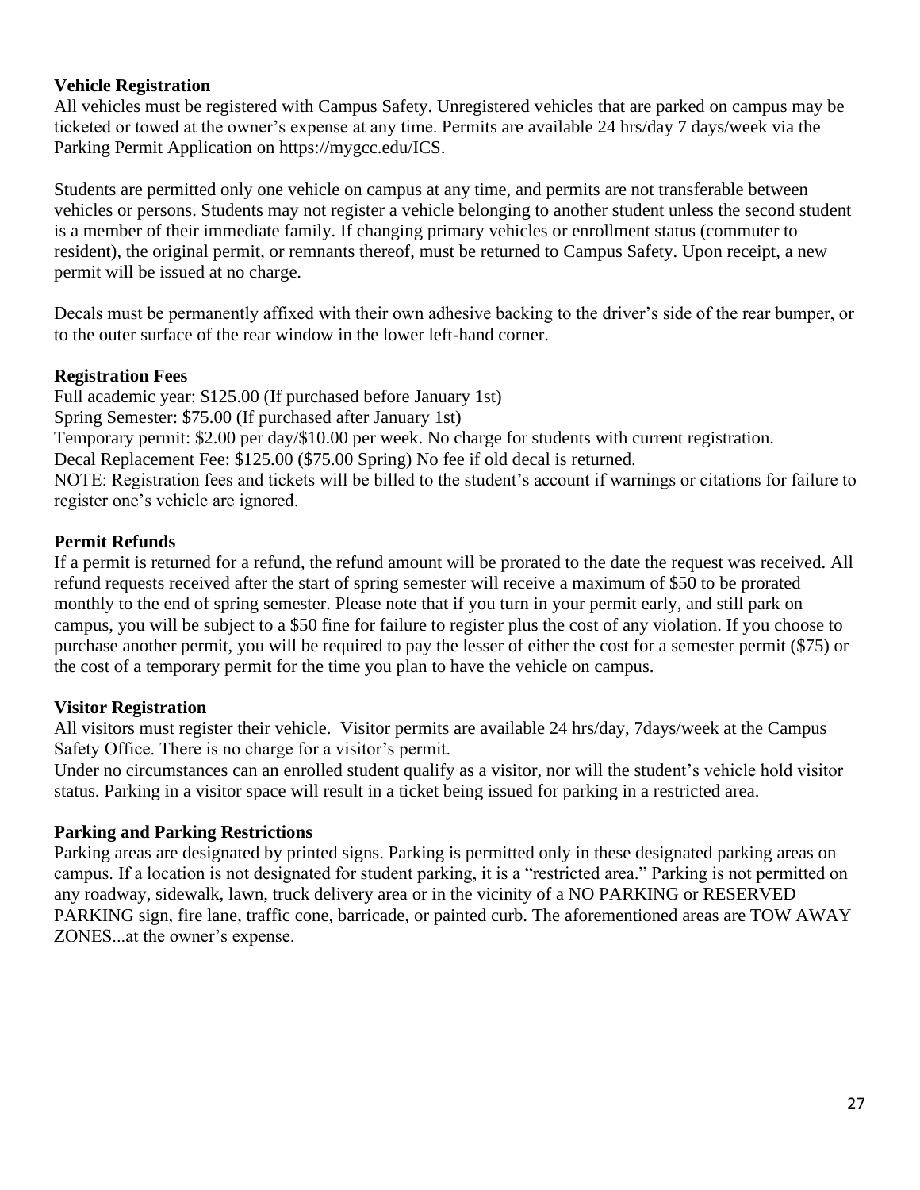**Vehicle Registration**

All vehicles must be registered with Campus Safety. Unregistered vehicles that are parked on campus may be ticketed or towed at the owner's expense at any time. Permits are available 24 hrs/day 7 days/week via the Parking Permit Application on https://mygcc.edu/ICS.

Students are permitted only one vehicle on campus at any time, and permits are not transferable between vehicles or persons. Students may not register a vehicle belonging to another student unless the second student is a member of their immediate family. If changing primary vehicles or enrollment status (commuter to resident), the original permit, or remnants thereof, must be returned to Campus Safety. Upon receipt, a new permit will be issued at no charge.

Decals must be permanently affixed with their own adhesive backing to the driver's side of the rear bumper, or to the outer surface of the rear window in the lower left-hand corner.

**Registration Fees**

Full academic year: $125.00 (If purchased before January 1st)
Spring Semester: $75.00 (If purchased after January 1st)
Temporary permit: $2.00 per day/$10.00 per week. No charge for students with current registration.
Decal Replacement Fee: $125.00 ($75.00 Spring) No fee if old decal is returned.
NOTE: Registration fees and tickets will be billed to the student's account if warnings or citations for failure to register one's vehicle are ignored.

**Permit Refunds**

If a permit is returned for a refund, the refund amount will be prorated to the date the request was received. All refund requests received after the start of spring semester will receive a maximum of $50 to be prorated monthly to the end of spring semester. Please note that if you turn in your permit early, and still park on campus, you will be subject to a $50 fine for failure to register plus the cost of any violation. If you choose to purchase another permit, you will be required to pay the lesser of either the cost for a semester permit ($75) or the cost of a temporary permit for the time you plan to have the vehicle on campus.

**Visitor Registration**

All visitors must register their vehicle. Visitor permits are available 24 hrs/day, 7days/week at the Campus Safety Office. There is no charge for a visitor's permit.
Under no circumstances can an enrolled student qualify as a visitor, nor will the student's vehicle hold visitor status. Parking in a visitor space will result in a ticket being issued for parking in a restricted area.

**Parking and Parking Restrictions**

Parking areas are designated by printed signs. Parking is permitted only in these designated parking areas on campus. If a location is not designated for student parking, it is a "restricted area." Parking is not permitted on any roadway, sidewalk, lawn, truck delivery area or in the vicinity of a NO PARKING or RESERVED PARKING sign, fire lane, traffic cone, barricade, or painted curb. The aforementioned areas are TOW AWAY ZONES...at the owner's expense.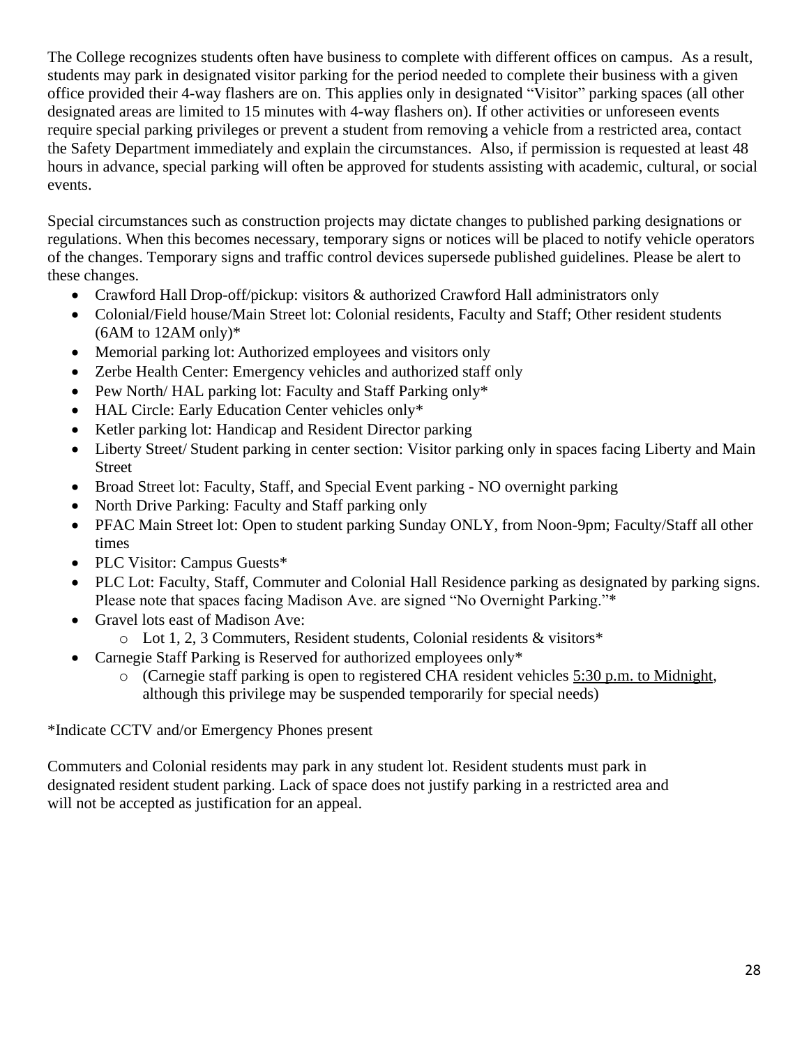The College recognizes students often have business to complete with different offices on campus. As a result, students may park in designated visitor parking for the period needed to complete their business with a given office provided their 4-way flashers are on. This applies only in designated "Visitor" parking spaces (all other designated areas are limited to 15 minutes with 4-way flashers on). If other activities or unforeseen events require special parking privileges or prevent a student from removing a vehicle from a restricted area, contact the Safety Department immediately and explain the circumstances. Also, if permission is requested at least 48 hours in advance, special parking will often be approved for students assisting with academic, cultural, or social events.

Special circumstances such as construction projects may dictate changes to published parking designations or regulations. When this becomes necessary, temporary signs or notices will be placed to notify vehicle operators of the changes. Temporary signs and traffic control devices supersede published guidelines. Please be alert to these changes.

- Crawford Hall Drop-off/pickup: visitors & authorized Crawford Hall administrators only
- Colonial/Field house/Main Street lot: Colonial residents, Faculty and Staff; Other resident students (6AM to 12AM only)*
- Memorial parking lot: Authorized employees and visitors only
- Zerbe Health Center: Emergency vehicles and authorized staff only
- Pew North/ HAL parking lot: Faculty and Staff Parking only*
- HAL Circle: Early Education Center vehicles only*
- Ketler parking lot: Handicap and Resident Director parking
- Liberty Street/ Student parking in center section: Visitor parking only in spaces facing Liberty and Main Street
- Broad Street lot: Faculty, Staff, and Special Event parking - NO overnight parking
- North Drive Parking: Faculty and Staff parking only
- PFAC Main Street lot: Open to student parking Sunday ONLY, from Noon-9pm; Faculty/Staff all other times
- PLC Visitor: Campus Guests*
- PLC Lot: Faculty, Staff, Commuter and Colonial Hall Residence parking as designated by parking signs. Please note that spaces facing Madison Ave. are signed "No Overnight Parking."*
- Gravel lots east of Madison Ave:
  - Lot 1, 2, 3 Commuters, Resident students, Colonial residents & visitors*
- Carnegie Staff Parking is Reserved for authorized employees only*
  - (Carnegie staff parking is open to registered CHA resident vehicles <u>5:30 p.m. to Midnight</u>, although this privilege may be suspended temporarily for special needs)

*Indicate CCTV and/or Emergency Phones present

Commuters and Colonial residents may park in any student lot. Resident students must park in designated resident student parking. Lack of space does not justify parking in a restricted area and will not be accepted as justification for an appeal.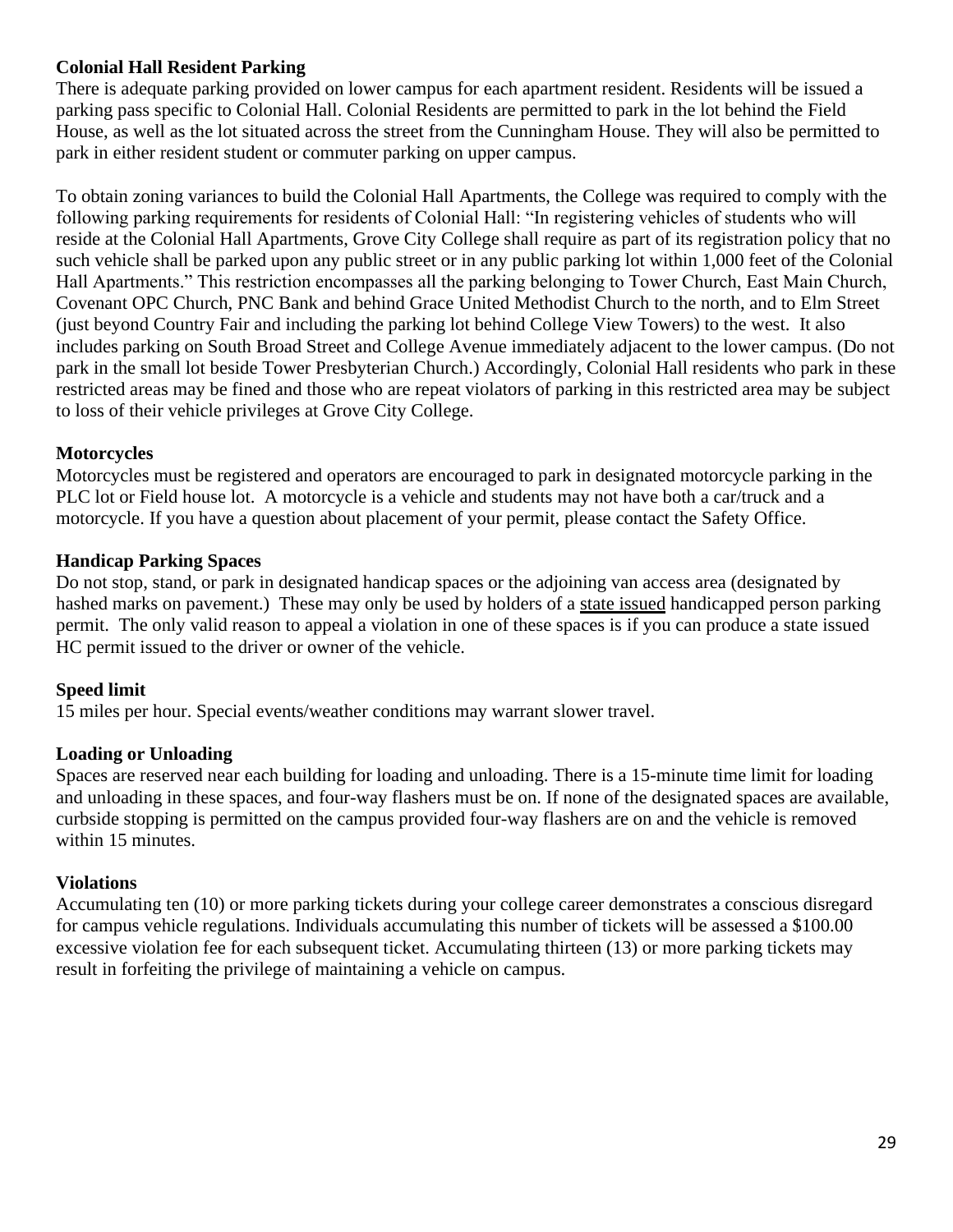**Colonial Hall Resident Parking**

There is adequate parking provided on lower campus for each apartment resident. Residents will be issued a parking pass specific to Colonial Hall. Colonial Residents are permitted to park in the lot behind the Field House, as well as the lot situated across the street from the Cunningham House. They will also be permitted to park in either resident student or commuter parking on upper campus.

To obtain zoning variances to build the Colonial Hall Apartments, the College was required to comply with the following parking requirements for residents of Colonial Hall: "In registering vehicles of students who will reside at the Colonial Hall Apartments, Grove City College shall require as part of its registration policy that no such vehicle shall be parked upon any public street or in any public parking lot within 1,000 feet of the Colonial Hall Apartments." This restriction encompasses all the parking belonging to Tower Church, East Main Church, Covenant OPC Church, PNC Bank and behind Grace United Methodist Church to the north, and to Elm Street (just beyond Country Fair and including the parking lot behind College View Towers) to the west. It also includes parking on South Broad Street and College Avenue immediately adjacent to the lower campus. (Do not park in the small lot beside Tower Presbyterian Church.) Accordingly, Colonial Hall residents who park in these restricted areas may be fined and those who are repeat violators of parking in this restricted area may be subject to loss of their vehicle privileges at Grove City College.

**Motorcycles**

Motorcycles must be registered and operators are encouraged to park in designated motorcycle parking in the PLC lot or Field house lot. A motorcycle is a vehicle and students may not have both a car/truck and a motorcycle. If you have a question about placement of your permit, please contact the Safety Office.

**Handicap Parking Spaces**

Do not stop, stand, or park in designated handicap spaces or the adjoining van access area (designated by hashed marks on pavement.) These may only be used by holders of a <u>state issued</u> handicapped person parking permit. The only valid reason to appeal a violation in one of these spaces is if you can produce a state issued HC permit issued to the driver or owner of the vehicle.

**Speed limit**

15 miles per hour. Special events/weather conditions may warrant slower travel.

**Loading or Unloading**

Spaces are reserved near each building for loading and unloading. There is a 15-minute time limit for loading and unloading in these spaces, and four-way flashers must be on. If none of the designated spaces are available, curbside stopping is permitted on the campus provided four-way flashers are on and the vehicle is removed within 15 minutes.

**Violations**

Accumulating ten (10) or more parking tickets during your college career demonstrates a conscious disregard for campus vehicle regulations. Individuals accumulating this number of tickets will be assessed a $100.00 excessive violation fee for each subsequent ticket. Accumulating thirteen (13) or more parking tickets may result in forfeiting the privilege of maintaining a vehicle on campus.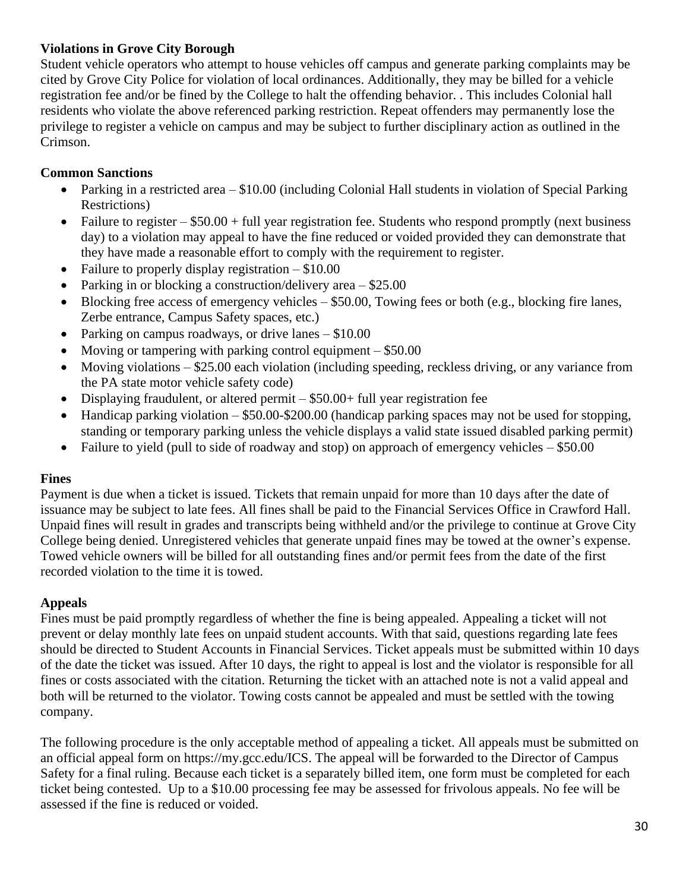**Violations in Grove City Borough**

Student vehicle operators who attempt to house vehicles off campus and generate parking complaints may be cited by Grove City Police for violation of local ordinances. Additionally, they may be billed for a vehicle registration fee and/or be fined by the College to halt the offending behavior. . This includes Colonial hall residents who violate the above referenced parking restriction. Repeat offenders may permanently lose the privilege to register a vehicle on campus and may be subject to further disciplinary action as outlined in the Crimson.

**Common Sanctions**

- Parking in a restricted area – $10.00 (including Colonial Hall students in violation of Special Parking Restrictions)
- Failure to register – $50.00 + full year registration fee. Students who respond promptly (next business day) to a violation may appeal to have the fine reduced or voided provided they can demonstrate that they have made a reasonable effort to comply with the requirement to register.
- Failure to properly display registration – $10.00
- Parking in or blocking a construction/delivery area – $25.00
- Blocking free access of emergency vehicles – $50.00, Towing fees or both (e.g., blocking fire lanes, Zerbe entrance, Campus Safety spaces, etc.)
- Parking on campus roadways, or drive lanes – $10.00
- Moving or tampering with parking control equipment – $50.00
- Moving violations – $25.00 each violation (including speeding, reckless driving, or any variance from the PA state motor vehicle safety code)
- Displaying fraudulent, or altered permit – $50.00+ full year registration fee
- Handicap parking violation – $50.00-$200.00 (handicap parking spaces may not be used for stopping, standing or temporary parking unless the vehicle displays a valid state issued disabled parking permit)
- Failure to yield (pull to side of roadway and stop) on approach of emergency vehicles – $50.00

**Fines**

Payment is due when a ticket is issued. Tickets that remain unpaid for more than 10 days after the date of issuance may be subject to late fees. All fines shall be paid to the Financial Services Office in Crawford Hall. Unpaid fines will result in grades and transcripts being withheld and/or the privilege to continue at Grove City College being denied. Unregistered vehicles that generate unpaid fines may be towed at the owner's expense. Towed vehicle owners will be billed for all outstanding fines and/or permit fees from the date of the first recorded violation to the time it is towed.

**Appeals**

Fines must be paid promptly regardless of whether the fine is being appealed. Appealing a ticket will not prevent or delay monthly late fees on unpaid student accounts. With that said, questions regarding late fees should be directed to Student Accounts in Financial Services. Ticket appeals must be submitted within 10 days of the date the ticket was issued. After 10 days, the right to appeal is lost and the violator is responsible for all fines or costs associated with the citation. Returning the ticket with an attached note is not a valid appeal and both will be returned to the violator. Towing costs cannot be appealed and must be settled with the towing company.

The following procedure is the only acceptable method of appealing a ticket. All appeals must be submitted on an official appeal form on https://my.gcc.edu/ICS. The appeal will be forwarded to the Director of Campus Safety for a final ruling. Because each ticket is a separately billed item, one form must be completed for each ticket being contested. Up to a $10.00 processing fee may be assessed for frivolous appeals. No fee will be assessed if the fine is reduced or voided.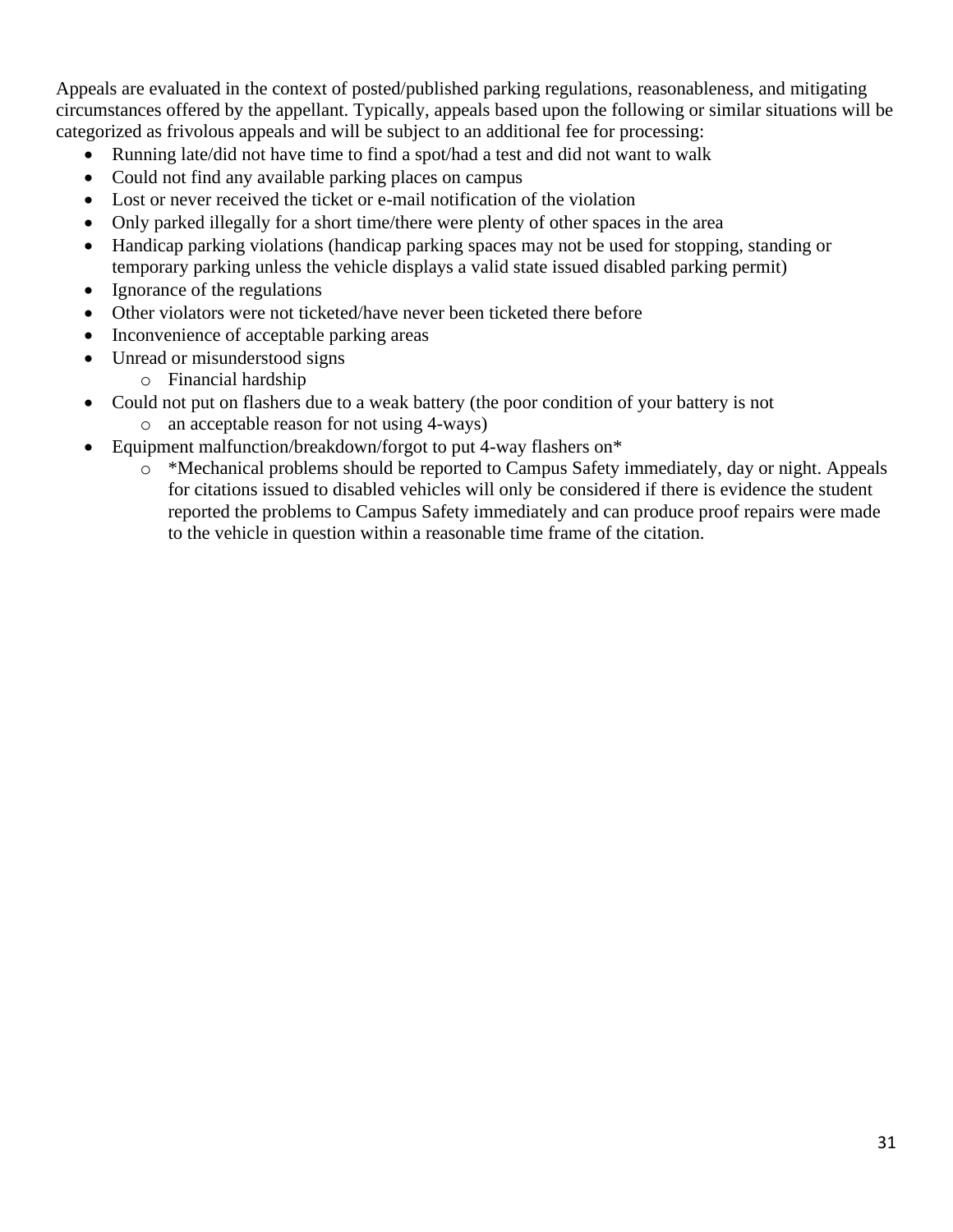Appeals are evaluated in the context of posted/published parking regulations, reasonableness, and mitigating circumstances offered by the appellant. Typically, appeals based upon the following or similar situations will be categorized as frivolous appeals and will be subject to an additional fee for processing:

- Running late/did not have time to find a spot/had a test and did not want to walk
- Could not find any available parking places on campus
- Lost or never received the ticket or e-mail notification of the violation
- Only parked illegally for a short time/there were plenty of other spaces in the area
- Handicap parking violations (handicap parking spaces may not be used for stopping, standing or temporary parking unless the vehicle displays a valid state issued disabled parking permit)
- Ignorance of the regulations
- Other violators were not ticketed/have never been ticketed there before
- Inconvenience of acceptable parking areas
- Unread or misunderstood signs
    - Financial hardship
- Could not put on flashers due to a weak battery (the poor condition of your battery is not
    - an acceptable reason for not using 4-ways)
- Equipment malfunction/breakdown/forgot to put 4-way flashers on*
    - *Mechanical problems should be reported to Campus Safety immediately, day or night. Appeals for citations issued to disabled vehicles will only be considered if there is evidence the student reported the problems to Campus Safety immediately and can produce proof repairs were made to the vehicle in question within a reasonable time frame of the citation.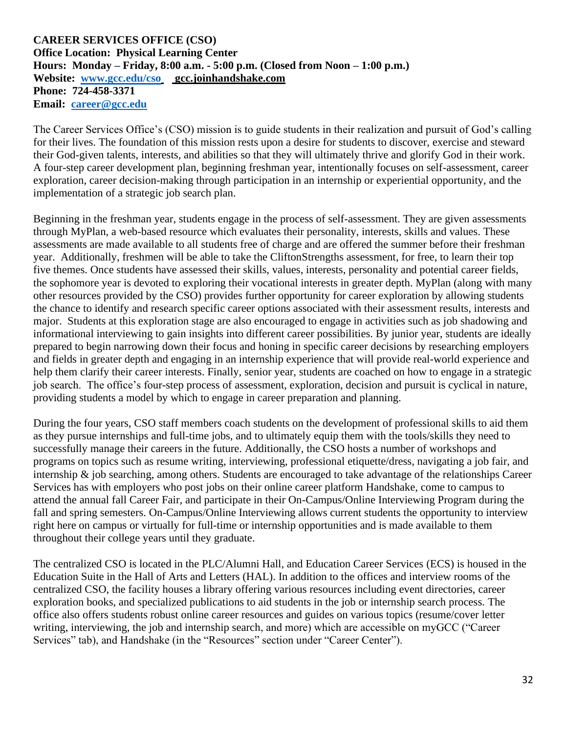**CAREER SERVICES OFFICE (CSO)**
**Office Location: Physical Learning Center**
**Hours: Monday – Friday, 8:00 a.m. - 5:00 p.m. (Closed from Noon – 1:00 p.m.)**
**Website: www.gcc.edu/cso gcc.joinhandshake.com**
**Phone: 724-458-3371**
**Email: career@gcc.edu**

The Career Services Office's (CSO) mission is to guide students in their realization and pursuit of God's calling for their lives. The foundation of this mission rests upon a desire for students to discover, exercise and steward their God-given talents, interests, and abilities so that they will ultimately thrive and glorify God in their work. A four-step career development plan, beginning freshman year, intentionally focuses on self-assessment, career exploration, career decision-making through participation in an internship or experiential opportunity, and the implementation of a strategic job search plan.

Beginning in the freshman year, students engage in the process of self-assessment. They are given assessments through MyPlan, a web-based resource which evaluates their personality, interests, skills and values. These assessments are made available to all students free of charge and are offered the summer before their freshman year. Additionally, freshmen will be able to take the CliftonStrengths assessment, for free, to learn their top five themes. Once students have assessed their skills, values, interests, personality and potential career fields, the sophomore year is devoted to exploring their vocational interests in greater depth. MyPlan (along with many other resources provided by the CSO) provides further opportunity for career exploration by allowing students the chance to identify and research specific career options associated with their assessment results, interests and major. Students at this exploration stage are also encouraged to engage in activities such as job shadowing and informational interviewing to gain insights into different career possibilities. By junior year, students are ideally prepared to begin narrowing down their focus and honing in specific career decisions by researching employers and fields in greater depth and engaging in an internship experience that will provide real-world experience and help them clarify their career interests. Finally, senior year, students are coached on how to engage in a strategic job search. The office's four-step process of assessment, exploration, decision and pursuit is cyclical in nature, providing students a model by which to engage in career preparation and planning.

During the four years, CSO staff members coach students on the development of professional skills to aid them as they pursue internships and full-time jobs, and to ultimately equip them with the tools/skills they need to successfully manage their careers in the future. Additionally, the CSO hosts a number of workshops and programs on topics such as resume writing, interviewing, professional etiquette/dress, navigating a job fair, and internship & job searching, among others. Students are encouraged to take advantage of the relationships Career Services has with employers who post jobs on their online career platform Handshake, come to campus to attend the annual fall Career Fair, and participate in their On-Campus/Online Interviewing Program during the fall and spring semesters. On-Campus/Online Interviewing allows current students the opportunity to interview right here on campus or virtually for full-time or internship opportunities and is made available to them throughout their college years until they graduate.

The centralized CSO is located in the PLC/Alumni Hall, and Education Career Services (ECS) is housed in the Education Suite in the Hall of Arts and Letters (HAL). In addition to the offices and interview rooms of the centralized CSO, the facility houses a library offering various resources including event directories, career exploration books, and specialized publications to aid students in the job or internship search process. The office also offers students robust online career resources and guides on various topics (resume/cover letter writing, interviewing, the job and internship search, and more) which are accessible on myGCC ("Career Services" tab), and Handshake (in the "Resources" section under "Career Center").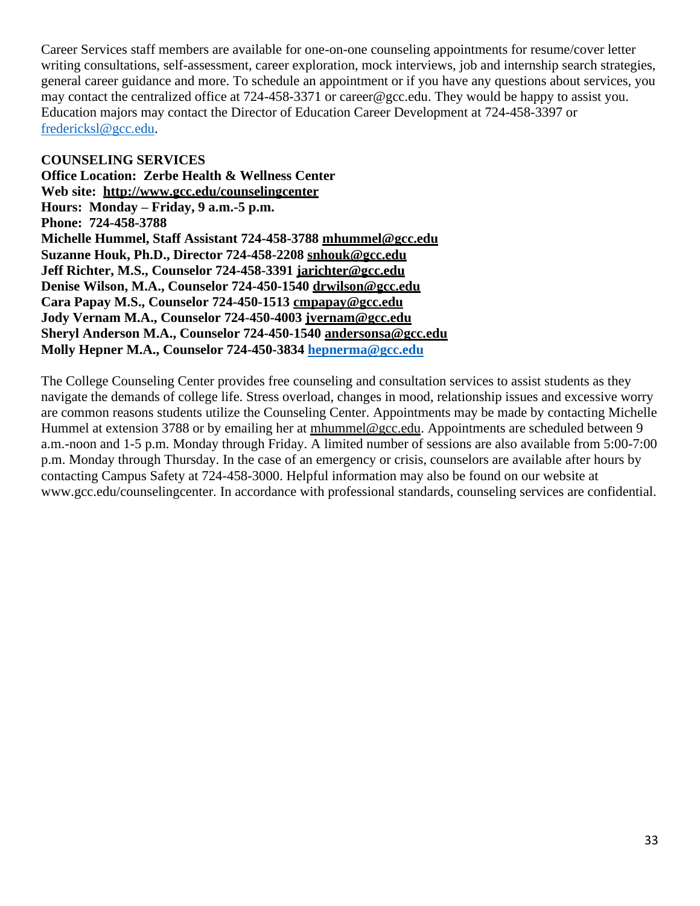Career Services staff members are available for one-on-one counseling appointments for resume/cover letter writing consultations, self-assessment, career exploration, mock interviews, job and internship search strategies, general career guidance and more. To schedule an appointment or if you have any questions about services, you may contact the centralized office at 724-458-3371 or career@gcc.edu. They would be happy to assist you. Education majors may contact the Director of Education Career Development at 724-458-3397 or fredericksl@gcc.edu.

## COUNSELING SERVICES

**Office Location: Zerbe Health & Wellness Center**
**Web site: http://www.gcc.edu/counselingcenter**
**Hours: Monday – Friday, 9 a.m.-5 p.m.**
**Phone: 724-458-3788**
**Michelle Hummel, Staff Assistant 724-458-3788 mhummel@gcc.edu**
**Suzanne Houk, Ph.D., Director 724-458-2208 snhouk@gcc.edu**
**Jeff Richter, M.S., Counselor 724-458-3391 jarichter@gcc.edu**
**Denise Wilson, M.A., Counselor 724-450-1540 drwilson@gcc.edu**
**Cara Papay M.S., Counselor 724-450-1513 cmpapay@gcc.edu**
**Jody Vernam M.A., Counselor 724-450-4003 jvernam@gcc.edu**
**Sheryl Anderson M.A., Counselor 724-450-1540 andersonsa@gcc.edu**
**Molly Hepner M.A., Counselor 724-450-3834 hepnerma@gcc.edu**

The College Counseling Center provides free counseling and consultation services to assist students as they navigate the demands of college life. Stress overload, changes in mood, relationship issues and excessive worry are common reasons students utilize the Counseling Center. Appointments may be made by contacting Michelle Hummel at extension 3788 or by emailing her at mhummel@gcc.edu. Appointments are scheduled between 9 a.m.-noon and 1-5 p.m. Monday through Friday. A limited number of sessions are also available from 5:00-7:00 p.m. Monday through Thursday. In the case of an emergency or crisis, counselors are available after hours by contacting Campus Safety at 724-458-3000. Helpful information may also be found on our website at www.gcc.edu/counselingcenter. In accordance with professional standards, counseling services are confidential.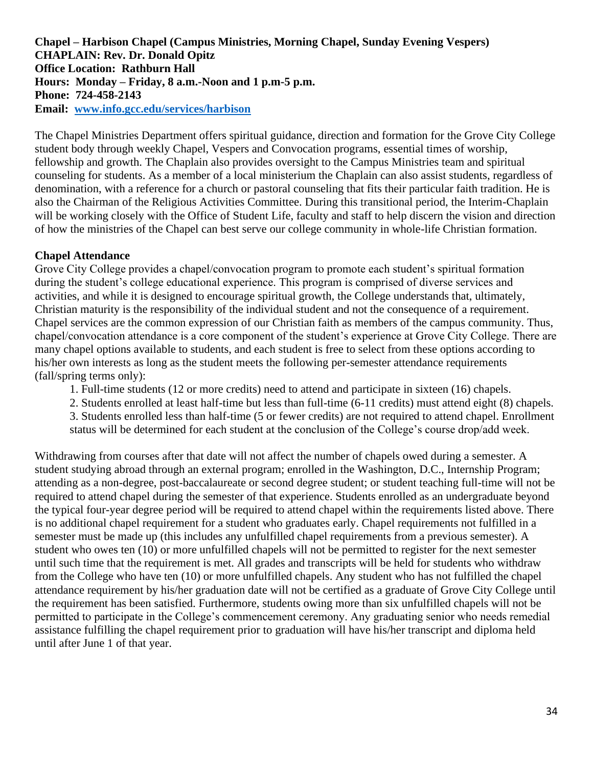**Chapel – Harbison Chapel (Campus Ministries, Morning Chapel, Sunday Evening Vespers)**
**CHAPLAIN: Rev. Dr. Donald Opitz**
**Office Location: Rathburn Hall**
**Hours: Monday – Friday, 8 a.m.-Noon and 1 p.m-5 p.m.**
**Phone: 724-458-2143**
**Email: [www.info.gcc.edu/services/harbison](www.info.gcc.edu/services/harbison)**

The Chapel Ministries Department offers spiritual guidance, direction and formation for the Grove City College student body through weekly Chapel, Vespers and Convocation programs, essential times of worship, fellowship and growth. The Chaplain also provides oversight to the Campus Ministries team and spiritual counseling for students. As a member of a local ministerium the Chaplain can also assist students, regardless of denomination, with a reference for a church or pastoral counseling that fits their particular faith tradition. He is also the Chairman of the Religious Activities Committee. During this transitional period, the Interim-Chaplain will be working closely with the Office of Student Life, faculty and staff to help discern the vision and direction of how the ministries of the Chapel can best serve our college community in whole-life Christian formation.

**Chapel Attendance**

Grove City College provides a chapel/convocation program to promote each student's spiritual formation during the student's college educational experience. This program is comprised of diverse services and activities, and while it is designed to encourage spiritual growth, the College understands that, ultimately, Christian maturity is the responsibility of the individual student and not the consequence of a requirement. Chapel services are the common expression of our Christian faith as members of the campus community. Thus, chapel/convocation attendance is a core component of the student's experience at Grove City College. There are many chapel options available to students, and each student is free to select from these options according to his/her own interests as long as the student meets the following per-semester attendance requirements (fall/spring terms only):

1. Full-time students (12 or more credits) need to attend and participate in sixteen (16) chapels.
2. Students enrolled at least half-time but less than full-time (6-11 credits) must attend eight (8) chapels.
3. Students enrolled less than half-time (5 or fewer credits) are not required to attend chapel. Enrollment status will be determined for each student at the conclusion of the College's course drop/add week.

Withdrawing from courses after that date will not affect the number of chapels owed during a semester. A student studying abroad through an external program; enrolled in the Washington, D.C., Internship Program; attending as a non-degree, post-baccalaureate or second degree student; or student teaching full-time will not be required to attend chapel during the semester of that experience. Students enrolled as an undergraduate beyond the typical four-year degree period will be required to attend chapel within the requirements listed above. There is no additional chapel requirement for a student who graduates early. Chapel requirements not fulfilled in a semester must be made up (this includes any unfulfilled chapel requirements from a previous semester). A student who owes ten (10) or more unfulfilled chapels will not be permitted to register for the next semester until such time that the requirement is met. All grades and transcripts will be held for students who withdraw from the College who have ten (10) or more unfulfilled chapels. Any student who has not fulfilled the chapel attendance requirement by his/her graduation date will not be certified as a graduate of Grove City College until the requirement has been satisfied. Furthermore, students owing more than six unfulfilled chapels will not be permitted to participate in the College's commencement ceremony. Any graduating senior who needs remedial assistance fulfilling the chapel requirement prior to graduation will have his/her transcript and diploma held until after June 1 of that year.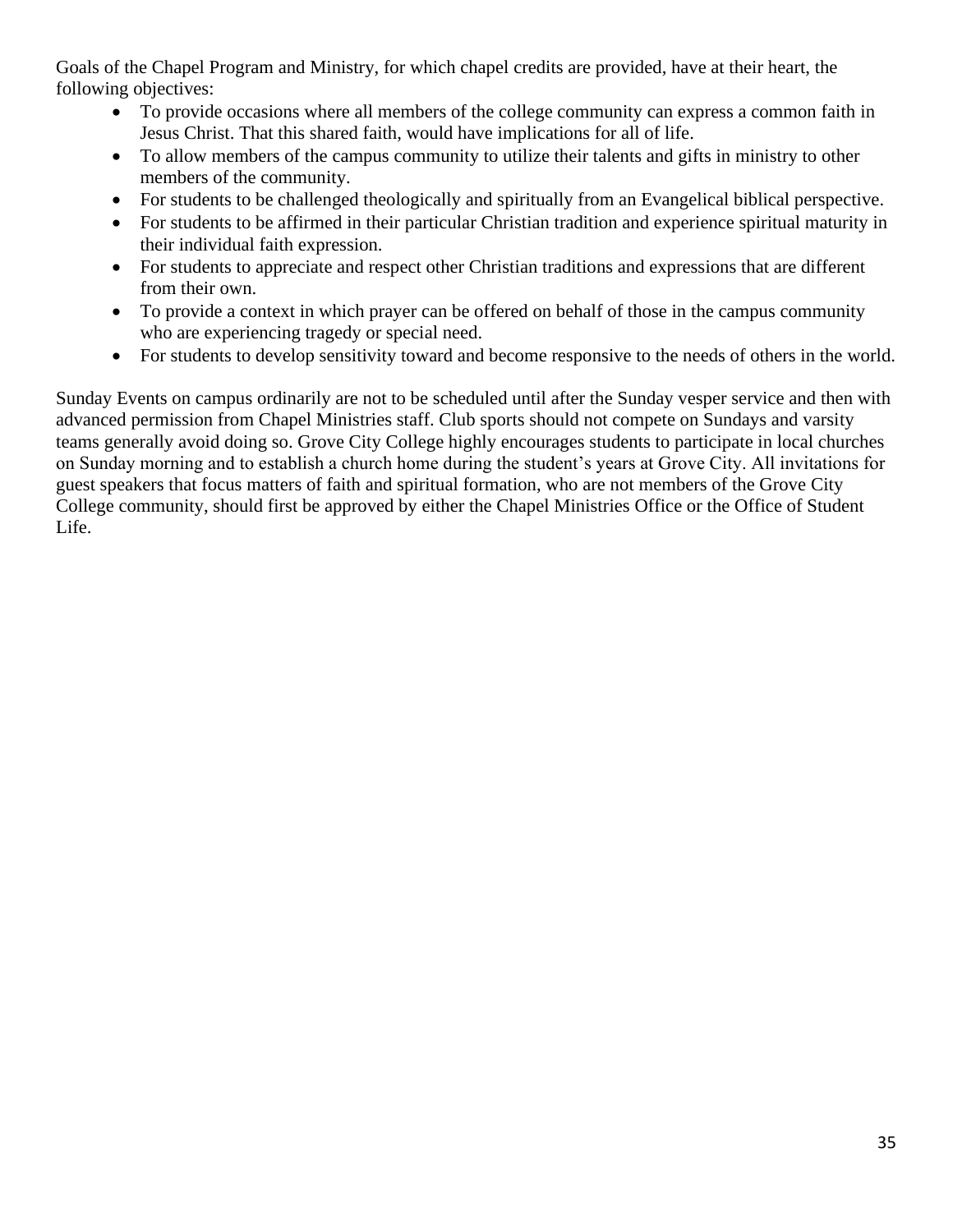Goals of the Chapel Program and Ministry, for which chapel credits are provided, have at their heart, the following objectives:

- To provide occasions where all members of the college community can express a common faith in Jesus Christ. That this shared faith, would have implications for all of life.
- To allow members of the campus community to utilize their talents and gifts in ministry to other members of the community.
- For students to be challenged theologically and spiritually from an Evangelical biblical perspective.
- For students to be affirmed in their particular Christian tradition and experience spiritual maturity in their individual faith expression.
- For students to appreciate and respect other Christian traditions and expressions that are different from their own.
- To provide a context in which prayer can be offered on behalf of those in the campus community who are experiencing tragedy or special need.
- For students to develop sensitivity toward and become responsive to the needs of others in the world.

Sunday Events on campus ordinarily are not to be scheduled until after the Sunday vesper service and then with advanced permission from Chapel Ministries staff. Club sports should not compete on Sundays and varsity teams generally avoid doing so. Grove City College highly encourages students to participate in local churches on Sunday morning and to establish a church home during the student's years at Grove City. All invitations for guest speakers that focus matters of faith and spiritual formation, who are not members of the Grove City College community, should first be approved by either the Chapel Ministries Office or the Office of Student Life.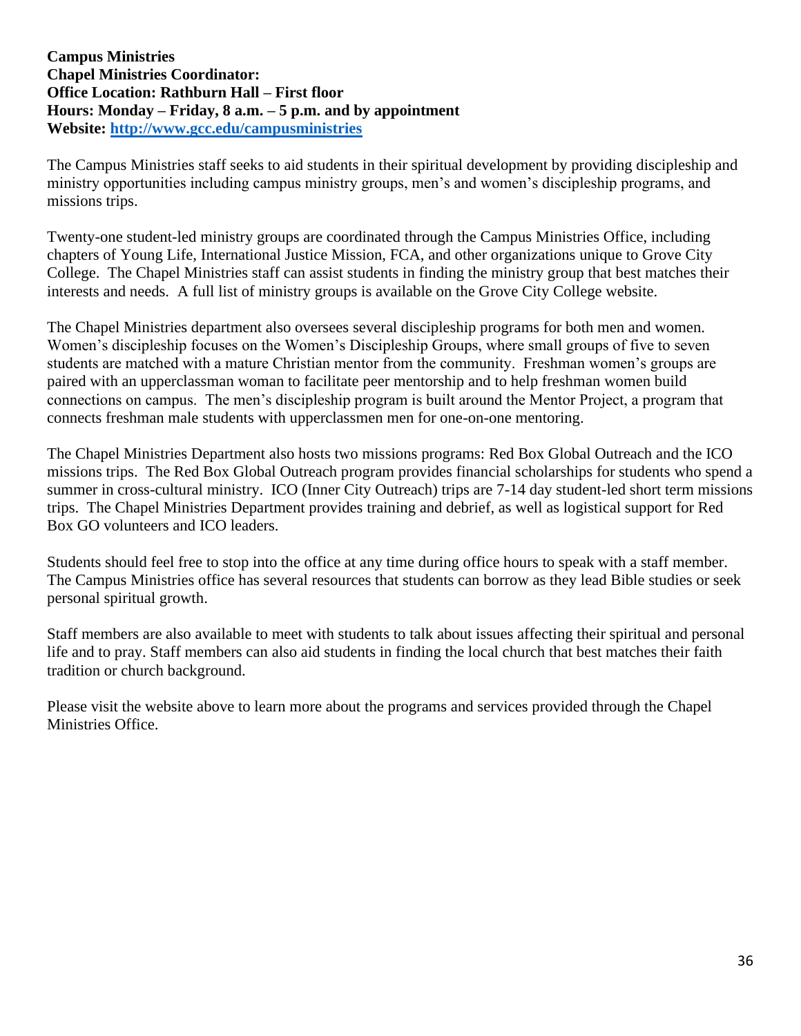**Campus Ministries**
**Chapel Ministries Coordinator:**
**Office Location: Rathburn Hall – First floor**
**Hours: Monday – Friday, 8 a.m. – 5 p.m. and by appointment**
**Website: [http://www.gcc.edu/campusministries](http://www.gcc.edu/campusministries)**

The Campus Ministries staff seeks to aid students in their spiritual development by providing discipleship and ministry opportunities including campus ministry groups, men's and women's discipleship programs, and missions trips.

Twenty-one student-led ministry groups are coordinated through the Campus Ministries Office, including chapters of Young Life, International Justice Mission, FCA, and other organizations unique to Grove City College. The Chapel Ministries staff can assist students in finding the ministry group that best matches their interests and needs. A full list of ministry groups is available on the Grove City College website.

The Chapel Ministries department also oversees several discipleship programs for both men and women. Women's discipleship focuses on the Women's Discipleship Groups, where small groups of five to seven students are matched with a mature Christian mentor from the community. Freshman women's groups are paired with an upperclassman woman to facilitate peer mentorship and to help freshman women build connections on campus. The men's discipleship program is built around the Mentor Project, a program that connects freshman male students with upperclassmen men for one-on-one mentoring.

The Chapel Ministries Department also hosts two missions programs: Red Box Global Outreach and the ICO missions trips. The Red Box Global Outreach program provides financial scholarships for students who spend a summer in cross-cultural ministry. ICO (Inner City Outreach) trips are 7-14 day student-led short term missions trips. The Chapel Ministries Department provides training and debrief, as well as logistical support for Red Box GO volunteers and ICO leaders.

Students should feel free to stop into the office at any time during office hours to speak with a staff member. The Campus Ministries office has several resources that students can borrow as they lead Bible studies or seek personal spiritual growth.

Staff members are also available to meet with students to talk about issues affecting their spiritual and personal life and to pray. Staff members can also aid students in finding the local church that best matches their faith tradition or church background.

Please visit the website above to learn more about the programs and services provided through the Chapel Ministries Office.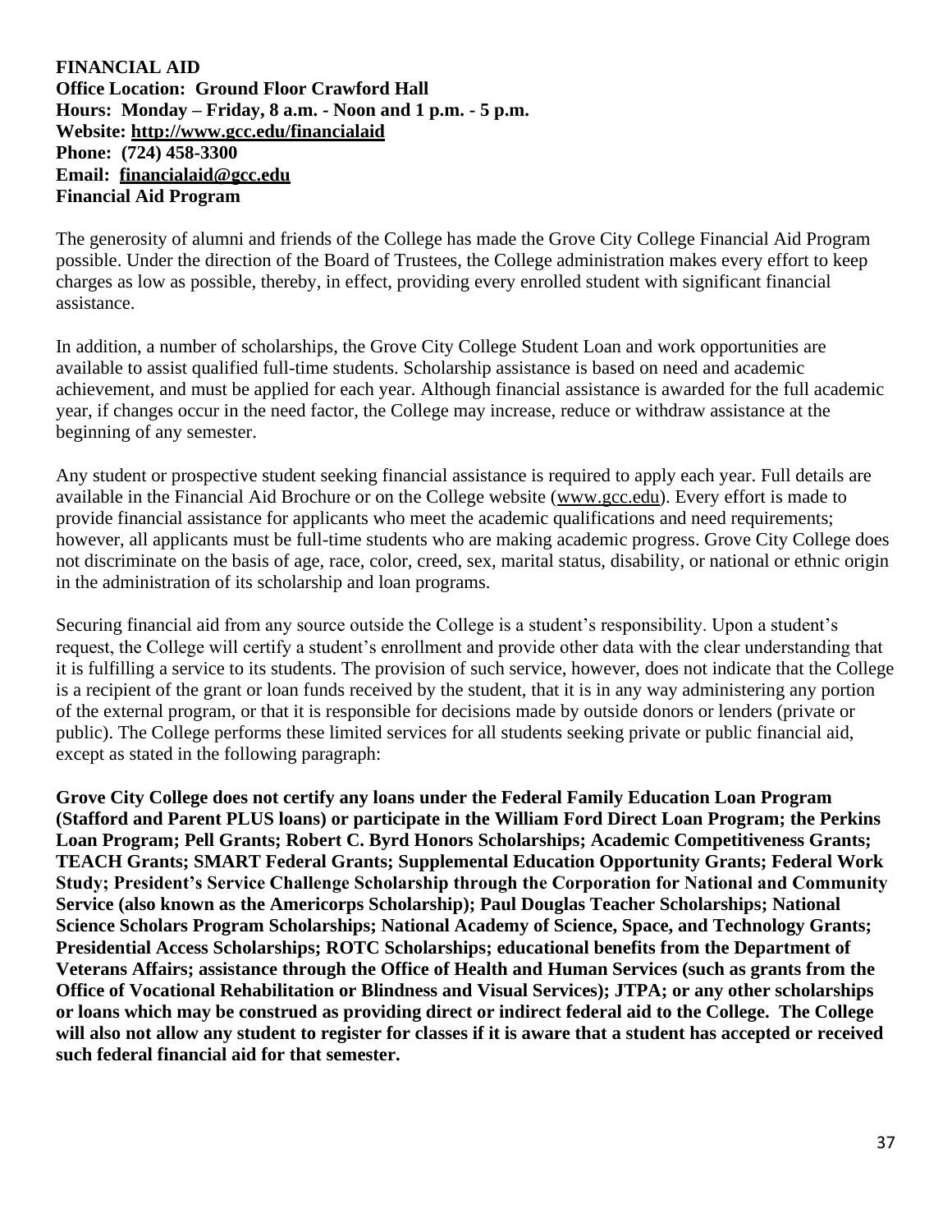**FINANCIAL AID**
**Office Location: Ground Floor Crawford Hall**
**Hours: Monday – Friday, 8 a.m. - Noon and 1 p.m. - 5 p.m.**
**Website: http://www.gcc.edu/financialaid**
**Phone: (724) 458-3300**
**Email: financialaid@gcc.edu**
**Financial Aid Program**

The generosity of alumni and friends of the College has made the Grove City College Financial Aid Program possible. Under the direction of the Board of Trustees, the College administration makes every effort to keep charges as low as possible, thereby, in effect, providing every enrolled student with significant financial assistance.

In addition, a number of scholarships, the Grove City College Student Loan and work opportunities are available to assist qualified full-time students. Scholarship assistance is based on need and academic achievement, and must be applied for each year. Although financial assistance is awarded for the full academic year, if changes occur in the need factor, the College may increase, reduce or withdraw assistance at the beginning of any semester.

Any student or prospective student seeking financial assistance is required to apply each year. Full details are available in the Financial Aid Brochure or on the College website (www.gcc.edu). Every effort is made to provide financial assistance for applicants who meet the academic qualifications and need requirements; however, all applicants must be full-time students who are making academic progress. Grove City College does not discriminate on the basis of age, race, color, creed, sex, marital status, disability, or national or ethnic origin in the administration of its scholarship and loan programs.

Securing financial aid from any source outside the College is a student's responsibility. Upon a student's request, the College will certify a student's enrollment and provide other data with the clear understanding that it is fulfilling a service to its students. The provision of such service, however, does not indicate that the College is a recipient of the grant or loan funds received by the student, that it is in any way administering any portion of the external program, or that it is responsible for decisions made by outside donors or lenders (private or public). The College performs these limited services for all students seeking private or public financial aid, except as stated in the following paragraph:

**Grove City College does not certify any loans under the Federal Family Education Loan Program (Stafford and Parent PLUS loans) or participate in the William Ford Direct Loan Program; the Perkins Loan Program; Pell Grants; Robert C. Byrd Honors Scholarships; Academic Competitiveness Grants; TEACH Grants; SMART Federal Grants; Supplemental Education Opportunity Grants; Federal Work Study; President's Service Challenge Scholarship through the Corporation for National and Community Service (also known as the Americorps Scholarship); Paul Douglas Teacher Scholarships; National Science Scholars Program Scholarships; National Academy of Science, Space, and Technology Grants; Presidential Access Scholarships; ROTC Scholarships; educational benefits from the Department of Veterans Affairs; assistance through the Office of Health and Human Services (such as grants from the Office of Vocational Rehabilitation or Blindness and Visual Services); JTPA; or any other scholarships or loans which may be construed as providing direct or indirect federal aid to the College. The College will also not allow any student to register for classes if it is aware that a student has accepted or received such federal financial aid for that semester.**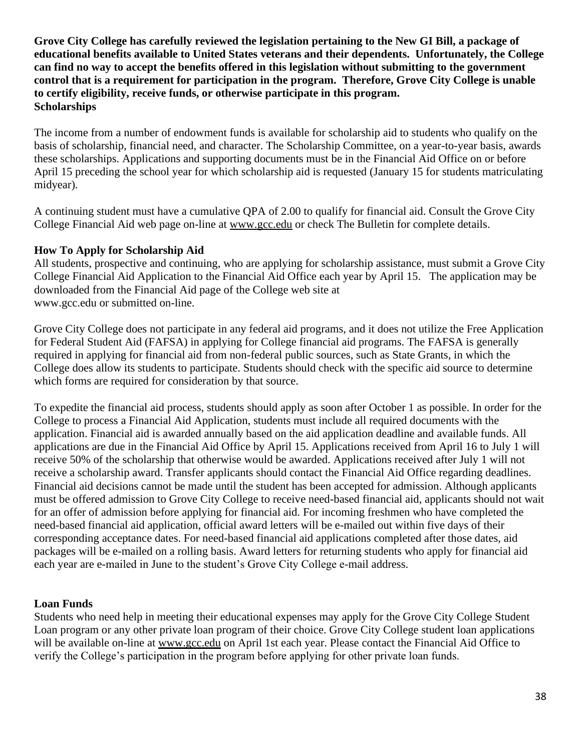**Grove City College has carefully reviewed the legislation pertaining to the New GI Bill, a package of educational benefits available to United States veterans and their dependents. Unfortunately, the College can find no way to accept the benefits offered in this legislation without submitting to the government control that is a requirement for participation in the program. Therefore, Grove City College is unable to certify eligibility, receive funds, or otherwise participate in this program.**

## Scholarships

The income from a number of endowment funds is available for scholarship aid to students who qualify on the basis of scholarship, financial need, and character. The Scholarship Committee, on a year-to-year basis, awards these scholarships. Applications and supporting documents must be in the Financial Aid Office on or before April 15 preceding the school year for which scholarship aid is requested (January 15 for students matriculating midyear).

A continuing student must have a cumulative QPA of 2.00 to qualify for financial aid. Consult the Grove City College Financial Aid web page on-line at www.gcc.edu or check The Bulletin for complete details.

### How To Apply for Scholarship Aid

All students, prospective and continuing, who are applying for scholarship assistance, must submit a Grove City College Financial Aid Application to the Financial Aid Office each year by April 15. The application may be downloaded from the Financial Aid page of the College web site at www.gcc.edu or submitted on-line.

Grove City College does not participate in any federal aid programs, and it does not utilize the Free Application for Federal Student Aid (FAFSA) in applying for College financial aid programs. The FAFSA is generally required in applying for financial aid from non-federal public sources, such as State Grants, in which the College does allow its students to participate. Students should check with the specific aid source to determine which forms are required for consideration by that source.

To expedite the financial aid process, students should apply as soon after October 1 as possible. In order for the College to process a Financial Aid Application, students must include all required documents with the application. Financial aid is awarded annually based on the aid application deadline and available funds. All applications are due in the Financial Aid Office by April 15. Applications received from April 16 to July 1 will receive 50% of the scholarship that otherwise would be awarded. Applications received after July 1 will not receive a scholarship award. Transfer applicants should contact the Financial Aid Office regarding deadlines. Financial aid decisions cannot be made until the student has been accepted for admission. Although applicants must be offered admission to Grove City College to receive need-based financial aid, applicants should not wait for an offer of admission before applying for financial aid. For incoming freshmen who have completed the need-based financial aid application, official award letters will be e-mailed out within five days of their corresponding acceptance dates. For need-based financial aid applications completed after those dates, aid packages will be e-mailed on a rolling basis. Award letters for returning students who apply for financial aid each year are e-mailed in June to the student's Grove City College e-mail address.

### Loan Funds

Students who need help in meeting their educational expenses may apply for the Grove City College Student Loan program or any other private loan program of their choice. Grove City College student loan applications will be available on-line at www.gcc.edu on April 1st each year. Please contact the Financial Aid Office to verify the College's participation in the program before applying for other private loan funds.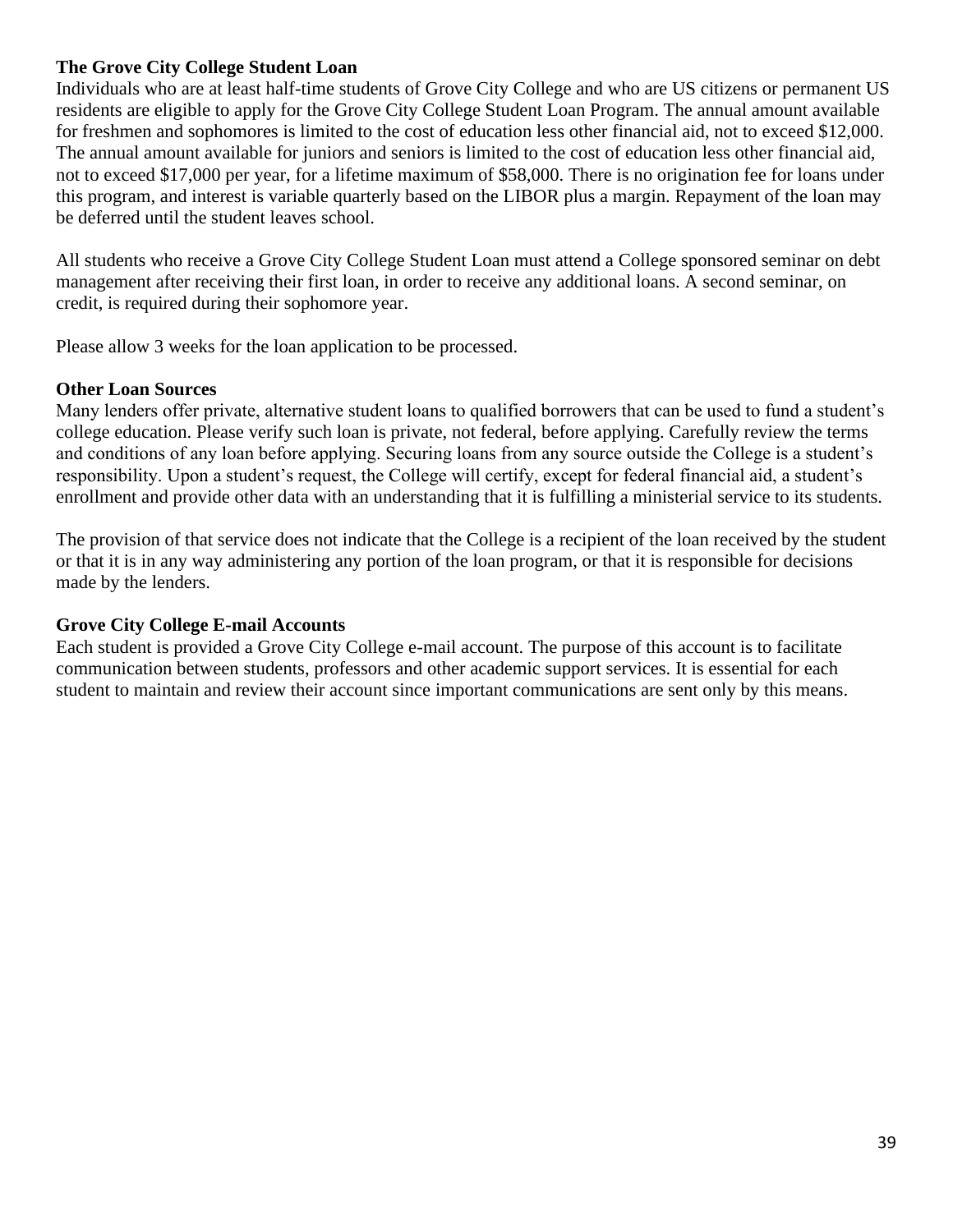### The Grove City College Student Loan

Individuals who are at least half-time students of Grove City College and who are US citizens or permanent US residents are eligible to apply for the Grove City College Student Loan Program. The annual amount available for freshmen and sophomores is limited to the cost of education less other financial aid, not to exceed $12,000. The annual amount available for juniors and seniors is limited to the cost of education less other financial aid, not to exceed $17,000 per year, for a lifetime maximum of $58,000. There is no origination fee for loans under this program, and interest is variable quarterly based on the LIBOR plus a margin. Repayment of the loan may be deferred until the student leaves school.

All students who receive a Grove City College Student Loan must attend a College sponsored seminar on debt management after receiving their first loan, in order to receive any additional loans. A second seminar, on credit, is required during their sophomore year.

Please allow 3 weeks for the loan application to be processed.

### Other Loan Sources

Many lenders offer private, alternative student loans to qualified borrowers that can be used to fund a student's college education. Please verify such loan is private, not federal, before applying. Carefully review the terms and conditions of any loan before applying. Securing loans from any source outside the College is a student's responsibility. Upon a student's request, the College will certify, except for federal financial aid, a student's enrollment and provide other data with an understanding that it is fulfilling a ministerial service to its students.

The provision of that service does not indicate that the College is a recipient of the loan received by the student or that it is in any way administering any portion of the loan program, or that it is responsible for decisions made by the lenders.

### Grove City College E-mail Accounts

Each student is provided a Grove City College e-mail account. The purpose of this account is to facilitate communication between students, professors and other academic support services. It is essential for each student to maintain and review their account since important communications are sent only by this means.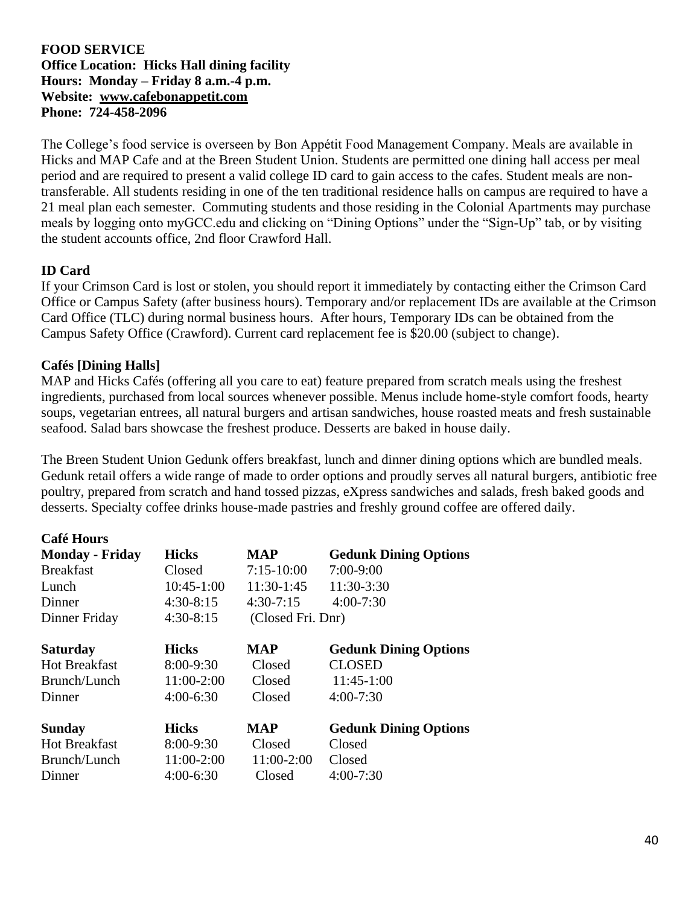**FOOD SERVICE**
**Office Location: Hicks Hall dining facility**
**Hours: Monday – Friday 8 a.m.-4 p.m.**
**Website: www.cafebonappetit.com**
**Phone: 724-458-2096**

The College's food service is overseen by Bon Appétit Food Management Company. Meals are available in Hicks and MAP Cafe and at the Breen Student Union. Students are permitted one dining hall access per meal period and are required to present a valid college ID card to gain access to the cafes. Student meals are non-transferable. All students residing in one of the ten traditional residence halls on campus are required to have a 21 meal plan each semester. Commuting students and those residing in the Colonial Apartments may purchase meals by logging onto myGCC.edu and clicking on "Dining Options" under the "Sign-Up" tab, or by visiting the student accounts office, 2nd floor Crawford Hall.

**ID Card**

If your Crimson Card is lost or stolen, you should report it immediately by contacting either the Crimson Card Office or Campus Safety (after business hours). Temporary and/or replacement IDs are available at the Crimson Card Office (TLC) during normal business hours. After hours, Temporary IDs can be obtained from the Campus Safety Office (Crawford). Current card replacement fee is $20.00 (subject to change).

**Cafés [Dining Halls]**

MAP and Hicks Cafés (offering all you care to eat) feature prepared from scratch meals using the freshest ingredients, purchased from local sources whenever possible. Menus include home-style comfort foods, hearty soups, vegetarian entrees, all natural burgers and artisan sandwiches, house roasted meats and fresh sustainable seafood. Salad bars showcase the freshest produce. Desserts are baked in house daily.

The Breen Student Union Gedunk offers breakfast, lunch and dinner dining options which are bundled meals. Gedunk retail offers a wide range of made to order options and proudly serves all natural burgers, antibiotic free poultry, prepared from scratch and hand tossed pizzas, eXpress sandwiches and salads, fresh baked goods and desserts. Specialty coffee drinks house-made pastries and freshly ground coffee are offered daily.

**Café Hours**

| **Monday - Friday** | **Hicks** | **MAP** | **Gedunk Dining Options** |
|---|---|---|---|
| Breakfast | Closed | 7:15-10:00 | 7:00-9:00 |
| Lunch | 10:45-1:00 | 11:30-1:45 | 11:30-3:30 |
| Dinner | 4:30-8:15 | 4:30-7:15 | 4:00-7:30 |
| Dinner Friday | 4:30-8:15 | (Closed Fri. Dnr) | |
| **Saturday** | **Hicks** | **MAP** | **Gedunk Dining Options** |
| Hot Breakfast | 8:00-9:30 | Closed | CLOSED |
| Brunch/Lunch | 11:00-2:00 | Closed | 11:45-1:00 |
| Dinner | 4:00-6:30 | Closed | 4:00-7:30 |
| **Sunday** | **Hicks** | **MAP** | **Gedunk Dining Options** |
| Hot Breakfast | 8:00-9:30 | Closed | Closed |
| Brunch/Lunch | 11:00-2:00 | 11:00-2:00 | Closed |
| Dinner | 4:00-6:30 | Closed | 4:00-7:30 |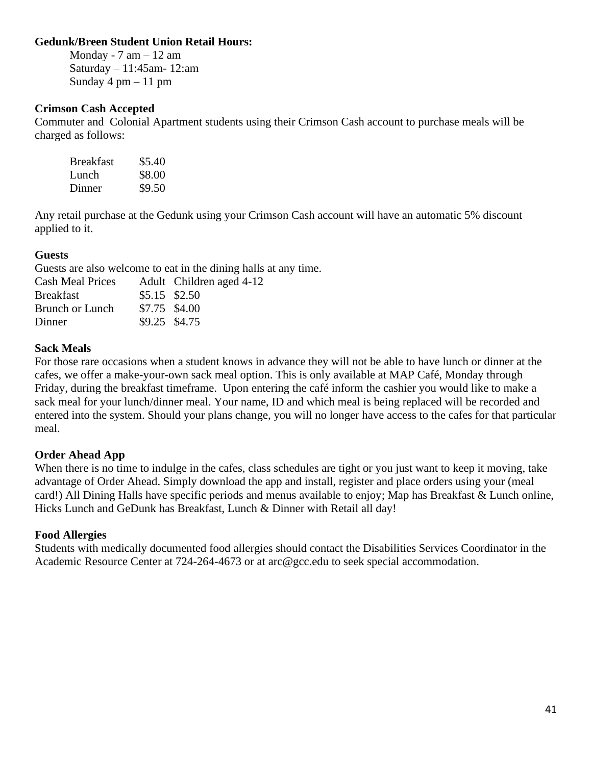**Gedunk/Breen Student Union Retail Hours:**

Monday - 7 am – 12 am
Saturday – 11:45am- 12:am
Sunday 4 pm – 11 pm

**Crimson Cash Accepted**

Commuter and Colonial Apartment students using their Crimson Cash account to purchase meals will be charged as follows:

| | |
|---|---|
| Breakfast | $5.40 |
| Lunch | $8.00 |
| Dinner | $9.50 |

Any retail purchase at the Gedunk using your Crimson Cash account will have an automatic 5% discount applied to it.

**Guests**

Guests are also welcome to eat in the dining halls at any time.

| Cash Meal Prices | Adult | Children aged 4-12 |
|---|---|---|
| Breakfast | $5.15 | $2.50 |
| Brunch or Lunch | $7.75 | $4.00 |
| Dinner | $9.25 | $4.75 |

**Sack Meals**

For those rare occasions when a student knows in advance they will not be able to have lunch or dinner at the cafes, we offer a make-your-own sack meal option. This is only available at MAP Café, Monday through Friday, during the breakfast timeframe. Upon entering the café inform the cashier you would like to make a sack meal for your lunch/dinner meal. Your name, ID and which meal is being replaced will be recorded and entered into the system. Should your plans change, you will no longer have access to the cafes for that particular meal.

**Order Ahead App**

When there is no time to indulge in the cafes, class schedules are tight or you just want to keep it moving, take advantage of Order Ahead. Simply download the app and install, register and place orders using your (meal card!) All Dining Halls have specific periods and menus available to enjoy; Map has Breakfast & Lunch online, Hicks Lunch and GeDunk has Breakfast, Lunch & Dinner with Retail all day!

**Food Allergies**

Students with medically documented food allergies should contact the Disabilities Services Coordinator in the Academic Resource Center at 724-264-4673 or at arc@gcc.edu to seek special accommodation.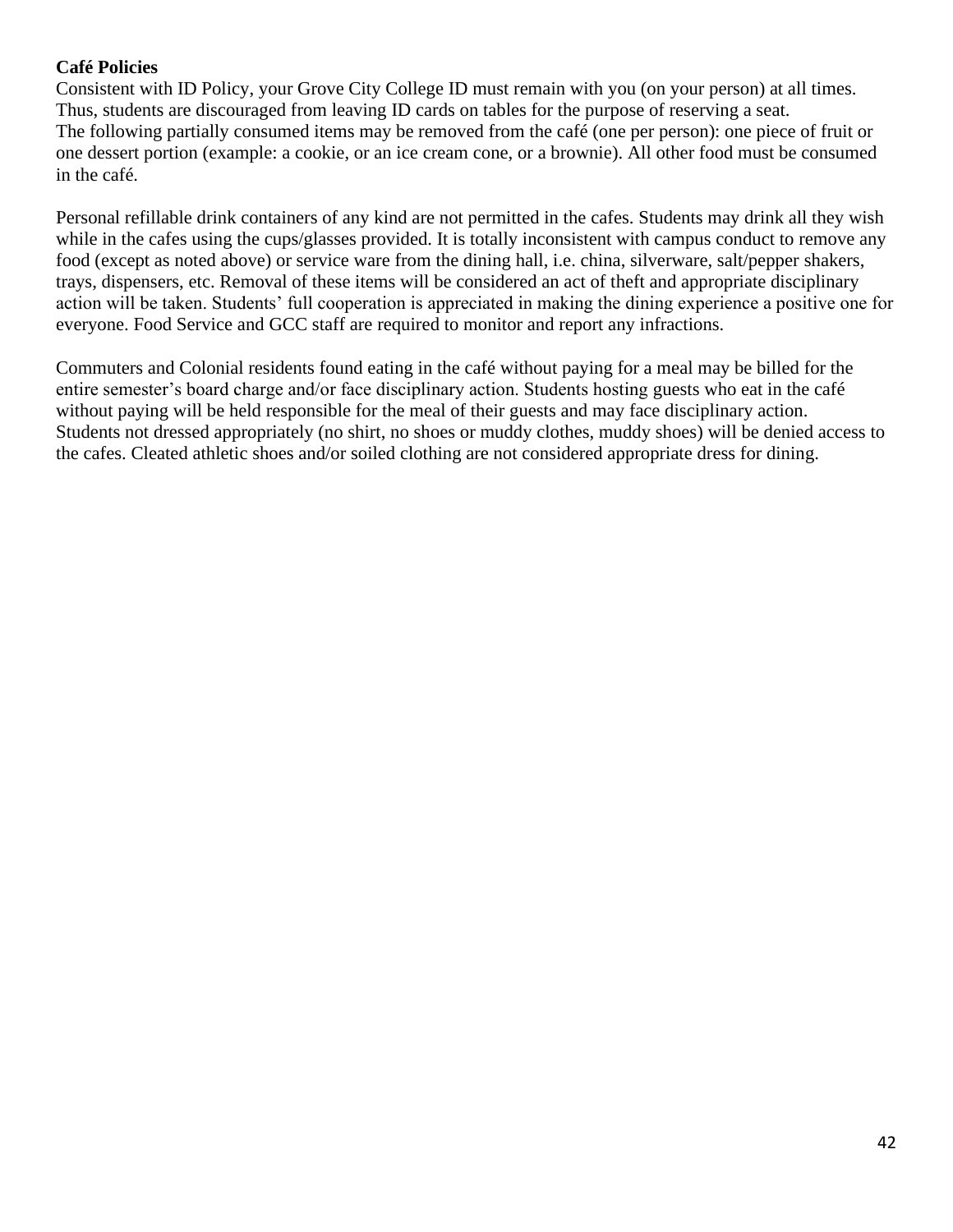**Café Policies**

Consistent with ID Policy, your Grove City College ID must remain with you (on your person) at all times. Thus, students are discouraged from leaving ID cards on tables for the purpose of reserving a seat.
The following partially consumed items may be removed from the café (one per person): one piece of fruit or one dessert portion (example: a cookie, or an ice cream cone, or a brownie). All other food must be consumed in the café.

Personal refillable drink containers of any kind are not permitted in the cafes. Students may drink all they wish while in the cafes using the cups/glasses provided. It is totally inconsistent with campus conduct to remove any food (except as noted above) or service ware from the dining hall, i.e. china, silverware, salt/pepper shakers, trays, dispensers, etc. Removal of these items will be considered an act of theft and appropriate disciplinary action will be taken. Students' full cooperation is appreciated in making the dining experience a positive one for everyone. Food Service and GCC staff are required to monitor and report any infractions.

Commuters and Colonial residents found eating in the café without paying for a meal may be billed for the entire semester's board charge and/or face disciplinary action. Students hosting guests who eat in the café without paying will be held responsible for the meal of their guests and may face disciplinary action.
Students not dressed appropriately (no shirt, no shoes or muddy clothes, muddy shoes) will be denied access to the cafes. Cleated athletic shoes and/or soiled clothing are not considered appropriate dress for dining.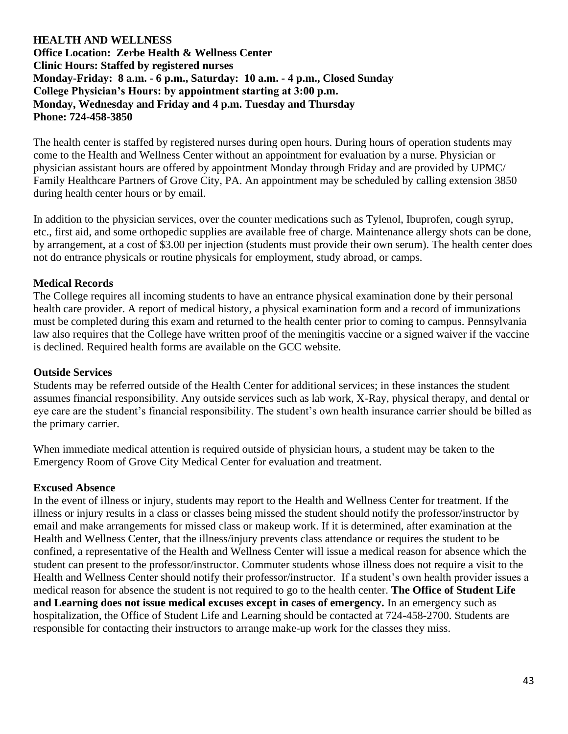## HEALTH AND WELLNESS

**Office Location: Zerbe Health & Wellness Center**
**Clinic Hours: Staffed by registered nurses**
**Monday-Friday: 8 a.m. - 6 p.m., Saturday: 10 a.m. - 4 p.m., Closed Sunday**
**College Physician's Hours: by appointment starting at 3:00 p.m.**
**Monday, Wednesday and Friday and 4 p.m. Tuesday and Thursday**
**Phone: 724-458-3850**

The health center is staffed by registered nurses during open hours. During hours of operation students may come to the Health and Wellness Center without an appointment for evaluation by a nurse. Physician or physician assistant hours are offered by appointment Monday through Friday and are provided by UPMC/ Family Healthcare Partners of Grove City, PA. An appointment may be scheduled by calling extension 3850 during health center hours or by email.

In addition to the physician services, over the counter medications such as Tylenol, Ibuprofen, cough syrup, etc., first aid, and some orthopedic supplies are available free of charge. Maintenance allergy shots can be done, by arrangement, at a cost of $3.00 per injection (students must provide their own serum). The health center does not do entrance physicals or routine physicals for employment, study abroad, or camps.

### Medical Records

The College requires all incoming students to have an entrance physical examination done by their personal health care provider. A report of medical history, a physical examination form and a record of immunizations must be completed during this exam and returned to the health center prior to coming to campus. Pennsylvania law also requires that the College have written proof of the meningitis vaccine or a signed waiver if the vaccine is declined. Required health forms are available on the GCC website.

### Outside Services

Students may be referred outside of the Health Center for additional services; in these instances the student assumes financial responsibility. Any outside services such as lab work, X-Ray, physical therapy, and dental or eye care are the student's financial responsibility. The student's own health insurance carrier should be billed as the primary carrier.

When immediate medical attention is required outside of physician hours, a student may be taken to the Emergency Room of Grove City Medical Center for evaluation and treatment.

### Excused Absence

In the event of illness or injury, students may report to the Health and Wellness Center for treatment. If the illness or injury results in a class or classes being missed the student should notify the professor/instructor by email and make arrangements for missed class or makeup work. If it is determined, after examination at the Health and Wellness Center, that the illness/injury prevents class attendance or requires the student to be confined, a representative of the Health and Wellness Center will issue a medical reason for absence which the student can present to the professor/instructor. Commuter students whose illness does not require a visit to the Health and Wellness Center should notify their professor/instructor. If a student's own health provider issues a medical reason for absence the student is not required to go to the health center. **The Office of Student Life and Learning does not issue medical excuses except in cases of emergency.** In an emergency such as hospitalization, the Office of Student Life and Learning should be contacted at 724-458-2700. Students are responsible for contacting their instructors to arrange make-up work for the classes they miss.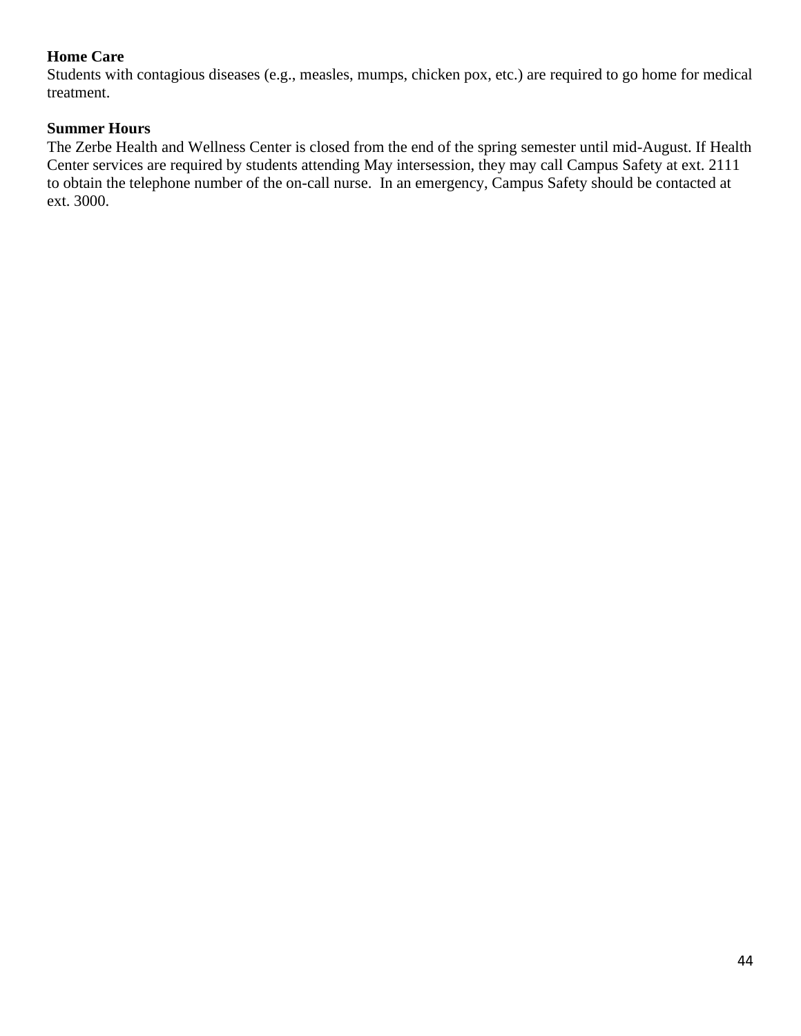**Home Care**

Students with contagious diseases (e.g., measles, mumps, chicken pox, etc.) are required to go home for medical treatment.

**Summer Hours**

The Zerbe Health and Wellness Center is closed from the end of the spring semester until mid-August. If Health Center services are required by students attending May intersession, they may call Campus Safety at ext. 2111 to obtain the telephone number of the on-call nurse. In an emergency, Campus Safety should be contacted at ext. 3000.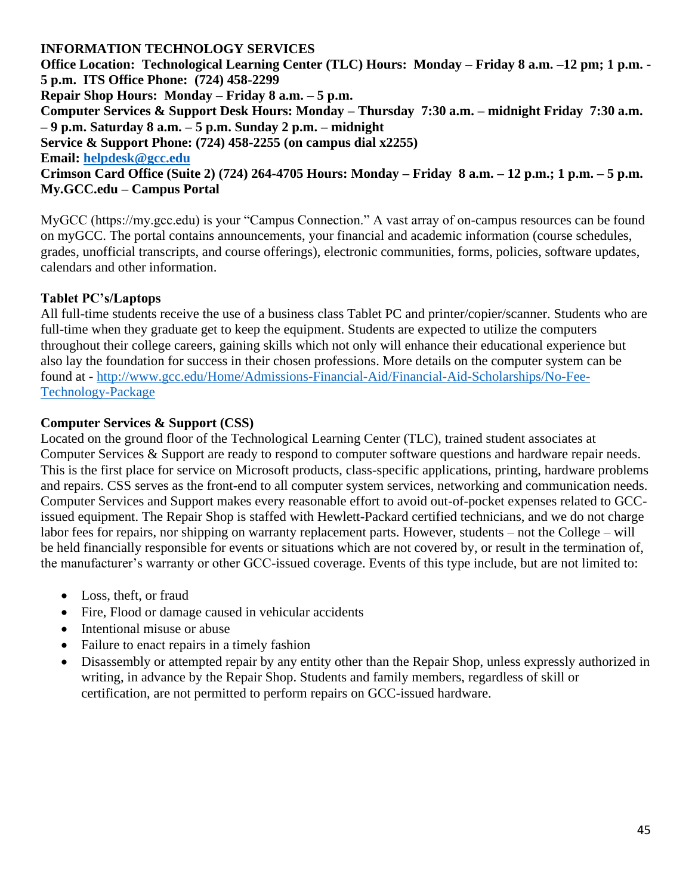**INFORMATION TECHNOLOGY SERVICES**

**Office Location: Technological Learning Center (TLC) Hours: Monday – Friday 8 a.m. –12 pm; 1 p.m. - 5 p.m. ITS Office Phone: (724) 458-2299**

**Repair Shop Hours: Monday – Friday 8 a.m. – 5 p.m.**

**Computer Services & Support Desk Hours: Monday – Thursday 7:30 a.m. – midnight Friday 7:30 a.m. – 9 p.m. Saturday 8 a.m. – 5 p.m. Sunday 2 p.m. – midnight**

**Service & Support Phone: (724) 458-2255 (on campus dial x2255)**

**Email: [helpdesk@gcc.edu](mailto:helpdesk@gcc.edu)**

**Crimson Card Office (Suite 2) (724) 264-4705 Hours: Monday – Friday 8 a.m. – 12 p.m.; 1 p.m. – 5 p.m.**

**My.GCC.edu – Campus Portal**

MyGCC (https://my.gcc.edu) is your "Campus Connection." A vast array of on-campus resources can be found on myGCC. The portal contains announcements, your financial and academic information (course schedules, grades, unofficial transcripts, and course offerings), electronic communities, forms, policies, software updates, calendars and other information.

**Tablet PC's/Laptops**

All full-time students receive the use of a business class Tablet PC and printer/copier/scanner. Students who are full-time when they graduate get to keep the equipment. Students are expected to utilize the computers throughout their college careers, gaining skills which not only will enhance their educational experience but also lay the foundation for success in their chosen professions. More details on the computer system can be found at - [http://www.gcc.edu/Home/Admissions-Financial-Aid/Financial-Aid-Scholarships/No-Fee-Technology-Package](http://www.gcc.edu/Home/Admissions-Financial-Aid/Financial-Aid-Scholarships/No-Fee-Technology-Package)

**Computer Services & Support (CSS)**

Located on the ground floor of the Technological Learning Center (TLC), trained student associates at Computer Services & Support are ready to respond to computer software questions and hardware repair needs. This is the first place for service on Microsoft products, class-specific applications, printing, hardware problems and repairs. CSS serves as the front-end to all computer system services, networking and communication needs. Computer Services and Support makes every reasonable effort to avoid out-of-pocket expenses related to GCC-issued equipment. The Repair Shop is staffed with Hewlett-Packard certified technicians, and we do not charge labor fees for repairs, nor shipping on warranty replacement parts. However, students – not the College – will be held financially responsible for events or situations which are not covered by, or result in the termination of, the manufacturer's warranty or other GCC-issued coverage. Events of this type include, but are not limited to:

- Loss, theft, or fraud
- Fire, Flood or damage caused in vehicular accidents
- Intentional misuse or abuse
- Failure to enact repairs in a timely fashion
- Disassembly or attempted repair by any entity other than the Repair Shop, unless expressly authorized in writing, in advance by the Repair Shop. Students and family members, regardless of skill or certification, are not permitted to perform repairs on GCC-issued hardware.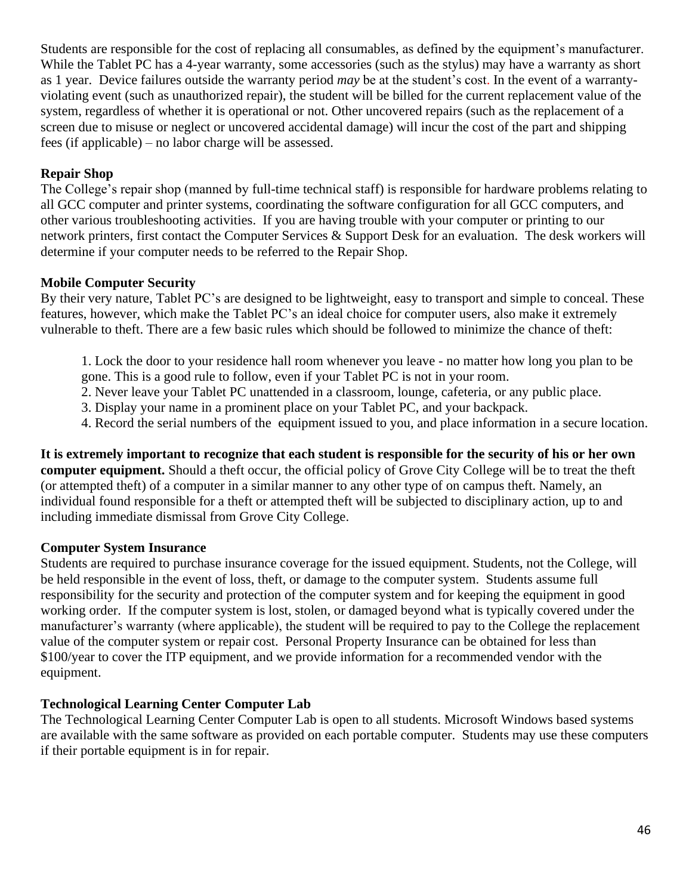Students are responsible for the cost of replacing all consumables, as defined by the equipment's manufacturer. While the Tablet PC has a 4-year warranty, some accessories (such as the stylus) may have a warranty as short as 1 year. Device failures outside the warranty period *may* be at the student's cost. In the event of a warranty-violating event (such as unauthorized repair), the student will be billed for the current replacement value of the system, regardless of whether it is operational or not. Other uncovered repairs (such as the replacement of a screen due to misuse or neglect or uncovered accidental damage) will incur the cost of the part and shipping fees (if applicable) – no labor charge will be assessed.

**Repair Shop**

The College's repair shop (manned by full-time technical staff) is responsible for hardware problems relating to all GCC computer and printer systems, coordinating the software configuration for all GCC computers, and other various troubleshooting activities. If you are having trouble with your computer or printing to our network printers, first contact the Computer Services & Support Desk for an evaluation. The desk workers will determine if your computer needs to be referred to the Repair Shop.

**Mobile Computer Security**

By their very nature, Tablet PC's are designed to be lightweight, easy to transport and simple to conceal. These features, however, which make the Tablet PC's an ideal choice for computer users, also make it extremely vulnerable to theft. There are a few basic rules which should be followed to minimize the chance of theft:

1. Lock the door to your residence hall room whenever you leave - no matter how long you plan to be gone. This is a good rule to follow, even if your Tablet PC is not in your room.
2. Never leave your Tablet PC unattended in a classroom, lounge, cafeteria, or any public place.
3. Display your name in a prominent place on your Tablet PC, and your backpack.
4. Record the serial numbers of the equipment issued to you, and place information in a secure location.

**It is extremely important to recognize that each student is responsible for the security of his or her own computer equipment.** Should a theft occur, the official policy of Grove City College will be to treat the theft (or attempted theft) of a computer in a similar manner to any other type of on campus theft. Namely, an individual found responsible for a theft or attempted theft will be subjected to disciplinary action, up to and including immediate dismissal from Grove City College.

**Computer System Insurance**

Students are required to purchase insurance coverage for the issued equipment. Students, not the College, will be held responsible in the event of loss, theft, or damage to the computer system. Students assume full responsibility for the security and protection of the computer system and for keeping the equipment in good working order. If the computer system is lost, stolen, or damaged beyond what is typically covered under the manufacturer's warranty (where applicable), the student will be required to pay to the College the replacement value of the computer system or repair cost. Personal Property Insurance can be obtained for less than $100/year to cover the ITP equipment, and we provide information for a recommended vendor with the equipment.

**Technological Learning Center Computer Lab**

The Technological Learning Center Computer Lab is open to all students. Microsoft Windows based systems are available with the same software as provided on each portable computer. Students may use these computers if their portable equipment is in for repair.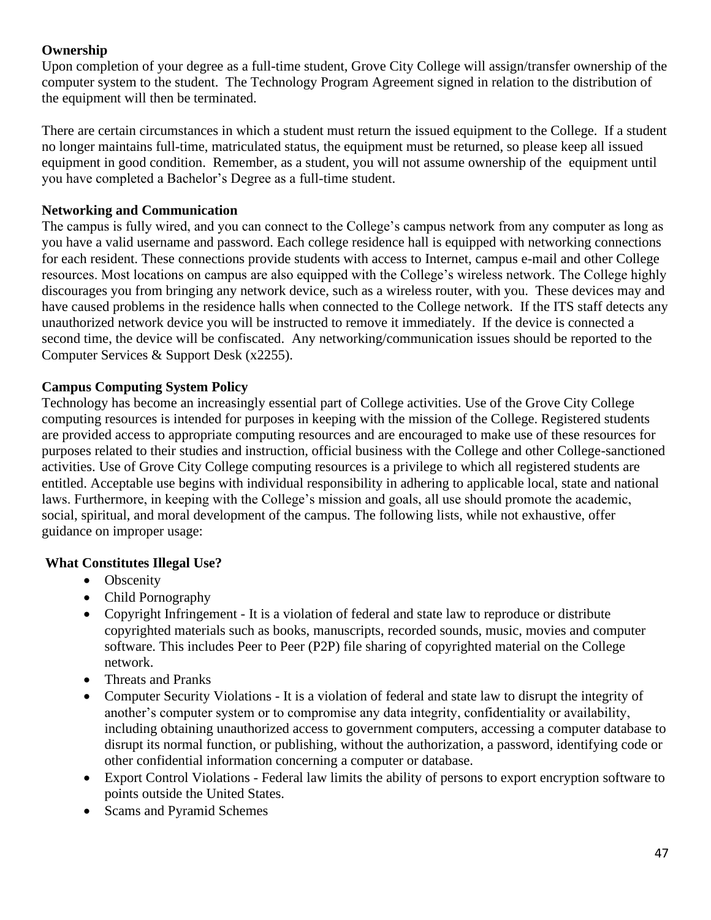**Ownership**

Upon completion of your degree as a full-time student, Grove City College will assign/transfer ownership of the computer system to the student. The Technology Program Agreement signed in relation to the distribution of the equipment will then be terminated.

There are certain circumstances in which a student must return the issued equipment to the College. If a student no longer maintains full-time, matriculated status, the equipment must be returned, so please keep all issued equipment in good condition. Remember, as a student, you will not assume ownership of the equipment until you have completed a Bachelor's Degree as a full-time student.

**Networking and Communication**

The campus is fully wired, and you can connect to the College's campus network from any computer as long as you have a valid username and password. Each college residence hall is equipped with networking connections for each resident. These connections provide students with access to Internet, campus e-mail and other College resources. Most locations on campus are also equipped with the College's wireless network. The College highly discourages you from bringing any network device, such as a wireless router, with you. These devices may and have caused problems in the residence halls when connected to the College network. If the ITS staff detects any unauthorized network device you will be instructed to remove it immediately. If the device is connected a second time, the device will be confiscated. Any networking/communication issues should be reported to the Computer Services & Support Desk (x2255).

**Campus Computing System Policy**

Technology has become an increasingly essential part of College activities. Use of the Grove City College computing resources is intended for purposes in keeping with the mission of the College. Registered students are provided access to appropriate computing resources and are encouraged to make use of these resources for purposes related to their studies and instruction, official business with the College and other College-sanctioned activities. Use of Grove City College computing resources is a privilege to which all registered students are entitled. Acceptable use begins with individual responsibility in adhering to applicable local, state and national laws. Furthermore, in keeping with the College's mission and goals, all use should promote the academic, social, spiritual, and moral development of the campus. The following lists, while not exhaustive, offer guidance on improper usage:

**What Constitutes Illegal Use?**

- Obscenity
- Child Pornography
- Copyright Infringement - It is a violation of federal and state law to reproduce or distribute copyrighted materials such as books, manuscripts, recorded sounds, music, movies and computer software. This includes Peer to Peer (P2P) file sharing of copyrighted material on the College network.
- Threats and Pranks
- Computer Security Violations - It is a violation of federal and state law to disrupt the integrity of another's computer system or to compromise any data integrity, confidentiality or availability, including obtaining unauthorized access to government computers, accessing a computer database to disrupt its normal function, or publishing, without the authorization, a password, identifying code or other confidential information concerning a computer or database.
- Export Control Violations - Federal law limits the ability of persons to export encryption software to points outside the United States.
- Scams and Pyramid Schemes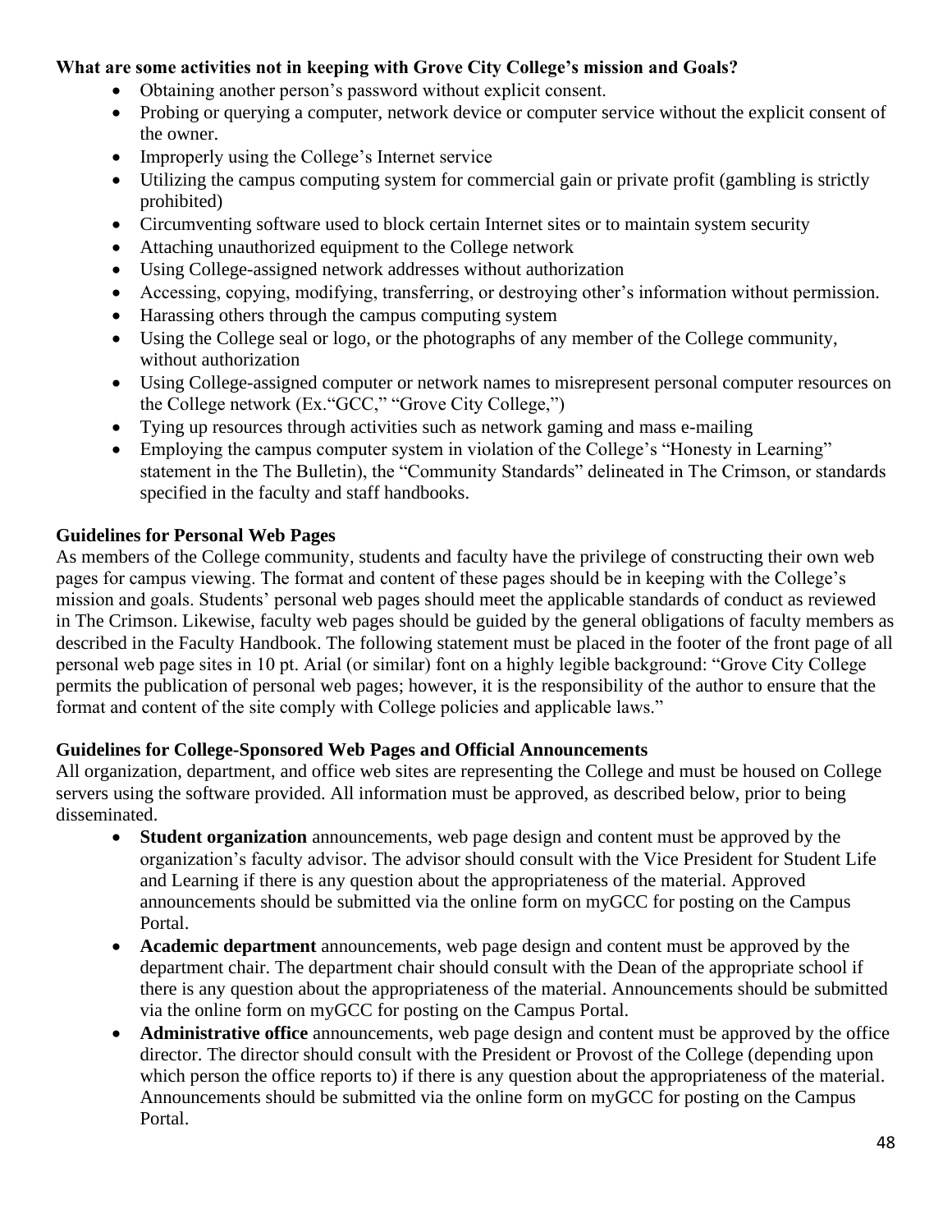**What are some activities not in keeping with Grove City College's mission and Goals?**

- Obtaining another person's password without explicit consent.
- Probing or querying a computer, network device or computer service without the explicit consent of the owner.
- Improperly using the College's Internet service
- Utilizing the campus computing system for commercial gain or private profit (gambling is strictly prohibited)
- Circumventing software used to block certain Internet sites or to maintain system security
- Attaching unauthorized equipment to the College network
- Using College-assigned network addresses without authorization
- Accessing, copying, modifying, transferring, or destroying other's information without permission.
- Harassing others through the campus computing system
- Using the College seal or logo, or the photographs of any member of the College community, without authorization
- Using College-assigned computer or network names to misrepresent personal computer resources on the College network (Ex."GCC," "Grove City College,")
- Tying up resources through activities such as network gaming and mass e-mailing
- Employing the campus computer system in violation of the College's "Honesty in Learning" statement in the The Bulletin), the "Community Standards" delineated in The Crimson, or standards specified in the faculty and staff handbooks.

**Guidelines for Personal Web Pages**

As members of the College community, students and faculty have the privilege of constructing their own web pages for campus viewing. The format and content of these pages should be in keeping with the College's mission and goals. Students' personal web pages should meet the applicable standards of conduct as reviewed in The Crimson. Likewise, faculty web pages should be guided by the general obligations of faculty members as described in the Faculty Handbook. The following statement must be placed in the footer of the front page of all personal web page sites in 10 pt. Arial (or similar) font on a highly legible background: "Grove City College permits the publication of personal web pages; however, it is the responsibility of the author to ensure that the format and content of the site comply with College policies and applicable laws."

**Guidelines for College-Sponsored Web Pages and Official Announcements**

All organization, department, and office web sites are representing the College and must be housed on College servers using the software provided. All information must be approved, as described below, prior to being disseminated.

- **Student organization** announcements, web page design and content must be approved by the organization's faculty advisor. The advisor should consult with the Vice President for Student Life and Learning if there is any question about the appropriateness of the material. Approved announcements should be submitted via the online form on myGCC for posting on the Campus Portal.
- **Academic department** announcements, web page design and content must be approved by the department chair. The department chair should consult with the Dean of the appropriate school if there is any question about the appropriateness of the material. Announcements should be submitted via the online form on myGCC for posting on the Campus Portal.
- **Administrative office** announcements, web page design and content must be approved by the office director. The director should consult with the President or Provost of the College (depending upon which person the office reports to) if there is any question about the appropriateness of the material. Announcements should be submitted via the online form on myGCC for posting on the Campus Portal.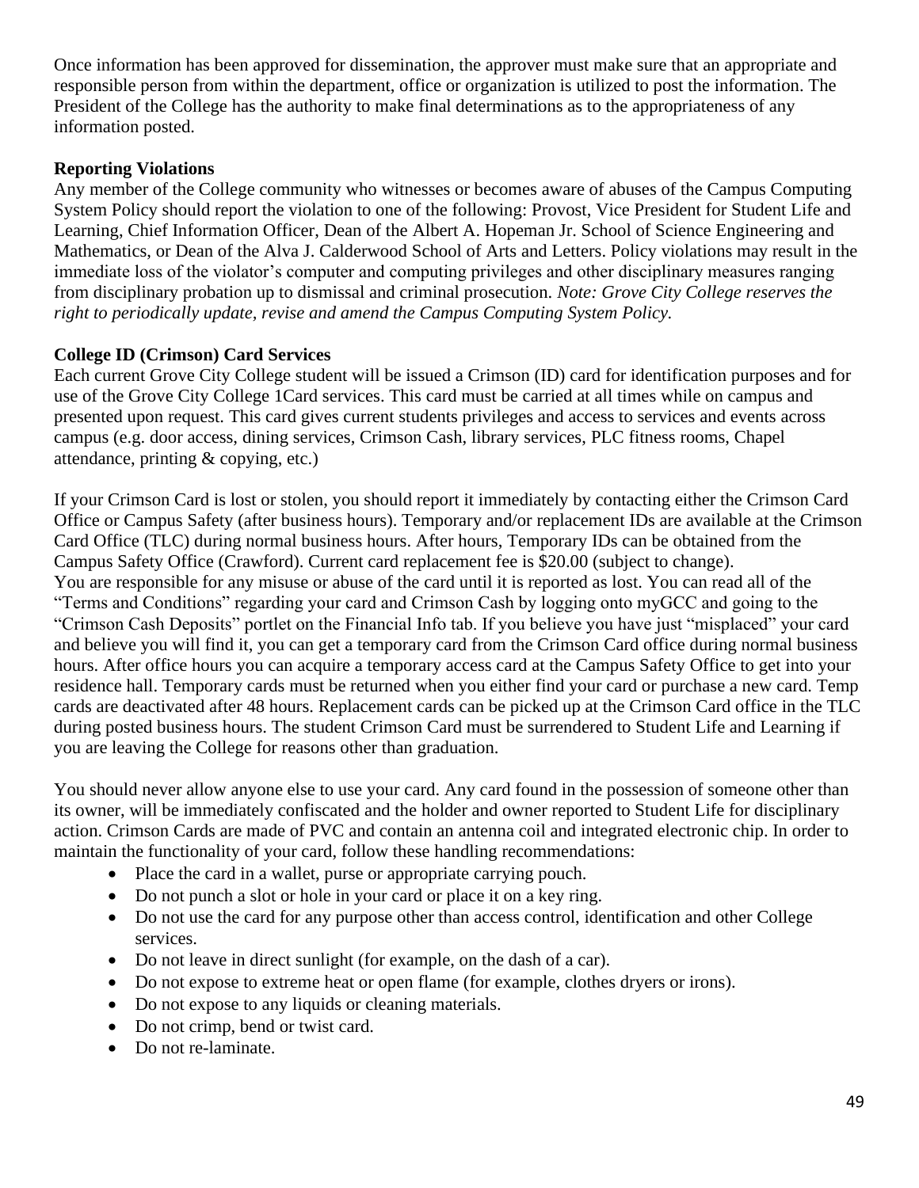Once information has been approved for dissemination, the approver must make sure that an appropriate and responsible person from within the department, office or organization is utilized to post the information. The President of the College has the authority to make final determinations as to the appropriateness of any information posted.

**Reporting Violations**

Any member of the College community who witnesses or becomes aware of abuses of the Campus Computing System Policy should report the violation to one of the following: Provost, Vice President for Student Life and Learning, Chief Information Officer, Dean of the Albert A. Hopeman Jr. School of Science Engineering and Mathematics, or Dean of the Alva J. Calderwood School of Arts and Letters. Policy violations may result in the immediate loss of the violator's computer and computing privileges and other disciplinary measures ranging from disciplinary probation up to dismissal and criminal prosecution. *Note: Grove City College reserves the right to periodically update, revise and amend the Campus Computing System Policy.*

**College ID (Crimson) Card Services**

Each current Grove City College student will be issued a Crimson (ID) card for identification purposes and for use of the Grove City College 1Card services. This card must be carried at all times while on campus and presented upon request. This card gives current students privileges and access to services and events across campus (e.g. door access, dining services, Crimson Cash, library services, PLC fitness rooms, Chapel attendance, printing & copying, etc.)

If your Crimson Card is lost or stolen, you should report it immediately by contacting either the Crimson Card Office or Campus Safety (after business hours). Temporary and/or replacement IDs are available at the Crimson Card Office (TLC) during normal business hours. After hours, Temporary IDs can be obtained from the Campus Safety Office (Crawford). Current card replacement fee is $20.00 (subject to change).
You are responsible for any misuse or abuse of the card until it is reported as lost. You can read all of the "Terms and Conditions" regarding your card and Crimson Cash by logging onto myGCC and going to the "Crimson Cash Deposits" portlet on the Financial Info tab. If you believe you have just "misplaced" your card and believe you will find it, you can get a temporary card from the Crimson Card office during normal business hours. After office hours you can acquire a temporary access card at the Campus Safety Office to get into your residence hall. Temporary cards must be returned when you either find your card or purchase a new card. Temp cards are deactivated after 48 hours. Replacement cards can be picked up at the Crimson Card office in the TLC during posted business hours. The student Crimson Card must be surrendered to Student Life and Learning if you are leaving the College for reasons other than graduation.

You should never allow anyone else to use your card. Any card found in the possession of someone other than its owner, will be immediately confiscated and the holder and owner reported to Student Life for disciplinary action. Crimson Cards are made of PVC and contain an antenna coil and integrated electronic chip. In order to maintain the functionality of your card, follow these handling recommendations:

- Place the card in a wallet, purse or appropriate carrying pouch.
- Do not punch a slot or hole in your card or place it on a key ring.
- Do not use the card for any purpose other than access control, identification and other College services.
- Do not leave in direct sunlight (for example, on the dash of a car).
- Do not expose to extreme heat or open flame (for example, clothes dryers or irons).
- Do not expose to any liquids or cleaning materials.
- Do not crimp, bend or twist card.
- Do not re-laminate.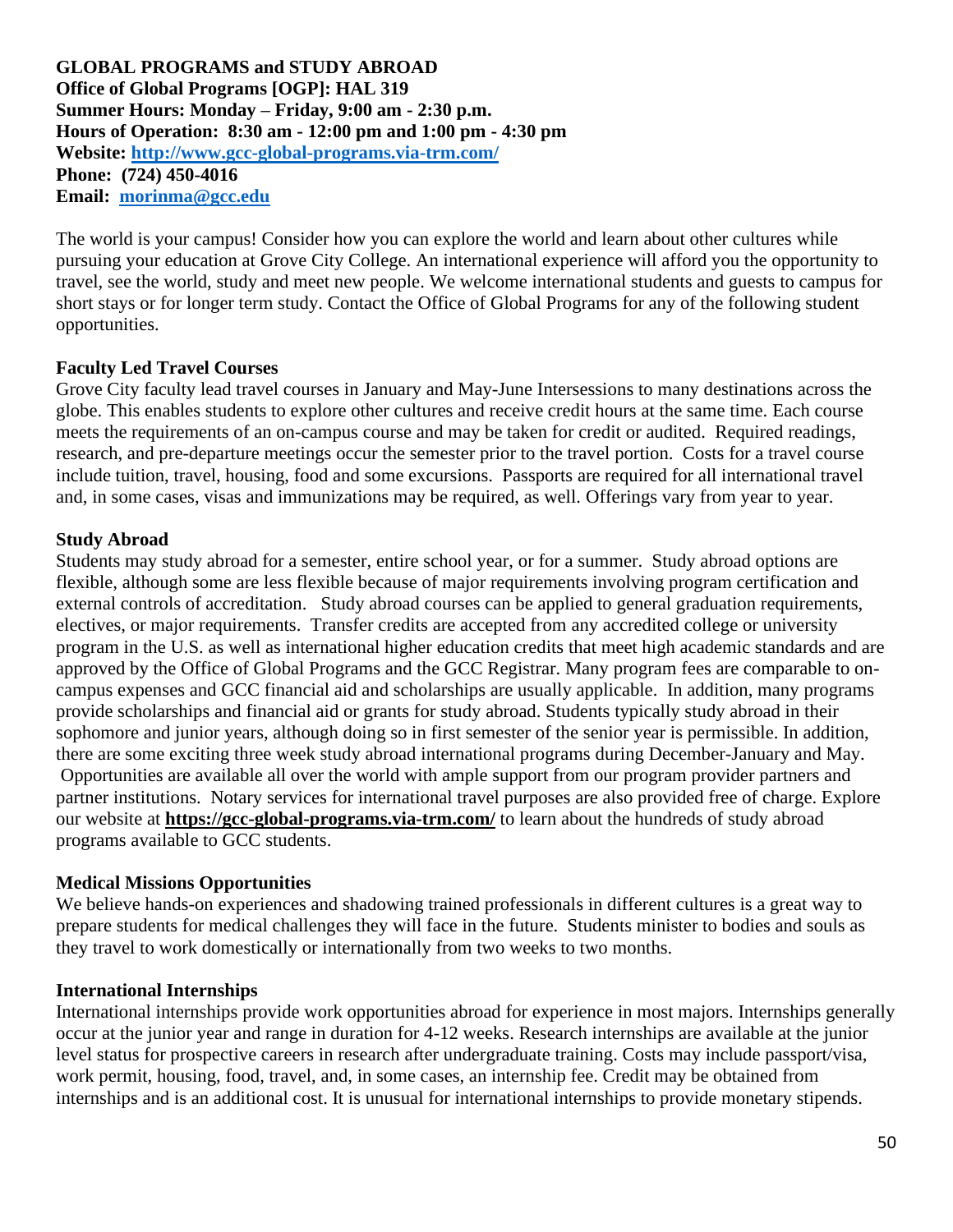**GLOBAL PROGRAMS and STUDY ABROAD**
**Office of Global Programs [OGP]: HAL 319**
**Summer Hours: Monday – Friday, 9:00 am - 2:30 p.m.**
**Hours of Operation: 8:30 am - 12:00 pm and 1:00 pm - 4:30 pm**
**Website: [http://www.gcc-global-programs.via-trm.com/](http://www.gcc-global-programs.via-trm.com/)**
**Phone: (724) 450-4016**
**Email: [morinma@gcc.edu](mailto:morinma@gcc.edu)**

The world is your campus! Consider how you can explore the world and learn about other cultures while pursuing your education at Grove City College. An international experience will afford you the opportunity to travel, see the world, study and meet new people. We welcome international students and guests to campus for short stays or for longer term study. Contact the Office of Global Programs for any of the following student opportunities.

**Faculty Led Travel Courses**

Grove City faculty lead travel courses in January and May-June Intersessions to many destinations across the globe. This enables students to explore other cultures and receive credit hours at the same time. Each course meets the requirements of an on-campus course and may be taken for credit or audited. Required readings, research, and pre-departure meetings occur the semester prior to the travel portion. Costs for a travel course include tuition, travel, housing, food and some excursions. Passports are required for all international travel and, in some cases, visas and immunizations may be required, as well. Offerings vary from year to year.

**Study Abroad**

Students may study abroad for a semester, entire school year, or for a summer. Study abroad options are flexible, although some are less flexible because of major requirements involving program certification and external controls of accreditation. Study abroad courses can be applied to general graduation requirements, electives, or major requirements. Transfer credits are accepted from any accredited college or university program in the U.S. as well as international higher education credits that meet high academic standards and are approved by the Office of Global Programs and the GCC Registrar. Many program fees are comparable to on-campus expenses and GCC financial aid and scholarships are usually applicable. In addition, many programs provide scholarships and financial aid or grants for study abroad. Students typically study abroad in their sophomore and junior years, although doing so in first semester of the senior year is permissible. In addition, there are some exciting three week study abroad international programs during December-January and May. Opportunities are available all over the world with ample support from our program provider partners and partner institutions. Notary services for international travel purposes are also provided free of charge. Explore our website at **[https://gcc-global-programs.via-trm.com/](https://gcc-global-programs.via-trm.com/)** to learn about the hundreds of study abroad programs available to GCC students.

**Medical Missions Opportunities**

We believe hands-on experiences and shadowing trained professionals in different cultures is a great way to prepare students for medical challenges they will face in the future. Students minister to bodies and souls as they travel to work domestically or internationally from two weeks to two months.

**International Internships**

International internships provide work opportunities abroad for experience in most majors. Internships generally occur at the junior year and range in duration for 4-12 weeks. Research internships are available at the junior level status for prospective careers in research after undergraduate training. Costs may include passport/visa, work permit, housing, food, travel, and, in some cases, an internship fee. Credit may be obtained from internships and is an additional cost. It is unusual for international internships to provide monetary stipends.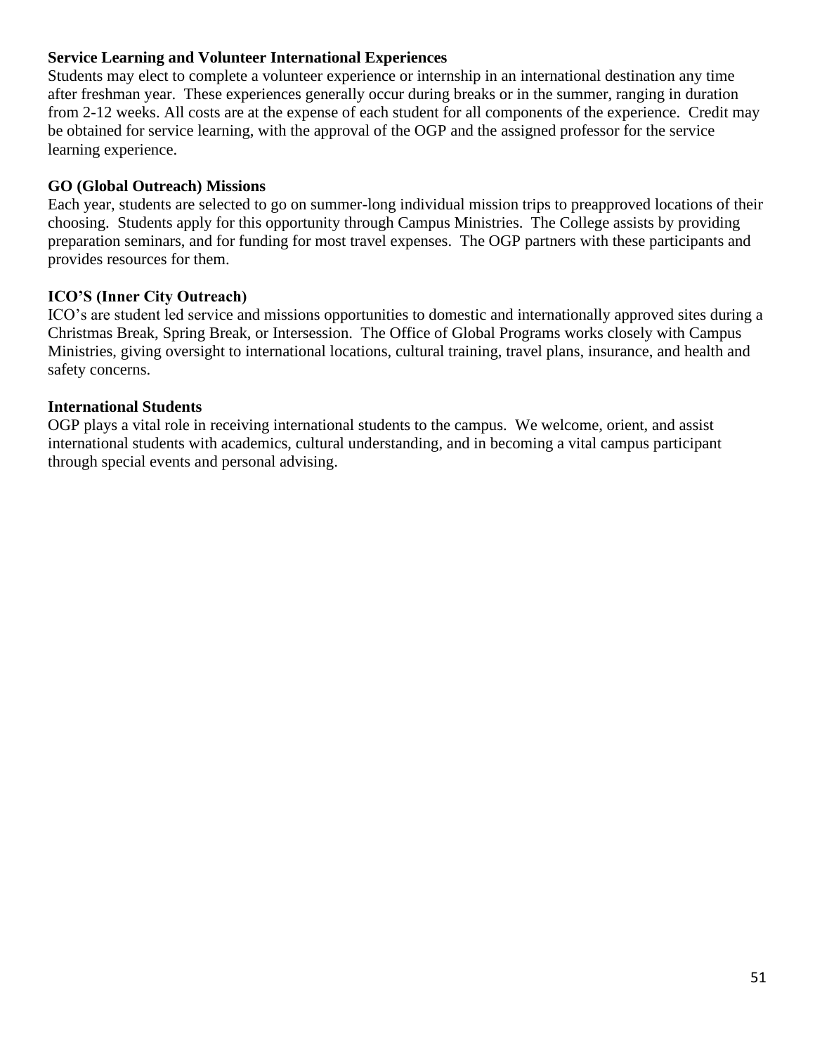**Service Learning and Volunteer International Experiences**

Students may elect to complete a volunteer experience or internship in an international destination any time after freshman year. These experiences generally occur during breaks or in the summer, ranging in duration from 2-12 weeks. All costs are at the expense of each student for all components of the experience. Credit may be obtained for service learning, with the approval of the OGP and the assigned professor for the service learning experience.

**GO (Global Outreach) Missions**

Each year, students are selected to go on summer-long individual mission trips to preapproved locations of their choosing. Students apply for this opportunity through Campus Ministries. The College assists by providing preparation seminars, and for funding for most travel expenses. The OGP partners with these participants and provides resources for them.

**ICO'S (Inner City Outreach)**

ICO's are student led service and missions opportunities to domestic and internationally approved sites during a Christmas Break, Spring Break, or Intersession. The Office of Global Programs works closely with Campus Ministries, giving oversight to international locations, cultural training, travel plans, insurance, and health and safety concerns.

**International Students**

OGP plays a vital role in receiving international students to the campus. We welcome, orient, and assist international students with academics, cultural understanding, and in becoming a vital campus participant through special events and personal advising.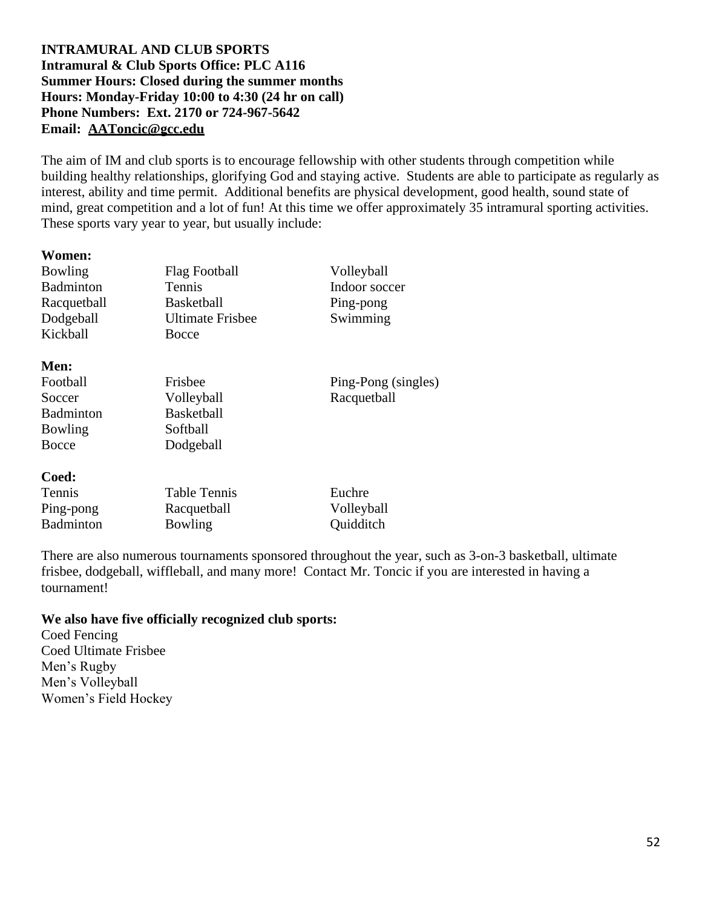**INTRAMURAL AND CLUB SPORTS**
**Intramural & Club Sports Office: PLC A116**
**Summer Hours: Closed during the summer months**
**Hours: Monday-Friday 10:00 to 4:30 (24 hr on call)**
**Phone Numbers: Ext. 2170 or 724-967-5642**
**Email: AAToncic@gcc.edu**

The aim of IM and club sports is to encourage fellowship with other students through competition while building healthy relationships, glorifying God and staying active. Students are able to participate as regularly as interest, ability and time permit. Additional benefits are physical development, good health, sound state of mind, great competition and a lot of fun! At this time we offer approximately 35 intramural sporting activities. These sports vary year to year, but usually include:

**Women:**

| | | |
|---|---|---|
| Bowling | Flag Football | Volleyball |
| Badminton | Tennis | Indoor soccer |
| Racquetball | Basketball | Ping-pong |
| Dodgeball | Ultimate Frisbee | Swimming |
| Kickball | Bocce | |

**Men:**

| | | |
|---|---|---|
| Football | Frisbee | Ping-Pong (singles) |
| Soccer | Volleyball | Racquetball |
| Badminton | Basketball | |
| Bowling | Softball | |
| Bocce | Dodgeball | |

**Coed:**

| | | |
|---|---|---|
| Tennis | Table Tennis | Euchre |
| Ping-pong | Racquetball | Volleyball |
| Badminton | Bowling | Quidditch |

There are also numerous tournaments sponsored throughout the year, such as 3-on-3 basketball, ultimate frisbee, dodgeball, wiffleball, and many more! Contact Mr. Toncic if you are interested in having a tournament!

**We also have five officially recognized club sports:**

Coed Fencing
Coed Ultimate Frisbee
Men's Rugby
Men's Volleyball
Women's Field Hockey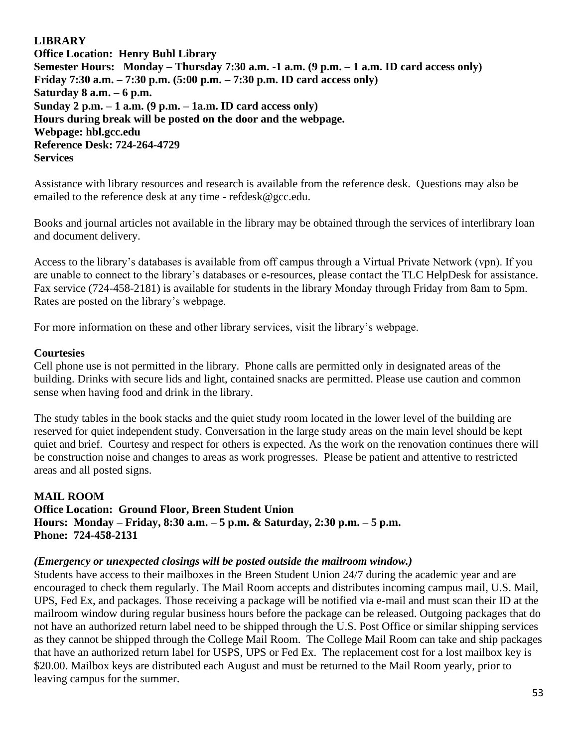## LIBRARY

**Office Location: Henry Buhl Library**
**Semester Hours: Monday – Thursday 7:30 a.m. -1 a.m. (9 p.m. – 1 a.m. ID card access only)**
**Friday 7:30 a.m. – 7:30 p.m. (5:00 p.m. – 7:30 p.m. ID card access only)**
**Saturday 8 a.m. – 6 p.m.**
**Sunday 2 p.m. – 1 a.m. (9 p.m. – 1a.m. ID card access only)**
**Hours during break will be posted on the door and the webpage.**
**Webpage: hbl.gcc.edu**
**Reference Desk: 724-264-4729**

### Services

Assistance with library resources and research is available from the reference desk. Questions may also be emailed to the reference desk at any time - refdesk@gcc.edu.

Books and journal articles not available in the library may be obtained through the services of interlibrary loan and document delivery.

Access to the library's databases is available from off campus through a Virtual Private Network (vpn). If you are unable to connect to the library's databases or e-resources, please contact the TLC HelpDesk for assistance. Fax service (724-458-2181) is available for students in the library Monday through Friday from 8am to 5pm. Rates are posted on the library's webpage.

For more information on these and other library services, visit the library's webpage.

### Courtesies

Cell phone use is not permitted in the library. Phone calls are permitted only in designated areas of the building. Drinks with secure lids and light, contained snacks are permitted. Please use caution and common sense when having food and drink in the library.

The study tables in the book stacks and the quiet study room located in the lower level of the building are reserved for quiet independent study. Conversation in the large study areas on the main level should be kept quiet and brief. Courtesy and respect for others is expected. As the work on the renovation continues there will be construction noise and changes to areas as work progresses. Please be patient and attentive to restricted areas and all posted signs.

## MAIL ROOM

**Office Location: Ground Floor, Breen Student Union**
**Hours: Monday – Friday, 8:30 a.m. – 5 p.m. & Saturday, 2:30 p.m. – 5 p.m.**
**Phone: 724-458-2131**

***(Emergency or unexpected closings will be posted outside the mailroom window.)***

Students have access to their mailboxes in the Breen Student Union 24/7 during the academic year and are encouraged to check them regularly. The Mail Room accepts and distributes incoming campus mail, U.S. Mail, UPS, Fed Ex, and packages. Those receiving a package will be notified via e-mail and must scan their ID at the mailroom window during regular business hours before the package can be released. Outgoing packages that do not have an authorized return label need to be shipped through the U.S. Post Office or similar shipping services as they cannot be shipped through the College Mail Room. The College Mail Room can take and ship packages that have an authorized return label for USPS, UPS or Fed Ex. The replacement cost for a lost mailbox key is $20.00. Mailbox keys are distributed each August and must be returned to the Mail Room yearly, prior to leaving campus for the summer.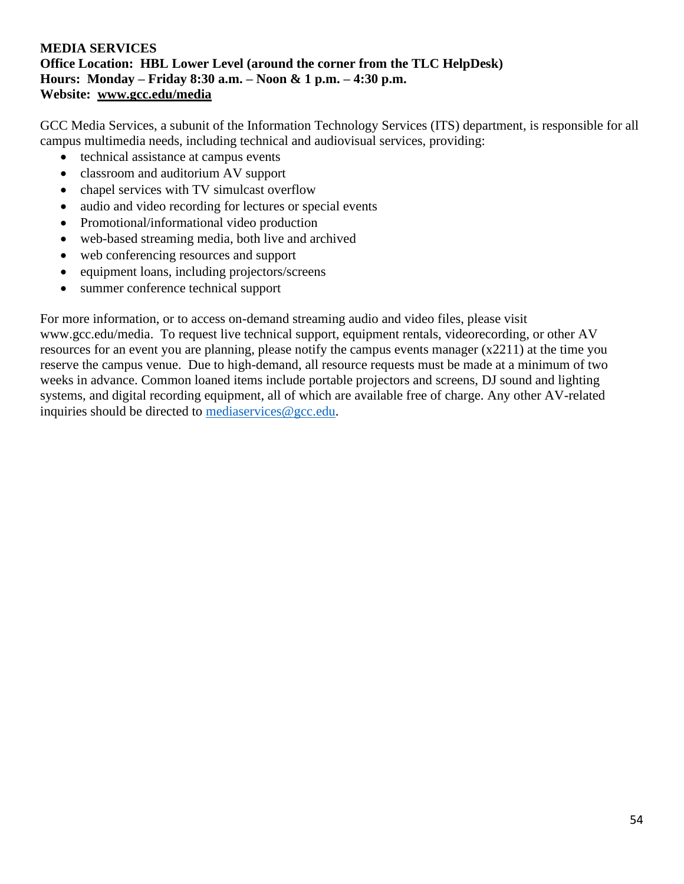## MEDIA SERVICES

**Office Location: HBL Lower Level (around the corner from the TLC HelpDesk)**
**Hours: Monday – Friday 8:30 a.m. – Noon & 1 p.m. – 4:30 p.m.**
**Website: www.gcc.edu/media**

GCC Media Services, a subunit of the Information Technology Services (ITS) department, is responsible for all campus multimedia needs, including technical and audiovisual services, providing:

- technical assistance at campus events
- classroom and auditorium AV support
- chapel services with TV simulcast overflow
- audio and video recording for lectures or special events
- Promotional/informational video production
- web-based streaming media, both live and archived
- web conferencing resources and support
- equipment loans, including projectors/screens
- summer conference technical support

For more information, or to access on-demand streaming audio and video files, please visit www.gcc.edu/media. To request live technical support, equipment rentals, videorecording, or other AV resources for an event you are planning, please notify the campus events manager (x2211) at the time you reserve the campus venue. Due to high-demand, all resource requests must be made at a minimum of two weeks in advance. Common loaned items include portable projectors and screens, DJ sound and lighting systems, and digital recording equipment, all of which are available free of charge. Any other AV-related inquiries should be directed to mediaservices@gcc.edu.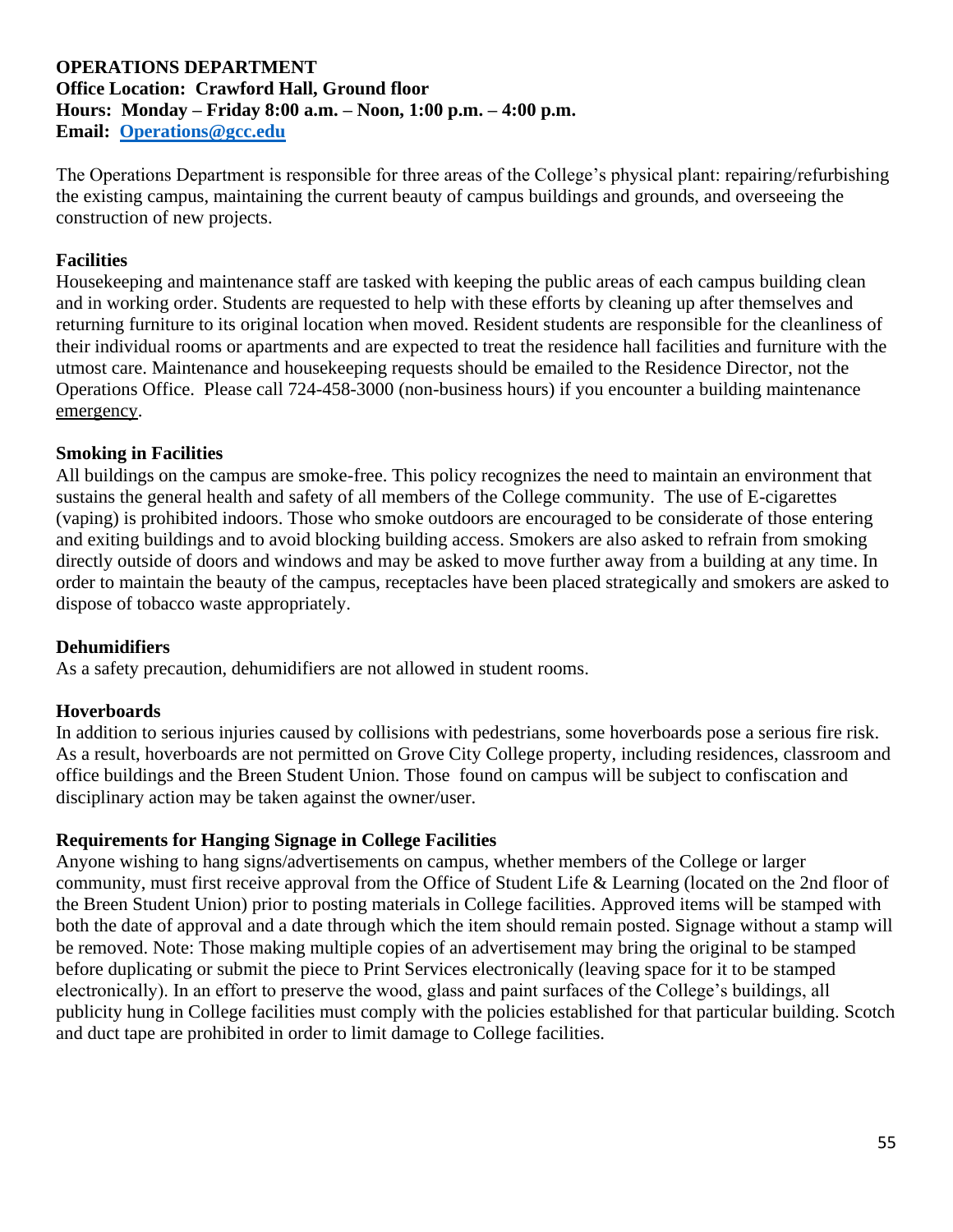**OPERATIONS DEPARTMENT**
**Office Location: Crawford Hall, Ground floor**
**Hours: Monday – Friday 8:00 a.m. – Noon, 1:00 p.m. – 4:00 p.m.**
**Email: [Operations@gcc.edu](mailto:Operations@gcc.edu)**

The Operations Department is responsible for three areas of the College's physical plant: repairing/refurbishing the existing campus, maintaining the current beauty of campus buildings and grounds, and overseeing the construction of new projects.

**Facilities**

Housekeeping and maintenance staff are tasked with keeping the public areas of each campus building clean and in working order. Students are requested to help with these efforts by cleaning up after themselves and returning furniture to its original location when moved. Resident students are responsible for the cleanliness of their individual rooms or apartments and are expected to treat the residence hall facilities and furniture with the utmost care. Maintenance and housekeeping requests should be emailed to the Residence Director, not the Operations Office. Please call 724-458-3000 (non-business hours) if you encounter a building maintenance emergency.

**Smoking in Facilities**

All buildings on the campus are smoke-free. This policy recognizes the need to maintain an environment that sustains the general health and safety of all members of the College community. The use of E-cigarettes (vaping) is prohibited indoors. Those who smoke outdoors are encouraged to be considerate of those entering and exiting buildings and to avoid blocking building access. Smokers are also asked to refrain from smoking directly outside of doors and windows and may be asked to move further away from a building at any time. In order to maintain the beauty of the campus, receptacles have been placed strategically and smokers are asked to dispose of tobacco waste appropriately.

**Dehumidifiers**

As a safety precaution, dehumidifiers are not allowed in student rooms.

**Hoverboards**

In addition to serious injuries caused by collisions with pedestrians, some hoverboards pose a serious fire risk. As a result, hoverboards are not permitted on Grove City College property, including residences, classroom and office buildings and the Breen Student Union. Those found on campus will be subject to confiscation and disciplinary action may be taken against the owner/user.

**Requirements for Hanging Signage in College Facilities**

Anyone wishing to hang signs/advertisements on campus, whether members of the College or larger community, must first receive approval from the Office of Student Life & Learning (located on the 2nd floor of the Breen Student Union) prior to posting materials in College facilities. Approved items will be stamped with both the date of approval and a date through which the item should remain posted. Signage without a stamp will be removed. Note: Those making multiple copies of an advertisement may bring the original to be stamped before duplicating or submit the piece to Print Services electronically (leaving space for it to be stamped electronically). In an effort to preserve the wood, glass and paint surfaces of the College's buildings, all publicity hung in College facilities must comply with the policies established for that particular building. Scotch and duct tape are prohibited in order to limit damage to College facilities.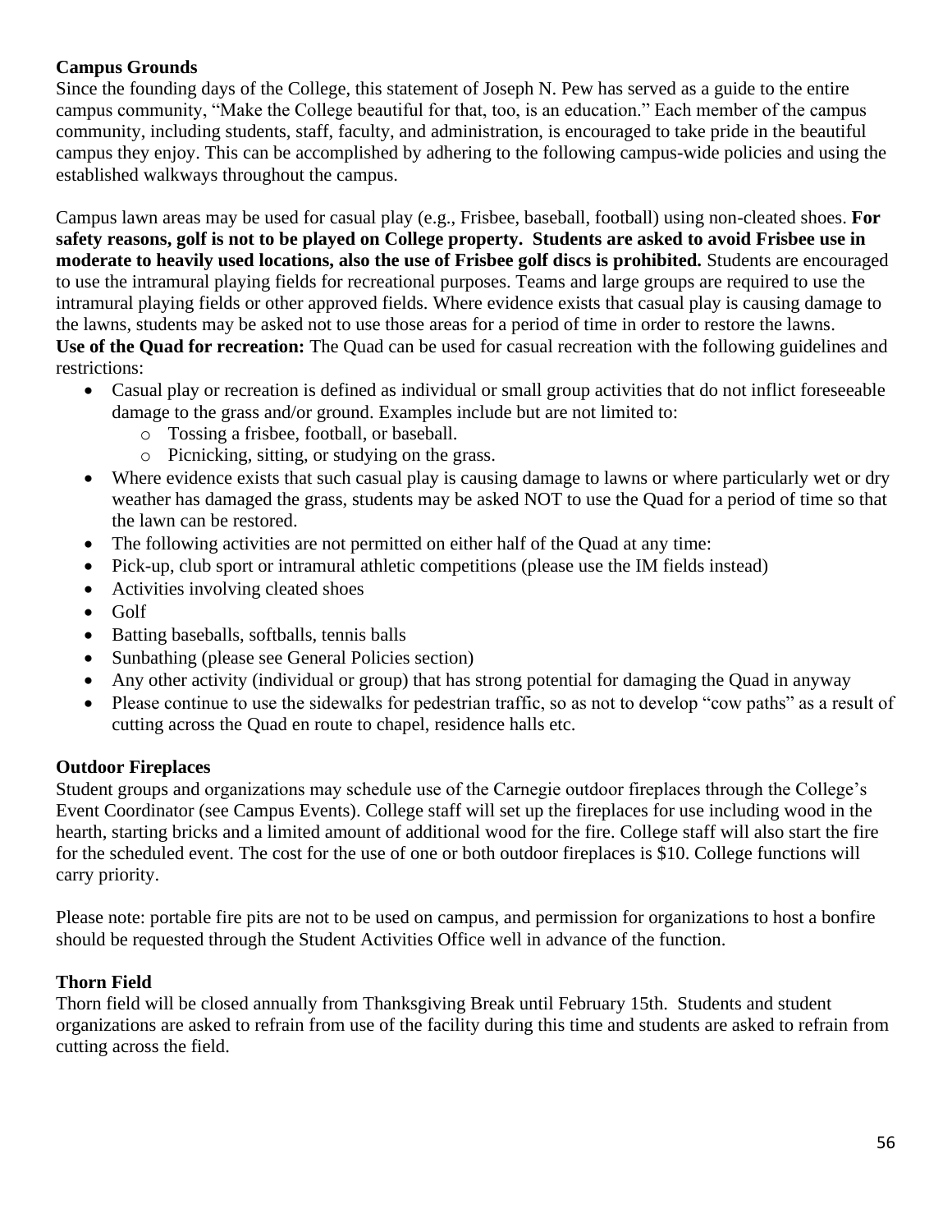**Campus Grounds**

Since the founding days of the College, this statement of Joseph N. Pew has served as a guide to the entire campus community, "Make the College beautiful for that, too, is an education." Each member of the campus community, including students, staff, faculty, and administration, is encouraged to take pride in the beautiful campus they enjoy. This can be accomplished by adhering to the following campus-wide policies and using the established walkways throughout the campus.

Campus lawn areas may be used for casual play (e.g., Frisbee, baseball, football) using non-cleated shoes. **For safety reasons, golf is not to be played on College property. Students are asked to avoid Frisbee use in moderate to heavily used locations, also the use of Frisbee golf discs is prohibited.** Students are encouraged to use the intramural playing fields for recreational purposes. Teams and large groups are required to use the intramural playing fields or other approved fields. Where evidence exists that casual play is causing damage to the lawns, students may be asked not to use those areas for a period of time in order to restore the lawns.

**Use of the Quad for recreation:** The Quad can be used for casual recreation with the following guidelines and restrictions:

- Casual play or recreation is defined as individual or small group activities that do not inflict foreseeable damage to the grass and/or ground. Examples include but are not limited to:
  - Tossing a frisbee, football, or baseball.
  - Picnicking, sitting, or studying on the grass.
- Where evidence exists that such casual play is causing damage to lawns or where particularly wet or dry weather has damaged the grass, students may be asked NOT to use the Quad for a period of time so that the lawn can be restored.
- The following activities are not permitted on either half of the Quad at any time:
- Pick-up, club sport or intramural athletic competitions (please use the IM fields instead)
- Activities involving cleated shoes
- Golf
- Batting baseballs, softballs, tennis balls
- Sunbathing (please see General Policies section)
- Any other activity (individual or group) that has strong potential for damaging the Quad in anyway
- Please continue to use the sidewalks for pedestrian traffic, so as not to develop "cow paths" as a result of cutting across the Quad en route to chapel, residence halls etc.

**Outdoor Fireplaces**

Student groups and organizations may schedule use of the Carnegie outdoor fireplaces through the College's Event Coordinator (see Campus Events). College staff will set up the fireplaces for use including wood in the hearth, starting bricks and a limited amount of additional wood for the fire. College staff will also start the fire for the scheduled event. The cost for the use of one or both outdoor fireplaces is $10. College functions will carry priority.

Please note: portable fire pits are not to be used on campus, and permission for organizations to host a bonfire should be requested through the Student Activities Office well in advance of the function.

**Thorn Field**

Thorn field will be closed annually from Thanksgiving Break until February 15th. Students and student organizations are asked to refrain from use of the facility during this time and students are asked to refrain from cutting across the field.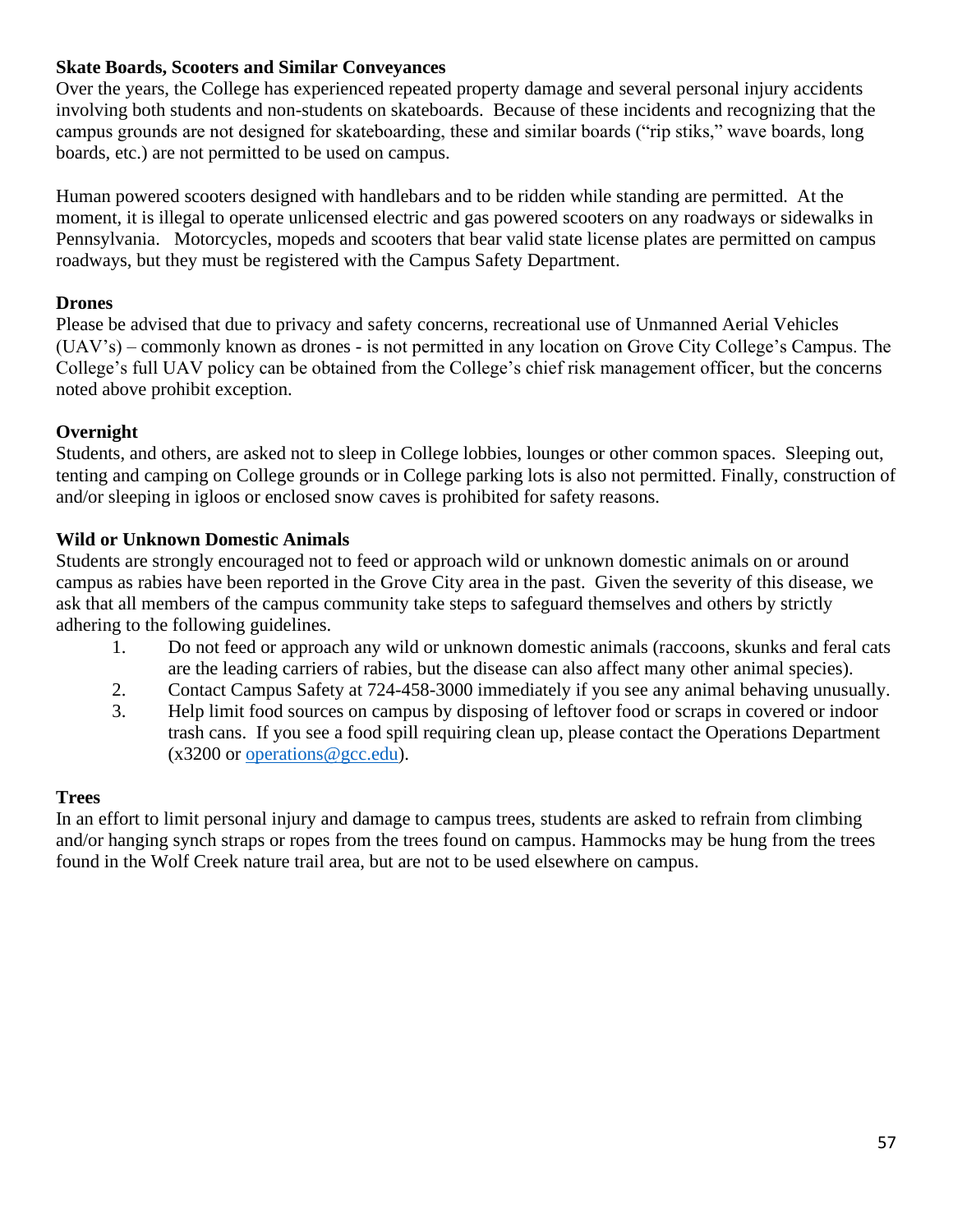**Skate Boards, Scooters and Similar Conveyances**

Over the years, the College has experienced repeated property damage and several personal injury accidents involving both students and non-students on skateboards. Because of these incidents and recognizing that the campus grounds are not designed for skateboarding, these and similar boards ("rip stiks," wave boards, long boards, etc.) are not permitted to be used on campus.

Human powered scooters designed with handlebars and to be ridden while standing are permitted. At the moment, it is illegal to operate unlicensed electric and gas powered scooters on any roadways or sidewalks in Pennsylvania. Motorcycles, mopeds and scooters that bear valid state license plates are permitted on campus roadways, but they must be registered with the Campus Safety Department.

**Drones**

Please be advised that due to privacy and safety concerns, recreational use of Unmanned Aerial Vehicles (UAV's) – commonly known as drones - is not permitted in any location on Grove City College's Campus. The College's full UAV policy can be obtained from the College's chief risk management officer, but the concerns noted above prohibit exception.

**Overnight**

Students, and others, are asked not to sleep in College lobbies, lounges or other common spaces. Sleeping out, tenting and camping on College grounds or in College parking lots is also not permitted. Finally, construction of and/or sleeping in igloos or enclosed snow caves is prohibited for safety reasons.

**Wild or Unknown Domestic Animals**

Students are strongly encouraged not to feed or approach wild or unknown domestic animals on or around campus as rabies have been reported in the Grove City area in the past. Given the severity of this disease, we ask that all members of the campus community take steps to safeguard themselves and others by strictly adhering to the following guidelines.

1. Do not feed or approach any wild or unknown domestic animals (raccoons, skunks and feral cats are the leading carriers of rabies, but the disease can also affect many other animal species).
2. Contact Campus Safety at 724-458-3000 immediately if you see any animal behaving unusually.
3. Help limit food sources on campus by disposing of leftover food or scraps in covered or indoor trash cans. If you see a food spill requiring clean up, please contact the Operations Department (x3200 or operations@gcc.edu).

**Trees**

In an effort to limit personal injury and damage to campus trees, students are asked to refrain from climbing and/or hanging synch straps or ropes from the trees found on campus. Hammocks may be hung from the trees found in the Wolf Creek nature trail area, but are not to be used elsewhere on campus.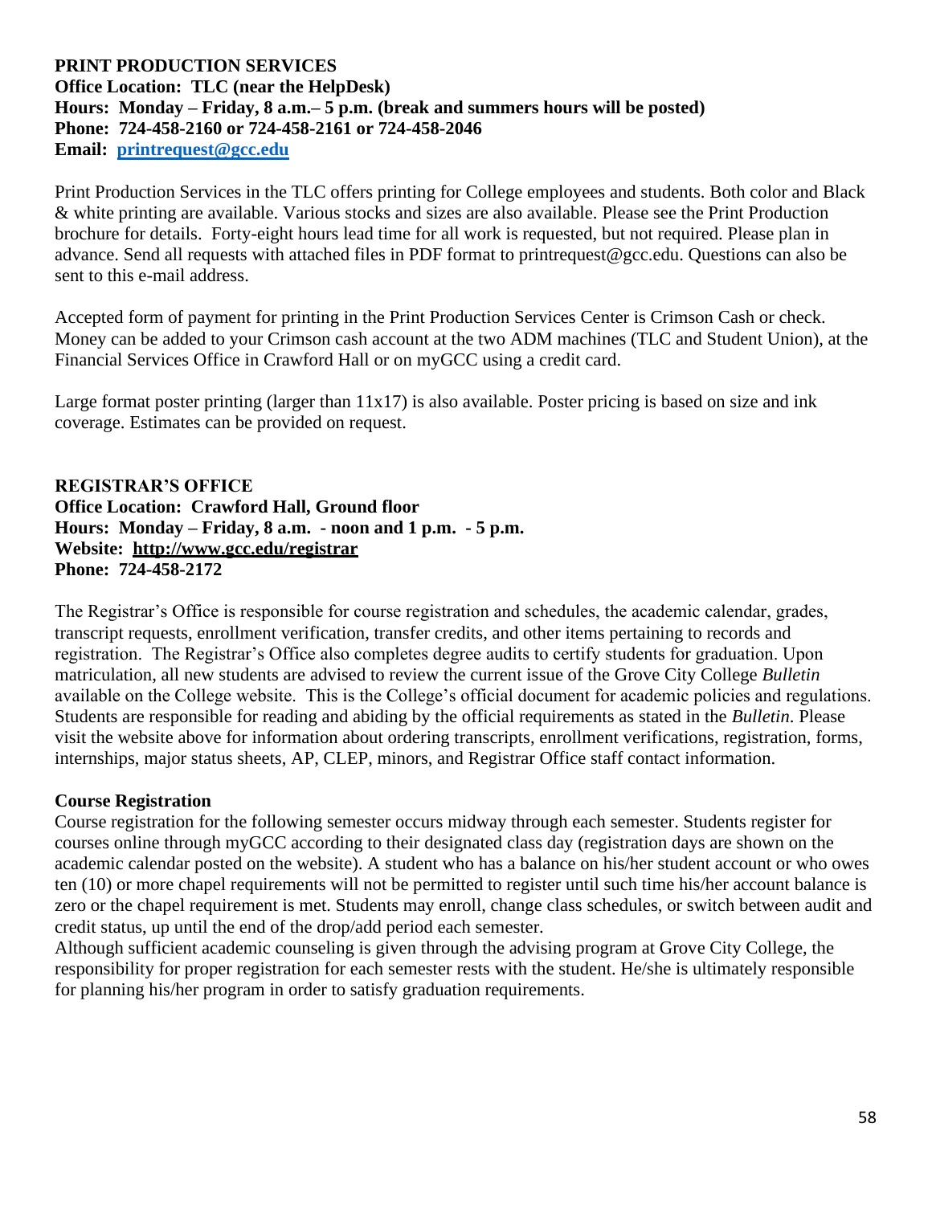**PRINT PRODUCTION SERVICES**
**Office Location: TLC (near the HelpDesk)**
**Hours: Monday – Friday, 8 a.m.– 5 p.m. (break and summers hours will be posted)**
**Phone: 724-458-2160 or 724-458-2161 or 724-458-2046**
**Email: [printrequest@gcc.edu](mailto:printrequest@gcc.edu)**

Print Production Services in the TLC offers printing for College employees and students. Both color and Black & white printing are available. Various stocks and sizes are also available. Please see the Print Production brochure for details. Forty-eight hours lead time for all work is requested, but not required. Please plan in advance. Send all requests with attached files in PDF format to printrequest@gcc.edu. Questions can also be sent to this e-mail address.

Accepted form of payment for printing in the Print Production Services Center is Crimson Cash or check. Money can be added to your Crimson cash account at the two ADM machines (TLC and Student Union), at the Financial Services Office in Crawford Hall or on myGCC using a credit card.

Large format poster printing (larger than 11x17) is also available. Poster pricing is based on size and ink coverage. Estimates can be provided on request.

**REGISTRAR'S OFFICE**
**Office Location: Crawford Hall, Ground floor**
**Hours: Monday – Friday, 8 a.m. - noon and 1 p.m. - 5 p.m.**
**Website: http://www.gcc.edu/registrar**
**Phone: 724-458-2172**

The Registrar's Office is responsible for course registration and schedules, the academic calendar, grades, transcript requests, enrollment verification, transfer credits, and other items pertaining to records and registration. The Registrar's Office also completes degree audits to certify students for graduation. Upon matriculation, all new students are advised to review the current issue of the Grove City College *Bulletin* available on the College website. This is the College's official document for academic policies and regulations. Students are responsible for reading and abiding by the official requirements as stated in the *Bulletin*. Please visit the website above for information about ordering transcripts, enrollment verifications, registration, forms, internships, major status sheets, AP, CLEP, minors, and Registrar Office staff contact information.

**Course Registration**

Course registration for the following semester occurs midway through each semester. Students register for courses online through myGCC according to their designated class day (registration days are shown on the academic calendar posted on the website). A student who has a balance on his/her student account or who owes ten (10) or more chapel requirements will not be permitted to register until such time his/her account balance is zero or the chapel requirement is met. Students may enroll, change class schedules, or switch between audit and credit status, up until the end of the drop/add period each semester.

Although sufficient academic counseling is given through the advising program at Grove City College, the responsibility for proper registration for each semester rests with the student. He/she is ultimately responsible for planning his/her program in order to satisfy graduation requirements.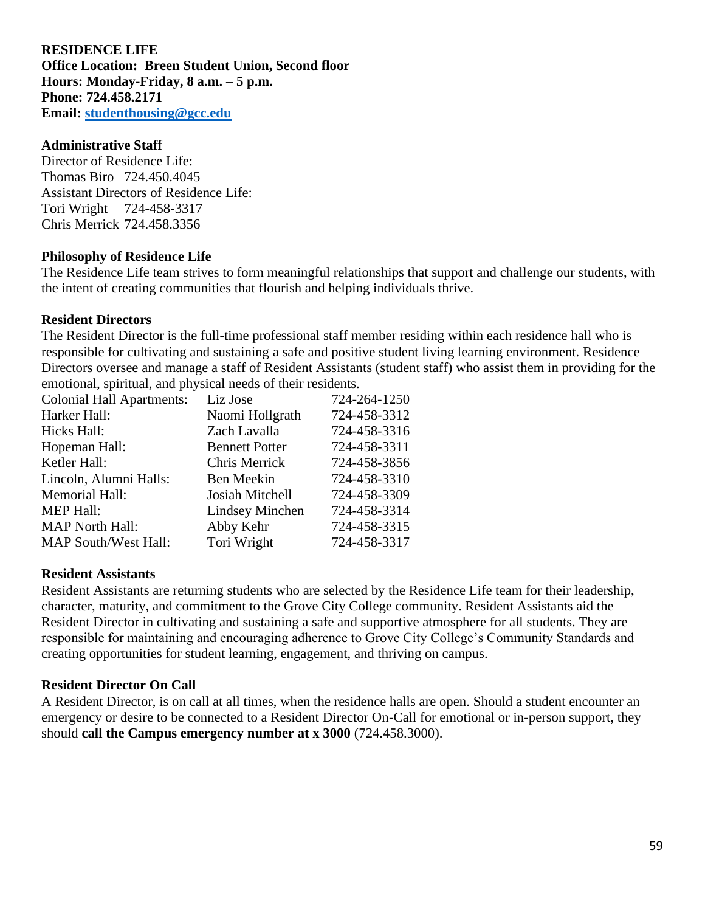**RESIDENCE LIFE**
**Office Location: Breen Student Union, Second floor**
**Hours: Monday-Friday, 8 a.m. – 5 p.m.**
**Phone: 724.458.2171**
**Email: [studenthousing@gcc.edu](mailto:studenthousing@gcc.edu)**

**Administrative Staff**
Director of Residence Life:
Thomas Biro 724.450.4045
Assistant Directors of Residence Life:
Tori Wright 724-458-3317
Chris Merrick 724.458.3356

**Philosophy of Residence Life**
The Residence Life team strives to form meaningful relationships that support and challenge our students, with the intent of creating communities that flourish and helping individuals thrive.

**Resident Directors**
The Resident Director is the full-time professional staff member residing within each residence hall who is responsible for cultivating and sustaining a safe and positive student living learning environment. Residence Directors oversee and manage a staff of Resident Assistants (student staff) who assist them in providing for the emotional, spiritual, and physical needs of their residents.

| | | |
|---|---|---|
| Colonial Hall Apartments: | Liz Jose | 724-264-1250 |
| Harker Hall: | Naomi Hollgrath | 724-458-3312 |
| Hicks Hall: | Zach Lavalla | 724-458-3316 |
| Hopeman Hall: | Bennett Potter | 724-458-3311 |
| Ketler Hall: | Chris Merrick | 724-458-3856 |
| Lincoln, Alumni Halls: | Ben Meekin | 724-458-3310 |
| Memorial Hall: | Josiah Mitchell | 724-458-3309 |
| MEP Hall: | Lindsey Minchen | 724-458-3314 |
| MAP North Hall: | Abby Kehr | 724-458-3315 |
| MAP South/West Hall: | Tori Wright | 724-458-3317 |

**Resident Assistants**
Resident Assistants are returning students who are selected by the Residence Life team for their leadership, character, maturity, and commitment to the Grove City College community. Resident Assistants aid the Resident Director in cultivating and sustaining a safe and supportive atmosphere for all students. They are responsible for maintaining and encouraging adherence to Grove City College's Community Standards and creating opportunities for student learning, engagement, and thriving on campus.

**Resident Director On Call**
A Resident Director, is on call at all times, when the residence halls are open. Should a student encounter an emergency or desire to be connected to a Resident Director On-Call for emotional or in-person support, they should **call the Campus emergency number at x 3000** (724.458.3000).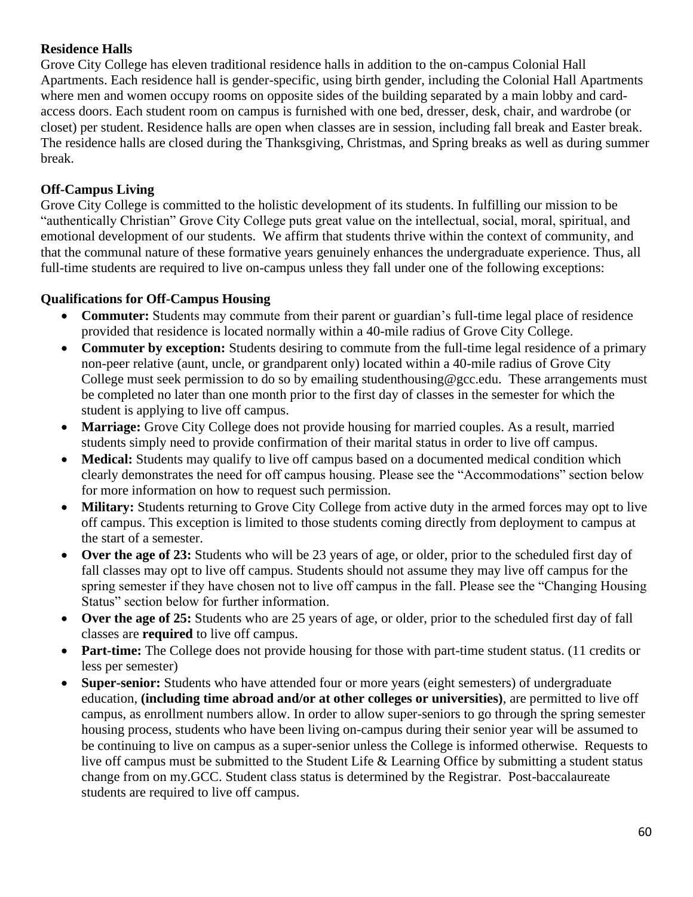**Residence Halls**

Grove City College has eleven traditional residence halls in addition to the on-campus Colonial Hall Apartments. Each residence hall is gender-specific, using birth gender, including the Colonial Hall Apartments where men and women occupy rooms on opposite sides of the building separated by a main lobby and card-access doors. Each student room on campus is furnished with one bed, dresser, desk, chair, and wardrobe (or closet) per student. Residence halls are open when classes are in session, including fall break and Easter break. The residence halls are closed during the Thanksgiving, Christmas, and Spring breaks as well as during summer break.

**Off-Campus Living**

Grove City College is committed to the holistic development of its students. In fulfilling our mission to be "authentically Christian" Grove City College puts great value on the intellectual, social, moral, spiritual, and emotional development of our students. We affirm that students thrive within the context of community, and that the communal nature of these formative years genuinely enhances the undergraduate experience. Thus, all full-time students are required to live on-campus unless they fall under one of the following exceptions:

**Qualifications for Off-Campus Housing**

- **Commuter:** Students may commute from their parent or guardian's full-time legal place of residence provided that residence is located normally within a 40-mile radius of Grove City College.
- **Commuter by exception:** Students desiring to commute from the full-time legal residence of a primary non-peer relative (aunt, uncle, or grandparent only) located within a 40-mile radius of Grove City College must seek permission to do so by emailing studenthousing@gcc.edu. These arrangements must be completed no later than one month prior to the first day of classes in the semester for which the student is applying to live off campus.
- **Marriage:** Grove City College does not provide housing for married couples. As a result, married students simply need to provide confirmation of their marital status in order to live off campus.
- **Medical:** Students may qualify to live off campus based on a documented medical condition which clearly demonstrates the need for off campus housing. Please see the "Accommodations" section below for more information on how to request such permission.
- **Military:** Students returning to Grove City College from active duty in the armed forces may opt to live off campus. This exception is limited to those students coming directly from deployment to campus at the start of a semester.
- **Over the age of 23:** Students who will be 23 years of age, or older, prior to the scheduled first day of fall classes may opt to live off campus. Students should not assume they may live off campus for the spring semester if they have chosen not to live off campus in the fall. Please see the "Changing Housing Status" section below for further information.
- **Over the age of 25:** Students who are 25 years of age, or older, prior to the scheduled first day of fall classes are **required** to live off campus.
- **Part-time:** The College does not provide housing for those with part-time student status. (11 credits or less per semester)
- **Super-senior:** Students who have attended four or more years (eight semesters) of undergraduate education, **(including time abroad and/or at other colleges or universities)**, are permitted to live off campus, as enrollment numbers allow. In order to allow super-seniors to go through the spring semester housing process, students who have been living on-campus during their senior year will be assumed to be continuing to live on campus as a super-senior unless the College is informed otherwise. Requests to live off campus must be submitted to the Student Life & Learning Office by submitting a student status change from on my.GCC. Student class status is determined by the Registrar. Post-baccalaureate students are required to live off campus.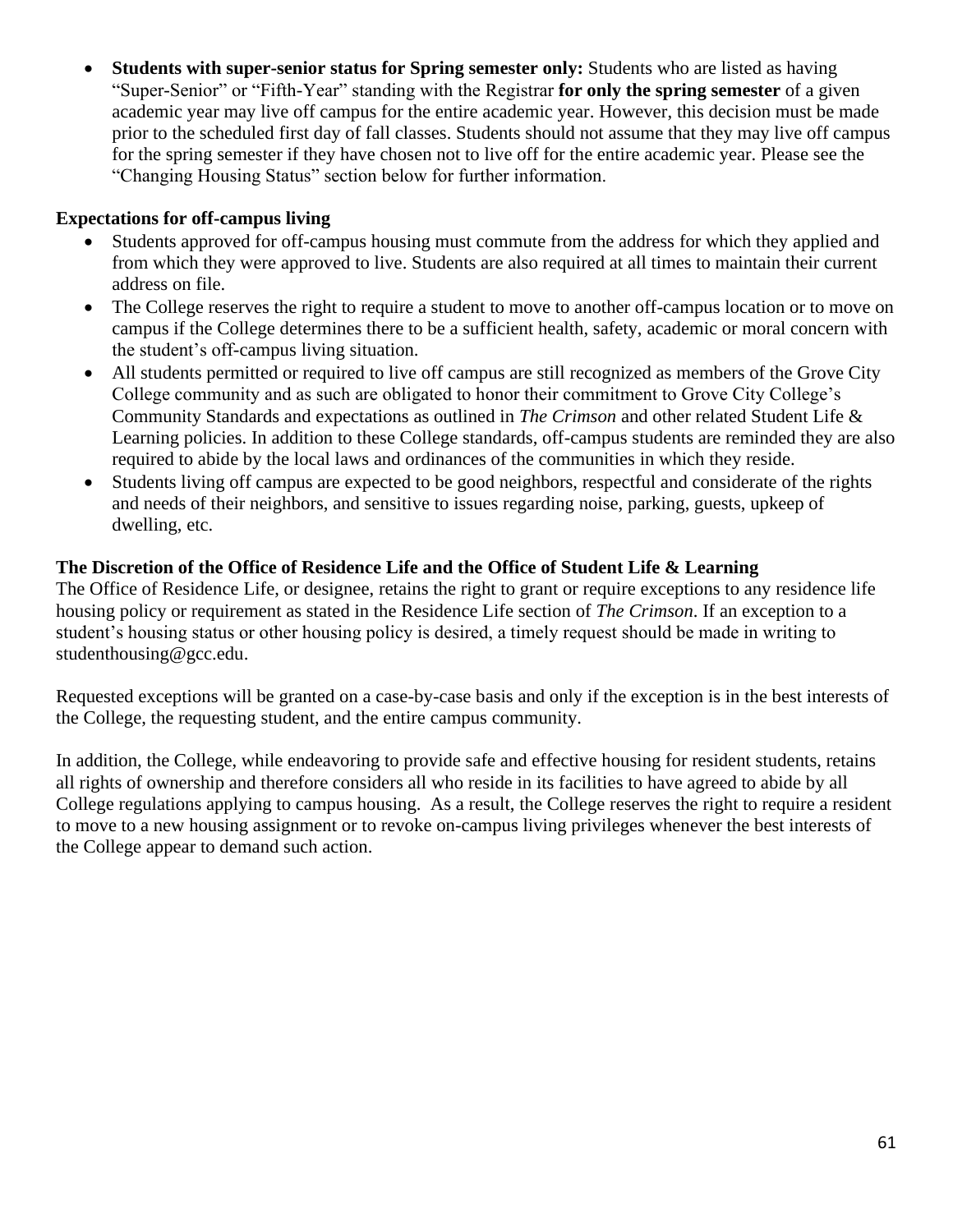- **Students with super-senior status for Spring semester only:** Students who are listed as having "Super-Senior" or "Fifth-Year" standing with the Registrar **for only the spring semester** of a given academic year may live off campus for the entire academic year. However, this decision must be made prior to the scheduled first day of fall classes. Students should not assume that they may live off campus for the spring semester if they have chosen not to live off for the entire academic year. Please see the "Changing Housing Status" section below for further information.

**Expectations for off-campus living**

- Students approved for off-campus housing must commute from the address for which they applied and from which they were approved to live. Students are also required at all times to maintain their current address on file.
- The College reserves the right to require a student to move to another off-campus location or to move on campus if the College determines there to be a sufficient health, safety, academic or moral concern with the student's off-campus living situation.
- All students permitted or required to live off campus are still recognized as members of the Grove City College community and as such are obligated to honor their commitment to Grove City College's Community Standards and expectations as outlined in *The Crimson* and other related Student Life & Learning policies. In addition to these College standards, off-campus students are reminded they are also required to abide by the local laws and ordinances of the communities in which they reside.
- Students living off campus are expected to be good neighbors, respectful and considerate of the rights and needs of their neighbors, and sensitive to issues regarding noise, parking, guests, upkeep of dwelling, etc.

**The Discretion of the Office of Residence Life and the Office of Student Life & Learning**

The Office of Residence Life, or designee, retains the right to grant or require exceptions to any residence life housing policy or requirement as stated in the Residence Life section of *The Crimson*. If an exception to a student's housing status or other housing policy is desired, a timely request should be made in writing to studenthousing@gcc.edu.

Requested exceptions will be granted on a case-by-case basis and only if the exception is in the best interests of the College, the requesting student, and the entire campus community.

In addition, the College, while endeavoring to provide safe and effective housing for resident students, retains all rights of ownership and therefore considers all who reside in its facilities to have agreed to abide by all College regulations applying to campus housing. As a result, the College reserves the right to require a resident to move to a new housing assignment or to revoke on-campus living privileges whenever the best interests of the College appear to demand such action.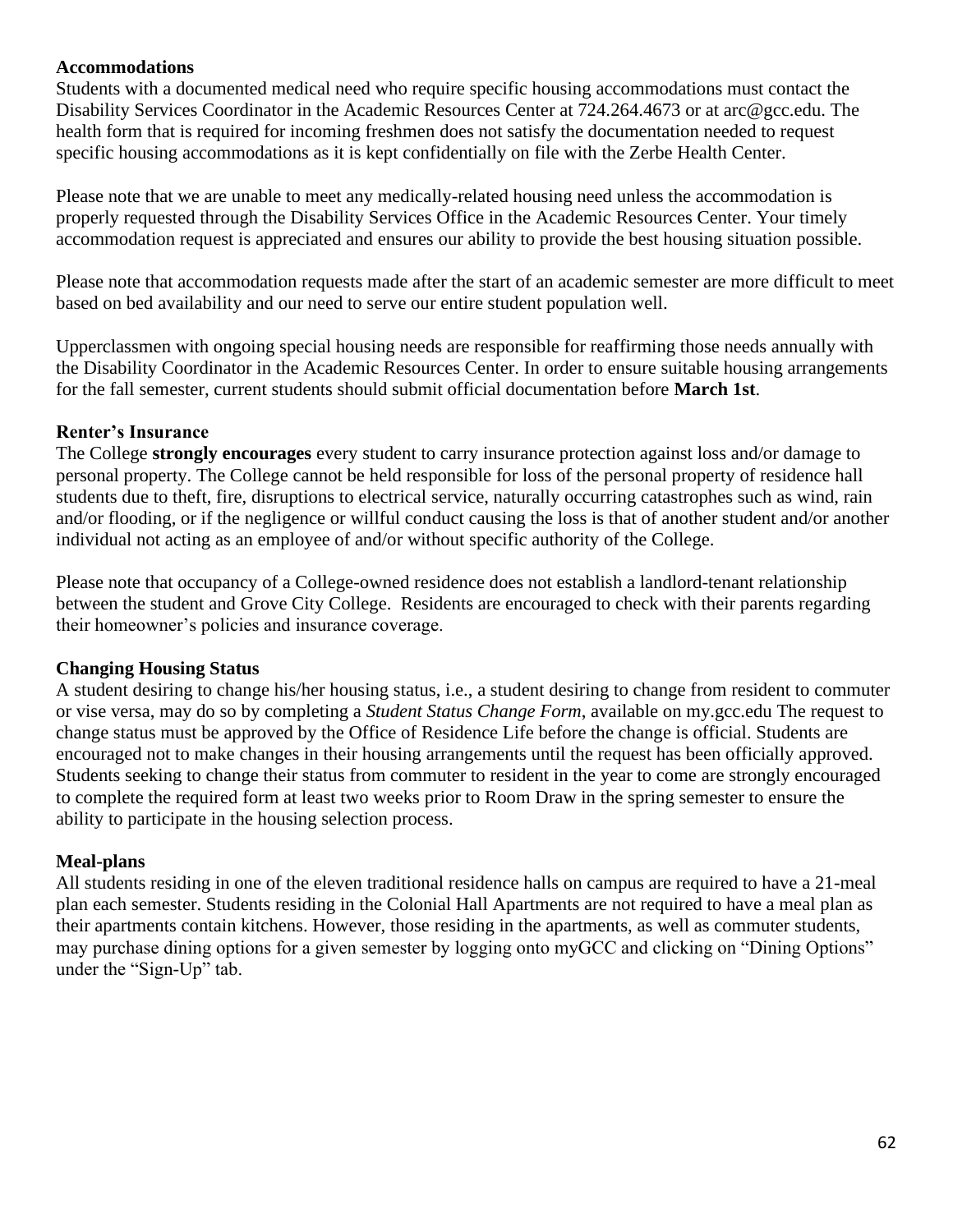**Accommodations**

Students with a documented medical need who require specific housing accommodations must contact the Disability Services Coordinator in the Academic Resources Center at 724.264.4673 or at arc@gcc.edu. The health form that is required for incoming freshmen does not satisfy the documentation needed to request specific housing accommodations as it is kept confidentially on file with the Zerbe Health Center.

Please note that we are unable to meet any medically-related housing need unless the accommodation is properly requested through the Disability Services Office in the Academic Resources Center. Your timely accommodation request is appreciated and ensures our ability to provide the best housing situation possible.

Please note that accommodation requests made after the start of an academic semester are more difficult to meet based on bed availability and our need to serve our entire student population well.

Upperclassmen with ongoing special housing needs are responsible for reaffirming those needs annually with the Disability Coordinator in the Academic Resources Center. In order to ensure suitable housing arrangements for the fall semester, current students should submit official documentation before **March 1st**.

**Renter's Insurance**

The College **strongly encourages** every student to carry insurance protection against loss and/or damage to personal property. The College cannot be held responsible for loss of the personal property of residence hall students due to theft, fire, disruptions to electrical service, naturally occurring catastrophes such as wind, rain and/or flooding, or if the negligence or willful conduct causing the loss is that of another student and/or another individual not acting as an employee of and/or without specific authority of the College.

Please note that occupancy of a College-owned residence does not establish a landlord-tenant relationship between the student and Grove City College. Residents are encouraged to check with their parents regarding their homeowner's policies and insurance coverage.

**Changing Housing Status**

A student desiring to change his/her housing status, i.e., a student desiring to change from resident to commuter or vise versa, may do so by completing a *Student Status Change Form*, available on my.gcc.edu The request to change status must be approved by the Office of Residence Life before the change is official. Students are encouraged not to make changes in their housing arrangements until the request has been officially approved. Students seeking to change their status from commuter to resident in the year to come are strongly encouraged to complete the required form at least two weeks prior to Room Draw in the spring semester to ensure the ability to participate in the housing selection process.

**Meal-plans**

All students residing in one of the eleven traditional residence halls on campus are required to have a 21-meal plan each semester. Students residing in the Colonial Hall Apartments are not required to have a meal plan as their apartments contain kitchens. However, those residing in the apartments, as well as commuter students, may purchase dining options for a given semester by logging onto myGCC and clicking on "Dining Options" under the "Sign-Up" tab.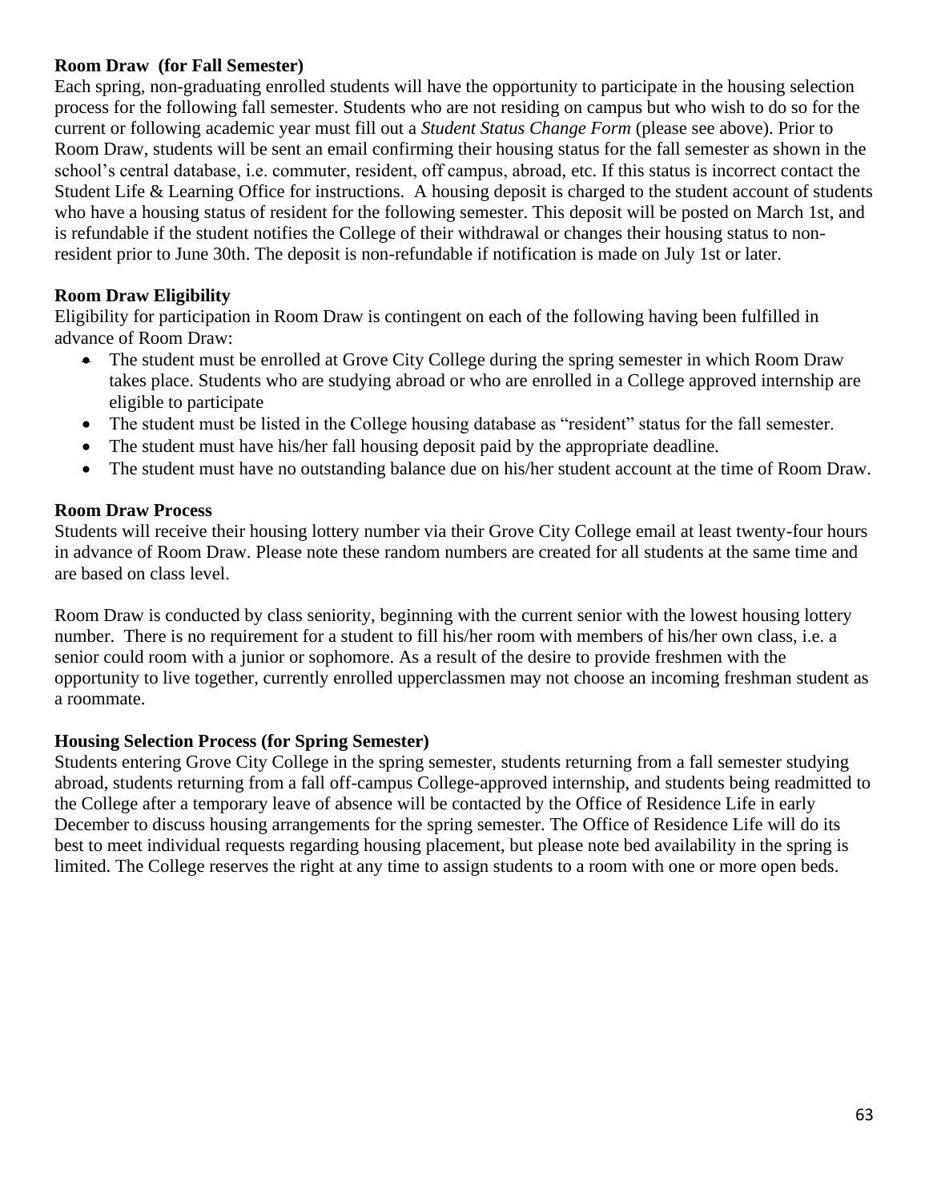**Room Draw (for Fall Semester)**

Each spring, non-graduating enrolled students will have the opportunity to participate in the housing selection process for the following fall semester. Students who are not residing on campus but who wish to do so for the current or following academic year must fill out a *Student Status Change Form* (please see above). Prior to Room Draw, students will be sent an email confirming their housing status for the fall semester as shown in the school's central database, i.e. commuter, resident, off campus, abroad, etc. If this status is incorrect contact the Student Life & Learning Office for instructions. A housing deposit is charged to the student account of students who have a housing status of resident for the following semester. This deposit will be posted on March 1st, and is refundable if the student notifies the College of their withdrawal or changes their housing status to non-resident prior to June 30th. The deposit is non-refundable if notification is made on July 1st or later.

**Room Draw Eligibility**

Eligibility for participation in Room Draw is contingent on each of the following having been fulfilled in advance of Room Draw:

- The student must be enrolled at Grove City College during the spring semester in which Room Draw takes place. Students who are studying abroad or who are enrolled in a College approved internship are eligible to participate
- The student must be listed in the College housing database as "resident" status for the fall semester.
- The student must have his/her fall housing deposit paid by the appropriate deadline.
- The student must have no outstanding balance due on his/her student account at the time of Room Draw.

**Room Draw Process**

Students will receive their housing lottery number via their Grove City College email at least twenty-four hours in advance of Room Draw. Please note these random numbers are created for all students at the same time and are based on class level.

Room Draw is conducted by class seniority, beginning with the current senior with the lowest housing lottery number. There is no requirement for a student to fill his/her room with members of his/her own class, i.e. a senior could room with a junior or sophomore. As a result of the desire to provide freshmen with the opportunity to live together, currently enrolled upperclassmen may not choose an incoming freshman student as a roommate.

**Housing Selection Process (for Spring Semester)**

Students entering Grove City College in the spring semester, students returning from a fall semester studying abroad, students returning from a fall off-campus College-approved internship, and students being readmitted to the College after a temporary leave of absence will be contacted by the Office of Residence Life in early December to discuss housing arrangements for the spring semester. The Office of Residence Life will do its best to meet individual requests regarding housing placement, but please note bed availability in the spring is limited. The College reserves the right at any time to assign students to a room with one or more open beds.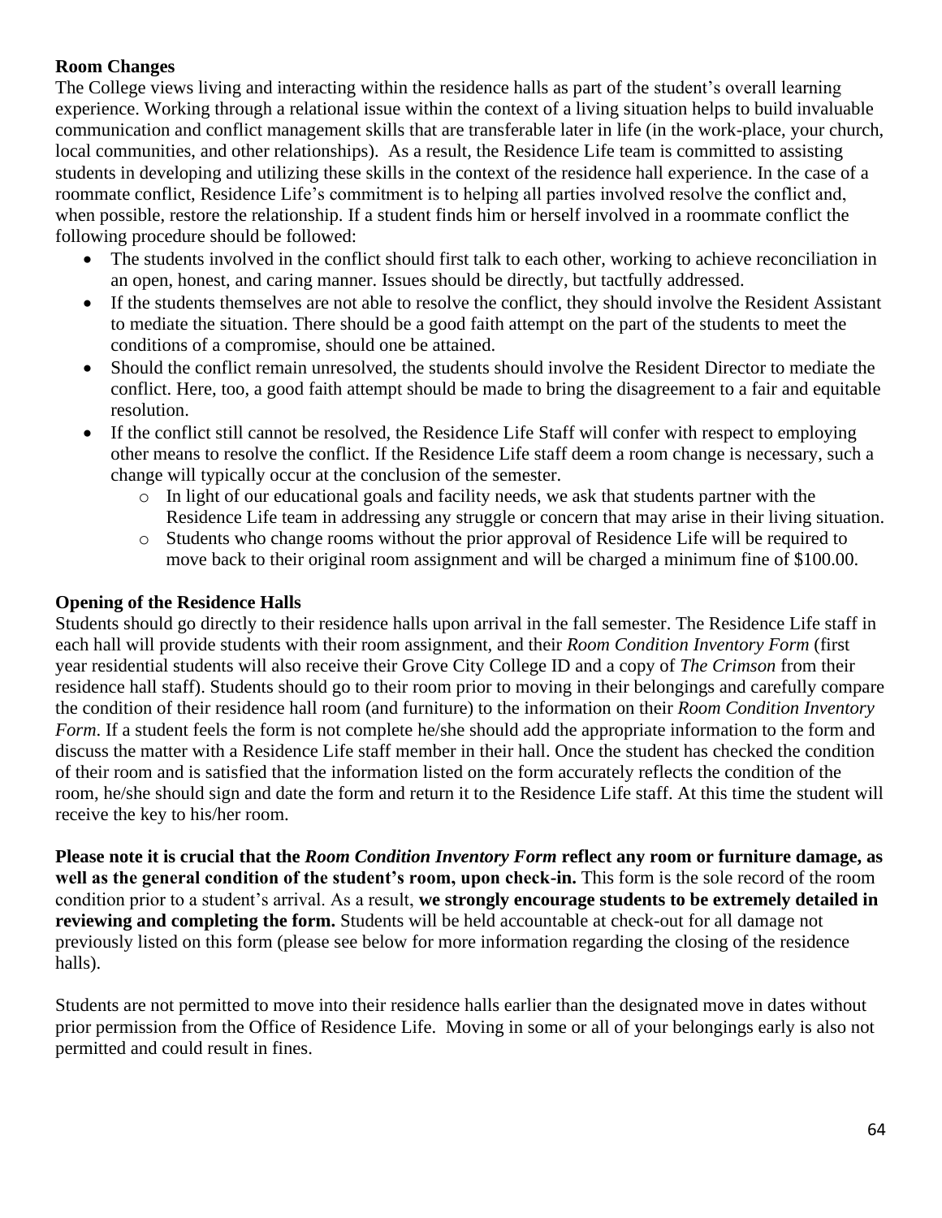**Room Changes**

The College views living and interacting within the residence halls as part of the student's overall learning experience. Working through a relational issue within the context of a living situation helps to build invaluable communication and conflict management skills that are transferable later in life (in the work-place, your church, local communities, and other relationships). As a result, the Residence Life team is committed to assisting students in developing and utilizing these skills in the context of the residence hall experience. In the case of a roommate conflict, Residence Life's commitment is to helping all parties involved resolve the conflict and, when possible, restore the relationship. If a student finds him or herself involved in a roommate conflict the following procedure should be followed:

- The students involved in the conflict should first talk to each other, working to achieve reconciliation in an open, honest, and caring manner. Issues should be directly, but tactfully addressed.
- If the students themselves are not able to resolve the conflict, they should involve the Resident Assistant to mediate the situation. There should be a good faith attempt on the part of the students to meet the conditions of a compromise, should one be attained.
- Should the conflict remain unresolved, the students should involve the Resident Director to mediate the conflict. Here, too, a good faith attempt should be made to bring the disagreement to a fair and equitable resolution.
- If the conflict still cannot be resolved, the Residence Life Staff will confer with respect to employing other means to resolve the conflict. If the Residence Life staff deem a room change is necessary, such a change will typically occur at the conclusion of the semester.
    - In light of our educational goals and facility needs, we ask that students partner with the Residence Life team in addressing any struggle or concern that may arise in their living situation.
    - Students who change rooms without the prior approval of Residence Life will be required to move back to their original room assignment and will be charged a minimum fine of $100.00.

**Opening of the Residence Halls**

Students should go directly to their residence halls upon arrival in the fall semester. The Residence Life staff in each hall will provide students with their room assignment, and their *Room Condition Inventory Form* (first year residential students will also receive their Grove City College ID and a copy of *The Crimson* from their residence hall staff). Students should go to their room prior to moving in their belongings and carefully compare the condition of their residence hall room (and furniture) to the information on their *Room Condition Inventory Form*. If a student feels the form is not complete he/she should add the appropriate information to the form and discuss the matter with a Residence Life staff member in their hall. Once the student has checked the condition of their room and is satisfied that the information listed on the form accurately reflects the condition of the room, he/she should sign and date the form and return it to the Residence Life staff. At this time the student will receive the key to his/her room.

**Please note it is crucial that the *Room Condition Inventory Form* reflect any room or furniture damage, as well as the general condition of the student's room, upon check-in.** This form is the sole record of the room condition prior to a student's arrival. As a result, **we strongly encourage students to be extremely detailed in reviewing and completing the form.** Students will be held accountable at check-out for all damage not previously listed on this form (please see below for more information regarding the closing of the residence halls).

Students are not permitted to move into their residence halls earlier than the designated move in dates without prior permission from the Office of Residence Life. Moving in some or all of your belongings early is also not permitted and could result in fines.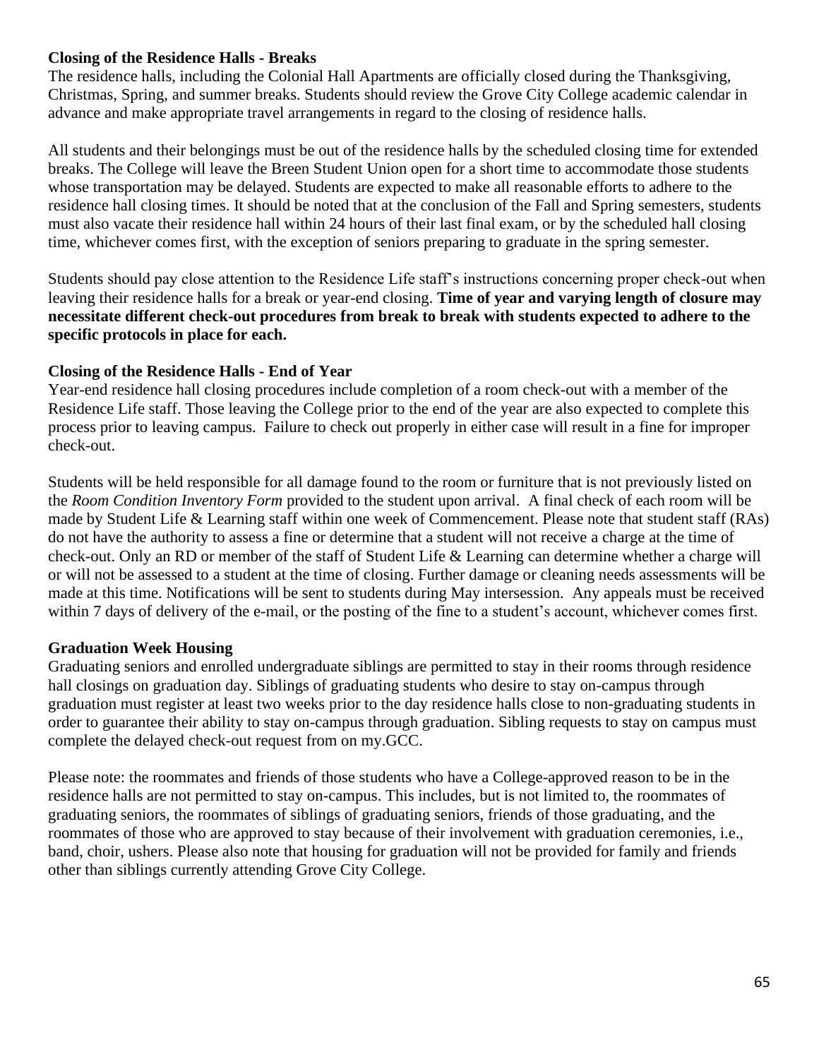**Closing of the Residence Halls - Breaks**

The residence halls, including the Colonial Hall Apartments are officially closed during the Thanksgiving, Christmas, Spring, and summer breaks. Students should review the Grove City College academic calendar in advance and make appropriate travel arrangements in regard to the closing of residence halls.

All students and their belongings must be out of the residence halls by the scheduled closing time for extended breaks. The College will leave the Breen Student Union open for a short time to accommodate those students whose transportation may be delayed. Students are expected to make all reasonable efforts to adhere to the residence hall closing times. It should be noted that at the conclusion of the Fall and Spring semesters, students must also vacate their residence hall within 24 hours of their last final exam, or by the scheduled hall closing time, whichever comes first, with the exception of seniors preparing to graduate in the spring semester.

Students should pay close attention to the Residence Life staff's instructions concerning proper check-out when leaving their residence halls for a break or year-end closing. **Time of year and varying length of closure may necessitate different check-out procedures from break to break with students expected to adhere to the specific protocols in place for each.**

**Closing of the Residence Halls - End of Year**

Year-end residence hall closing procedures include completion of a room check-out with a member of the Residence Life staff. Those leaving the College prior to the end of the year are also expected to complete this process prior to leaving campus. Failure to check out properly in either case will result in a fine for improper check-out.

Students will be held responsible for all damage found to the room or furniture that is not previously listed on the *Room Condition Inventory Form* provided to the student upon arrival. A final check of each room will be made by Student Life & Learning staff within one week of Commencement. Please note that student staff (RAs) do not have the authority to assess a fine or determine that a student will not receive a charge at the time of check-out. Only an RD or member of the staff of Student Life & Learning can determine whether a charge will or will not be assessed to a student at the time of closing. Further damage or cleaning needs assessments will be made at this time. Notifications will be sent to students during May intersession. Any appeals must be received within 7 days of delivery of the e-mail, or the posting of the fine to a student's account, whichever comes first.

**Graduation Week Housing**

Graduating seniors and enrolled undergraduate siblings are permitted to stay in their rooms through residence hall closings on graduation day. Siblings of graduating students who desire to stay on-campus through graduation must register at least two weeks prior to the day residence halls close to non-graduating students in order to guarantee their ability to stay on-campus through graduation. Sibling requests to stay on campus must complete the delayed check-out request from on my.GCC.

Please note: the roommates and friends of those students who have a College-approved reason to be in the residence halls are not permitted to stay on-campus. This includes, but is not limited to, the roommates of graduating seniors, the roommates of siblings of graduating seniors, friends of those graduating, and the roommates of those who are approved to stay because of their involvement with graduation ceremonies, i.e., band, choir, ushers. Please also note that housing for graduation will not be provided for family and friends other than siblings currently attending Grove City College.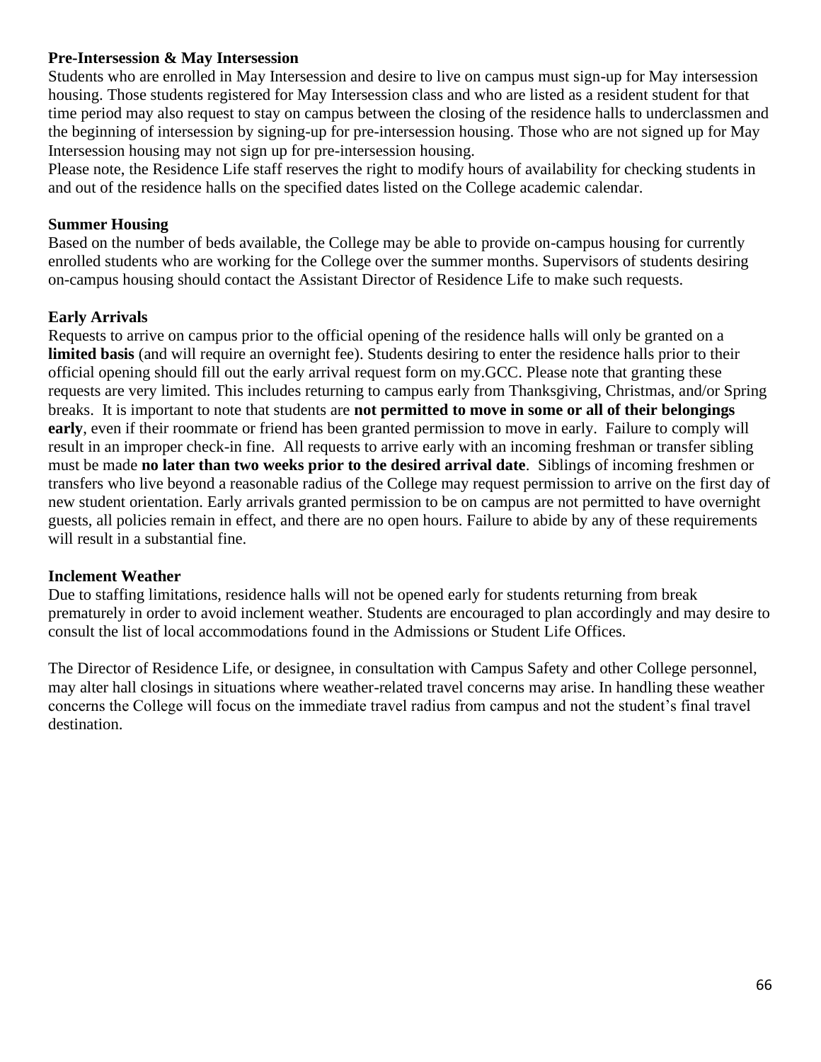**Pre-Intersession & May Intersession**

Students who are enrolled in May Intersession and desire to live on campus must sign-up for May intersession housing. Those students registered for May Intersession class and who are listed as a resident student for that time period may also request to stay on campus between the closing of the residence halls to underclassmen and the beginning of intersession by signing-up for pre-intersession housing. Those who are not signed up for May Intersession housing may not sign up for pre-intersession housing.

Please note, the Residence Life staff reserves the right to modify hours of availability for checking students in and out of the residence halls on the specified dates listed on the College academic calendar.

**Summer Housing**

Based on the number of beds available, the College may be able to provide on-campus housing for currently enrolled students who are working for the College over the summer months. Supervisors of students desiring on-campus housing should contact the Assistant Director of Residence Life to make such requests.

**Early Arrivals**

Requests to arrive on campus prior to the official opening of the residence halls will only be granted on a **limited basis** (and will require an overnight fee). Students desiring to enter the residence halls prior to their official opening should fill out the early arrival request form on my.GCC. Please note that granting these requests are very limited. This includes returning to campus early from Thanksgiving, Christmas, and/or Spring breaks. It is important to note that students are **not permitted to move in some or all of their belongings early**, even if their roommate or friend has been granted permission to move in early. Failure to comply will result in an improper check-in fine. All requests to arrive early with an incoming freshman or transfer sibling must be made **no later than two weeks prior to the desired arrival date**. Siblings of incoming freshmen or transfers who live beyond a reasonable radius of the College may request permission to arrive on the first day of new student orientation. Early arrivals granted permission to be on campus are not permitted to have overnight guests, all policies remain in effect, and there are no open hours. Failure to abide by any of these requirements will result in a substantial fine.

**Inclement Weather**

Due to staffing limitations, residence halls will not be opened early for students returning from break prematurely in order to avoid inclement weather. Students are encouraged to plan accordingly and may desire to consult the list of local accommodations found in the Admissions or Student Life Offices.

The Director of Residence Life, or designee, in consultation with Campus Safety and other College personnel, may alter hall closings in situations where weather-related travel concerns may arise. In handling these weather concerns the College will focus on the immediate travel radius from campus and not the student's final travel destination.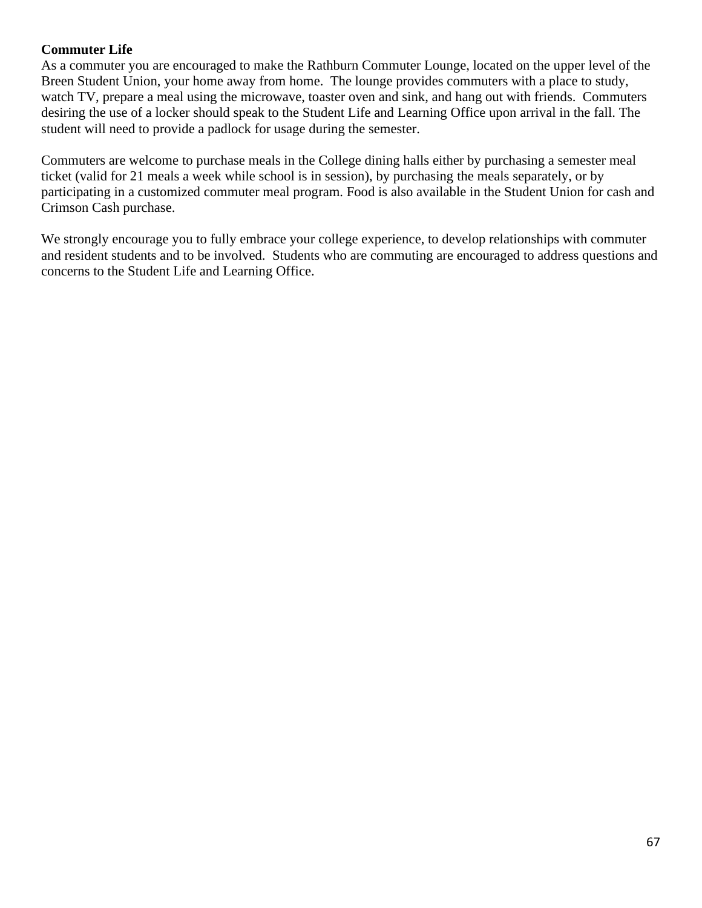**Commuter Life**

As a commuter you are encouraged to make the Rathburn Commuter Lounge, located on the upper level of the Breen Student Union, your home away from home. The lounge provides commuters with a place to study, watch TV, prepare a meal using the microwave, toaster oven and sink, and hang out with friends. Commuters desiring the use of a locker should speak to the Student Life and Learning Office upon arrival in the fall. The student will need to provide a padlock for usage during the semester.

Commuters are welcome to purchase meals in the College dining halls either by purchasing a semester meal ticket (valid for 21 meals a week while school is in session), by purchasing the meals separately, or by participating in a customized commuter meal program. Food is also available in the Student Union for cash and Crimson Cash purchase.

We strongly encourage you to fully embrace your college experience, to develop relationships with commuter and resident students and to be involved. Students who are commuting are encouraged to address questions and concerns to the Student Life and Learning Office.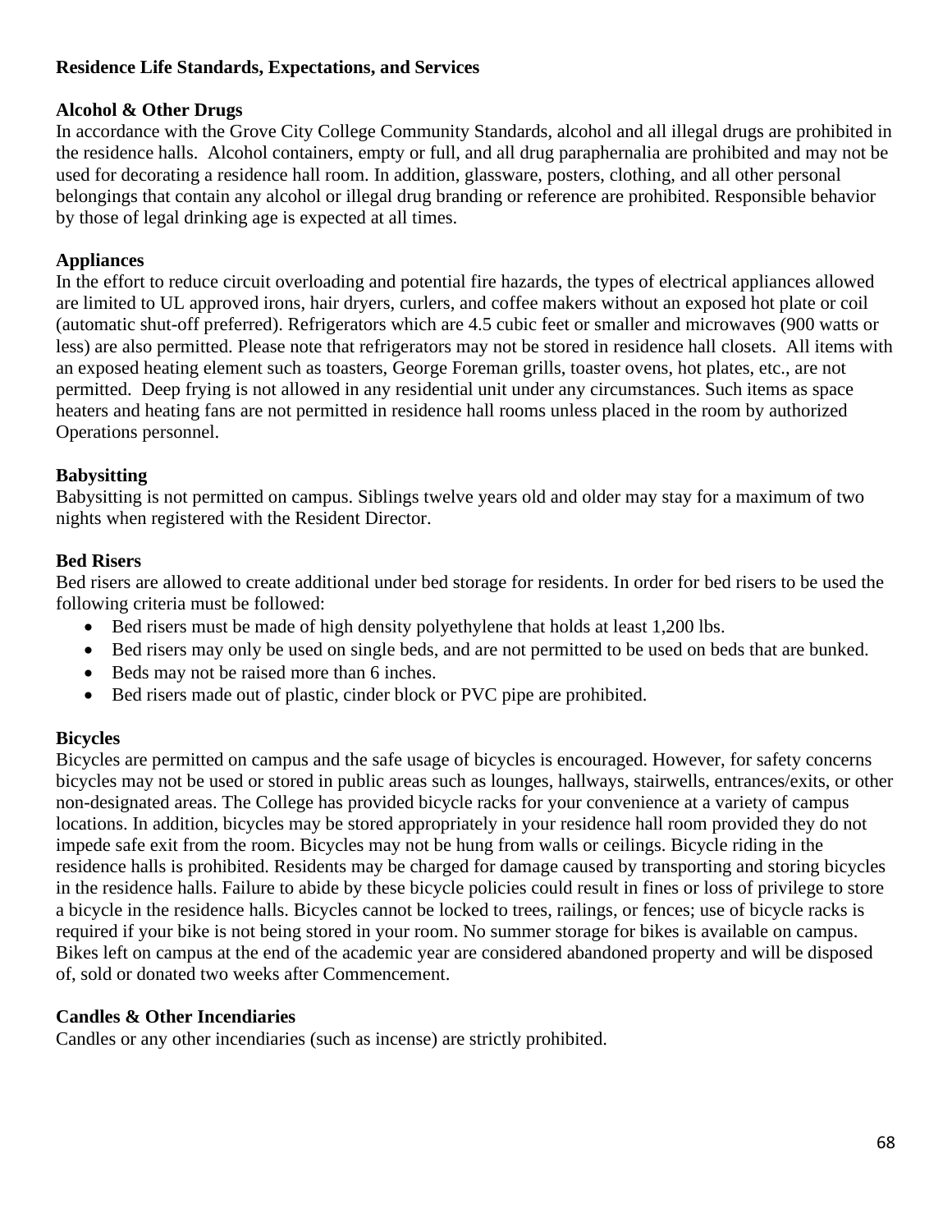## Residence Life Standards, Expectations, and Services

### Alcohol & Other Drugs

In accordance with the Grove City College Community Standards, alcohol and all illegal drugs are prohibited in the residence halls. Alcohol containers, empty or full, and all drug paraphernalia are prohibited and may not be used for decorating a residence hall room. In addition, glassware, posters, clothing, and all other personal belongings that contain any alcohol or illegal drug branding or reference are prohibited. Responsible behavior by those of legal drinking age is expected at all times.

### Appliances

In the effort to reduce circuit overloading and potential fire hazards, the types of electrical appliances allowed are limited to UL approved irons, hair dryers, curlers, and coffee makers without an exposed hot plate or coil (automatic shut-off preferred). Refrigerators which are 4.5 cubic feet or smaller and microwaves (900 watts or less) are also permitted. Please note that refrigerators may not be stored in residence hall closets. All items with an exposed heating element such as toasters, George Foreman grills, toaster ovens, hot plates, etc., are not permitted. Deep frying is not allowed in any residential unit under any circumstances. Such items as space heaters and heating fans are not permitted in residence hall rooms unless placed in the room by authorized Operations personnel.

### Babysitting

Babysitting is not permitted on campus. Siblings twelve years old and older may stay for a maximum of two nights when registered with the Resident Director.

### Bed Risers

Bed risers are allowed to create additional under bed storage for residents. In order for bed risers to be used the following criteria must be followed:

- Bed risers must be made of high density polyethylene that holds at least 1,200 lbs.
- Bed risers may only be used on single beds, and are not permitted to be used on beds that are bunked.
- Beds may not be raised more than 6 inches.
- Bed risers made out of plastic, cinder block or PVC pipe are prohibited.

### Bicycles

Bicycles are permitted on campus and the safe usage of bicycles is encouraged. However, for safety concerns bicycles may not be used or stored in public areas such as lounges, hallways, stairwells, entrances/exits, or other non-designated areas. The College has provided bicycle racks for your convenience at a variety of campus locations. In addition, bicycles may be stored appropriately in your residence hall room provided they do not impede safe exit from the room. Bicycles may not be hung from walls or ceilings. Bicycle riding in the residence halls is prohibited. Residents may be charged for damage caused by transporting and storing bicycles in the residence halls. Failure to abide by these bicycle policies could result in fines or loss of privilege to store a bicycle in the residence halls. Bicycles cannot be locked to trees, railings, or fences; use of bicycle racks is required if your bike is not being stored in your room. No summer storage for bikes is available on campus. Bikes left on campus at the end of the academic year are considered abandoned property and will be disposed of, sold or donated two weeks after Commencement.

### Candles & Other Incendiaries

Candles or any other incendiaries (such as incense) are strictly prohibited.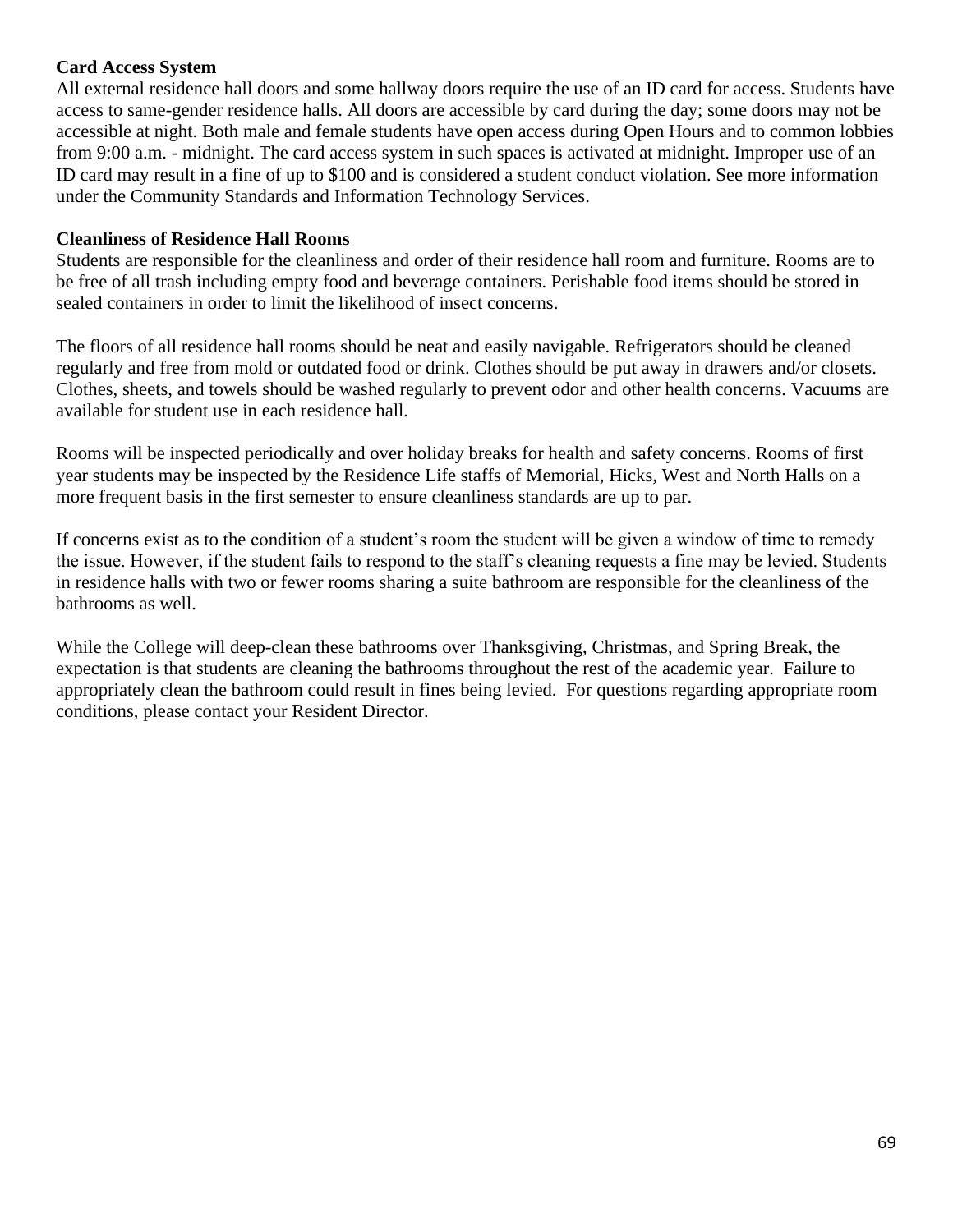**Card Access System**

All external residence hall doors and some hallway doors require the use of an ID card for access. Students have access to same-gender residence halls. All doors are accessible by card during the day; some doors may not be accessible at night. Both male and female students have open access during Open Hours and to common lobbies from 9:00 a.m. - midnight. The card access system in such spaces is activated at midnight. Improper use of an ID card may result in a fine of up to $100 and is considered a student conduct violation. See more information under the Community Standards and Information Technology Services.

**Cleanliness of Residence Hall Rooms**

Students are responsible for the cleanliness and order of their residence hall room and furniture. Rooms are to be free of all trash including empty food and beverage containers. Perishable food items should be stored in sealed containers in order to limit the likelihood of insect concerns.

The floors of all residence hall rooms should be neat and easily navigable. Refrigerators should be cleaned regularly and free from mold or outdated food or drink. Clothes should be put away in drawers and/or closets. Clothes, sheets, and towels should be washed regularly to prevent odor and other health concerns. Vacuums are available for student use in each residence hall.

Rooms will be inspected periodically and over holiday breaks for health and safety concerns. Rooms of first year students may be inspected by the Residence Life staffs of Memorial, Hicks, West and North Halls on a more frequent basis in the first semester to ensure cleanliness standards are up to par.

If concerns exist as to the condition of a student's room the student will be given a window of time to remedy the issue. However, if the student fails to respond to the staff's cleaning requests a fine may be levied. Students in residence halls with two or fewer rooms sharing a suite bathroom are responsible for the cleanliness of the bathrooms as well.

While the College will deep-clean these bathrooms over Thanksgiving, Christmas, and Spring Break, the expectation is that students are cleaning the bathrooms throughout the rest of the academic year. Failure to appropriately clean the bathroom could result in fines being levied. For questions regarding appropriate room conditions, please contact your Resident Director.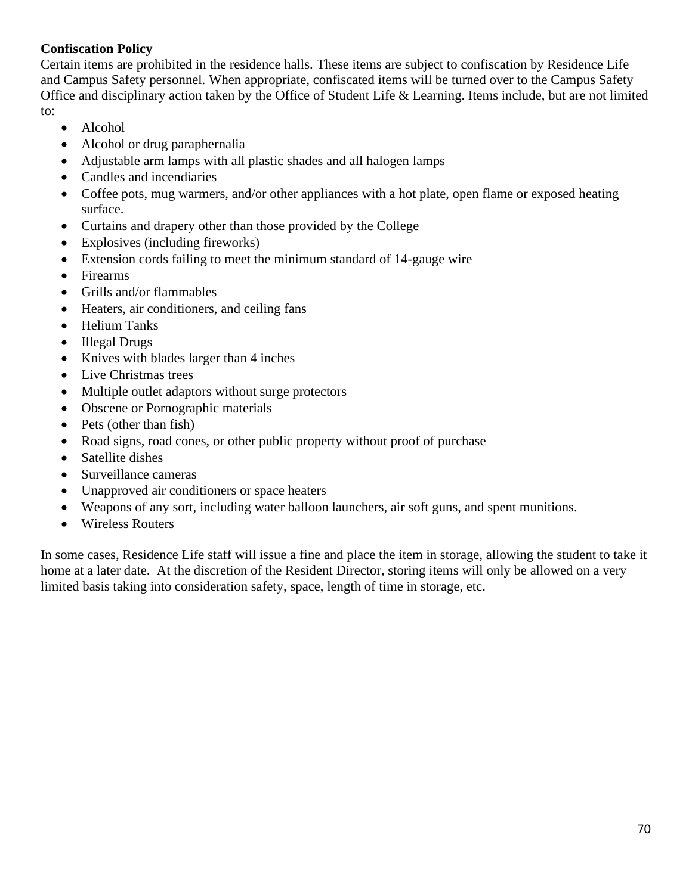**Confiscation Policy**

Certain items are prohibited in the residence halls. These items are subject to confiscation by Residence Life and Campus Safety personnel. When appropriate, confiscated items will be turned over to the Campus Safety Office and disciplinary action taken by the Office of Student Life & Learning. Items include, but are not limited to:

- Alcohol
- Alcohol or drug paraphernalia
- Adjustable arm lamps with all plastic shades and all halogen lamps
- Candles and incendiaries
- Coffee pots, mug warmers, and/or other appliances with a hot plate, open flame or exposed heating surface.
- Curtains and drapery other than those provided by the College
- Explosives (including fireworks)
- Extension cords failing to meet the minimum standard of 14-gauge wire
- Firearms
- Grills and/or flammables
- Heaters, air conditioners, and ceiling fans
- Helium Tanks
- Illegal Drugs
- Knives with blades larger than 4 inches
- Live Christmas trees
- Multiple outlet adaptors without surge protectors
- Obscene or Pornographic materials
- Pets (other than fish)
- Road signs, road cones, or other public property without proof of purchase
- Satellite dishes
- Surveillance cameras
- Unapproved air conditioners or space heaters
- Weapons of any sort, including water balloon launchers, air soft guns, and spent munitions.
- Wireless Routers

In some cases, Residence Life staff will issue a fine and place the item in storage, allowing the student to take it home at a later date. At the discretion of the Resident Director, storing items will only be allowed on a very limited basis taking into consideration safety, space, length of time in storage, etc.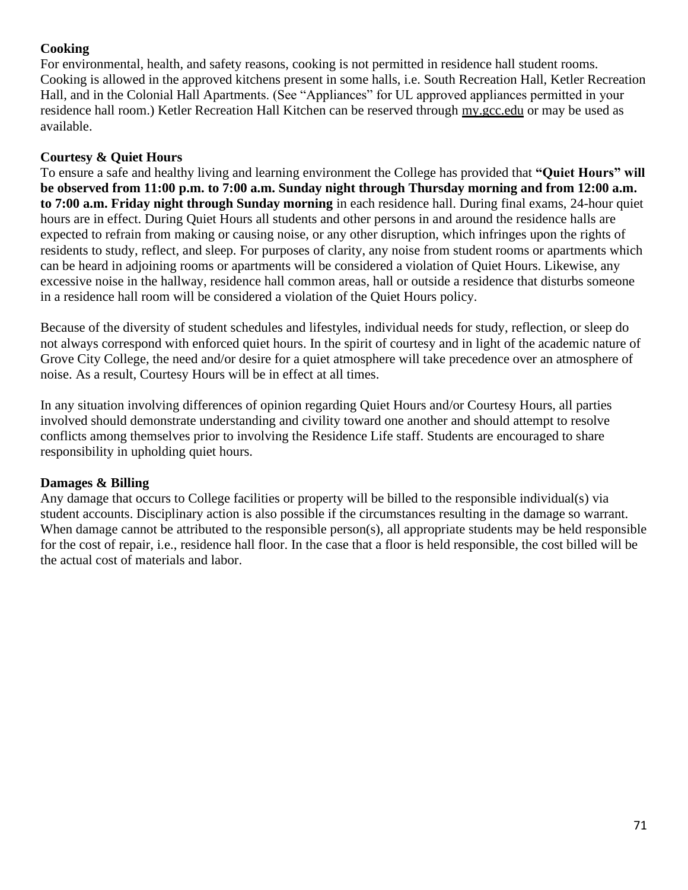### Cooking

For environmental, health, and safety reasons, cooking is not permitted in residence hall student rooms. Cooking is allowed in the approved kitchens present in some halls, i.e. South Recreation Hall, Ketler Recreation Hall, and in the Colonial Hall Apartments. (See "Appliances" for UL approved appliances permitted in your residence hall room.) Ketler Recreation Hall Kitchen can be reserved through my.gcc.edu or may be used as available.

### Courtesy & Quiet Hours

To ensure a safe and healthy living and learning environment the College has provided that **"Quiet Hours" will be observed from 11:00 p.m. to 7:00 a.m. Sunday night through Thursday morning and from 12:00 a.m. to 7:00 a.m. Friday night through Sunday morning** in each residence hall. During final exams, 24-hour quiet hours are in effect. During Quiet Hours all students and other persons in and around the residence halls are expected to refrain from making or causing noise, or any other disruption, which infringes upon the rights of residents to study, reflect, and sleep. For purposes of clarity, any noise from student rooms or apartments which can be heard in adjoining rooms or apartments will be considered a violation of Quiet Hours. Likewise, any excessive noise in the hallway, residence hall common areas, hall or outside a residence that disturbs someone in a residence hall room will be considered a violation of the Quiet Hours policy.

Because of the diversity of student schedules and lifestyles, individual needs for study, reflection, or sleep do not always correspond with enforced quiet hours. In the spirit of courtesy and in light of the academic nature of Grove City College, the need and/or desire for a quiet atmosphere will take precedence over an atmosphere of noise. As a result, Courtesy Hours will be in effect at all times.

In any situation involving differences of opinion regarding Quiet Hours and/or Courtesy Hours, all parties involved should demonstrate understanding and civility toward one another and should attempt to resolve conflicts among themselves prior to involving the Residence Life staff. Students are encouraged to share responsibility in upholding quiet hours.

### Damages & Billing

Any damage that occurs to College facilities or property will be billed to the responsible individual(s) via student accounts. Disciplinary action is also possible if the circumstances resulting in the damage so warrant. When damage cannot be attributed to the responsible person(s), all appropriate students may be held responsible for the cost of repair, i.e., residence hall floor. In the case that a floor is held responsible, the cost billed will be the actual cost of materials and labor.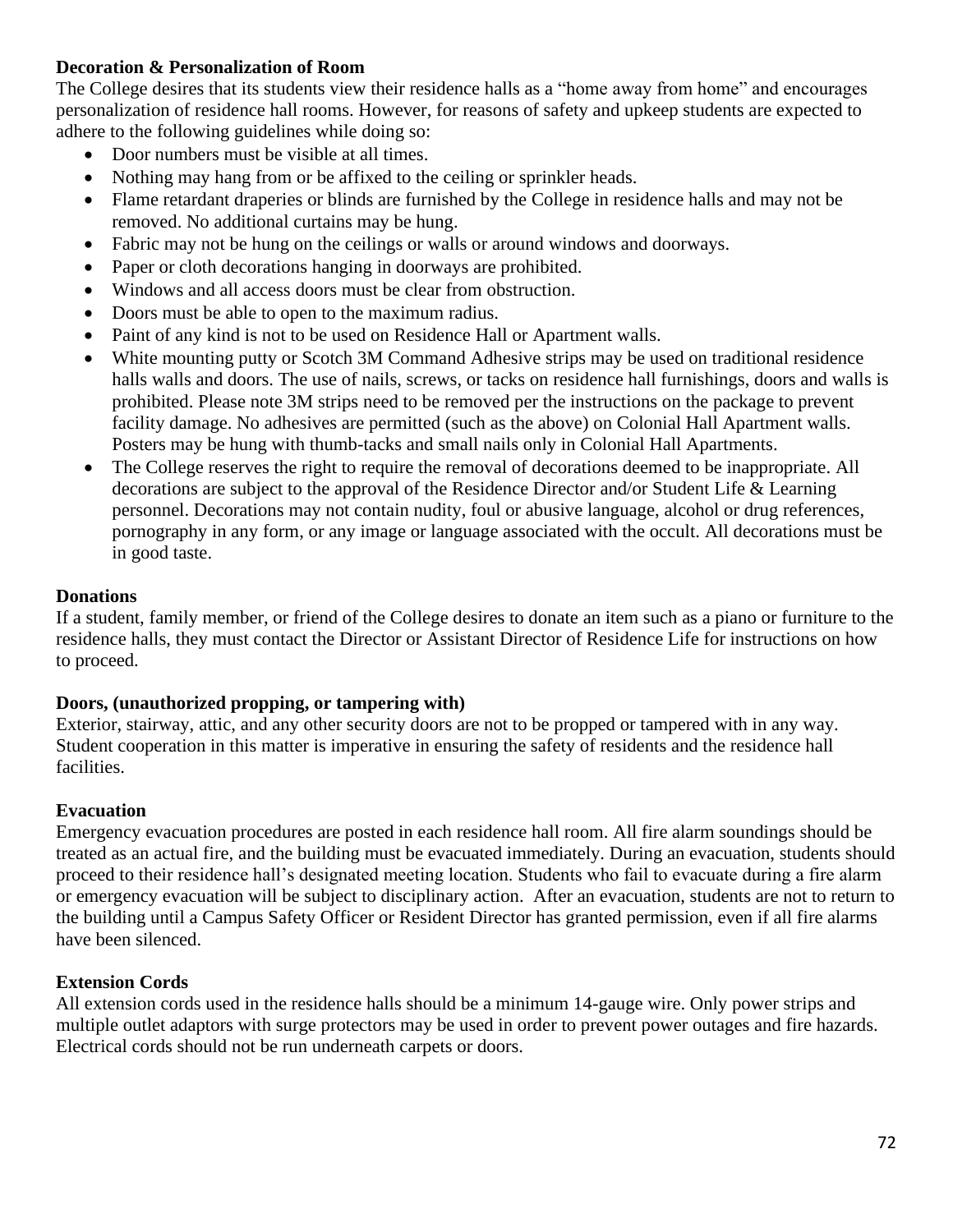**Decoration & Personalization of Room**

The College desires that its students view their residence halls as a "home away from home" and encourages personalization of residence hall rooms. However, for reasons of safety and upkeep students are expected to adhere to the following guidelines while doing so:

- Door numbers must be visible at all times.
- Nothing may hang from or be affixed to the ceiling or sprinkler heads.
- Flame retardant draperies or blinds are furnished by the College in residence halls and may not be removed. No additional curtains may be hung.
- Fabric may not be hung on the ceilings or walls or around windows and doorways.
- Paper or cloth decorations hanging in doorways are prohibited.
- Windows and all access doors must be clear from obstruction.
- Doors must be able to open to the maximum radius.
- Paint of any kind is not to be used on Residence Hall or Apartment walls.
- White mounting putty or Scotch 3M Command Adhesive strips may be used on traditional residence halls walls and doors. The use of nails, screws, or tacks on residence hall furnishings, doors and walls is prohibited. Please note 3M strips need to be removed per the instructions on the package to prevent facility damage. No adhesives are permitted (such as the above) on Colonial Hall Apartment walls. Posters may be hung with thumb-tacks and small nails only in Colonial Hall Apartments.
- The College reserves the right to require the removal of decorations deemed to be inappropriate. All decorations are subject to the approval of the Residence Director and/or Student Life & Learning personnel. Decorations may not contain nudity, foul or abusive language, alcohol or drug references, pornography in any form, or any image or language associated with the occult. All decorations must be in good taste.

**Donations**

If a student, family member, or friend of the College desires to donate an item such as a piano or furniture to the residence halls, they must contact the Director or Assistant Director of Residence Life for instructions on how to proceed.

**Doors, (unauthorized propping, or tampering with)**

Exterior, stairway, attic, and any other security doors are not to be propped or tampered with in any way. Student cooperation in this matter is imperative in ensuring the safety of residents and the residence hall facilities.

**Evacuation**

Emergency evacuation procedures are posted in each residence hall room. All fire alarm soundings should be treated as an actual fire, and the building must be evacuated immediately. During an evacuation, students should proceed to their residence hall's designated meeting location. Students who fail to evacuate during a fire alarm or emergency evacuation will be subject to disciplinary action. After an evacuation, students are not to return to the building until a Campus Safety Officer or Resident Director has granted permission, even if all fire alarms have been silenced.

**Extension Cords**

All extension cords used in the residence halls should be a minimum 14-gauge wire. Only power strips and multiple outlet adaptors with surge protectors may be used in order to prevent power outages and fire hazards. Electrical cords should not be run underneath carpets or doors.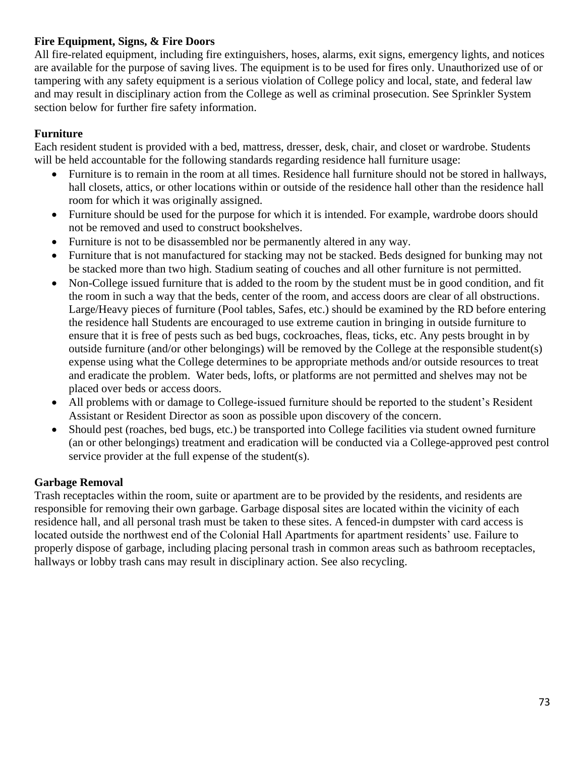**Fire Equipment, Signs, & Fire Doors**

All fire-related equipment, including fire extinguishers, hoses, alarms, exit signs, emergency lights, and notices are available for the purpose of saving lives. The equipment is to be used for fires only. Unauthorized use of or tampering with any safety equipment is a serious violation of College policy and local, state, and federal law and may result in disciplinary action from the College as well as criminal prosecution. See Sprinkler System section below for further fire safety information.

**Furniture**

Each resident student is provided with a bed, mattress, dresser, desk, chair, and closet or wardrobe. Students will be held accountable for the following standards regarding residence hall furniture usage:

- Furniture is to remain in the room at all times. Residence hall furniture should not be stored in hallways, hall closets, attics, or other locations within or outside of the residence hall other than the residence hall room for which it was originally assigned.
- Furniture should be used for the purpose for which it is intended. For example, wardrobe doors should not be removed and used to construct bookshelves.
- Furniture is not to be disassembled nor be permanently altered in any way.
- Furniture that is not manufactured for stacking may not be stacked. Beds designed for bunking may not be stacked more than two high. Stadium seating of couches and all other furniture is not permitted.
- Non-College issued furniture that is added to the room by the student must be in good condition, and fit the room in such a way that the beds, center of the room, and access doors are clear of all obstructions. Large/Heavy pieces of furniture (Pool tables, Safes, etc.) should be examined by the RD before entering the residence hall Students are encouraged to use extreme caution in bringing in outside furniture to ensure that it is free of pests such as bed bugs, cockroaches, fleas, ticks, etc. Any pests brought in by outside furniture (and/or other belongings) will be removed by the College at the responsible student(s) expense using what the College determines to be appropriate methods and/or outside resources to treat and eradicate the problem. Water beds, lofts, or platforms are not permitted and shelves may not be placed over beds or access doors.
- All problems with or damage to College-issued furniture should be reported to the student's Resident Assistant or Resident Director as soon as possible upon discovery of the concern.
- Should pest (roaches, bed bugs, etc.) be transported into College facilities via student owned furniture (an or other belongings) treatment and eradication will be conducted via a College-approved pest control service provider at the full expense of the student(s).

**Garbage Removal**

Trash receptacles within the room, suite or apartment are to be provided by the residents, and residents are responsible for removing their own garbage. Garbage disposal sites are located within the vicinity of each residence hall, and all personal trash must be taken to these sites. A fenced-in dumpster with card access is located outside the northwest end of the Colonial Hall Apartments for apartment residents' use. Failure to properly dispose of garbage, including placing personal trash in common areas such as bathroom receptacles, hallways or lobby trash cans may result in disciplinary action. See also recycling.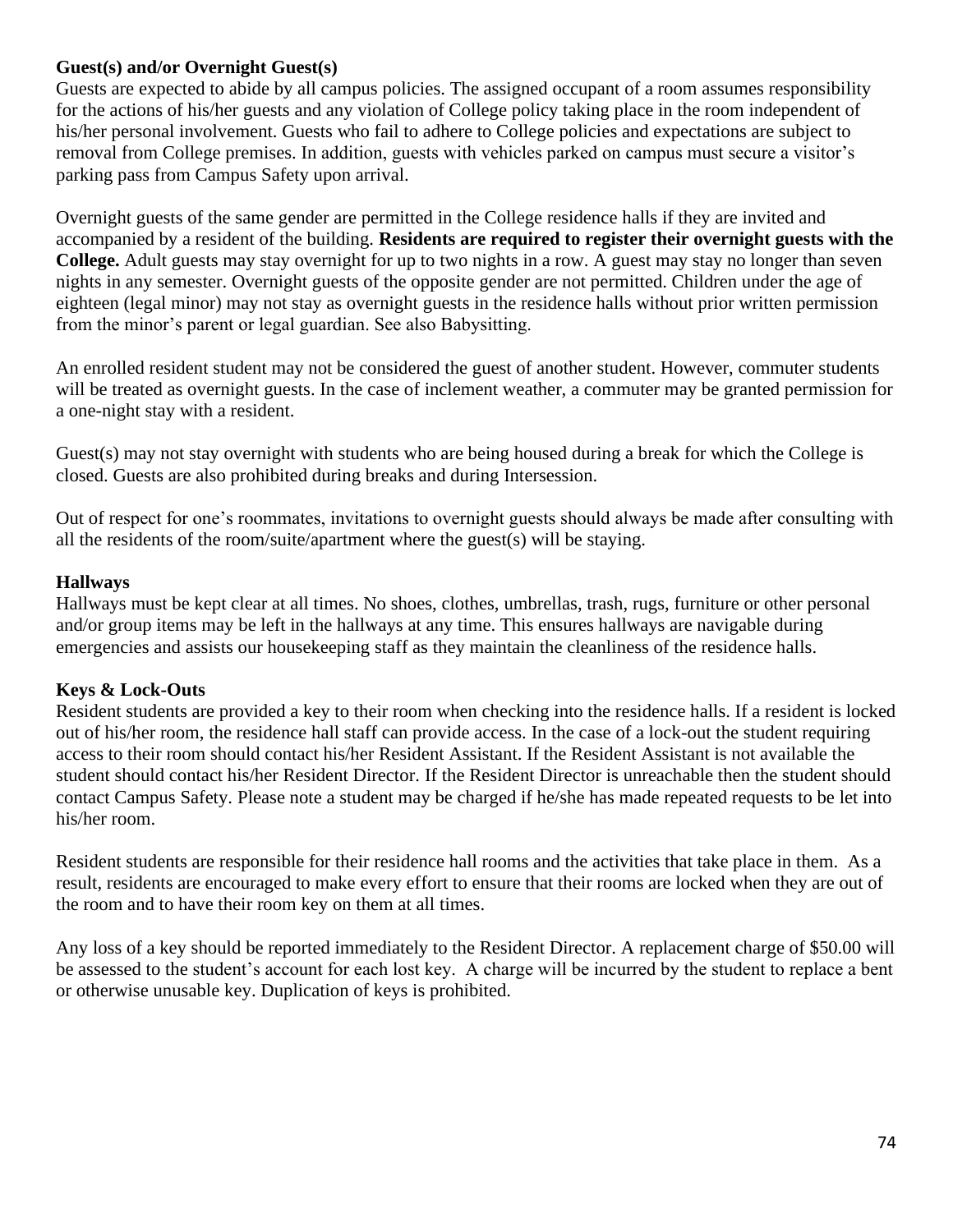**Guest(s) and/or Overnight Guest(s)**

Guests are expected to abide by all campus policies. The assigned occupant of a room assumes responsibility for the actions of his/her guests and any violation of College policy taking place in the room independent of his/her personal involvement. Guests who fail to adhere to College policies and expectations are subject to removal from College premises. In addition, guests with vehicles parked on campus must secure a visitor's parking pass from Campus Safety upon arrival.

Overnight guests of the same gender are permitted in the College residence halls if they are invited and accompanied by a resident of the building. **Residents are required to register their overnight guests with the College.** Adult guests may stay overnight for up to two nights in a row. A guest may stay no longer than seven nights in any semester. Overnight guests of the opposite gender are not permitted. Children under the age of eighteen (legal minor) may not stay as overnight guests in the residence halls without prior written permission from the minor's parent or legal guardian. See also Babysitting.

An enrolled resident student may not be considered the guest of another student. However, commuter students will be treated as overnight guests. In the case of inclement weather, a commuter may be granted permission for a one-night stay with a resident.

Guest(s) may not stay overnight with students who are being housed during a break for which the College is closed. Guests are also prohibited during breaks and during Intersession.

Out of respect for one's roommates, invitations to overnight guests should always be made after consulting with all the residents of the room/suite/apartment where the guest(s) will be staying.

**Hallways**

Hallways must be kept clear at all times. No shoes, clothes, umbrellas, trash, rugs, furniture or other personal and/or group items may be left in the hallways at any time. This ensures hallways are navigable during emergencies and assists our housekeeping staff as they maintain the cleanliness of the residence halls.

**Keys & Lock-Outs**

Resident students are provided a key to their room when checking into the residence halls. If a resident is locked out of his/her room, the residence hall staff can provide access. In the case of a lock-out the student requiring access to their room should contact his/her Resident Assistant. If the Resident Assistant is not available the student should contact his/her Resident Director. If the Resident Director is unreachable then the student should contact Campus Safety. Please note a student may be charged if he/she has made repeated requests to be let into his/her room.

Resident students are responsible for their residence hall rooms and the activities that take place in them. As a result, residents are encouraged to make every effort to ensure that their rooms are locked when they are out of the room and to have their room key on them at all times.

Any loss of a key should be reported immediately to the Resident Director. A replacement charge of $50.00 will be assessed to the student's account for each lost key. A charge will be incurred by the student to replace a bent or otherwise unusable key. Duplication of keys is prohibited.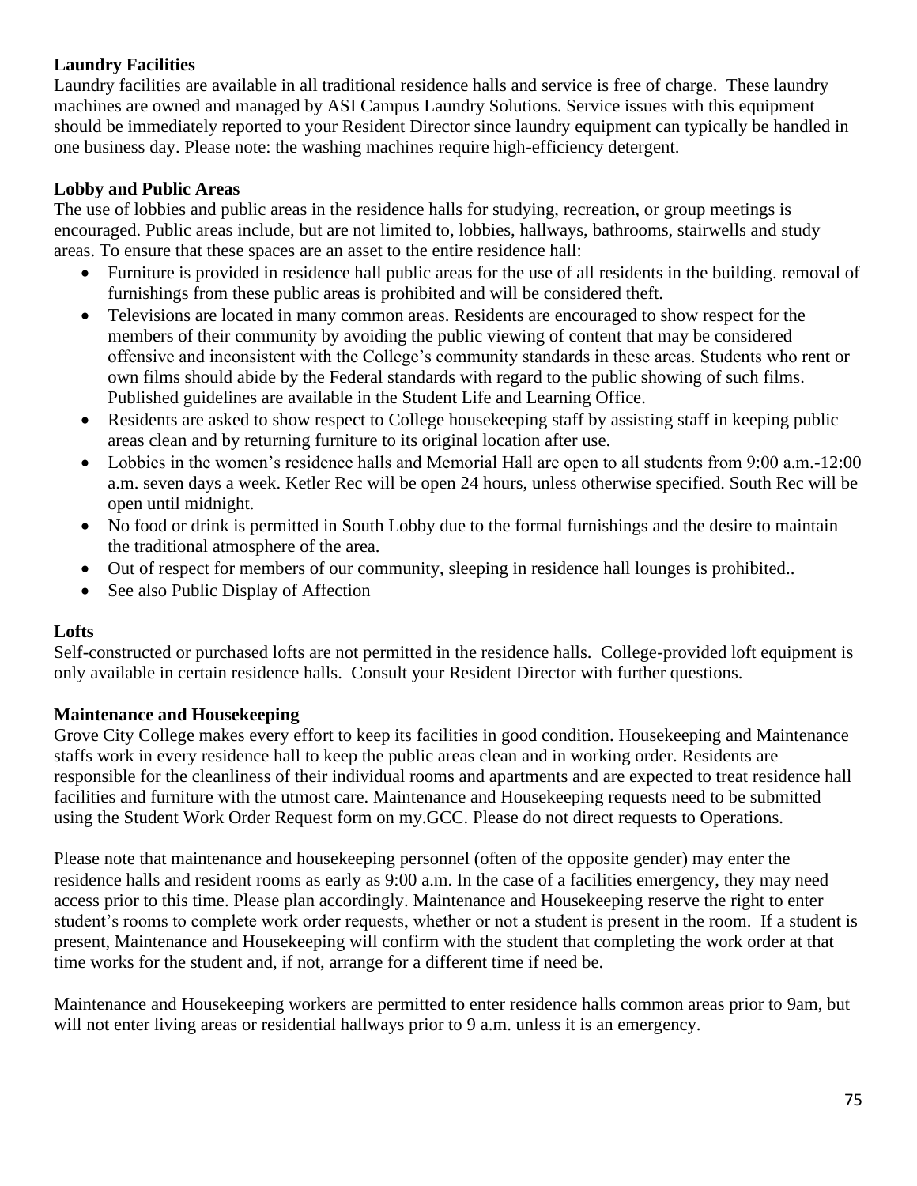**Laundry Facilities**

Laundry facilities are available in all traditional residence halls and service is free of charge. These laundry machines are owned and managed by ASI Campus Laundry Solutions. Service issues with this equipment should be immediately reported to your Resident Director since laundry equipment can typically be handled in one business day. Please note: the washing machines require high-efficiency detergent.

**Lobby and Public Areas**

The use of lobbies and public areas in the residence halls for studying, recreation, or group meetings is encouraged. Public areas include, but are not limited to, lobbies, hallways, bathrooms, stairwells and study areas. To ensure that these spaces are an asset to the entire residence hall:

- Furniture is provided in residence hall public areas for the use of all residents in the building. removal of furnishings from these public areas is prohibited and will be considered theft.
- Televisions are located in many common areas. Residents are encouraged to show respect for the members of their community by avoiding the public viewing of content that may be considered offensive and inconsistent with the College's community standards in these areas. Students who rent or own films should abide by the Federal standards with regard to the public showing of such films. Published guidelines are available in the Student Life and Learning Office.
- Residents are asked to show respect to College housekeeping staff by assisting staff in keeping public areas clean and by returning furniture to its original location after use.
- Lobbies in the women's residence halls and Memorial Hall are open to all students from 9:00 a.m.-12:00 a.m. seven days a week. Ketler Rec will be open 24 hours, unless otherwise specified. South Rec will be open until midnight.
- No food or drink is permitted in South Lobby due to the formal furnishings and the desire to maintain the traditional atmosphere of the area.
- Out of respect for members of our community, sleeping in residence hall lounges is prohibited..
- See also Public Display of Affection

**Lofts**

Self-constructed or purchased lofts are not permitted in the residence halls. College-provided loft equipment is only available in certain residence halls. Consult your Resident Director with further questions.

**Maintenance and Housekeeping**

Grove City College makes every effort to keep its facilities in good condition. Housekeeping and Maintenance staffs work in every residence hall to keep the public areas clean and in working order. Residents are responsible for the cleanliness of their individual rooms and apartments and are expected to treat residence hall facilities and furniture with the utmost care. Maintenance and Housekeeping requests need to be submitted using the Student Work Order Request form on my.GCC. Please do not direct requests to Operations.

Please note that maintenance and housekeeping personnel (often of the opposite gender) may enter the residence halls and resident rooms as early as 9:00 a.m. In the case of a facilities emergency, they may need access prior to this time. Please plan accordingly. Maintenance and Housekeeping reserve the right to enter student's rooms to complete work order requests, whether or not a student is present in the room. If a student is present, Maintenance and Housekeeping will confirm with the student that completing the work order at that time works for the student and, if not, arrange for a different time if need be.

Maintenance and Housekeeping workers are permitted to enter residence halls common areas prior to 9am, but will not enter living areas or residential hallways prior to 9 a.m. unless it is an emergency.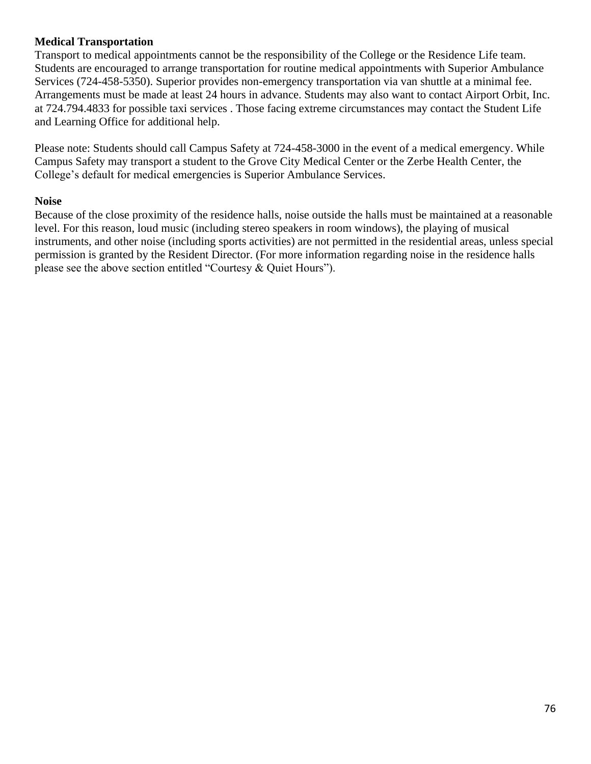**Medical Transportation**

Transport to medical appointments cannot be the responsibility of the College or the Residence Life team. Students are encouraged to arrange transportation for routine medical appointments with Superior Ambulance Services (724-458-5350). Superior provides non-emergency transportation via van shuttle at a minimal fee. Arrangements must be made at least 24 hours in advance. Students may also want to contact Airport Orbit, Inc. at 724.794.4833 for possible taxi services . Those facing extreme circumstances may contact the Student Life and Learning Office for additional help.

Please note: Students should call Campus Safety at 724-458-3000 in the event of a medical emergency. While Campus Safety may transport a student to the Grove City Medical Center or the Zerbe Health Center, the College's default for medical emergencies is Superior Ambulance Services.

**Noise**

Because of the close proximity of the residence halls, noise outside the halls must be maintained at a reasonable level. For this reason, loud music (including stereo speakers in room windows), the playing of musical instruments, and other noise (including sports activities) are not permitted in the residential areas, unless special permission is granted by the Resident Director. (For more information regarding noise in the residence halls please see the above section entitled "Courtesy & Quiet Hours").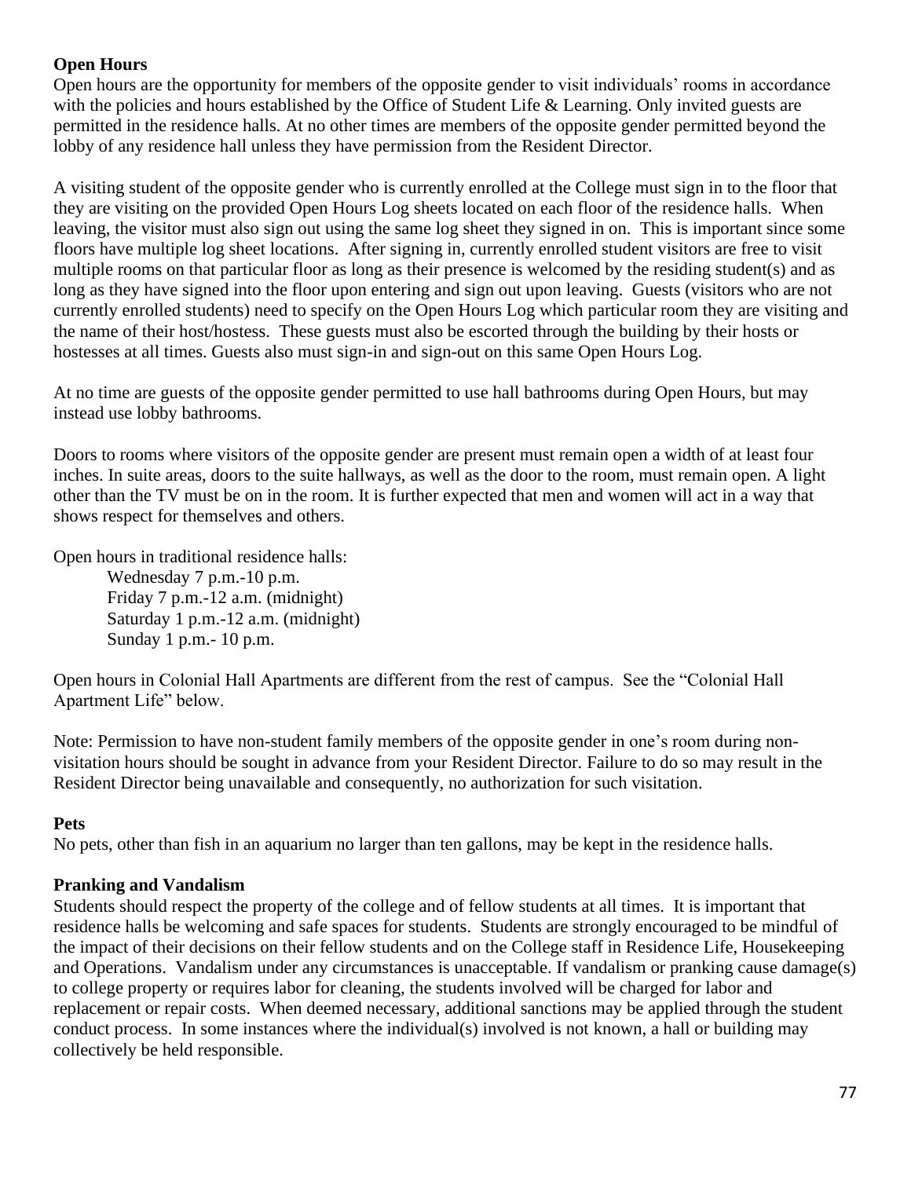**Open Hours**

Open hours are the opportunity for members of the opposite gender to visit individuals' rooms in accordance with the policies and hours established by the Office of Student Life & Learning. Only invited guests are permitted in the residence halls. At no other times are members of the opposite gender permitted beyond the lobby of any residence hall unless they have permission from the Resident Director.

A visiting student of the opposite gender who is currently enrolled at the College must sign in to the floor that they are visiting on the provided Open Hours Log sheets located on each floor of the residence halls. When leaving, the visitor must also sign out using the same log sheet they signed in on. This is important since some floors have multiple log sheet locations. After signing in, currently enrolled student visitors are free to visit multiple rooms on that particular floor as long as their presence is welcomed by the residing student(s) and as long as they have signed into the floor upon entering and sign out upon leaving. Guests (visitors who are not currently enrolled students) need to specify on the Open Hours Log which particular room they are visiting and the name of their host/hostess. These guests must also be escorted through the building by their hosts or hostesses at all times. Guests also must sign-in and sign-out on this same Open Hours Log.

At no time are guests of the opposite gender permitted to use hall bathrooms during Open Hours, but may instead use lobby bathrooms.

Doors to rooms where visitors of the opposite gender are present must remain open a width of at least four inches. In suite areas, doors to the suite hallways, as well as the door to the room, must remain open. A light other than the TV must be on in the room. It is further expected that men and women will act in a way that shows respect for themselves and others.

Open hours in traditional residence halls:

- Wednesday 7 p.m.-10 p.m.
- Friday 7 p.m.-12 a.m. (midnight)
- Saturday 1 p.m.-12 a.m. (midnight)
- Sunday 1 p.m.- 10 p.m.

Open hours in Colonial Hall Apartments are different from the rest of campus. See the "Colonial Hall Apartment Life" below.

Note: Permission to have non-student family members of the opposite gender in one's room during non-visitation hours should be sought in advance from your Resident Director. Failure to do so may result in the Resident Director being unavailable and consequently, no authorization for such visitation.

**Pets**

No pets, other than fish in an aquarium no larger than ten gallons, may be kept in the residence halls.

**Pranking and Vandalism**

Students should respect the property of the college and of fellow students at all times. It is important that residence halls be welcoming and safe spaces for students. Students are strongly encouraged to be mindful of the impact of their decisions on their fellow students and on the College staff in Residence Life, Housekeeping and Operations. Vandalism under any circumstances is unacceptable. If vandalism or pranking cause damage(s) to college property or requires labor for cleaning, the students involved will be charged for labor and replacement or repair costs. When deemed necessary, additional sanctions may be applied through the student conduct process. In some instances where the individual(s) involved is not known, a hall or building may collectively be held responsible.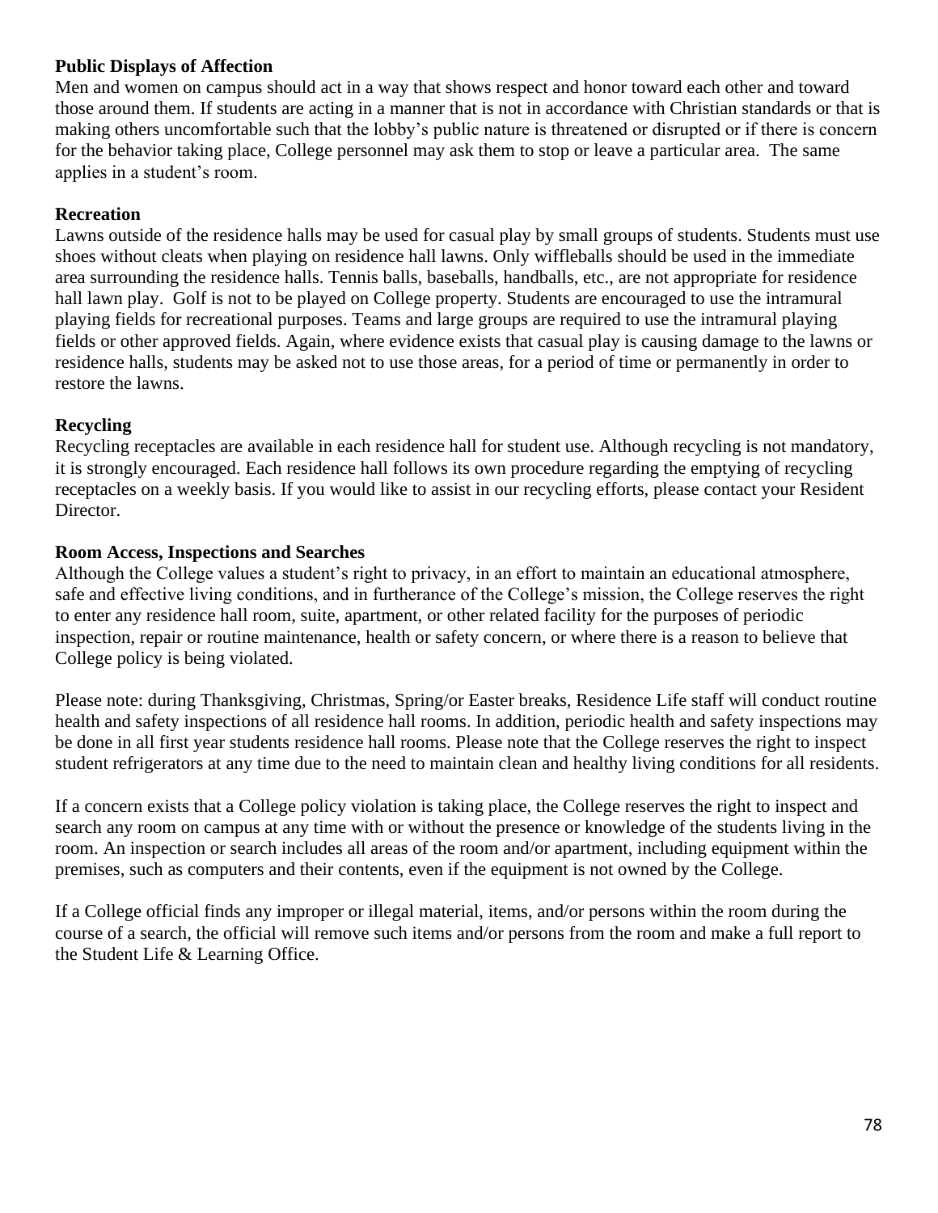**Public Displays of Affection**

Men and women on campus should act in a way that shows respect and honor toward each other and toward those around them. If students are acting in a manner that is not in accordance with Christian standards or that is making others uncomfortable such that the lobby's public nature is threatened or disrupted or if there is concern for the behavior taking place, College personnel may ask them to stop or leave a particular area. The same applies in a student's room.

**Recreation**

Lawns outside of the residence halls may be used for casual play by small groups of students. Students must use shoes without cleats when playing on residence hall lawns. Only wiffleballs should be used in the immediate area surrounding the residence halls. Tennis balls, baseballs, handballs, etc., are not appropriate for residence hall lawn play. Golf is not to be played on College property. Students are encouraged to use the intramural playing fields for recreational purposes. Teams and large groups are required to use the intramural playing fields or other approved fields. Again, where evidence exists that casual play is causing damage to the lawns or residence halls, students may be asked not to use those areas, for a period of time or permanently in order to restore the lawns.

**Recycling**

Recycling receptacles are available in each residence hall for student use. Although recycling is not mandatory, it is strongly encouraged. Each residence hall follows its own procedure regarding the emptying of recycling receptacles on a weekly basis. If you would like to assist in our recycling efforts, please contact your Resident Director.

**Room Access, Inspections and Searches**

Although the College values a student's right to privacy, in an effort to maintain an educational atmosphere, safe and effective living conditions, and in furtherance of the College's mission, the College reserves the right to enter any residence hall room, suite, apartment, or other related facility for the purposes of periodic inspection, repair or routine maintenance, health or safety concern, or where there is a reason to believe that College policy is being violated.

Please note: during Thanksgiving, Christmas, Spring/or Easter breaks, Residence Life staff will conduct routine health and safety inspections of all residence hall rooms. In addition, periodic health and safety inspections may be done in all first year students residence hall rooms. Please note that the College reserves the right to inspect student refrigerators at any time due to the need to maintain clean and healthy living conditions for all residents.

If a concern exists that a College policy violation is taking place, the College reserves the right to inspect and search any room on campus at any time with or without the presence or knowledge of the students living in the room. An inspection or search includes all areas of the room and/or apartment, including equipment within the premises, such as computers and their contents, even if the equipment is not owned by the College.

If a College official finds any improper or illegal material, items, and/or persons within the room during the course of a search, the official will remove such items and/or persons from the room and make a full report to the Student Life & Learning Office.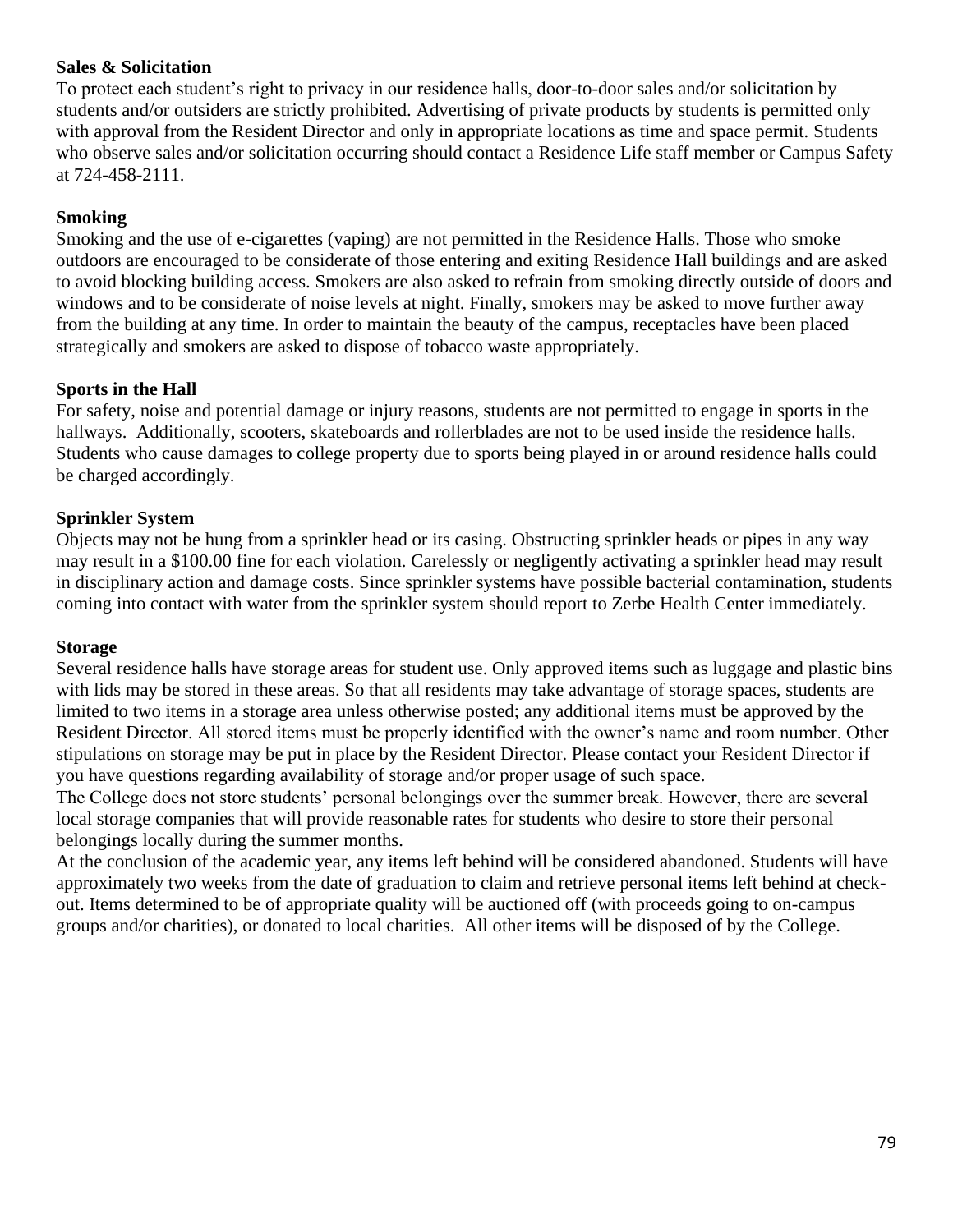**Sales & Solicitation**

To protect each student's right to privacy in our residence halls, door-to-door sales and/or solicitation by students and/or outsiders are strictly prohibited. Advertising of private products by students is permitted only with approval from the Resident Director and only in appropriate locations as time and space permit. Students who observe sales and/or solicitation occurring should contact a Residence Life staff member or Campus Safety at 724-458-2111.

**Smoking**

Smoking and the use of e-cigarettes (vaping) are not permitted in the Residence Halls. Those who smoke outdoors are encouraged to be considerate of those entering and exiting Residence Hall buildings and are asked to avoid blocking building access. Smokers are also asked to refrain from smoking directly outside of doors and windows and to be considerate of noise levels at night. Finally, smokers may be asked to move further away from the building at any time. In order to maintain the beauty of the campus, receptacles have been placed strategically and smokers are asked to dispose of tobacco waste appropriately.

**Sports in the Hall**

For safety, noise and potential damage or injury reasons, students are not permitted to engage in sports in the hallways. Additionally, scooters, skateboards and rollerblades are not to be used inside the residence halls. Students who cause damages to college property due to sports being played in or around residence halls could be charged accordingly.

**Sprinkler System**

Objects may not be hung from a sprinkler head or its casing. Obstructing sprinkler heads or pipes in any way may result in a $100.00 fine for each violation. Carelessly or negligently activating a sprinkler head may result in disciplinary action and damage costs. Since sprinkler systems have possible bacterial contamination, students coming into contact with water from the sprinkler system should report to Zerbe Health Center immediately.

**Storage**

Several residence halls have storage areas for student use. Only approved items such as luggage and plastic bins with lids may be stored in these areas. So that all residents may take advantage of storage spaces, students are limited to two items in a storage area unless otherwise posted; any additional items must be approved by the Resident Director. All stored items must be properly identified with the owner's name and room number. Other stipulations on storage may be put in place by the Resident Director. Please contact your Resident Director if you have questions regarding availability of storage and/or proper usage of such space.

The College does not store students' personal belongings over the summer break. However, there are several local storage companies that will provide reasonable rates for students who desire to store their personal belongings locally during the summer months.

At the conclusion of the academic year, any items left behind will be considered abandoned. Students will have approximately two weeks from the date of graduation to claim and retrieve personal items left behind at check-out. Items determined to be of appropriate quality will be auctioned off (with proceeds going to on-campus groups and/or charities), or donated to local charities. All other items will be disposed of by the College.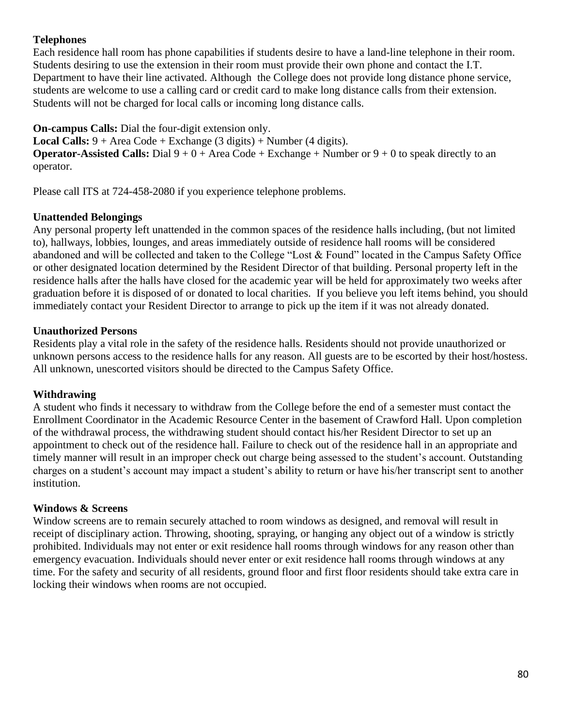**Telephones**

Each residence hall room has phone capabilities if students desire to have a land-line telephone in their room. Students desiring to use the extension in their room must provide their own phone and contact the I.T. Department to have their line activated. Although the College does not provide long distance phone service, students are welcome to use a calling card or credit card to make long distance calls from their extension. Students will not be charged for local calls or incoming long distance calls.

**On-campus Calls:** Dial the four-digit extension only.
**Local Calls:** 9 + Area Code + Exchange (3 digits) + Number (4 digits).
**Operator-Assisted Calls:** Dial 9 + 0 + Area Code + Exchange + Number or 9 + 0 to speak directly to an operator.

Please call ITS at 724-458-2080 if you experience telephone problems.

**Unattended Belongings**

Any personal property left unattended in the common spaces of the residence halls including, (but not limited to), hallways, lobbies, lounges, and areas immediately outside of residence hall rooms will be considered abandoned and will be collected and taken to the College "Lost & Found" located in the Campus Safety Office or other designated location determined by the Resident Director of that building. Personal property left in the residence halls after the halls have closed for the academic year will be held for approximately two weeks after graduation before it is disposed of or donated to local charities. If you believe you left items behind, you should immediately contact your Resident Director to arrange to pick up the item if it was not already donated.

**Unauthorized Persons**

Residents play a vital role in the safety of the residence halls. Residents should not provide unauthorized or unknown persons access to the residence halls for any reason. All guests are to be escorted by their host/hostess. All unknown, unescorted visitors should be directed to the Campus Safety Office.

**Withdrawing**

A student who finds it necessary to withdraw from the College before the end of a semester must contact the Enrollment Coordinator in the Academic Resource Center in the basement of Crawford Hall. Upon completion of the withdrawal process, the withdrawing student should contact his/her Resident Director to set up an appointment to check out of the residence hall. Failure to check out of the residence hall in an appropriate and timely manner will result in an improper check out charge being assessed to the student's account. Outstanding charges on a student's account may impact a student's ability to return or have his/her transcript sent to another institution.

**Windows & Screens**

Window screens are to remain securely attached to room windows as designed, and removal will result in receipt of disciplinary action. Throwing, shooting, spraying, or hanging any object out of a window is strictly prohibited. Individuals may not enter or exit residence hall rooms through windows for any reason other than emergency evacuation. Individuals should never enter or exit residence hall rooms through windows at any time. For the safety and security of all residents, ground floor and first floor residents should take extra care in locking their windows when rooms are not occupied.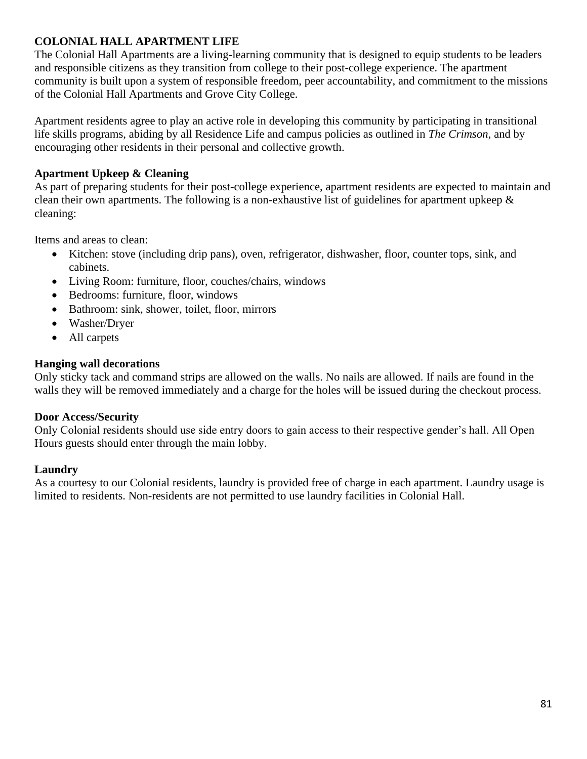## COLONIAL HALL APARTMENT LIFE

The Colonial Hall Apartments are a living-learning community that is designed to equip students to be leaders and responsible citizens as they transition from college to their post-college experience. The apartment community is built upon a system of responsible freedom, peer accountability, and commitment to the missions of the Colonial Hall Apartments and Grove City College.

Apartment residents agree to play an active role in developing this community by participating in transitional life skills programs, abiding by all Residence Life and campus policies as outlined in *The Crimson*, and by encouraging other residents in their personal and collective growth.

### Apartment Upkeep & Cleaning

As part of preparing students for their post-college experience, apartment residents are expected to maintain and clean their own apartments. The following is a non-exhaustive list of guidelines for apartment upkeep & cleaning:

Items and areas to clean:

- Kitchen: stove (including drip pans), oven, refrigerator, dishwasher, floor, counter tops, sink, and cabinets.
- Living Room: furniture, floor, couches/chairs, windows
- Bedrooms: furniture, floor, windows
- Bathroom: sink, shower, toilet, floor, mirrors
- Washer/Dryer
- All carpets

### Hanging wall decorations

Only sticky tack and command strips are allowed on the walls. No nails are allowed. If nails are found in the walls they will be removed immediately and a charge for the holes will be issued during the checkout process.

### Door Access/Security

Only Colonial residents should use side entry doors to gain access to their respective gender's hall. All Open Hours guests should enter through the main lobby.

### Laundry

As a courtesy to our Colonial residents, laundry is provided free of charge in each apartment. Laundry usage is limited to residents. Non-residents are not permitted to use laundry facilities in Colonial Hall.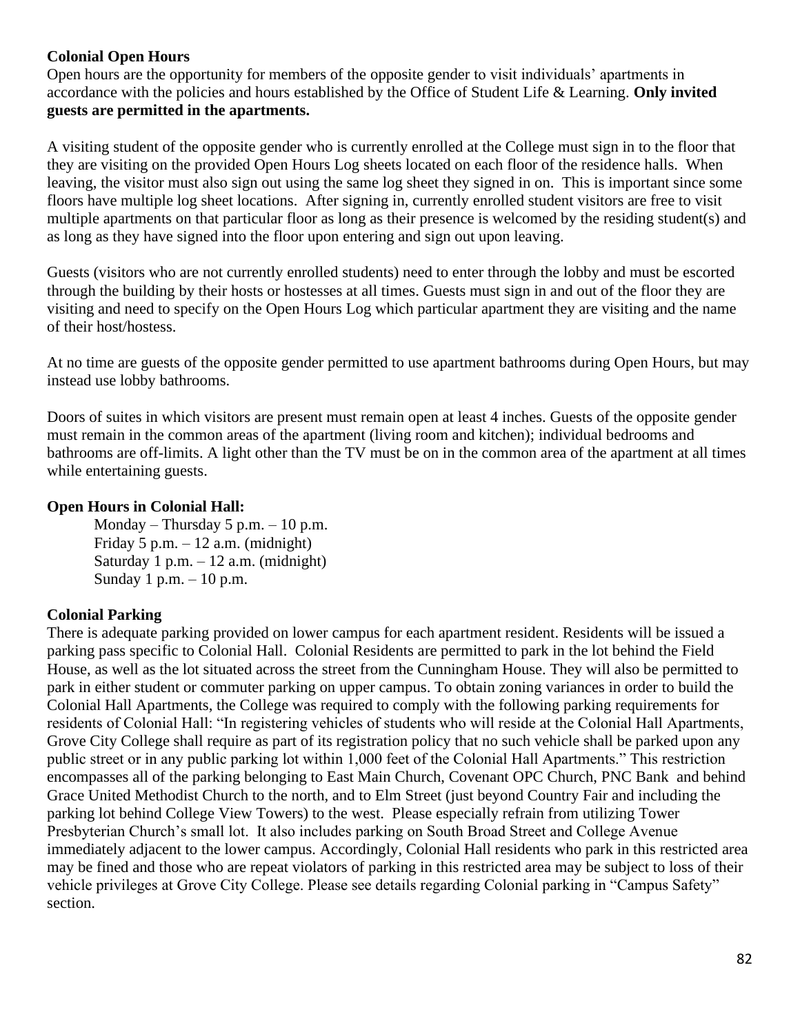**Colonial Open Hours**

Open hours are the opportunity for members of the opposite gender to visit individuals' apartments in accordance with the policies and hours established by the Office of Student Life & Learning. **Only invited guests are permitted in the apartments.**

A visiting student of the opposite gender who is currently enrolled at the College must sign in to the floor that they are visiting on the provided Open Hours Log sheets located on each floor of the residence halls. When leaving, the visitor must also sign out using the same log sheet they signed in on. This is important since some floors have multiple log sheet locations. After signing in, currently enrolled student visitors are free to visit multiple apartments on that particular floor as long as their presence is welcomed by the residing student(s) and as long as they have signed into the floor upon entering and sign out upon leaving.

Guests (visitors who are not currently enrolled students) need to enter through the lobby and must be escorted through the building by their hosts or hostesses at all times. Guests must sign in and out of the floor they are visiting and need to specify on the Open Hours Log which particular apartment they are visiting and the name of their host/hostess.

At no time are guests of the opposite gender permitted to use apartment bathrooms during Open Hours, but may instead use lobby bathrooms.

Doors of suites in which visitors are present must remain open at least 4 inches. Guests of the opposite gender must remain in the common areas of the apartment (living room and kitchen); individual bedrooms and bathrooms are off-limits. A light other than the TV must be on in the common area of the apartment at all times while entertaining guests.

**Open Hours in Colonial Hall:**

Monday – Thursday 5 p.m. – 10 p.m.
Friday 5 p.m. – 12 a.m. (midnight)
Saturday 1 p.m. – 12 a.m. (midnight)
Sunday 1 p.m. – 10 p.m.

**Colonial Parking**

There is adequate parking provided on lower campus for each apartment resident. Residents will be issued a parking pass specific to Colonial Hall. Colonial Residents are permitted to park in the lot behind the Field House, as well as the lot situated across the street from the Cunningham House. They will also be permitted to park in either student or commuter parking on upper campus. To obtain zoning variances in order to build the Colonial Hall Apartments, the College was required to comply with the following parking requirements for residents of Colonial Hall: "In registering vehicles of students who will reside at the Colonial Hall Apartments, Grove City College shall require as part of its registration policy that no such vehicle shall be parked upon any public street or in any public parking lot within 1,000 feet of the Colonial Hall Apartments." This restriction encompasses all of the parking belonging to East Main Church, Covenant OPC Church, PNC Bank and behind Grace United Methodist Church to the north, and to Elm Street (just beyond Country Fair and including the parking lot behind College View Towers) to the west. Please especially refrain from utilizing Tower Presbyterian Church's small lot. It also includes parking on South Broad Street and College Avenue immediately adjacent to the lower campus. Accordingly, Colonial Hall residents who park in this restricted area may be fined and those who are repeat violators of parking in this restricted area may be subject to loss of their vehicle privileges at Grove City College. Please see details regarding Colonial parking in "Campus Safety" section.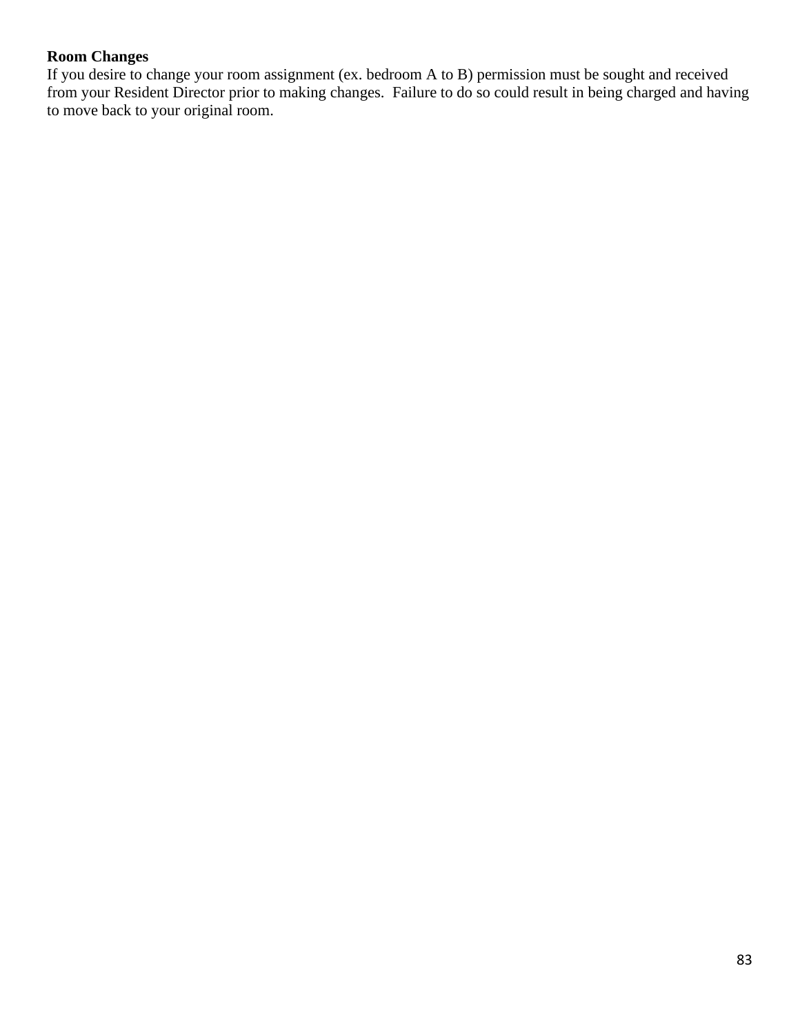**Room Changes**

If you desire to change your room assignment (ex. bedroom A to B) permission must be sought and received from your Resident Director prior to making changes. Failure to do so could result in being charged and having to move back to your original room.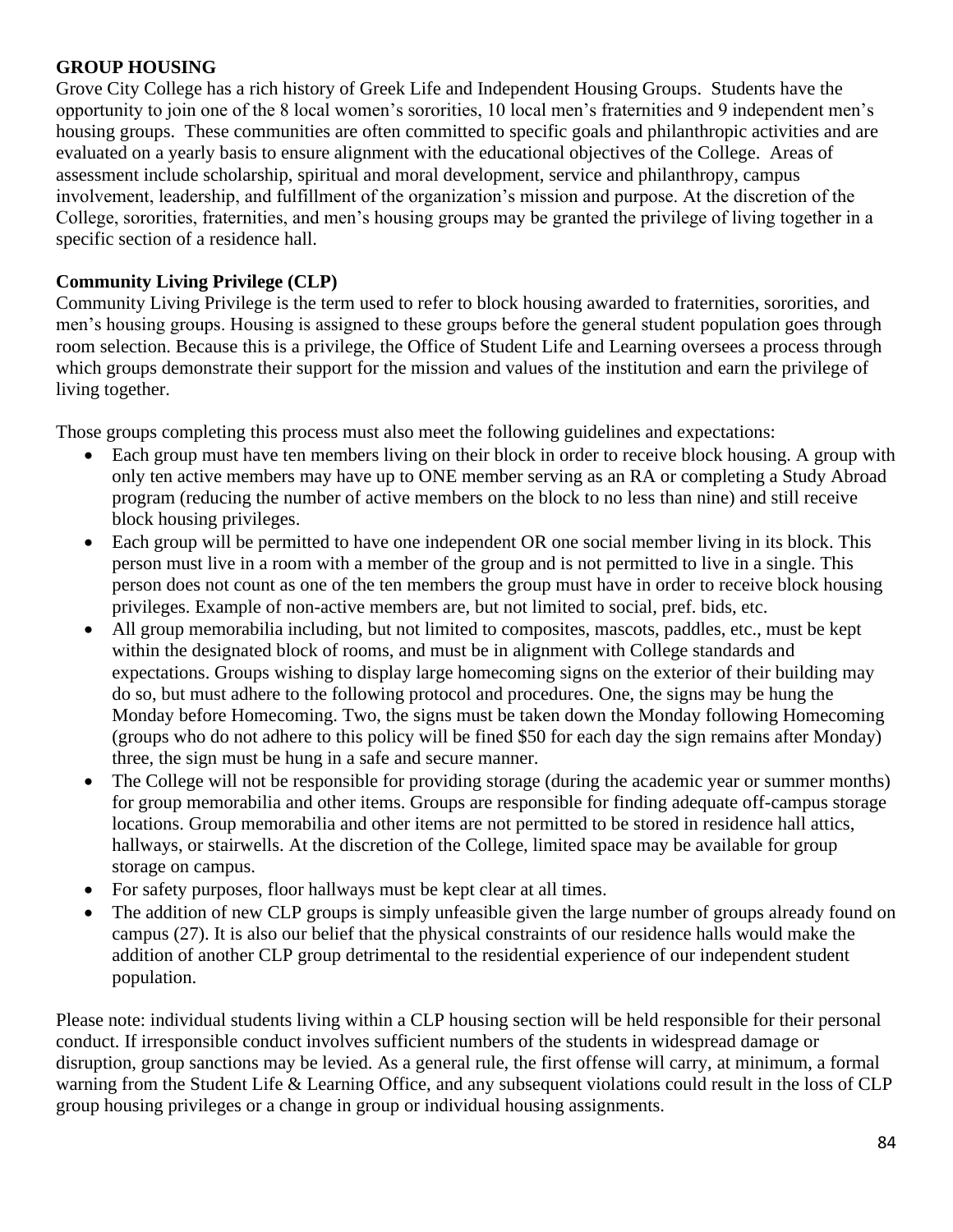## GROUP HOUSING

Grove City College has a rich history of Greek Life and Independent Housing Groups. Students have the opportunity to join one of the 8 local women's sororities, 10 local men's fraternities and 9 independent men's housing groups. These communities are often committed to specific goals and philanthropic activities and are evaluated on a yearly basis to ensure alignment with the educational objectives of the College. Areas of assessment include scholarship, spiritual and moral development, service and philanthropy, campus involvement, leadership, and fulfillment of the organization's mission and purpose. At the discretion of the College, sororities, fraternities, and men's housing groups may be granted the privilege of living together in a specific section of a residence hall.

### Community Living Privilege (CLP)

Community Living Privilege is the term used to refer to block housing awarded to fraternities, sororities, and men's housing groups. Housing is assigned to these groups before the general student population goes through room selection. Because this is a privilege, the Office of Student Life and Learning oversees a process through which groups demonstrate their support for the mission and values of the institution and earn the privilege of living together.

Those groups completing this process must also meet the following guidelines and expectations:

- Each group must have ten members living on their block in order to receive block housing. A group with only ten active members may have up to ONE member serving as an RA or completing a Study Abroad program (reducing the number of active members on the block to no less than nine) and still receive block housing privileges.
- Each group will be permitted to have one independent OR one social member living in its block. This person must live in a room with a member of the group and is not permitted to live in a single. This person does not count as one of the ten members the group must have in order to receive block housing privileges. Example of non-active members are, but not limited to social, pref. bids, etc.
- All group memorabilia including, but not limited to composites, mascots, paddles, etc., must be kept within the designated block of rooms, and must be in alignment with College standards and expectations. Groups wishing to display large homecoming signs on the exterior of their building may do so, but must adhere to the following protocol and procedures. One, the signs may be hung the Monday before Homecoming. Two, the signs must be taken down the Monday following Homecoming (groups who do not adhere to this policy will be fined $50 for each day the sign remains after Monday) three, the sign must be hung in a safe and secure manner.
- The College will not be responsible for providing storage (during the academic year or summer months) for group memorabilia and other items. Groups are responsible for finding adequate off-campus storage locations. Group memorabilia and other items are not permitted to be stored in residence hall attics, hallways, or stairwells. At the discretion of the College, limited space may be available for group storage on campus.
- For safety purposes, floor hallways must be kept clear at all times.
- The addition of new CLP groups is simply unfeasible given the large number of groups already found on campus (27). It is also our belief that the physical constraints of our residence halls would make the addition of another CLP group detrimental to the residential experience of our independent student population.

Please note: individual students living within a CLP housing section will be held responsible for their personal conduct. If irresponsible conduct involves sufficient numbers of the students in widespread damage or disruption, group sanctions may be levied. As a general rule, the first offense will carry, at minimum, a formal warning from the Student Life & Learning Office, and any subsequent violations could result in the loss of CLP group housing privileges or a change in group or individual housing assignments.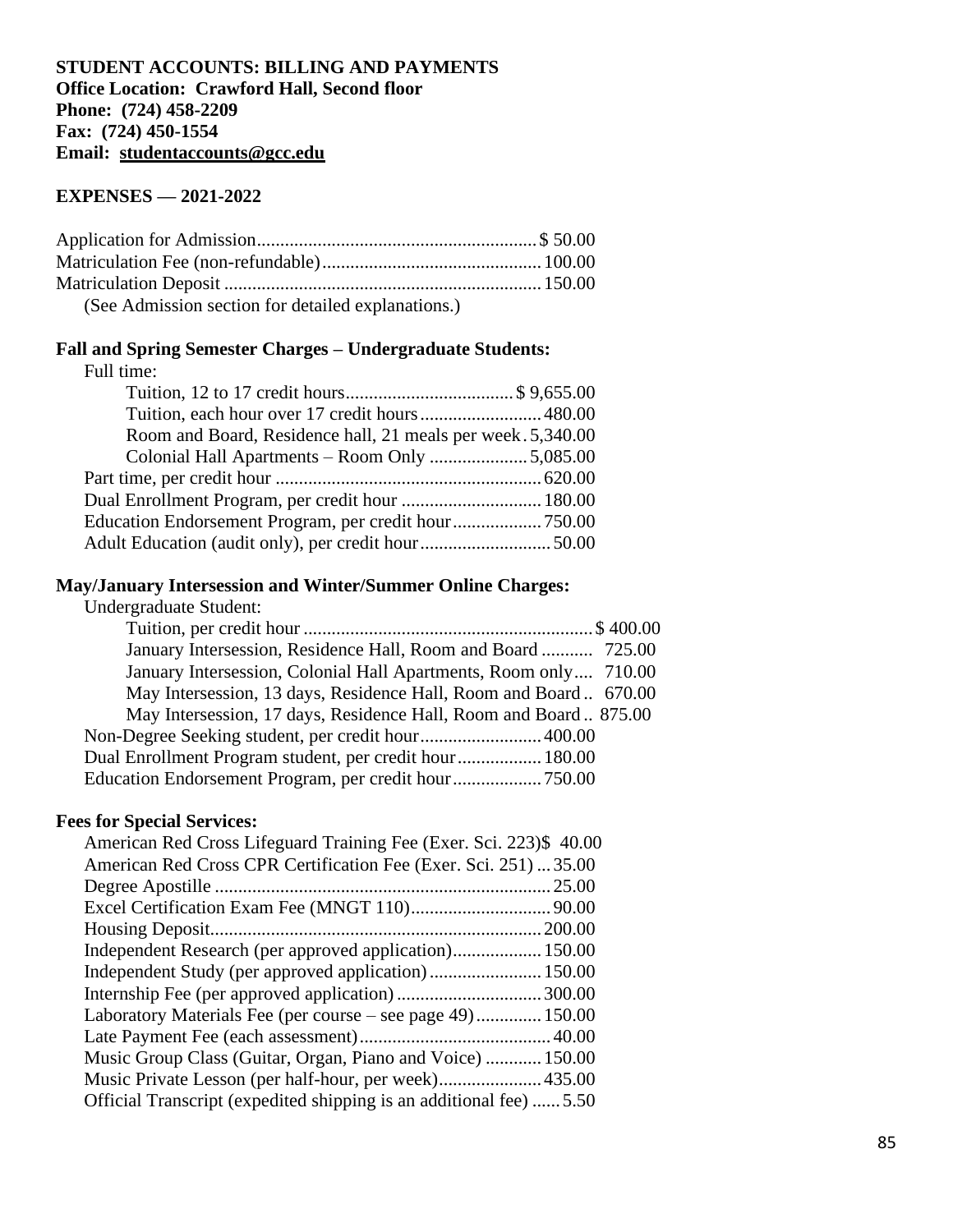**STUDENT ACCOUNTS: BILLING AND PAYMENTS**
**Office Location: Crawford Hall, Second floor**
**Phone: (724) 458-2209**
**Fax: (724) 450-1554**
**Email: studentaccounts@gcc.edu**

**EXPENSES — 2021-2022**

Application for Admission............................................................$ 50.00
Matriculation Fee (non-refundable)...............................................100.00
Matriculation Deposit ....................................................................150.00
(See Admission section for detailed explanations.)

**Fall and Spring Semester Charges – Undergraduate Students:**

Full time:

Tuition, 12 to 17 credit hours....................................$ 9,655.00
Tuition, each hour over 17 credit hours..........................480.00
Room and Board, Residence hall, 21 meals per week.5,340.00
Colonial Hall Apartments – Room Only .....................5,085.00

Part time, per credit hour .........................................................620.00
Dual Enrollment Program, per credit hour ..............................180.00
Education Endorsement Program, per credit hour...................750.00
Adult Education (audit only), per credit hour............................50.00

**May/January Intersession and Winter/Summer Online Charges:**

Undergraduate Student:

Tuition, per credit hour .............................................................$ 400.00
January Intersession, Residence Hall, Room and Board ........... 725.00
January Intersession, Colonial Hall Apartments, Room only.... 710.00
May Intersession, 13 days, Residence Hall, Room and Board .. 670.00
May Intersession, 17 days, Residence Hall, Room and Board .. 875.00

Non-Degree Seeking student, per credit hour..........................400.00
Dual Enrollment Program student, per credit hour..................180.00
Education Endorsement Program, per credit hour...................750.00

**Fees for Special Services:**

American Red Cross Lifeguard Training Fee (Exer. Sci. 223)$ 40.00
American Red Cross CPR Certification Fee (Exer. Sci. 251) ...35.00
Degree Apostille .......................................................................25.00
Excel Certification Exam Fee (MNGT 110).............................90.00
Housing Deposit......................................................................200.00
Independent Research (per approved application)...................150.00
Independent Study (per approved application)........................150.00
Internship Fee (per approved application) ...............................300.00
Laboratory Materials Fee (per course – see page 49)..............150.00
Late Payment Fee (each assessment).........................................40.00
Music Group Class (Guitar, Organ, Piano and Voice) ............150.00
Music Private Lesson (per half-hour, per week)......................435.00
Official Transcript (expedited shipping is an additional fee) ......5.50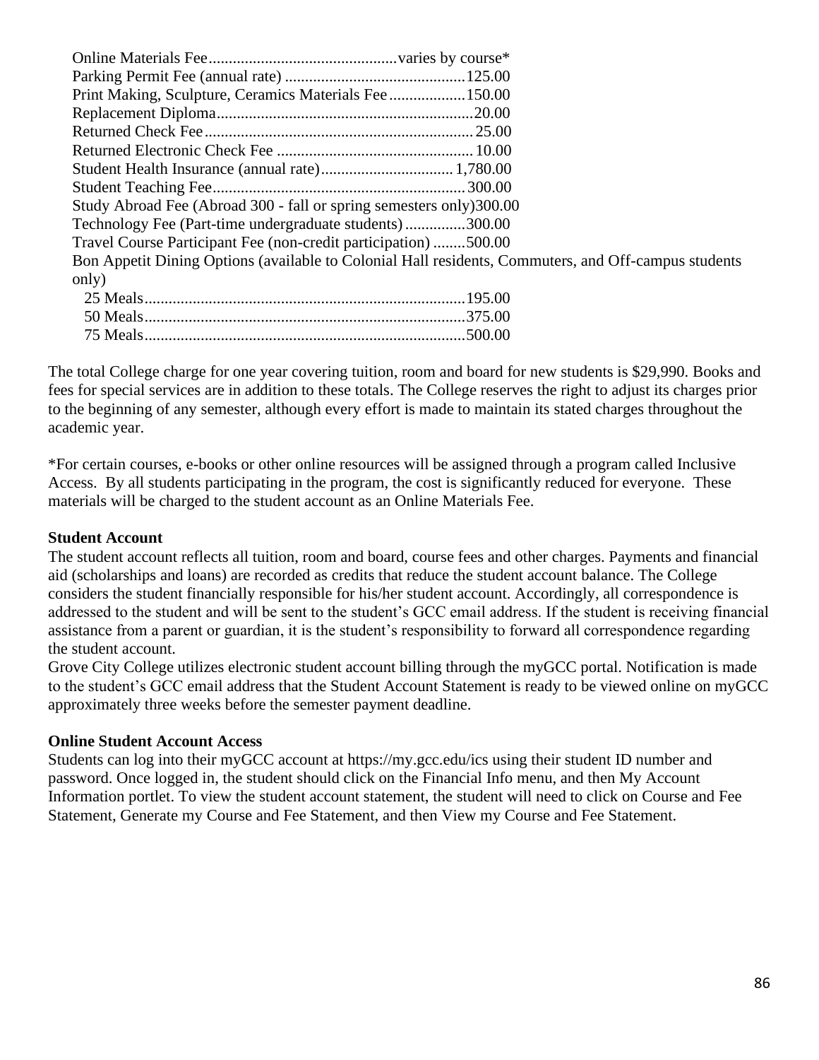Online Materials Fee..............................................varies by course*
Parking Permit Fee (annual rate) ............................................125.00
Print Making, Sculpture, Ceramics Materials Fee ...................150.00
Replacement Diploma................................................................20.00
Returned Check Fee...................................................................25.00
Returned Electronic Check Fee .................................................10.00
Student Health Insurance (annual rate).................................1,780.00
Student Teaching Fee..............................................................300.00
Study Abroad Fee (Abroad 300 - fall or spring semesters only)300.00
Technology Fee (Part-time undergraduate students)...............300.00
Travel Course Participant Fee (non-credit participation) ........500.00
Bon Appetit Dining Options (available to Colonial Hall residents, Commuters, and Off-campus students only)
  25 Meals...............................................................................195.00
  50 Meals...............................................................................375.00
  75 Meals...............................................................................500.00

The total College charge for one year covering tuition, room and board for new students is $29,990. Books and fees for special services are in addition to these totals. The College reserves the right to adjust its charges prior to the beginning of any semester, although every effort is made to maintain its stated charges throughout the academic year.

*For certain courses, e-books or other online resources will be assigned through a program called Inclusive Access. By all students participating in the program, the cost is significantly reduced for everyone. These materials will be charged to the student account as an Online Materials Fee.

**Student Account**

The student account reflects all tuition, room and board, course fees and other charges. Payments and financial aid (scholarships and loans) are recorded as credits that reduce the student account balance. The College considers the student financially responsible for his/her student account. Accordingly, all correspondence is addressed to the student and will be sent to the student's GCC email address. If the student is receiving financial assistance from a parent or guardian, it is the student's responsibility to forward all correspondence regarding the student account.

Grove City College utilizes electronic student account billing through the myGCC portal. Notification is made to the student's GCC email address that the Student Account Statement is ready to be viewed online on myGCC approximately three weeks before the semester payment deadline.

**Online Student Account Access**

Students can log into their myGCC account at https://my.gcc.edu/ics using their student ID number and password. Once logged in, the student should click on the Financial Info menu, and then My Account Information portlet. To view the student account statement, the student will need to click on Course and Fee Statement, Generate my Course and Fee Statement, and then View my Course and Fee Statement.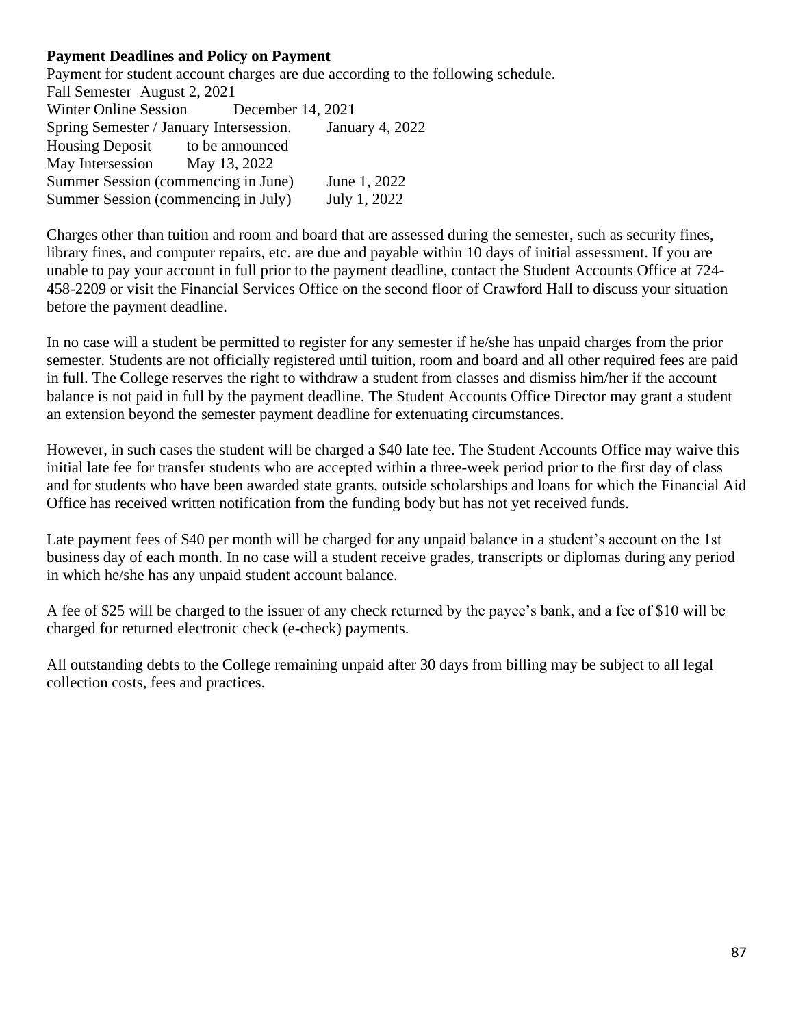**Payment Deadlines and Policy on Payment**

Payment for student account charges are due according to the following schedule.

| | |
|---|---|
| Fall Semester | August 2, 2021 |
| Winter Online Session | December 14, 2021 |
| Spring Semester / January Intersession. | January 4, 2022 |
| Housing Deposit | to be announced |
| May Intersession | May 13, 2022 |
| Summer Session (commencing in June) | June 1, 2022 |
| Summer Session (commencing in July) | July 1, 2022 |

Charges other than tuition and room and board that are assessed during the semester, such as security fines, library fines, and computer repairs, etc. are due and payable within 10 days of initial assessment. If you are unable to pay your account in full prior to the payment deadline, contact the Student Accounts Office at 724-458-2209 or visit the Financial Services Office on the second floor of Crawford Hall to discuss your situation before the payment deadline.

In no case will a student be permitted to register for any semester if he/she has unpaid charges from the prior semester. Students are not officially registered until tuition, room and board and all other required fees are paid in full. The College reserves the right to withdraw a student from classes and dismiss him/her if the account balance is not paid in full by the payment deadline. The Student Accounts Office Director may grant a student an extension beyond the semester payment deadline for extenuating circumstances.

However, in such cases the student will be charged a $40 late fee. The Student Accounts Office may waive this initial late fee for transfer students who are accepted within a three-week period prior to the first day of class and for students who have been awarded state grants, outside scholarships and loans for which the Financial Aid Office has received written notification from the funding body but has not yet received funds.

Late payment fees of $40 per month will be charged for any unpaid balance in a student's account on the 1st business day of each month. In no case will a student receive grades, transcripts or diplomas during any period in which he/she has any unpaid student account balance.

A fee of $25 will be charged to the issuer of any check returned by the payee's bank, and a fee of $10 will be charged for returned electronic check (e-check) payments.

All outstanding debts to the College remaining unpaid after 30 days from billing may be subject to all legal collection costs, fees and practices.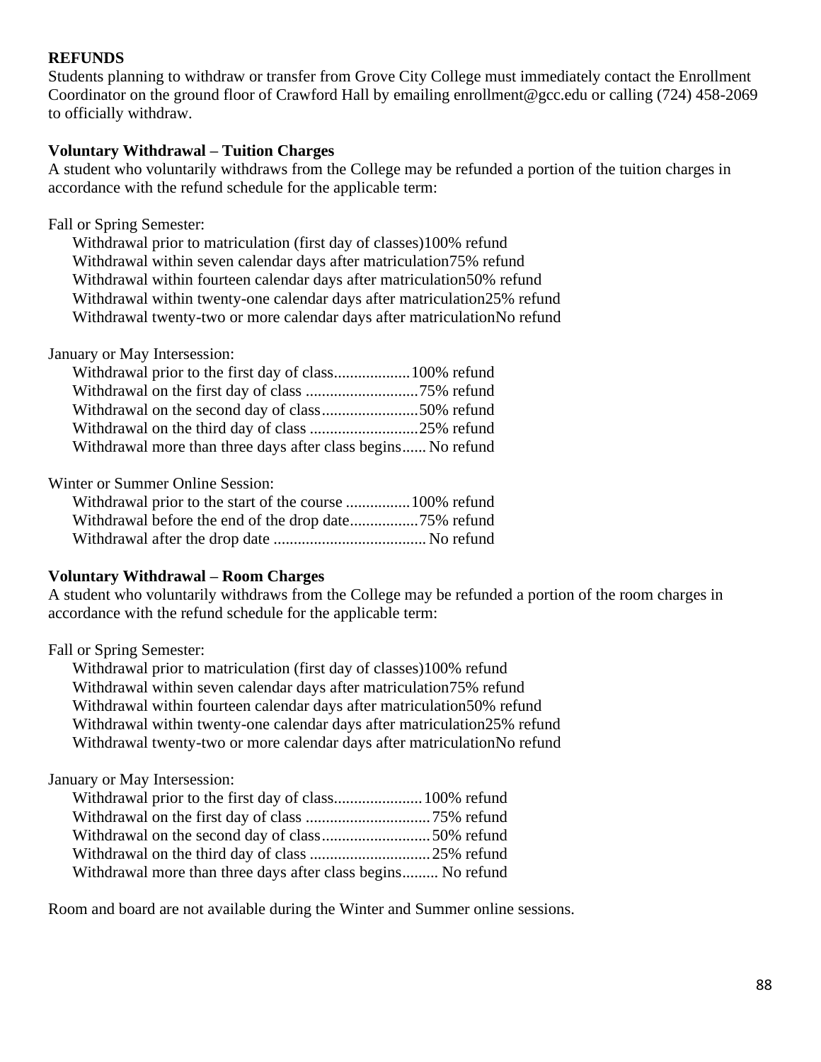**REFUNDS**

Students planning to withdraw or transfer from Grove City College must immediately contact the Enrollment Coordinator on the ground floor of Crawford Hall by emailing enrollment@gcc.edu or calling (724) 458-2069 to officially withdraw.

**Voluntary Withdrawal – Tuition Charges**

A student who voluntarily withdraws from the College may be refunded a portion of the tuition charges in accordance with the refund schedule for the applicable term:

Fall or Spring Semester:

- Withdrawal prior to matriculation (first day of classes)100% refund
- Withdrawal within seven calendar days after matriculation75% refund
- Withdrawal within fourteen calendar days after matriculation50% refund
- Withdrawal within twenty-one calendar days after matriculation25% refund
- Withdrawal twenty-two or more calendar days after matriculationNo refund

January or May Intersession:

- Withdrawal prior to the first day of class...................100% refund
- Withdrawal on the first day of class ............................75% refund
- Withdrawal on the second day of class........................50% refund
- Withdrawal on the third day of class ...........................25% refund
- Withdrawal more than three days after class begins...... No refund

Winter or Summer Online Session:

- Withdrawal prior to the start of the course ................100% refund
- Withdrawal before the end of the drop date.................75% refund
- Withdrawal after the drop date ...................................... No refund

**Voluntary Withdrawal – Room Charges**

A student who voluntarily withdraws from the College may be refunded a portion of the room charges in accordance with the refund schedule for the applicable term:

Fall or Spring Semester:

- Withdrawal prior to matriculation (first day of classes)100% refund
- Withdrawal within seven calendar days after matriculation75% refund
- Withdrawal within fourteen calendar days after matriculation50% refund
- Withdrawal within twenty-one calendar days after matriculation25% refund
- Withdrawal twenty-two or more calendar days after matriculationNo refund

January or May Intersession:

- Withdrawal prior to the first day of class......................100% refund
- Withdrawal on the first day of class ...............................75% refund
- Withdrawal on the second day of class...........................50% refund
- Withdrawal on the third day of class ..............................25% refund
- Withdrawal more than three days after class begins......... No refund

Room and board are not available during the Winter and Summer online sessions.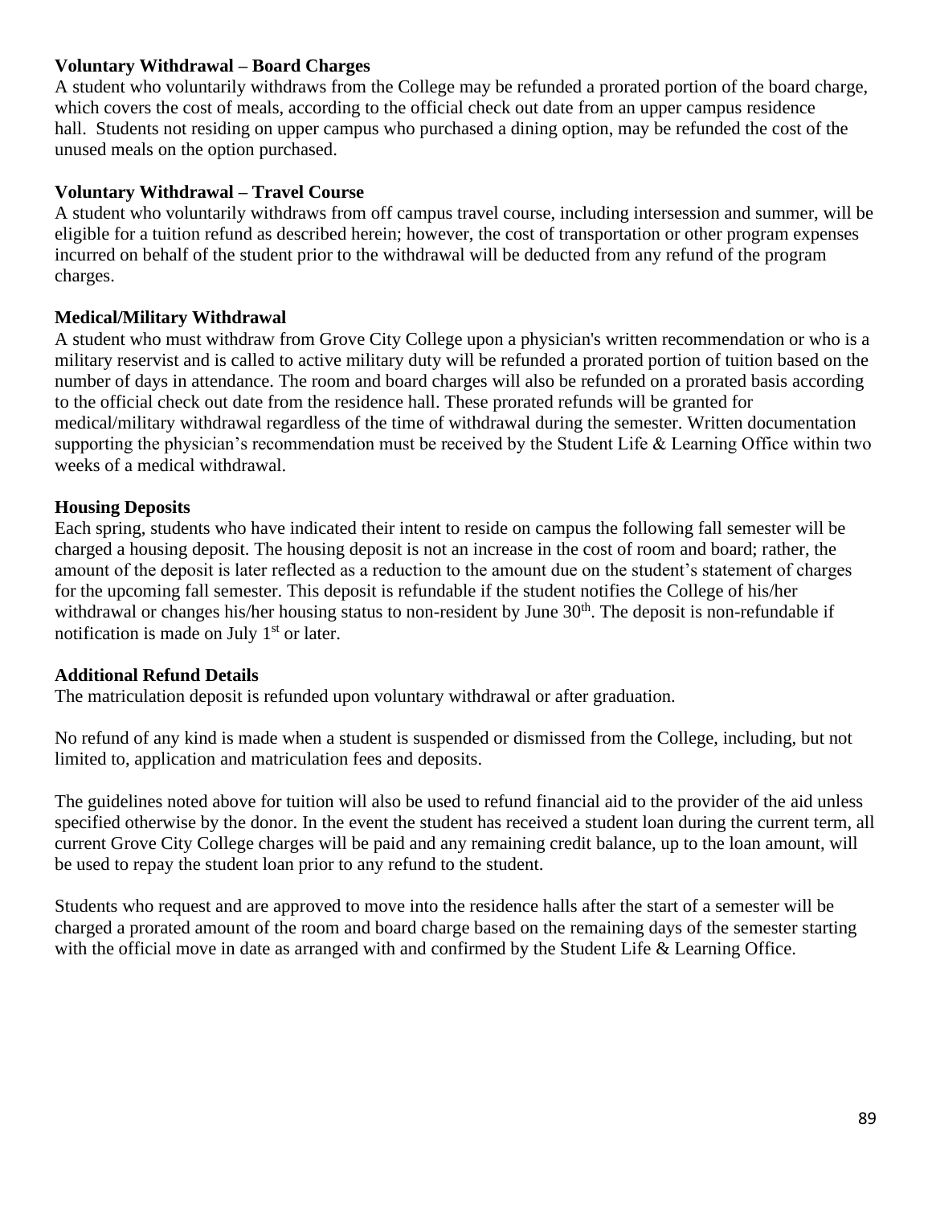**Voluntary Withdrawal – Board Charges**
A student who voluntarily withdraws from the College may be refunded a prorated portion of the board charge, which covers the cost of meals, according to the official check out date from an upper campus residence hall. Students not residing on upper campus who purchased a dining option, may be refunded the cost of the unused meals on the option purchased.

**Voluntary Withdrawal – Travel Course**
A student who voluntarily withdraws from off campus travel course, including intersession and summer, will be eligible for a tuition refund as described herein; however, the cost of transportation or other program expenses incurred on behalf of the student prior to the withdrawal will be deducted from any refund of the program charges.

**Medical/Military Withdrawal**
A student who must withdraw from Grove City College upon a physician's written recommendation or who is a military reservist and is called to active military duty will be refunded a prorated portion of tuition based on the number of days in attendance. The room and board charges will also be refunded on a prorated basis according to the official check out date from the residence hall. These prorated refunds will be granted for medical/military withdrawal regardless of the time of withdrawal during the semester. Written documentation supporting the physician's recommendation must be received by the Student Life & Learning Office within two weeks of a medical withdrawal.

**Housing Deposits**
Each spring, students who have indicated their intent to reside on campus the following fall semester will be charged a housing deposit. The housing deposit is not an increase in the cost of room and board; rather, the amount of the deposit is later reflected as a reduction to the amount due on the student's statement of charges for the upcoming fall semester. This deposit is refundable if the student notifies the College of his/her withdrawal or changes his/her housing status to non-resident by June 30th. The deposit is non-refundable if notification is made on July 1st or later.

**Additional Refund Details**
The matriculation deposit is refunded upon voluntary withdrawal or after graduation.

No refund of any kind is made when a student is suspended or dismissed from the College, including, but not limited to, application and matriculation fees and deposits.

The guidelines noted above for tuition will also be used to refund financial aid to the provider of the aid unless specified otherwise by the donor. In the event the student has received a student loan during the current term, all current Grove City College charges will be paid and any remaining credit balance, up to the loan amount, will be used to repay the student loan prior to any refund to the student.

Students who request and are approved to move into the residence halls after the start of a semester will be charged a prorated amount of the room and board charge based on the remaining days of the semester starting with the official move in date as arranged with and confirmed by the Student Life & Learning Office.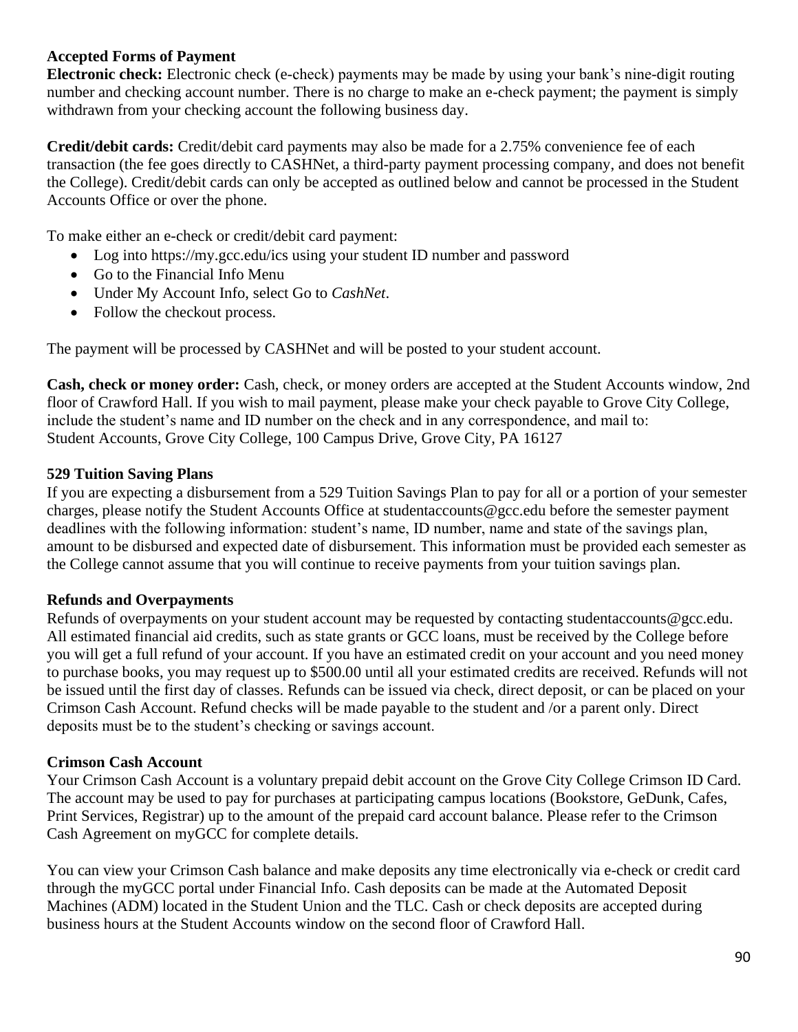### Accepted Forms of Payment

**Electronic check:** Electronic check (e-check) payments may be made by using your bank's nine-digit routing number and checking account number. There is no charge to make an e-check payment; the payment is simply withdrawn from your checking account the following business day.

**Credit/debit cards:** Credit/debit card payments may also be made for a 2.75% convenience fee of each transaction (the fee goes directly to CASHNet, a third-party payment processing company, and does not benefit the College). Credit/debit cards can only be accepted as outlined below and cannot be processed in the Student Accounts Office or over the phone.

To make either an e-check or credit/debit card payment:

- Log into https://my.gcc.edu/ics using your student ID number and password
- Go to the Financial Info Menu
- Under My Account Info, select Go to *CashNet*.
- Follow the checkout process.

The payment will be processed by CASHNet and will be posted to your student account.

**Cash, check or money order:** Cash, check, or money orders are accepted at the Student Accounts window, 2nd floor of Crawford Hall. If you wish to mail payment, please make your check payable to Grove City College, include the student's name and ID number on the check and in any correspondence, and mail to:
Student Accounts, Grove City College, 100 Campus Drive, Grove City, PA 16127

### 529 Tuition Saving Plans

If you are expecting a disbursement from a 529 Tuition Savings Plan to pay for all or a portion of your semester charges, please notify the Student Accounts Office at studentaccounts@gcc.edu before the semester payment deadlines with the following information: student's name, ID number, name and state of the savings plan, amount to be disbursed and expected date of disbursement. This information must be provided each semester as the College cannot assume that you will continue to receive payments from your tuition savings plan.

### Refunds and Overpayments

Refunds of overpayments on your student account may be requested by contacting studentaccounts@gcc.edu. All estimated financial aid credits, such as state grants or GCC loans, must be received by the College before you will get a full refund of your account. If you have an estimated credit on your account and you need money to purchase books, you may request up to $500.00 until all your estimated credits are received. Refunds will not be issued until the first day of classes. Refunds can be issued via check, direct deposit, or can be placed on your Crimson Cash Account. Refund checks will be made payable to the student and /or a parent only. Direct deposits must be to the student's checking or savings account.

### Crimson Cash Account

Your Crimson Cash Account is a voluntary prepaid debit account on the Grove City College Crimson ID Card. The account may be used to pay for purchases at participating campus locations (Bookstore, GeDunk, Cafes, Print Services, Registrar) up to the amount of the prepaid card account balance. Please refer to the Crimson Cash Agreement on myGCC for complete details.

You can view your Crimson Cash balance and make deposits any time electronically via e-check or credit card through the myGCC portal under Financial Info. Cash deposits can be made at the Automated Deposit Machines (ADM) located in the Student Union and the TLC. Cash or check deposits are accepted during business hours at the Student Accounts window on the second floor of Crawford Hall.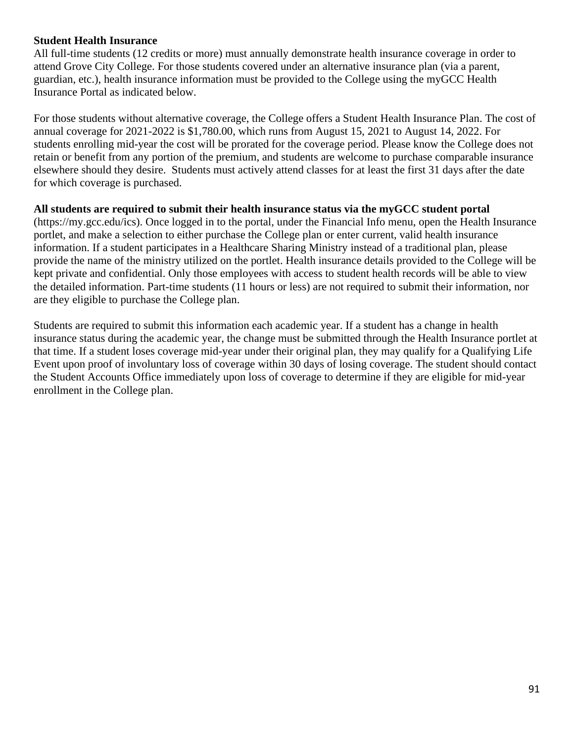**Student Health Insurance**

All full-time students (12 credits or more) must annually demonstrate health insurance coverage in order to attend Grove City College. For those students covered under an alternative insurance plan (via a parent, guardian, etc.), health insurance information must be provided to the College using the myGCC Health Insurance Portal as indicated below.

For those students without alternative coverage, the College offers a Student Health Insurance Plan. The cost of annual coverage for 2021-2022 is $1,780.00, which runs from August 15, 2021 to August 14, 2022. For students enrolling mid-year the cost will be prorated for the coverage period. Please know the College does not retain or benefit from any portion of the premium, and students are welcome to purchase comparable insurance elsewhere should they desire. Students must actively attend classes for at least the first 31 days after the date for which coverage is purchased.

**All students are required to submit their health insurance status via the myGCC student portal** (https://my.gcc.edu/ics). Once logged in to the portal, under the Financial Info menu, open the Health Insurance portlet, and make a selection to either purchase the College plan or enter current, valid health insurance information. If a student participates in a Healthcare Sharing Ministry instead of a traditional plan, please provide the name of the ministry utilized on the portlet. Health insurance details provided to the College will be kept private and confidential. Only those employees with access to student health records will be able to view the detailed information. Part-time students (11 hours or less) are not required to submit their information, nor are they eligible to purchase the College plan.

Students are required to submit this information each academic year. If a student has a change in health insurance status during the academic year, the change must be submitted through the Health Insurance portlet at that time. If a student loses coverage mid-year under their original plan, they may qualify for a Qualifying Life Event upon proof of involuntary loss of coverage within 30 days of losing coverage. The student should contact the Student Accounts Office immediately upon loss of coverage to determine if they are eligible for mid-year enrollment in the College plan.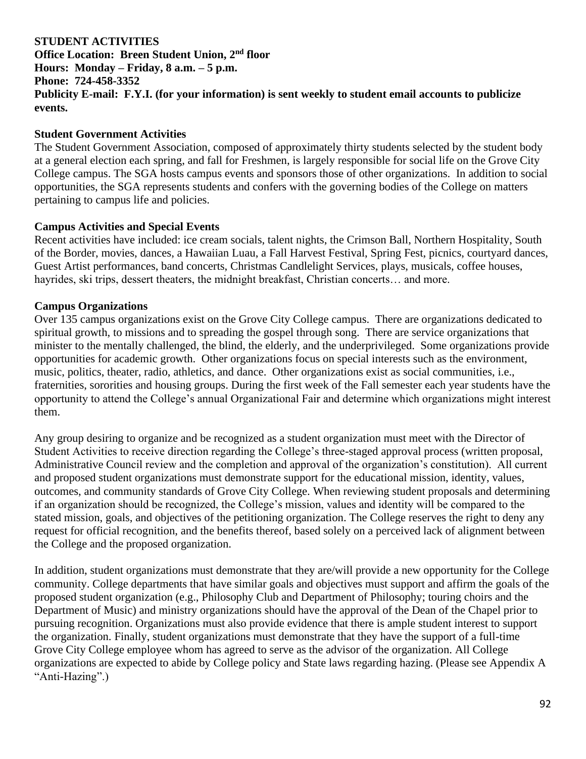**STUDENT ACTIVITIES**
**Office Location: Breen Student Union, 2nd floor**
**Hours: Monday – Friday, 8 a.m. – 5 p.m.**
**Phone: 724-458-3352**
**Publicity E-mail: F.Y.I. (for your information) is sent weekly to student email accounts to publicize events.**

**Student Government Activities**

The Student Government Association, composed of approximately thirty students selected by the student body at a general election each spring, and fall for Freshmen, is largely responsible for social life on the Grove City College campus. The SGA hosts campus events and sponsors those of other organizations. In addition to social opportunities, the SGA represents students and confers with the governing bodies of the College on matters pertaining to campus life and policies.

**Campus Activities and Special Events**

Recent activities have included: ice cream socials, talent nights, the Crimson Ball, Northern Hospitality, South of the Border, movies, dances, a Hawaiian Luau, a Fall Harvest Festival, Spring Fest, picnics, courtyard dances, Guest Artist performances, band concerts, Christmas Candlelight Services, plays, musicals, coffee houses, hayrides, ski trips, dessert theaters, the midnight breakfast, Christian concerts… and more.

**Campus Organizations**

Over 135 campus organizations exist on the Grove City College campus. There are organizations dedicated to spiritual growth, to missions and to spreading the gospel through song. There are service organizations that minister to the mentally challenged, the blind, the elderly, and the underprivileged. Some organizations provide opportunities for academic growth. Other organizations focus on special interests such as the environment, music, politics, theater, radio, athletics, and dance. Other organizations exist as social communities, i.e., fraternities, sororities and housing groups. During the first week of the Fall semester each year students have the opportunity to attend the College's annual Organizational Fair and determine which organizations might interest them.

Any group desiring to organize and be recognized as a student organization must meet with the Director of Student Activities to receive direction regarding the College's three-staged approval process (written proposal, Administrative Council review and the completion and approval of the organization's constitution). All current and proposed student organizations must demonstrate support for the educational mission, identity, values, outcomes, and community standards of Grove City College. When reviewing student proposals and determining if an organization should be recognized, the College's mission, values and identity will be compared to the stated mission, goals, and objectives of the petitioning organization. The College reserves the right to deny any request for official recognition, and the benefits thereof, based solely on a perceived lack of alignment between the College and the proposed organization.

In addition, student organizations must demonstrate that they are/will provide a new opportunity for the College community. College departments that have similar goals and objectives must support and affirm the goals of the proposed student organization (e.g., Philosophy Club and Department of Philosophy; touring choirs and the Department of Music) and ministry organizations should have the approval of the Dean of the Chapel prior to pursuing recognition. Organizations must also provide evidence that there is ample student interest to support the organization. Finally, student organizations must demonstrate that they have the support of a full-time Grove City College employee whom has agreed to serve as the advisor of the organization. All College organizations are expected to abide by College policy and State laws regarding hazing. (Please see Appendix A "Anti-Hazing".)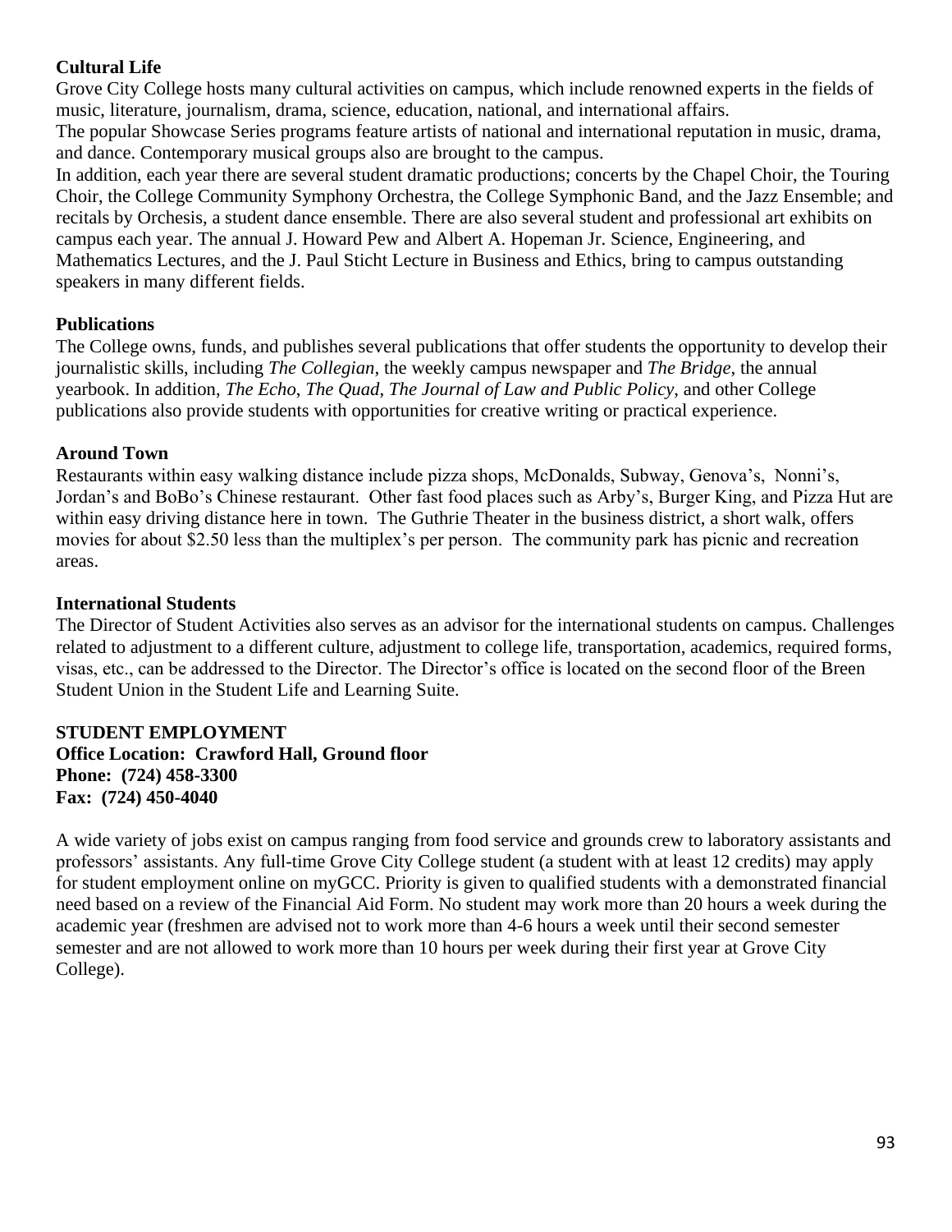**Cultural Life**

Grove City College hosts many cultural activities on campus, which include renowned experts in the fields of music, literature, journalism, drama, science, education, national, and international affairs.

The popular Showcase Series programs feature artists of national and international reputation in music, drama, and dance. Contemporary musical groups also are brought to the campus.

In addition, each year there are several student dramatic productions; concerts by the Chapel Choir, the Touring Choir, the College Community Symphony Orchestra, the College Symphonic Band, and the Jazz Ensemble; and recitals by Orchesis, a student dance ensemble. There are also several student and professional art exhibits on campus each year. The annual J. Howard Pew and Albert A. Hopeman Jr. Science, Engineering, and Mathematics Lectures, and the J. Paul Sticht Lecture in Business and Ethics, bring to campus outstanding speakers in many different fields.

**Publications**

The College owns, funds, and publishes several publications that offer students the opportunity to develop their journalistic skills, including *The Collegian*, the weekly campus newspaper and *The Bridge*, the annual yearbook. In addition, *The Echo*, *The Quad*, *The Journal of Law and Public Policy*, and other College publications also provide students with opportunities for creative writing or practical experience.

**Around Town**

Restaurants within easy walking distance include pizza shops, McDonalds, Subway, Genova's, Nonni's, Jordan's and BoBo's Chinese restaurant. Other fast food places such as Arby's, Burger King, and Pizza Hut are within easy driving distance here in town. The Guthrie Theater in the business district, a short walk, offers movies for about $2.50 less than the multiplex's per person. The community park has picnic and recreation areas.

**International Students**

The Director of Student Activities also serves as an advisor for the international students on campus. Challenges related to adjustment to a different culture, adjustment to college life, transportation, academics, required forms, visas, etc., can be addressed to the Director. The Director's office is located on the second floor of the Breen Student Union in the Student Life and Learning Suite.

**STUDENT EMPLOYMENT**
**Office Location: Crawford Hall, Ground floor**
**Phone: (724) 458-3300**
**Fax: (724) 450-4040**

A wide variety of jobs exist on campus ranging from food service and grounds crew to laboratory assistants and professors' assistants. Any full-time Grove City College student (a student with at least 12 credits) may apply for student employment online on myGCC. Priority is given to qualified students with a demonstrated financial need based on a review of the Financial Aid Form. No student may work more than 20 hours a week during the academic year (freshmen are advised not to work more than 4-6 hours a week until their second semester semester and are not allowed to work more than 10 hours per week during their first year at Grove City College).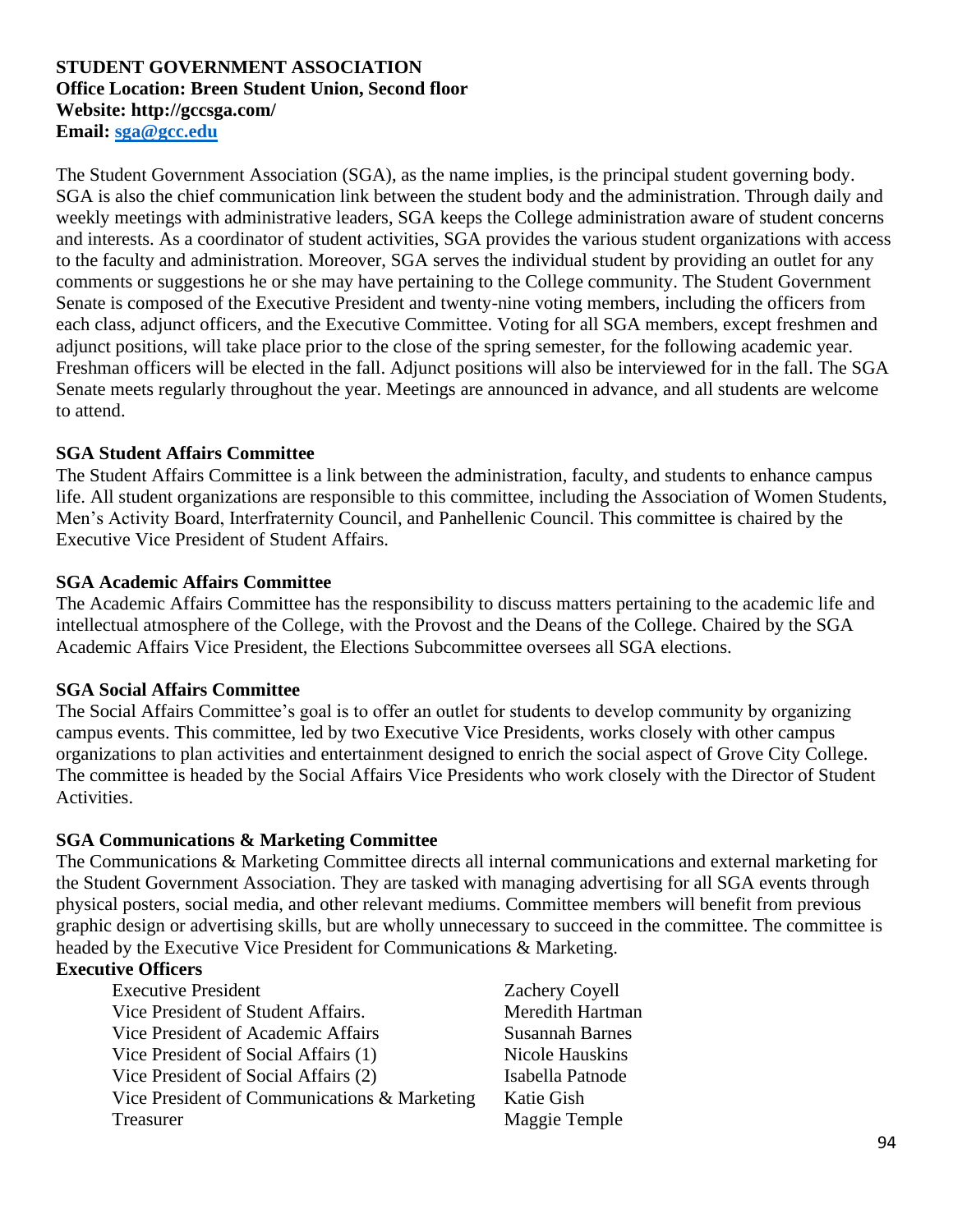**STUDENT GOVERNMENT ASSOCIATION**
**Office Location: Breen Student Union, Second floor**
**Website: http://gccsga.com/**
**Email: sga@gcc.edu**

The Student Government Association (SGA), as the name implies, is the principal student governing body. SGA is also the chief communication link between the student body and the administration. Through daily and weekly meetings with administrative leaders, SGA keeps the College administration aware of student concerns and interests. As a coordinator of student activities, SGA provides the various student organizations with access to the faculty and administration. Moreover, SGA serves the individual student by providing an outlet for any comments or suggestions he or she may have pertaining to the College community. The Student Government Senate is composed of the Executive President and twenty-nine voting members, including the officers from each class, adjunct officers, and the Executive Committee. Voting for all SGA members, except freshmen and adjunct positions, will take place prior to the close of the spring semester, for the following academic year. Freshman officers will be elected in the fall. Adjunct positions will also be interviewed for in the fall. The SGA Senate meets regularly throughout the year. Meetings are announced in advance, and all students are welcome to attend.

**SGA Student Affairs Committee**

The Student Affairs Committee is a link between the administration, faculty, and students to enhance campus life. All student organizations are responsible to this committee, including the Association of Women Students, Men's Activity Board, Interfraternity Council, and Panhellenic Council. This committee is chaired by the Executive Vice President of Student Affairs.

**SGA Academic Affairs Committee**

The Academic Affairs Committee has the responsibility to discuss matters pertaining to the academic life and intellectual atmosphere of the College, with the Provost and the Deans of the College. Chaired by the SGA Academic Affairs Vice President, the Elections Subcommittee oversees all SGA elections.

**SGA Social Affairs Committee**

The Social Affairs Committee's goal is to offer an outlet for students to develop community by organizing campus events. This committee, led by two Executive Vice Presidents, works closely with other campus organizations to plan activities and entertainment designed to enrich the social aspect of Grove City College. The committee is headed by the Social Affairs Vice Presidents who work closely with the Director of Student Activities.

**SGA Communications & Marketing Committee**

The Communications & Marketing Committee directs all internal communications and external marketing for the Student Government Association. They are tasked with managing advertising for all SGA events through physical posters, social media, and other relevant mediums. Committee members will benefit from previous graphic design or advertising skills, but are wholly unnecessary to succeed in the committee. The committee is headed by the Executive Vice President for Communications & Marketing.

**Executive Officers**

| | |
|---|---|
| Executive President | Zachery Coyell |
| Vice President of Student Affairs. | Meredith Hartman |
| Vice President of Academic Affairs | Susannah Barnes |
| Vice President of Social Affairs (1) | Nicole Hauskins |
| Vice President of Social Affairs (2) | Isabella Patnode |
| Vice President of Communications & Marketing | Katie Gish |
| Treasurer | Maggie Temple |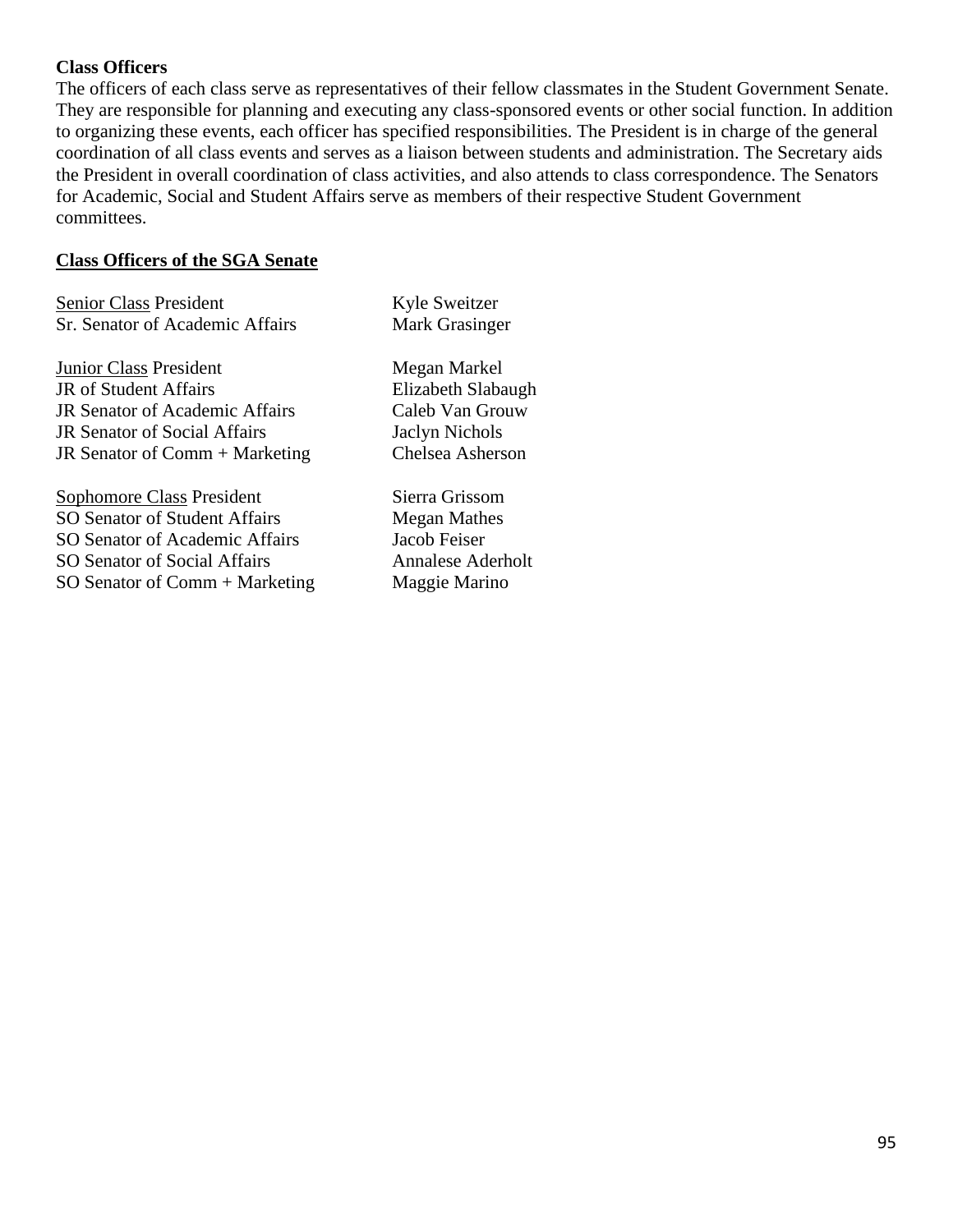**Class Officers**

The officers of each class serve as representatives of their fellow classmates in the Student Government Senate. They are responsible for planning and executing any class-sponsored events or other social function. In addition to organizing these events, each officer has specified responsibilities. The President is in charge of the general coordination of all class events and serves as a liaison between students and administration. The Secretary aids the President in overall coordination of class activities, and also attends to class correspondence. The Senators for Academic, Social and Student Affairs serve as members of their respective Student Government committees.

**Class Officers of the SGA Senate**

| | |
|---|---|
| Senior Class President | Kyle Sweitzer |
| Sr. Senator of Academic Affairs | Mark Grasinger |
| | |
| Junior Class President | Megan Markel |
| JR of Student Affairs | Elizabeth Slabaugh |
| JR Senator of Academic Affairs | Caleb Van Grouw |
| JR Senator of Social Affairs | Jaclyn Nichols |
| JR Senator of Comm + Marketing | Chelsea Asherson |
| | |
| Sophomore Class President | Sierra Grissom |
| SO Senator of Student Affairs | Megan Mathes |
| SO Senator of Academic Affairs | Jacob Feiser |
| SO Senator of Social Affairs | Annalese Aderholt |
| SO Senator of Comm + Marketing | Maggie Marino |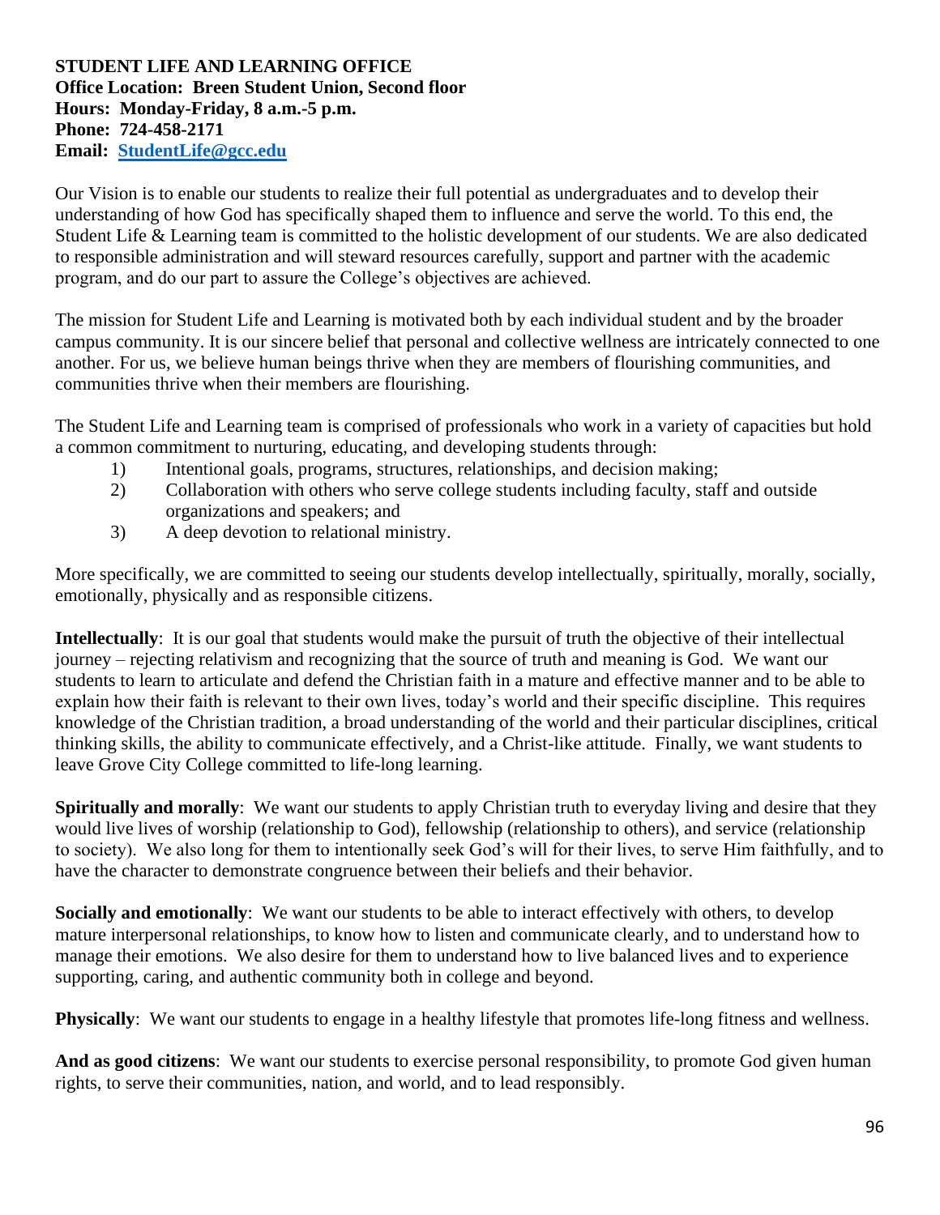**STUDENT LIFE AND LEARNING OFFICE**
**Office Location: Breen Student Union, Second floor**
**Hours: Monday-Friday, 8 a.m.-5 p.m.**
**Phone: 724-458-2171**
**Email: [StudentLife@gcc.edu](mailto:StudentLife@gcc.edu)**

Our Vision is to enable our students to realize their full potential as undergraduates and to develop their understanding of how God has specifically shaped them to influence and serve the world. To this end, the Student Life & Learning team is committed to the holistic development of our students. We are also dedicated to responsible administration and will steward resources carefully, support and partner with the academic program, and do our part to assure the College's objectives are achieved.

The mission for Student Life and Learning is motivated both by each individual student and by the broader campus community. It is our sincere belief that personal and collective wellness are intricately connected to one another. For us, we believe human beings thrive when they are members of flourishing communities, and communities thrive when their members are flourishing.

The Student Life and Learning team is comprised of professionals who work in a variety of capacities but hold a common commitment to nurturing, educating, and developing students through:

1) Intentional goals, programs, structures, relationships, and decision making;
2) Collaboration with others who serve college students including faculty, staff and outside organizations and speakers; and
3) A deep devotion to relational ministry.

More specifically, we are committed to seeing our students develop intellectually, spiritually, morally, socially, emotionally, physically and as responsible citizens.

**Intellectually**: It is our goal that students would make the pursuit of truth the objective of their intellectual journey – rejecting relativism and recognizing that the source of truth and meaning is God. We want our students to learn to articulate and defend the Christian faith in a mature and effective manner and to be able to explain how their faith is relevant to their own lives, today's world and their specific discipline. This requires knowledge of the Christian tradition, a broad understanding of the world and their particular disciplines, critical thinking skills, the ability to communicate effectively, and a Christ-like attitude. Finally, we want students to leave Grove City College committed to life-long learning.

**Spiritually and morally**: We want our students to apply Christian truth to everyday living and desire that they would live lives of worship (relationship to God), fellowship (relationship to others), and service (relationship to society). We also long for them to intentionally seek God's will for their lives, to serve Him faithfully, and to have the character to demonstrate congruence between their beliefs and their behavior.

**Socially and emotionally**: We want our students to be able to interact effectively with others, to develop mature interpersonal relationships, to know how to listen and communicate clearly, and to understand how to manage their emotions. We also desire for them to understand how to live balanced lives and to experience supporting, caring, and authentic community both in college and beyond.

**Physically**: We want our students to engage in a healthy lifestyle that promotes life-long fitness and wellness.

**And as good citizens**: We want our students to exercise personal responsibility, to promote God given human rights, to serve their communities, nation, and world, and to lead responsibly.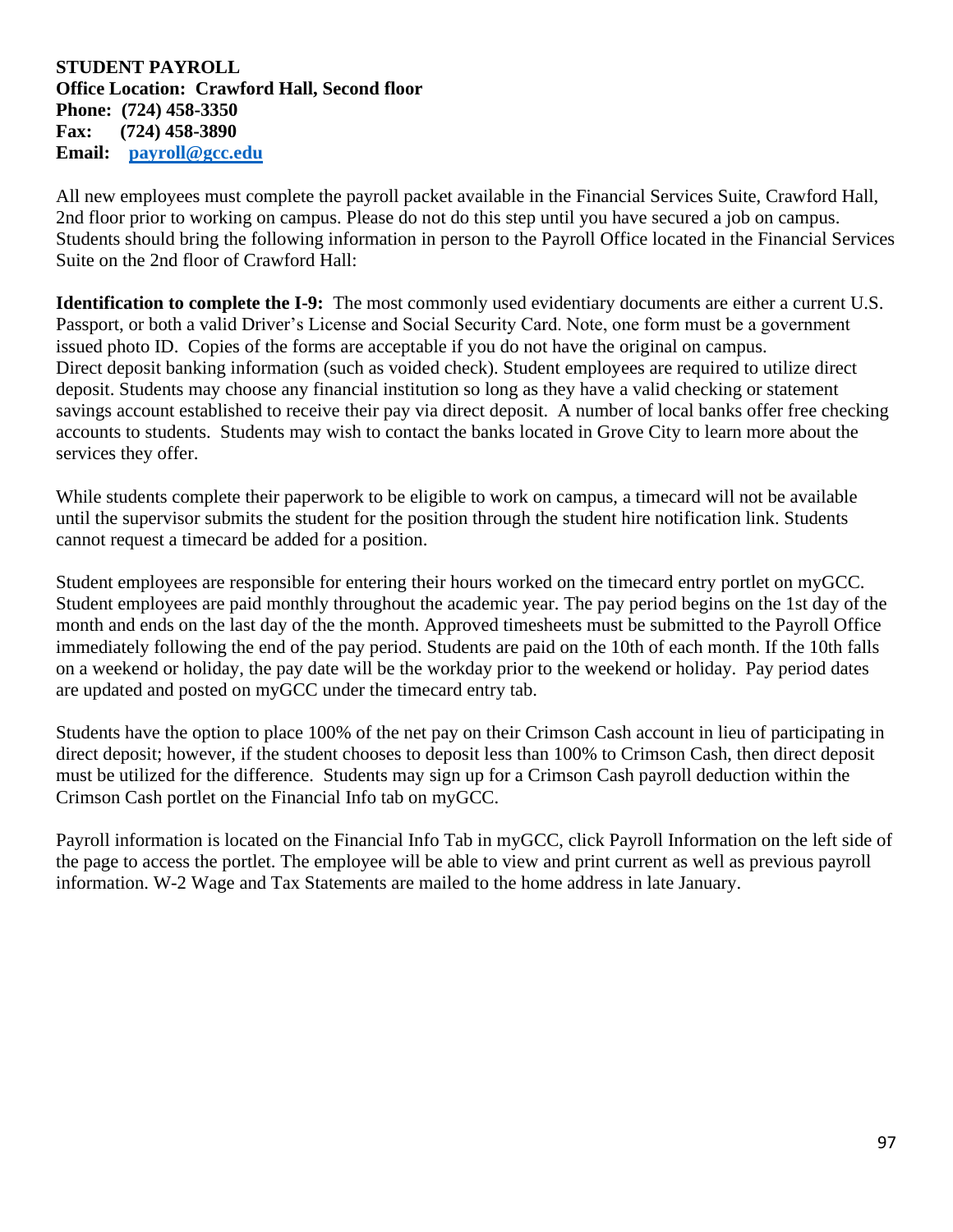**STUDENT PAYROLL**
**Office Location: Crawford Hall, Second floor**
**Phone: (724) 458-3350**
**Fax: (724) 458-3890**
**Email: [payroll@gcc.edu](mailto:payroll@gcc.edu)**

All new employees must complete the payroll packet available in the Financial Services Suite, Crawford Hall, 2nd floor prior to working on campus. Please do not do this step until you have secured a job on campus. Students should bring the following information in person to the Payroll Office located in the Financial Services Suite on the 2nd floor of Crawford Hall:

**Identification to complete the I-9:** The most commonly used evidentiary documents are either a current U.S. Passport, or both a valid Driver's License and Social Security Card. Note, one form must be a government issued photo ID. Copies of the forms are acceptable if you do not have the original on campus.
Direct deposit banking information (such as voided check). Student employees are required to utilize direct deposit. Students may choose any financial institution so long as they have a valid checking or statement savings account established to receive their pay via direct deposit. A number of local banks offer free checking accounts to students. Students may wish to contact the banks located in Grove City to learn more about the services they offer.

While students complete their paperwork to be eligible to work on campus, a timecard will not be available until the supervisor submits the student for the position through the student hire notification link. Students cannot request a timecard be added for a position.

Student employees are responsible for entering their hours worked on the timecard entry portlet on myGCC. Student employees are paid monthly throughout the academic year. The pay period begins on the 1st day of the month and ends on the last day of the the month. Approved timesheets must be submitted to the Payroll Office immediately following the end of the pay period. Students are paid on the 10th of each month. If the 10th falls on a weekend or holiday, the pay date will be the workday prior to the weekend or holiday. Pay period dates are updated and posted on myGCC under the timecard entry tab.

Students have the option to place 100% of the net pay on their Crimson Cash account in lieu of participating in direct deposit; however, if the student chooses to deposit less than 100% to Crimson Cash, then direct deposit must be utilized for the difference. Students may sign up for a Crimson Cash payroll deduction within the Crimson Cash portlet on the Financial Info tab on myGCC.

Payroll information is located on the Financial Info Tab in myGCC, click Payroll Information on the left side of the page to access the portlet. The employee will be able to view and print current as well as previous payroll information. W-2 Wage and Tax Statements are mailed to the home address in late January.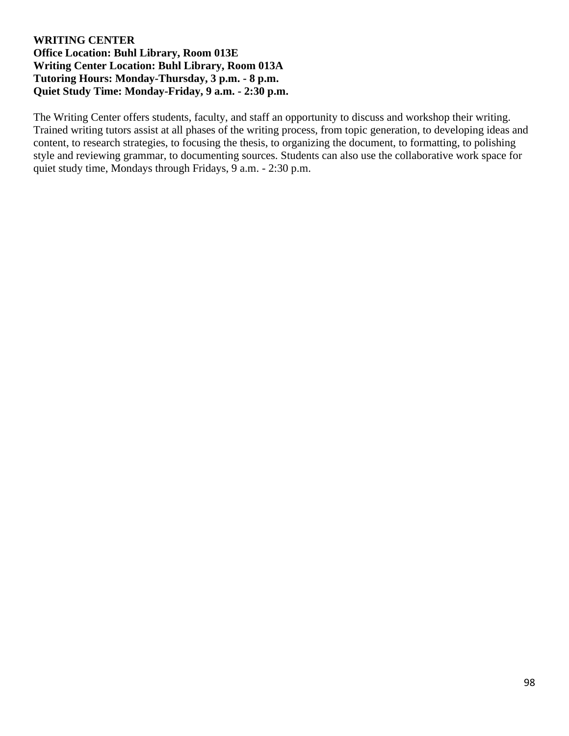**WRITING CENTER**
**Office Location: Buhl Library, Room 013E**
**Writing Center Location: Buhl Library, Room 013A**
**Tutoring Hours: Monday-Thursday, 3 p.m. - 8 p.m.**
**Quiet Study Time: Monday-Friday, 9 a.m. - 2:30 p.m.**

The Writing Center offers students, faculty, and staff an opportunity to discuss and workshop their writing. Trained writing tutors assist at all phases of the writing process, from topic generation, to developing ideas and content, to research strategies, to focusing the thesis, to organizing the document, to formatting, to polishing style and reviewing grammar, to documenting sources. Students can also use the collaborative work space for quiet study time, Mondays through Fridays, 9 a.m. - 2:30 p.m.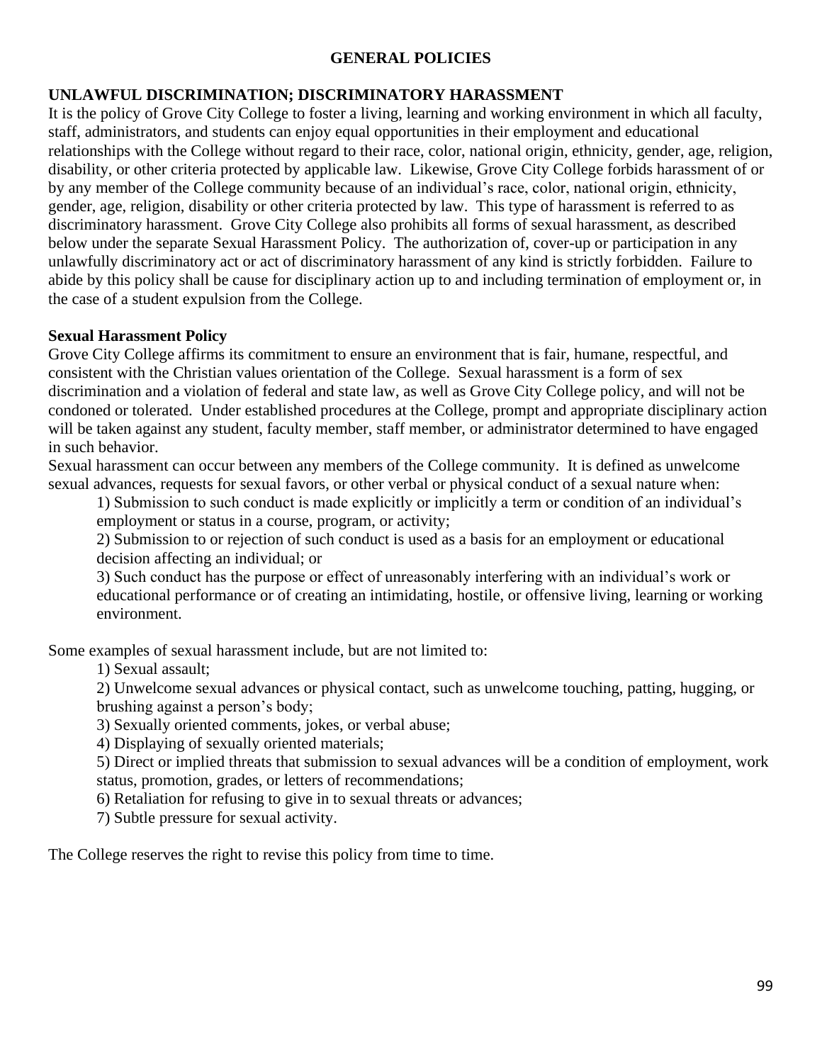## GENERAL POLICIES

### UNLAWFUL DISCRIMINATION; DISCRIMINATORY HARASSMENT

It is the policy of Grove City College to foster a living, learning and working environment in which all faculty, staff, administrators, and students can enjoy equal opportunities in their employment and educational relationships with the College without regard to their race, color, national origin, ethnicity, gender, age, religion, disability, or other criteria protected by applicable law. Likewise, Grove City College forbids harassment of or by any member of the College community because of an individual's race, color, national origin, ethnicity, gender, age, religion, disability or other criteria protected by law. This type of harassment is referred to as discriminatory harassment. Grove City College also prohibits all forms of sexual harassment, as described below under the separate Sexual Harassment Policy. The authorization of, cover-up or participation in any unlawfully discriminatory act or act of discriminatory harassment of any kind is strictly forbidden. Failure to abide by this policy shall be cause for disciplinary action up to and including termination of employment or, in the case of a student expulsion from the College.

**Sexual Harassment Policy**

Grove City College affirms its commitment to ensure an environment that is fair, humane, respectful, and consistent with the Christian values orientation of the College. Sexual harassment is a form of sex discrimination and a violation of federal and state law, as well as Grove City College policy, and will not be condoned or tolerated. Under established procedures at the College, prompt and appropriate disciplinary action will be taken against any student, faculty member, staff member, or administrator determined to have engaged in such behavior.

Sexual harassment can occur between any members of the College community. It is defined as unwelcome sexual advances, requests for sexual favors, or other verbal or physical conduct of a sexual nature when:

1) Submission to such conduct is made explicitly or implicitly a term or condition of an individual's employment or status in a course, program, or activity;
2) Submission to or rejection of such conduct is used as a basis for an employment or educational decision affecting an individual; or
3) Such conduct has the purpose or effect of unreasonably interfering with an individual's work or educational performance or of creating an intimidating, hostile, or offensive living, learning or working environment.

Some examples of sexual harassment include, but are not limited to:

1) Sexual assault;
2) Unwelcome sexual advances or physical contact, such as unwelcome touching, patting, hugging, or brushing against a person's body;
3) Sexually oriented comments, jokes, or verbal abuse;
4) Displaying of sexually oriented materials;
5) Direct or implied threats that submission to sexual advances will be a condition of employment, work status, promotion, grades, or letters of recommendations;
6) Retaliation for refusing to give in to sexual threats or advances;
7) Subtle pressure for sexual activity.

The College reserves the right to revise this policy from time to time.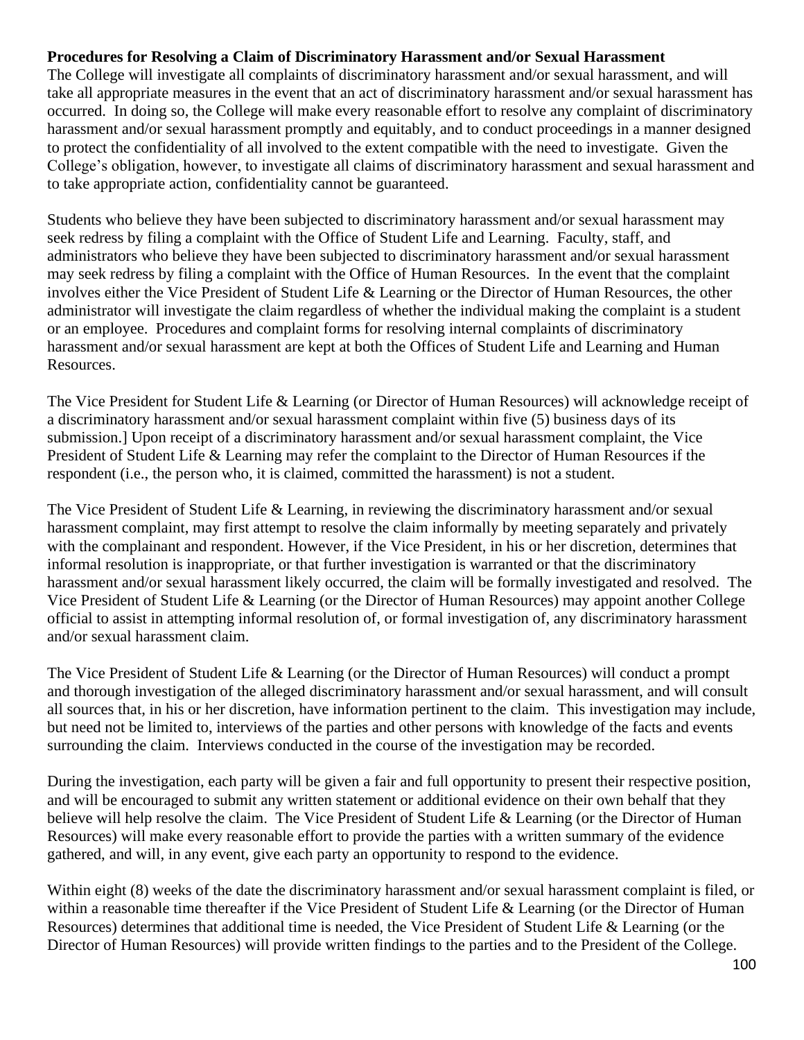**Procedures for Resolving a Claim of Discriminatory Harassment and/or Sexual Harassment**

The College will investigate all complaints of discriminatory harassment and/or sexual harassment, and will take all appropriate measures in the event that an act of discriminatory harassment and/or sexual harassment has occurred. In doing so, the College will make every reasonable effort to resolve any complaint of discriminatory harassment and/or sexual harassment promptly and equitably, and to conduct proceedings in a manner designed to protect the confidentiality of all involved to the extent compatible with the need to investigate. Given the College's obligation, however, to investigate all claims of discriminatory harassment and sexual harassment and to take appropriate action, confidentiality cannot be guaranteed.

Students who believe they have been subjected to discriminatory harassment and/or sexual harassment may seek redress by filing a complaint with the Office of Student Life and Learning. Faculty, staff, and administrators who believe they have been subjected to discriminatory harassment and/or sexual harassment may seek redress by filing a complaint with the Office of Human Resources. In the event that the complaint involves either the Vice President of Student Life & Learning or the Director of Human Resources, the other administrator will investigate the claim regardless of whether the individual making the complaint is a student or an employee. Procedures and complaint forms for resolving internal complaints of discriminatory harassment and/or sexual harassment are kept at both the Offices of Student Life and Learning and Human Resources.

The Vice President for Student Life & Learning (or Director of Human Resources) will acknowledge receipt of a discriminatory harassment and/or sexual harassment complaint within five (5) business days of its submission.] Upon receipt of a discriminatory harassment and/or sexual harassment complaint, the Vice President of Student Life & Learning may refer the complaint to the Director of Human Resources if the respondent (i.e., the person who, it is claimed, committed the harassment) is not a student.

The Vice President of Student Life & Learning, in reviewing the discriminatory harassment and/or sexual harassment complaint, may first attempt to resolve the claim informally by meeting separately and privately with the complainant and respondent. However, if the Vice President, in his or her discretion, determines that informal resolution is inappropriate, or that further investigation is warranted or that the discriminatory harassment and/or sexual harassment likely occurred, the claim will be formally investigated and resolved. The Vice President of Student Life & Learning (or the Director of Human Resources) may appoint another College official to assist in attempting informal resolution of, or formal investigation of, any discriminatory harassment and/or sexual harassment claim.

The Vice President of Student Life & Learning (or the Director of Human Resources) will conduct a prompt and thorough investigation of the alleged discriminatory harassment and/or sexual harassment, and will consult all sources that, in his or her discretion, have information pertinent to the claim. This investigation may include, but need not be limited to, interviews of the parties and other persons with knowledge of the facts and events surrounding the claim. Interviews conducted in the course of the investigation may be recorded.

During the investigation, each party will be given a fair and full opportunity to present their respective position, and will be encouraged to submit any written statement or additional evidence on their own behalf that they believe will help resolve the claim. The Vice President of Student Life & Learning (or the Director of Human Resources) will make every reasonable effort to provide the parties with a written summary of the evidence gathered, and will, in any event, give each party an opportunity to respond to the evidence.

Within eight (8) weeks of the date the discriminatory harassment and/or sexual harassment complaint is filed, or within a reasonable time thereafter if the Vice President of Student Life & Learning (or the Director of Human Resources) determines that additional time is needed, the Vice President of Student Life & Learning (or the Director of Human Resources) will provide written findings to the parties and to the President of the College.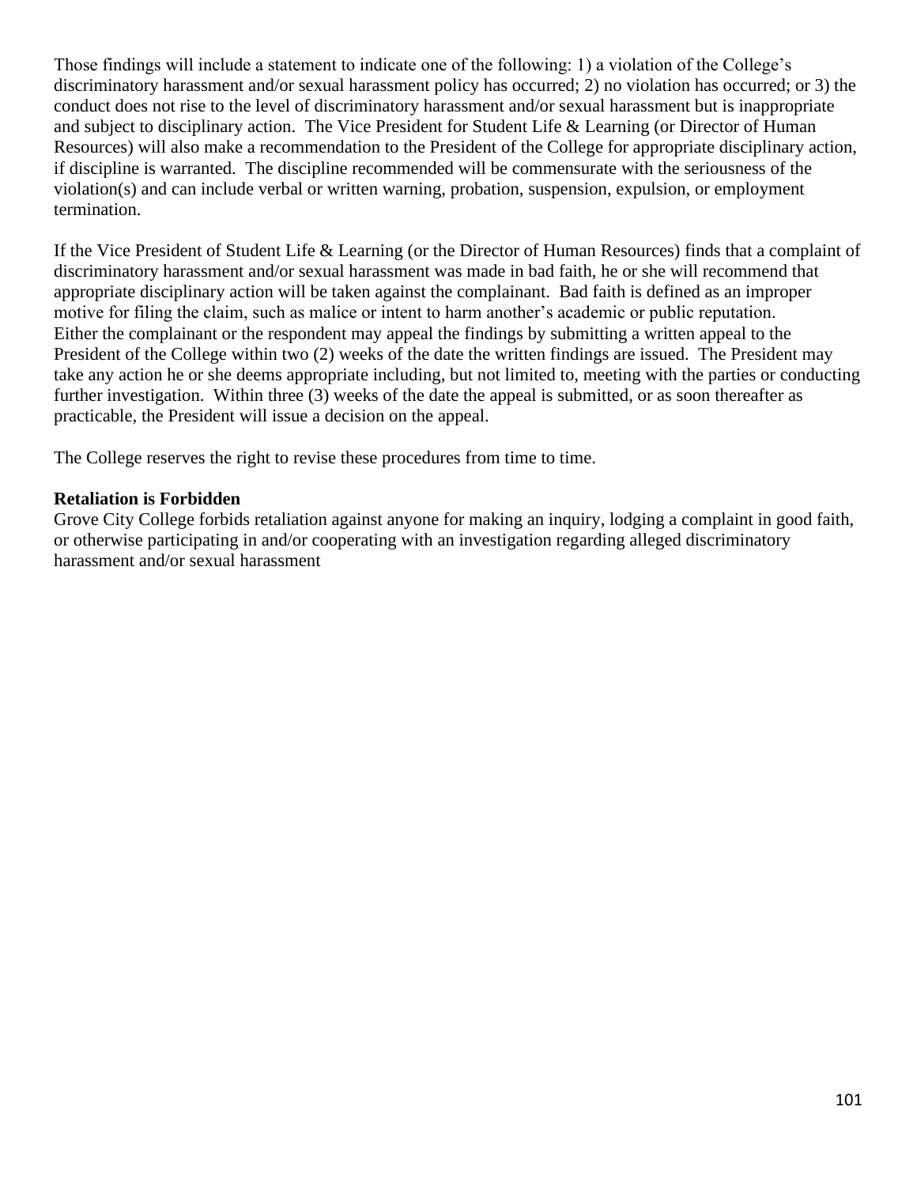Those findings will include a statement to indicate one of the following: 1) a violation of the College's discriminatory harassment and/or sexual harassment policy has occurred; 2) no violation has occurred; or 3) the conduct does not rise to the level of discriminatory harassment and/or sexual harassment but is inappropriate and subject to disciplinary action. The Vice President for Student Life & Learning (or Director of Human Resources) will also make a recommendation to the President of the College for appropriate disciplinary action, if discipline is warranted. The discipline recommended will be commensurate with the seriousness of the violation(s) and can include verbal or written warning, probation, suspension, expulsion, or employment termination.

If the Vice President of Student Life & Learning (or the Director of Human Resources) finds that a complaint of discriminatory harassment and/or sexual harassment was made in bad faith, he or she will recommend that appropriate disciplinary action will be taken against the complainant. Bad faith is defined as an improper motive for filing the claim, such as malice or intent to harm another's academic or public reputation.
Either the complainant or the respondent may appeal the findings by submitting a written appeal to the President of the College within two (2) weeks of the date the written findings are issued. The President may take any action he or she deems appropriate including, but not limited to, meeting with the parties or conducting further investigation. Within three (3) weeks of the date the appeal is submitted, or as soon thereafter as practicable, the President will issue a decision on the appeal.

The College reserves the right to revise these procedures from time to time.

**Retaliation is Forbidden**
Grove City College forbids retaliation against anyone for making an inquiry, lodging a complaint in good faith, or otherwise participating in and/or cooperating with an investigation regarding alleged discriminatory harassment and/or sexual harassment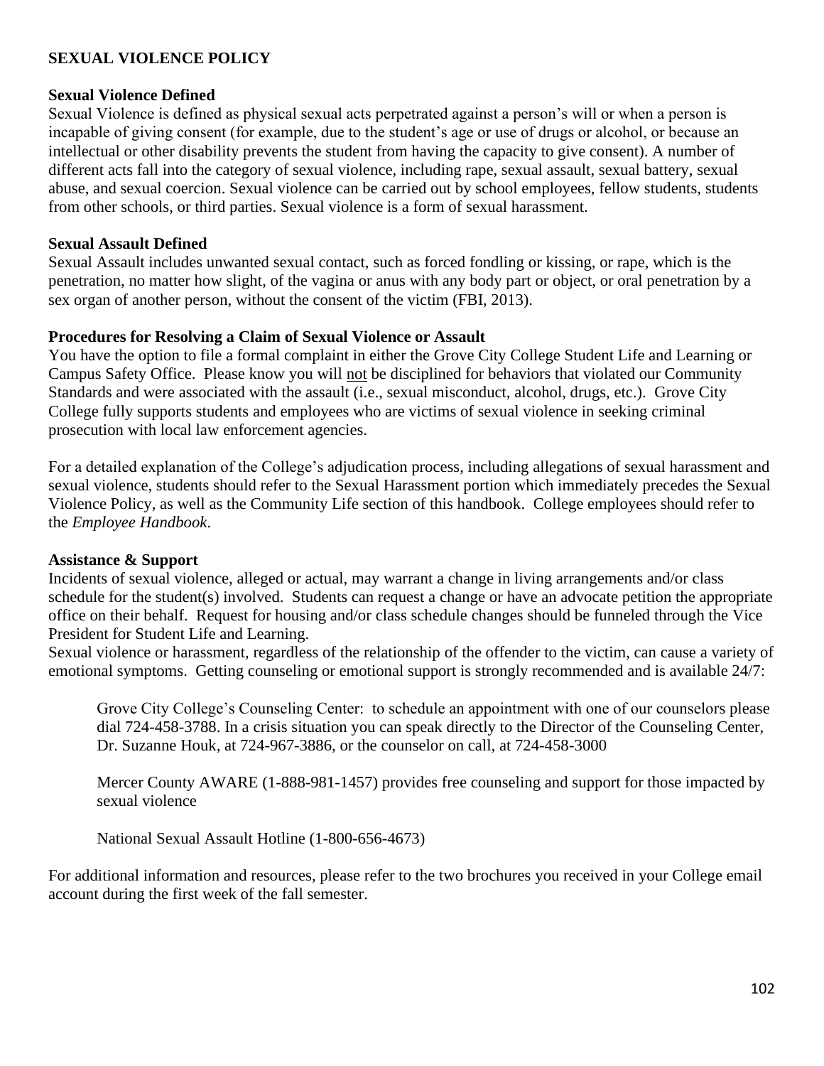## SEXUAL VIOLENCE POLICY

### Sexual Violence Defined

Sexual Violence is defined as physical sexual acts perpetrated against a person's will or when a person is incapable of giving consent (for example, due to the student's age or use of drugs or alcohol, or because an intellectual or other disability prevents the student from having the capacity to give consent). A number of different acts fall into the category of sexual violence, including rape, sexual assault, sexual battery, sexual abuse, and sexual coercion. Sexual violence can be carried out by school employees, fellow students, students from other schools, or third parties. Sexual violence is a form of sexual harassment.

### Sexual Assault Defined

Sexual Assault includes unwanted sexual contact, such as forced fondling or kissing, or rape, which is the penetration, no matter how slight, of the vagina or anus with any body part or object, or oral penetration by a sex organ of another person, without the consent of the victim (FBI, 2013).

### Procedures for Resolving a Claim of Sexual Violence or Assault

You have the option to file a formal complaint in either the Grove City College Student Life and Learning or Campus Safety Office. Please know you will <u>not</u> be disciplined for behaviors that violated our Community Standards and were associated with the assault (i.e., sexual misconduct, alcohol, drugs, etc.). Grove City College fully supports students and employees who are victims of sexual violence in seeking criminal prosecution with local law enforcement agencies.

For a detailed explanation of the College's adjudication process, including allegations of sexual harassment and sexual violence, students should refer to the Sexual Harassment portion which immediately precedes the Sexual Violence Policy, as well as the Community Life section of this handbook. College employees should refer to the *Employee Handbook*.

### Assistance & Support

Incidents of sexual violence, alleged or actual, may warrant a change in living arrangements and/or class schedule for the student(s) involved. Students can request a change or have an advocate petition the appropriate office on their behalf. Request for housing and/or class schedule changes should be funneled through the Vice President for Student Life and Learning.

Sexual violence or harassment, regardless of the relationship of the offender to the victim, can cause a variety of emotional symptoms. Getting counseling or emotional support is strongly recommended and is available 24/7:

> Grove City College's Counseling Center: to schedule an appointment with one of our counselors please dial 724-458-3788. In a crisis situation you can speak directly to the Director of the Counseling Center, Dr. Suzanne Houk, at 724-967-3886, or the counselor on call, at 724-458-3000
>
> Mercer County AWARE (1-888-981-1457) provides free counseling and support for those impacted by sexual violence
>
> National Sexual Assault Hotline (1-800-656-4673)

For additional information and resources, please refer to the two brochures you received in your College email account during the first week of the fall semester.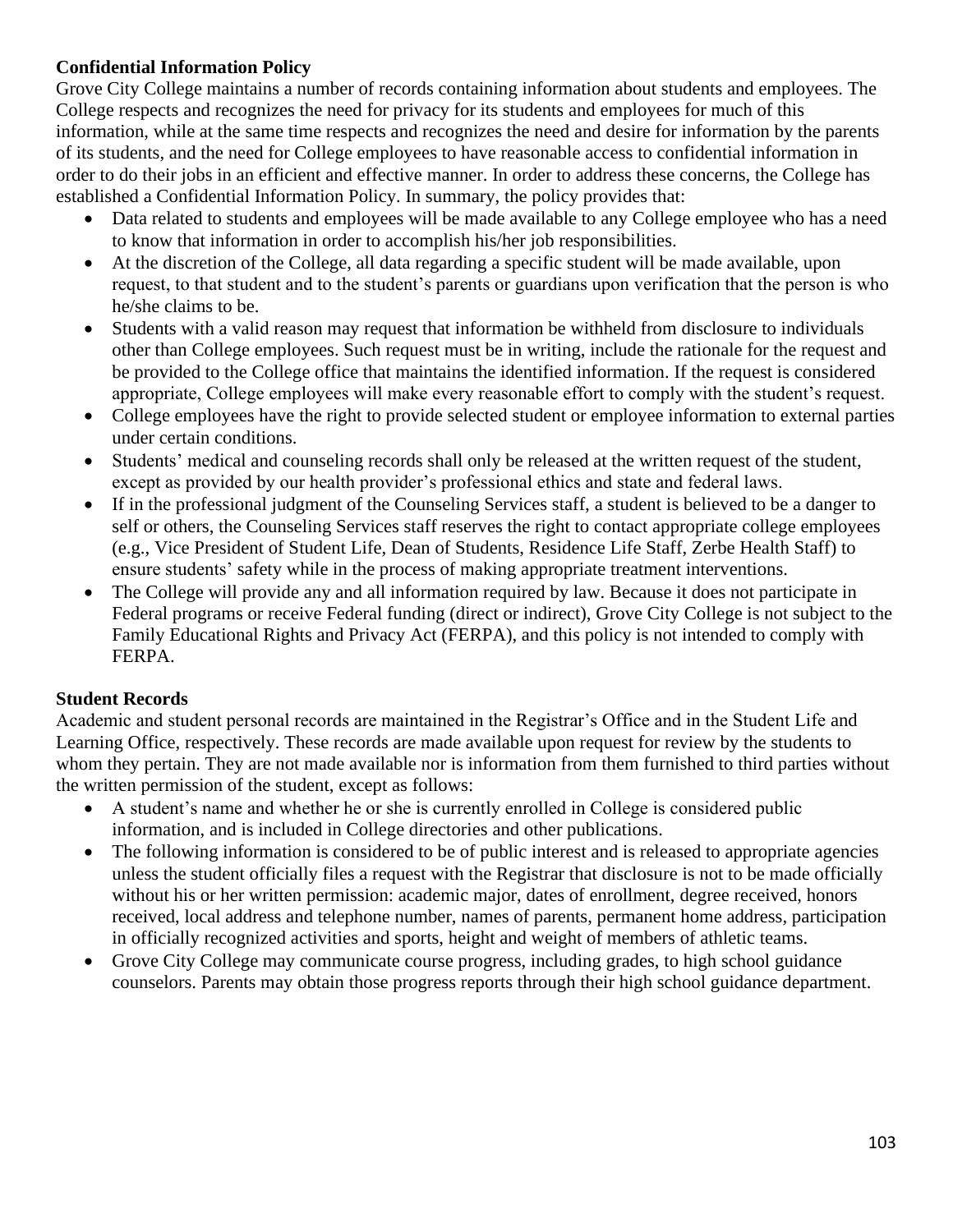**Confidential Information Policy**

Grove City College maintains a number of records containing information about students and employees. The College respects and recognizes the need for privacy for its students and employees for much of this information, while at the same time respects and recognizes the need and desire for information by the parents of its students, and the need for College employees to have reasonable access to confidential information in order to do their jobs in an efficient and effective manner. In order to address these concerns, the College has established a Confidential Information Policy. In summary, the policy provides that:

- Data related to students and employees will be made available to any College employee who has a need to know that information in order to accomplish his/her job responsibilities.
- At the discretion of the College, all data regarding a specific student will be made available, upon request, to that student and to the student's parents or guardians upon verification that the person is who he/she claims to be.
- Students with a valid reason may request that information be withheld from disclosure to individuals other than College employees. Such request must be in writing, include the rationale for the request and be provided to the College office that maintains the identified information. If the request is considered appropriate, College employees will make every reasonable effort to comply with the student's request.
- College employees have the right to provide selected student or employee information to external parties under certain conditions.
- Students' medical and counseling records shall only be released at the written request of the student, except as provided by our health provider's professional ethics and state and federal laws.
- If in the professional judgment of the Counseling Services staff, a student is believed to be a danger to self or others, the Counseling Services staff reserves the right to contact appropriate college employees (e.g., Vice President of Student Life, Dean of Students, Residence Life Staff, Zerbe Health Staff) to ensure students' safety while in the process of making appropriate treatment interventions.
- The College will provide any and all information required by law. Because it does not participate in Federal programs or receive Federal funding (direct or indirect), Grove City College is not subject to the Family Educational Rights and Privacy Act (FERPA), and this policy is not intended to comply with FERPA.

**Student Records**

Academic and student personal records are maintained in the Registrar's Office and in the Student Life and Learning Office, respectively. These records are made available upon request for review by the students to whom they pertain. They are not made available nor is information from them furnished to third parties without the written permission of the student, except as follows:

- A student's name and whether he or she is currently enrolled in College is considered public information, and is included in College directories and other publications.
- The following information is considered to be of public interest and is released to appropriate agencies unless the student officially files a request with the Registrar that disclosure is not to be made officially without his or her written permission: academic major, dates of enrollment, degree received, honors received, local address and telephone number, names of parents, permanent home address, participation in officially recognized activities and sports, height and weight of members of athletic teams.
- Grove City College may communicate course progress, including grades, to high school guidance counselors. Parents may obtain those progress reports through their high school guidance department.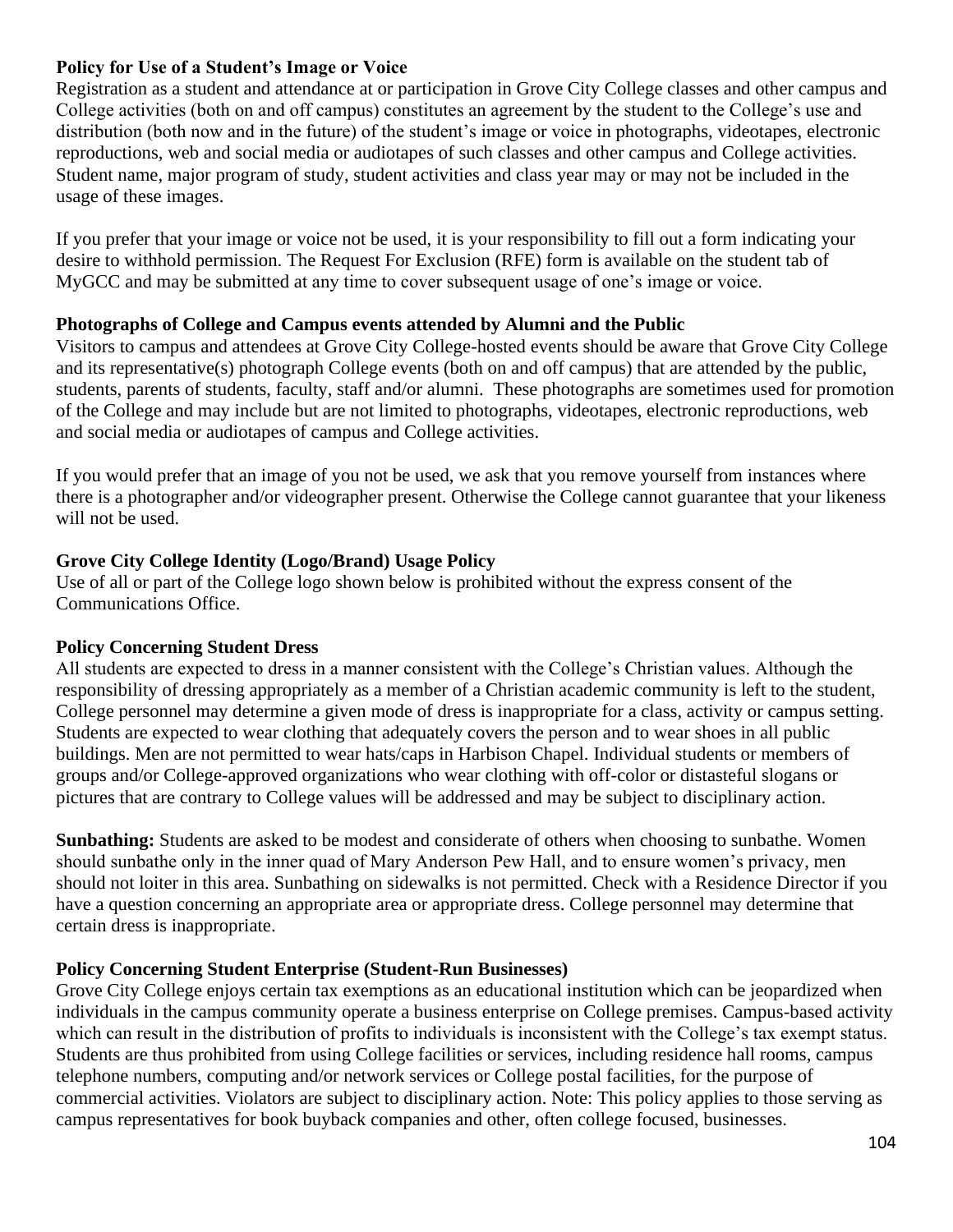**Policy for Use of a Student's Image or Voice**

Registration as a student and attendance at or participation in Grove City College classes and other campus and College activities (both on and off campus) constitutes an agreement by the student to the College's use and distribution (both now and in the future) of the student's image or voice in photographs, videotapes, electronic reproductions, web and social media or audiotapes of such classes and other campus and College activities. Student name, major program of study, student activities and class year may or may not be included in the usage of these images.

If you prefer that your image or voice not be used, it is your responsibility to fill out a form indicating your desire to withhold permission. The Request For Exclusion (RFE) form is available on the student tab of MyGCC and may be submitted at any time to cover subsequent usage of one's image or voice.

**Photographs of College and Campus events attended by Alumni and the Public**

Visitors to campus and attendees at Grove City College-hosted events should be aware that Grove City College and its representative(s) photograph College events (both on and off campus) that are attended by the public, students, parents of students, faculty, staff and/or alumni. These photographs are sometimes used for promotion of the College and may include but are not limited to photographs, videotapes, electronic reproductions, web and social media or audiotapes of campus and College activities.

If you would prefer that an image of you not be used, we ask that you remove yourself from instances where there is a photographer and/or videographer present. Otherwise the College cannot guarantee that your likeness will not be used.

**Grove City College Identity (Logo/Brand) Usage Policy**

Use of all or part of the College logo shown below is prohibited without the express consent of the Communications Office.

**Policy Concerning Student Dress**

All students are expected to dress in a manner consistent with the College's Christian values. Although the responsibility of dressing appropriately as a member of a Christian academic community is left to the student, College personnel may determine a given mode of dress is inappropriate for a class, activity or campus setting. Students are expected to wear clothing that adequately covers the person and to wear shoes in all public buildings. Men are not permitted to wear hats/caps in Harbison Chapel. Individual students or members of groups and/or College-approved organizations who wear clothing with off-color or distasteful slogans or pictures that are contrary to College values will be addressed and may be subject to disciplinary action.

**Sunbathing:** Students are asked to be modest and considerate of others when choosing to sunbathe. Women should sunbathe only in the inner quad of Mary Anderson Pew Hall, and to ensure women's privacy, men should not loiter in this area. Sunbathing on sidewalks is not permitted. Check with a Residence Director if you have a question concerning an appropriate area or appropriate dress. College personnel may determine that certain dress is inappropriate.

**Policy Concerning Student Enterprise (Student-Run Businesses)**

Grove City College enjoys certain tax exemptions as an educational institution which can be jeopardized when individuals in the campus community operate a business enterprise on College premises. Campus-based activity which can result in the distribution of profits to individuals is inconsistent with the College's tax exempt status. Students are thus prohibited from using College facilities or services, including residence hall rooms, campus telephone numbers, computing and/or network services or College postal facilities, for the purpose of commercial activities. Violators are subject to disciplinary action. Note: This policy applies to those serving as campus representatives for book buyback companies and other, often college focused, businesses.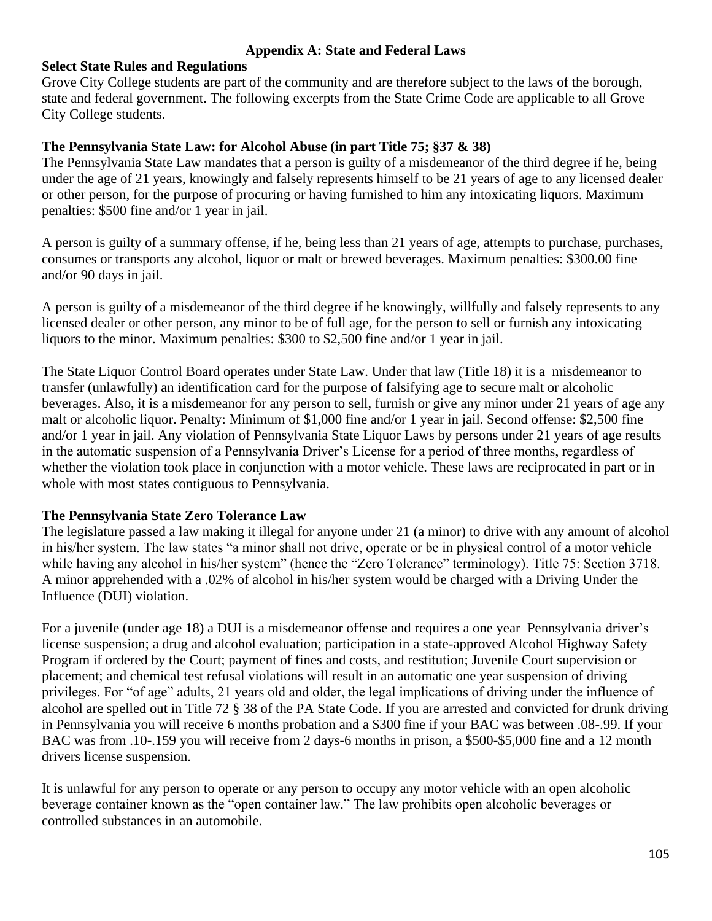## Appendix A: State and Federal Laws

### Select State Rules and Regulations

Grove City College students are part of the community and are therefore subject to the laws of the borough, state and federal government. The following excerpts from the State Crime Code are applicable to all Grove City College students.

### The Pennsylvania State Law: for Alcohol Abuse (in part Title 75; §37 & 38)

The Pennsylvania State Law mandates that a person is guilty of a misdemeanor of the third degree if he, being under the age of 21 years, knowingly and falsely represents himself to be 21 years of age to any licensed dealer or other person, for the purpose of procuring or having furnished to him any intoxicating liquors. Maximum penalties: $500 fine and/or 1 year in jail.

A person is guilty of a summary offense, if he, being less than 21 years of age, attempts to purchase, purchases, consumes or transports any alcohol, liquor or malt or brewed beverages. Maximum penalties: $300.00 fine and/or 90 days in jail.

A person is guilty of a misdemeanor of the third degree if he knowingly, willfully and falsely represents to any licensed dealer or other person, any minor to be of full age, for the person to sell or furnish any intoxicating liquors to the minor. Maximum penalties: $300 to $2,500 fine and/or 1 year in jail.

The State Liquor Control Board operates under State Law. Under that law (Title 18) it is a misdemeanor to transfer (unlawfully) an identification card for the purpose of falsifying age to secure malt or alcoholic beverages. Also, it is a misdemeanor for any person to sell, furnish or give any minor under 21 years of age any malt or alcoholic liquor. Penalty: Minimum of $1,000 fine and/or 1 year in jail. Second offense: $2,500 fine and/or 1 year in jail. Any violation of Pennsylvania State Liquor Laws by persons under 21 years of age results in the automatic suspension of a Pennsylvania Driver's License for a period of three months, regardless of whether the violation took place in conjunction with a motor vehicle. These laws are reciprocated in part or in whole with most states contiguous to Pennsylvania.

### The Pennsylvania State Zero Tolerance Law

The legislature passed a law making it illegal for anyone under 21 (a minor) to drive with any amount of alcohol in his/her system. The law states "a minor shall not drive, operate or be in physical control of a motor vehicle while having any alcohol in his/her system" (hence the "Zero Tolerance" terminology). Title 75: Section 3718. A minor apprehended with a .02% of alcohol in his/her system would be charged with a Driving Under the Influence (DUI) violation.

For a juvenile (under age 18) a DUI is a misdemeanor offense and requires a one year Pennsylvania driver's license suspension; a drug and alcohol evaluation; participation in a state-approved Alcohol Highway Safety Program if ordered by the Court; payment of fines and costs, and restitution; Juvenile Court supervision or placement; and chemical test refusal violations will result in an automatic one year suspension of driving privileges. For "of age" adults, 21 years old and older, the legal implications of driving under the influence of alcohol are spelled out in Title 72 § 38 of the PA State Code. If you are arrested and convicted for drunk driving in Pennsylvania you will receive 6 months probation and a $300 fine if your BAC was between .08-.99. If your BAC was from .10-.159 you will receive from 2 days-6 months in prison, a $500-$5,000 fine and a 12 month drivers license suspension.

It is unlawful for any person to operate or any person to occupy any motor vehicle with an open alcoholic beverage container known as the "open container law." The law prohibits open alcoholic beverages or controlled substances in an automobile.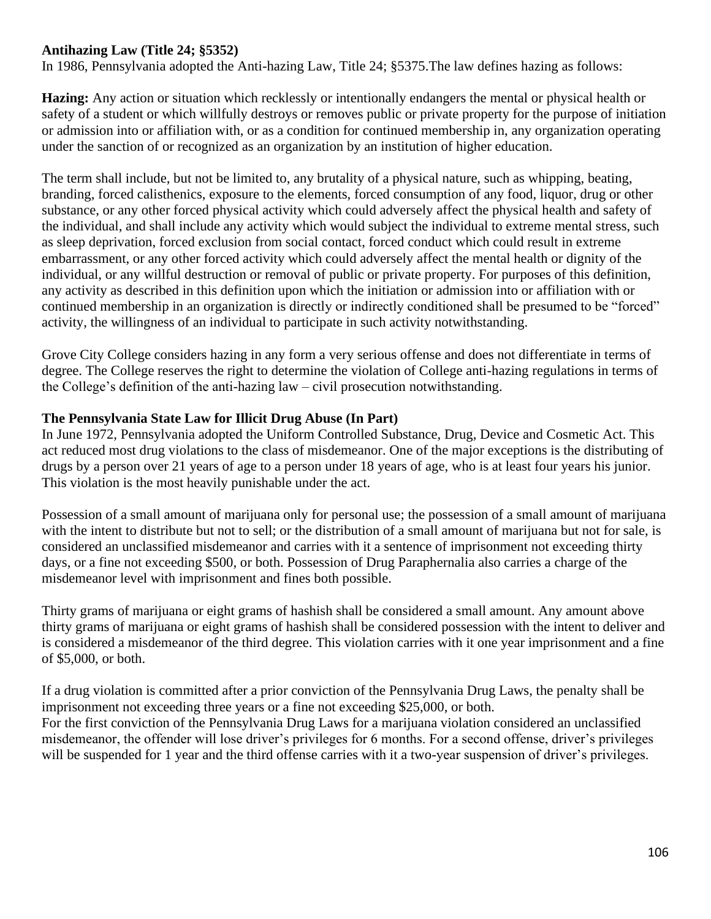**Antihazing Law (Title 24; §5352)**

In 1986, Pennsylvania adopted the Anti-hazing Law, Title 24; §5375.The law defines hazing as follows:

**Hazing:** Any action or situation which recklessly or intentionally endangers the mental or physical health or safety of a student or which willfully destroys or removes public or private property for the purpose of initiation or admission into or affiliation with, or as a condition for continued membership in, any organization operating under the sanction of or recognized as an organization by an institution of higher education.

The term shall include, but not be limited to, any brutality of a physical nature, such as whipping, beating, branding, forced calisthenics, exposure to the elements, forced consumption of any food, liquor, drug or other substance, or any other forced physical activity which could adversely affect the physical health and safety of the individual, and shall include any activity which would subject the individual to extreme mental stress, such as sleep deprivation, forced exclusion from social contact, forced conduct which could result in extreme embarrassment, or any other forced activity which could adversely affect the mental health or dignity of the individual, or any willful destruction or removal of public or private property. For purposes of this definition, any activity as described in this definition upon which the initiation or admission into or affiliation with or continued membership in an organization is directly or indirectly conditioned shall be presumed to be "forced" activity, the willingness of an individual to participate in such activity notwithstanding.

Grove City College considers hazing in any form a very serious offense and does not differentiate in terms of degree. The College reserves the right to determine the violation of College anti-hazing regulations in terms of the College's definition of the anti-hazing law – civil prosecution notwithstanding.

**The Pennsylvania State Law for Illicit Drug Abuse (In Part)**

In June 1972, Pennsylvania adopted the Uniform Controlled Substance, Drug, Device and Cosmetic Act. This act reduced most drug violations to the class of misdemeanor. One of the major exceptions is the distributing of drugs by a person over 21 years of age to a person under 18 years of age, who is at least four years his junior. This violation is the most heavily punishable under the act.

Possession of a small amount of marijuana only for personal use; the possession of a small amount of marijuana with the intent to distribute but not to sell; or the distribution of a small amount of marijuana but not for sale, is considered an unclassified misdemeanor and carries with it a sentence of imprisonment not exceeding thirty days, or a fine not exceeding $500, or both. Possession of Drug Paraphernalia also carries a charge of the misdemeanor level with imprisonment and fines both possible.

Thirty grams of marijuana or eight grams of hashish shall be considered a small amount. Any amount above thirty grams of marijuana or eight grams of hashish shall be considered possession with the intent to deliver and is considered a misdemeanor of the third degree. This violation carries with it one year imprisonment and a fine of $5,000, or both.

If a drug violation is committed after a prior conviction of the Pennsylvania Drug Laws, the penalty shall be imprisonment not exceeding three years or a fine not exceeding $25,000, or both.
For the first conviction of the Pennsylvania Drug Laws for a marijuana violation considered an unclassified misdemeanor, the offender will lose driver's privileges for 6 months. For a second offense, driver's privileges will be suspended for 1 year and the third offense carries with it a two-year suspension of driver's privileges.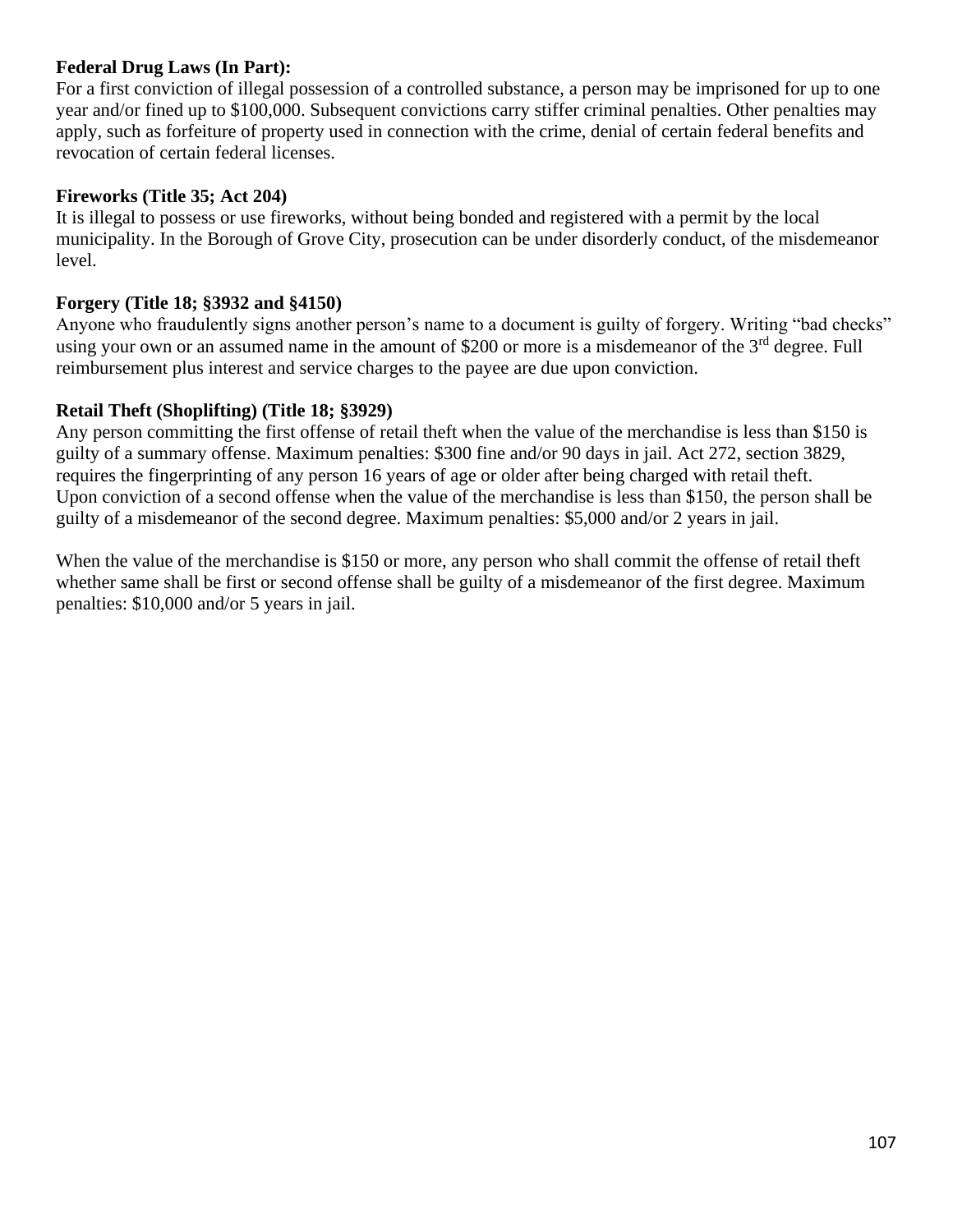**Federal Drug Laws (In Part):**
For a first conviction of illegal possession of a controlled substance, a person may be imprisoned for up to one year and/or fined up to $100,000. Subsequent convictions carry stiffer criminal penalties. Other penalties may apply, such as forfeiture of property used in connection with the crime, denial of certain federal benefits and revocation of certain federal licenses.

**Fireworks (Title 35; Act 204)**
It is illegal to possess or use fireworks, without being bonded and registered with a permit by the local municipality. In the Borough of Grove City, prosecution can be under disorderly conduct, of the misdemeanor level.

**Forgery (Title 18; §3932 and §4150)**
Anyone who fraudulently signs another person's name to a document is guilty of forgery. Writing "bad checks" using your own or an assumed name in the amount of $200 or more is a misdemeanor of the 3rd degree. Full reimbursement plus interest and service charges to the payee are due upon conviction.

**Retail Theft (Shoplifting) (Title 18; §3929)**
Any person committing the first offense of retail theft when the value of the merchandise is less than $150 is guilty of a summary offense. Maximum penalties: $300 fine and/or 90 days in jail. Act 272, section 3829, requires the fingerprinting of any person 16 years of age or older after being charged with retail theft.
Upon conviction of a second offense when the value of the merchandise is less than $150, the person shall be guilty of a misdemeanor of the second degree. Maximum penalties: $5,000 and/or 2 years in jail.

When the value of the merchandise is $150 or more, any person who shall commit the offense of retail theft whether same shall be first or second offense shall be guilty of a misdemeanor of the first degree. Maximum penalties: $10,000 and/or 5 years in jail.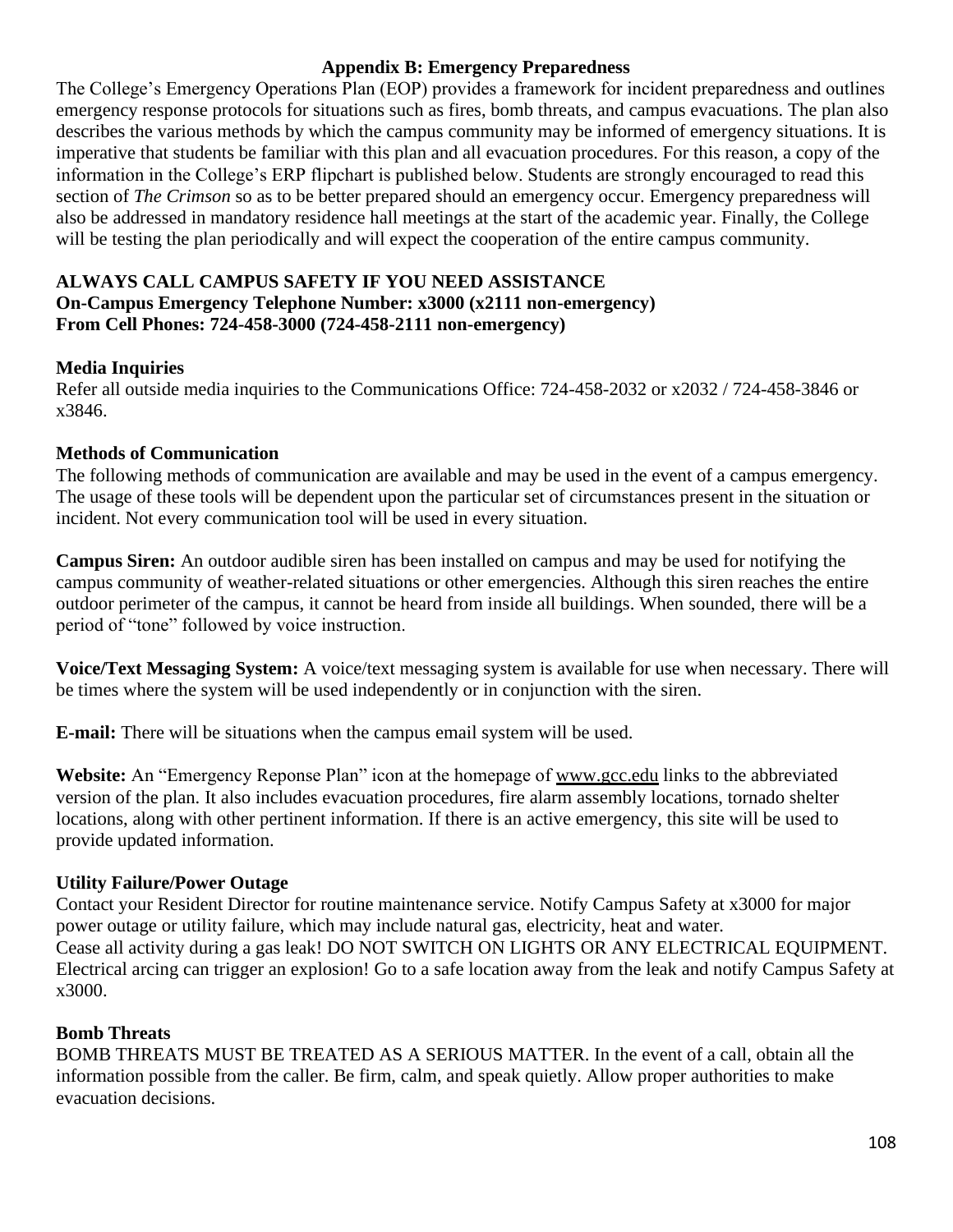## Appendix B: Emergency Preparedness

The College's Emergency Operations Plan (EOP) provides a framework for incident preparedness and outlines emergency response protocols for situations such as fires, bomb threats, and campus evacuations. The plan also describes the various methods by which the campus community may be informed of emergency situations. It is imperative that students be familiar with this plan and all evacuation procedures. For this reason, a copy of the information in the College's ERP flipchart is published below. Students are strongly encouraged to read this section of *The Crimson* so as to be better prepared should an emergency occur. Emergency preparedness will also be addressed in mandatory residence hall meetings at the start of the academic year. Finally, the College will be testing the plan periodically and will expect the cooperation of the entire campus community.

**ALWAYS CALL CAMPUS SAFETY IF YOU NEED ASSISTANCE**
**On-Campus Emergency Telephone Number: x3000 (x2111 non-emergency)**
**From Cell Phones: 724-458-3000 (724-458-2111 non-emergency)**

### Media Inquiries

Refer all outside media inquiries to the Communications Office: 724-458-2032 or x2032 / 724-458-3846 or x3846.

### Methods of Communication

The following methods of communication are available and may be used in the event of a campus emergency. The usage of these tools will be dependent upon the particular set of circumstances present in the situation or incident. Not every communication tool will be used in every situation.

**Campus Siren:** An outdoor audible siren has been installed on campus and may be used for notifying the campus community of weather-related situations or other emergencies. Although this siren reaches the entire outdoor perimeter of the campus, it cannot be heard from inside all buildings. When sounded, there will be a period of "tone" followed by voice instruction.

**Voice/Text Messaging System:** A voice/text messaging system is available for use when necessary. There will be times where the system will be used independently or in conjunction with the siren.

**E-mail:** There will be situations when the campus email system will be used.

**Website:** An "Emergency Reponse Plan" icon at the homepage of www.gcc.edu links to the abbreviated version of the plan. It also includes evacuation procedures, fire alarm assembly locations, tornado shelter locations, along with other pertinent information. If there is an active emergency, this site will be used to provide updated information.

### Utility Failure/Power Outage

Contact your Resident Director for routine maintenance service. Notify Campus Safety at x3000 for major power outage or utility failure, which may include natural gas, electricity, heat and water.
Cease all activity during a gas leak! DO NOT SWITCH ON LIGHTS OR ANY ELECTRICAL EQUIPMENT. Electrical arcing can trigger an explosion! Go to a safe location away from the leak and notify Campus Safety at x3000.

### Bomb Threats

BOMB THREATS MUST BE TREATED AS A SERIOUS MATTER. In the event of a call, obtain all the information possible from the caller. Be firm, calm, and speak quietly. Allow proper authorities to make evacuation decisions.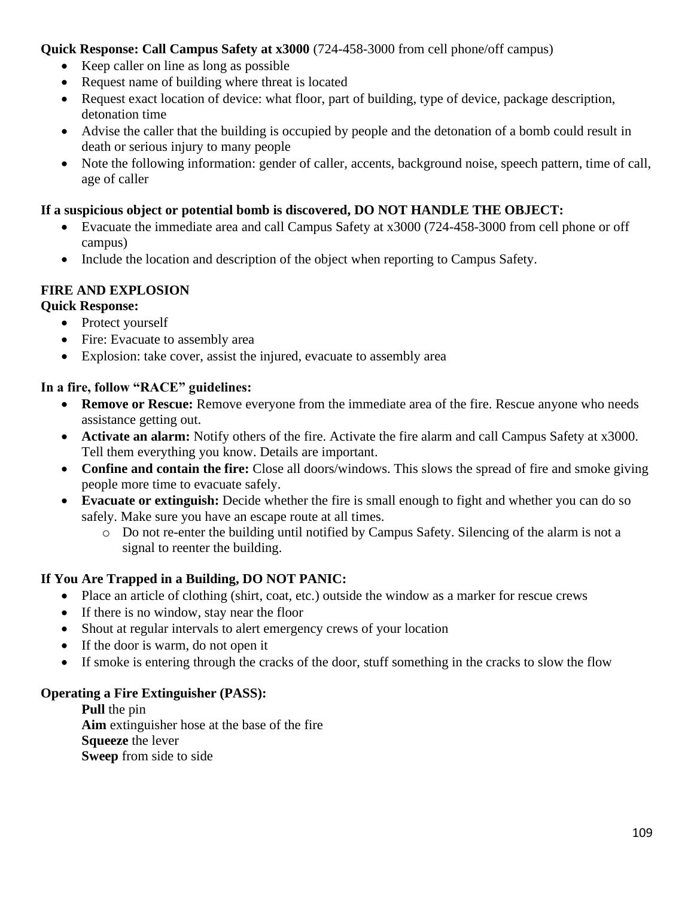**Quick Response: Call Campus Safety at x3000** (724-458-3000 from cell phone/off campus)

- Keep caller on line as long as possible
- Request name of building where threat is located
- Request exact location of device: what floor, part of building, type of device, package description, detonation time
- Advise the caller that the building is occupied by people and the detonation of a bomb could result in death or serious injury to many people
- Note the following information: gender of caller, accents, background noise, speech pattern, time of call, age of caller

**If a suspicious object or potential bomb is discovered, DO NOT HANDLE THE OBJECT:**

- Evacuate the immediate area and call Campus Safety at x3000 (724-458-3000 from cell phone or off campus)
- Include the location and description of the object when reporting to Campus Safety.

**FIRE AND EXPLOSION**

**Quick Response:**

- Protect yourself
- Fire: Evacuate to assembly area
- Explosion: take cover, assist the injured, evacuate to assembly area

**In a fire, follow "RACE" guidelines:**

- **Remove or Rescue:** Remove everyone from the immediate area of the fire. Rescue anyone who needs assistance getting out.
- **Activate an alarm:** Notify others of the fire. Activate the fire alarm and call Campus Safety at x3000. Tell them everything you know. Details are important.
- **Confine and contain the fire:** Close all doors/windows. This slows the spread of fire and smoke giving people more time to evacuate safely.
- **Evacuate or extinguish:** Decide whether the fire is small enough to fight and whether you can do so safely. Make sure you have an escape route at all times.
    - Do not re-enter the building until notified by Campus Safety. Silencing of the alarm is not a signal to reenter the building.

**If You Are Trapped in a Building, DO NOT PANIC:**

- Place an article of clothing (shirt, coat, etc.) outside the window as a marker for rescue crews
- If there is no window, stay near the floor
- Shout at regular intervals to alert emergency crews of your location
- If the door is warm, do not open it
- If smoke is entering through the cracks of the door, stuff something in the cracks to slow the flow

**Operating a Fire Extinguisher (PASS):**

**Pull** the pin
**Aim** extinguisher hose at the base of the fire
**Squeeze** the lever
**Sweep** from side to side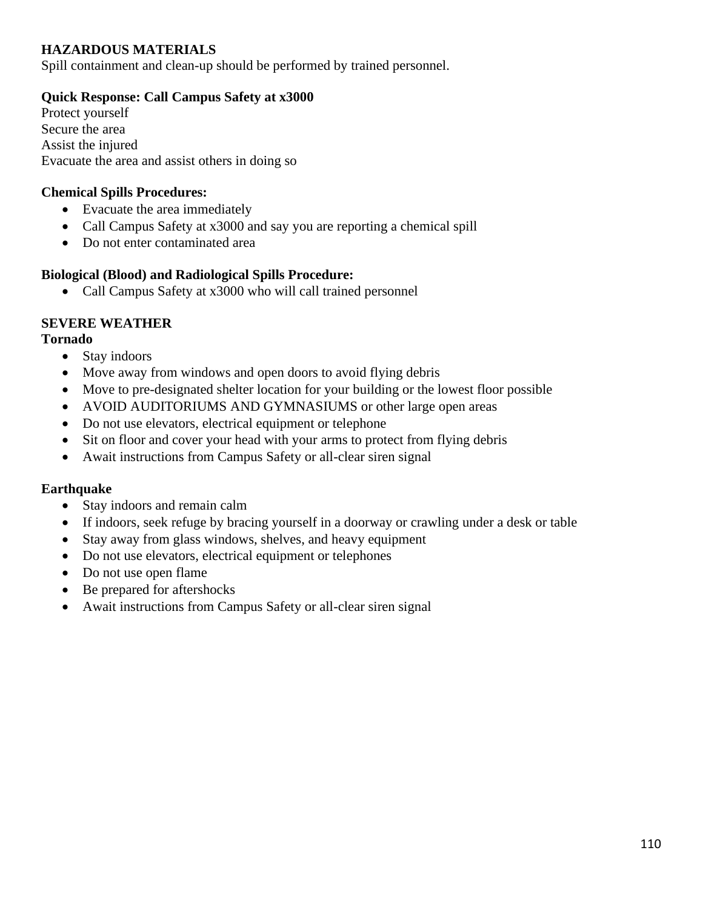## HAZARDOUS MATERIALS

Spill containment and clean-up should be performed by trained personnel.

**Quick Response: Call Campus Safety at x3000**

Protect yourself  
Secure the area  
Assist the injured  
Evacuate the area and assist others in doing so

**Chemical Spills Procedures:**

- Evacuate the area immediately
- Call Campus Safety at x3000 and say you are reporting a chemical spill
- Do not enter contaminated area

**Biological (Blood) and Radiological Spills Procedure:**

- Call Campus Safety at x3000 who will call trained personnel

## SEVERE WEATHER

### Tornado

- Stay indoors
- Move away from windows and open doors to avoid flying debris
- Move to pre-designated shelter location for your building or the lowest floor possible
- AVOID AUDITORIUMS AND GYMNASIUMS or other large open areas
- Do not use elevators, electrical equipment or telephone
- Sit on floor and cover your head with your arms to protect from flying debris
- Await instructions from Campus Safety or all-clear siren signal

### Earthquake

- Stay indoors and remain calm
- If indoors, seek refuge by bracing yourself in a doorway or crawling under a desk or table
- Stay away from glass windows, shelves, and heavy equipment
- Do not use elevators, electrical equipment or telephones
- Do not use open flame
- Be prepared for aftershocks
- Await instructions from Campus Safety or all-clear siren signal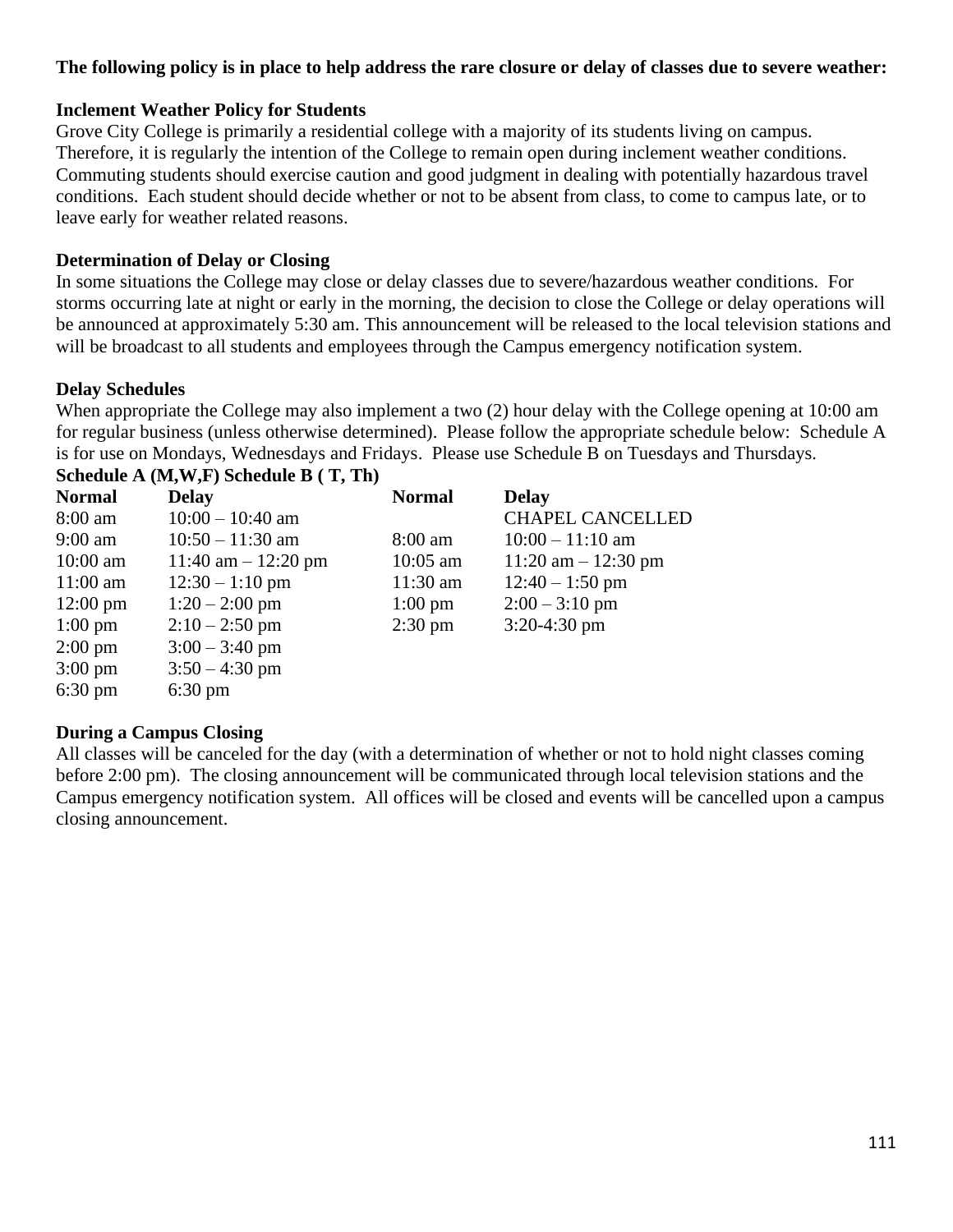**The following policy is in place to help address the rare closure or delay of classes due to severe weather:**

**Inclement Weather Policy for Students**

Grove City College is primarily a residential college with a majority of its students living on campus. Therefore, it is regularly the intention of the College to remain open during inclement weather conditions. Commuting students should exercise caution and good judgment in dealing with potentially hazardous travel conditions. Each student should decide whether or not to be absent from class, to come to campus late, or to leave early for weather related reasons.

**Determination of Delay or Closing**

In some situations the College may close or delay classes due to severe/hazardous weather conditions. For storms occurring late at night or early in the morning, the decision to close the College or delay operations will be announced at approximately 5:30 am. This announcement will be released to the local television stations and will be broadcast to all students and employees through the Campus emergency notification system.

**Delay Schedules**

When appropriate the College may also implement a two (2) hour delay with the College opening at 10:00 am for regular business (unless otherwise determined). Please follow the appropriate schedule below: Schedule A is for use on Mondays, Wednesdays and Fridays. Please use Schedule B on Tuesdays and Thursdays.

| **Schedule A (M,W,F)** | | **Schedule B ( T, Th)** | |
|---|---|---|---|
| **Normal** | **Delay** | **Normal** | **Delay** |
| 8:00 am | 10:00 – 10:40 am | | CHAPEL CANCELLED |
| 9:00 am | 10:50 – 11:30 am | 8:00 am | 10:00 – 11:10 am |
| 10:00 am | 11:40 am – 12:20 pm | 10:05 am | 11:20 am – 12:30 pm |
| 11:00 am | 12:30 – 1:10 pm | 11:30 am | 12:40 – 1:50 pm |
| 12:00 pm | 1:20 – 2:00 pm | 1:00 pm | 2:00 – 3:10 pm |
| 1:00 pm | 2:10 – 2:50 pm | 2:30 pm | 3:20-4:30 pm |
| 2:00 pm | 3:00 – 3:40 pm | | |
| 3:00 pm | 3:50 – 4:30 pm | | |
| 6:30 pm | 6:30 pm | | |

**During a Campus Closing**

All classes will be canceled for the day (with a determination of whether or not to hold night classes coming before 2:00 pm). The closing announcement will be communicated through local television stations and the Campus emergency notification system. All offices will be closed and events will be cancelled upon a campus closing announcement.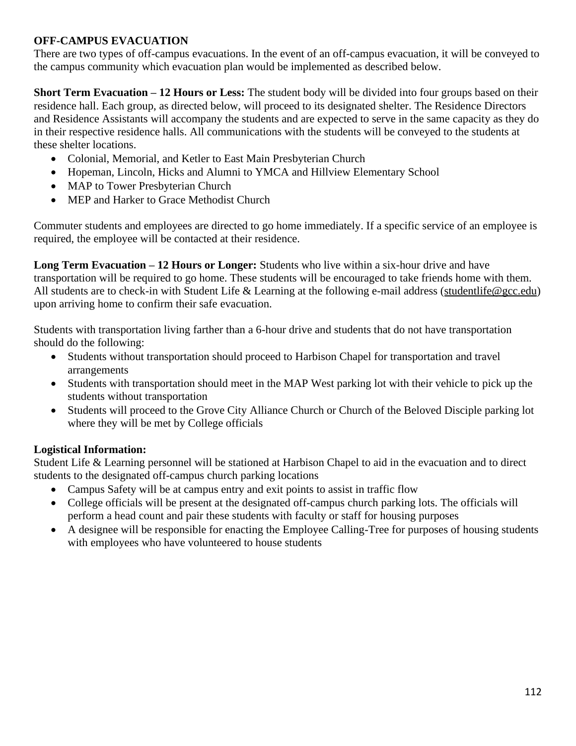## OFF-CAMPUS EVACUATION

There are two types of off-campus evacuations. In the event of an off-campus evacuation, it will be conveyed to the campus community which evacuation plan would be implemented as described below.

**Short Term Evacuation – 12 Hours or Less:** The student body will be divided into four groups based on their residence hall. Each group, as directed below, will proceed to its designated shelter. The Residence Directors and Residence Assistants will accompany the students and are expected to serve in the same capacity as they do in their respective residence halls. All communications with the students will be conveyed to the students at these shelter locations.

- Colonial, Memorial, and Ketler to East Main Presbyterian Church
- Hopeman, Lincoln, Hicks and Alumni to YMCA and Hillview Elementary School
- MAP to Tower Presbyterian Church
- MEP and Harker to Grace Methodist Church

Commuter students and employees are directed to go home immediately. If a specific service of an employee is required, the employee will be contacted at their residence.

**Long Term Evacuation – 12 Hours or Longer:** Students who live within a six-hour drive and have transportation will be required to go home. These students will be encouraged to take friends home with them. All students are to check-in with Student Life & Learning at the following e-mail address (studentlife@gcc.edu) upon arriving home to confirm their safe evacuation.

Students with transportation living farther than a 6-hour drive and students that do not have transportation should do the following:

- Students without transportation should proceed to Harbison Chapel for transportation and travel arrangements
- Students with transportation should meet in the MAP West parking lot with their vehicle to pick up the students without transportation
- Students will proceed to the Grove City Alliance Church or Church of the Beloved Disciple parking lot where they will be met by College officials

**Logistical Information:**

Student Life & Learning personnel will be stationed at Harbison Chapel to aid in the evacuation and to direct students to the designated off-campus church parking locations

- Campus Safety will be at campus entry and exit points to assist in traffic flow
- College officials will be present at the designated off-campus church parking lots. The officials will perform a head count and pair these students with faculty or staff for housing purposes
- A designee will be responsible for enacting the Employee Calling-Tree for purposes of housing students with employees who have volunteered to house students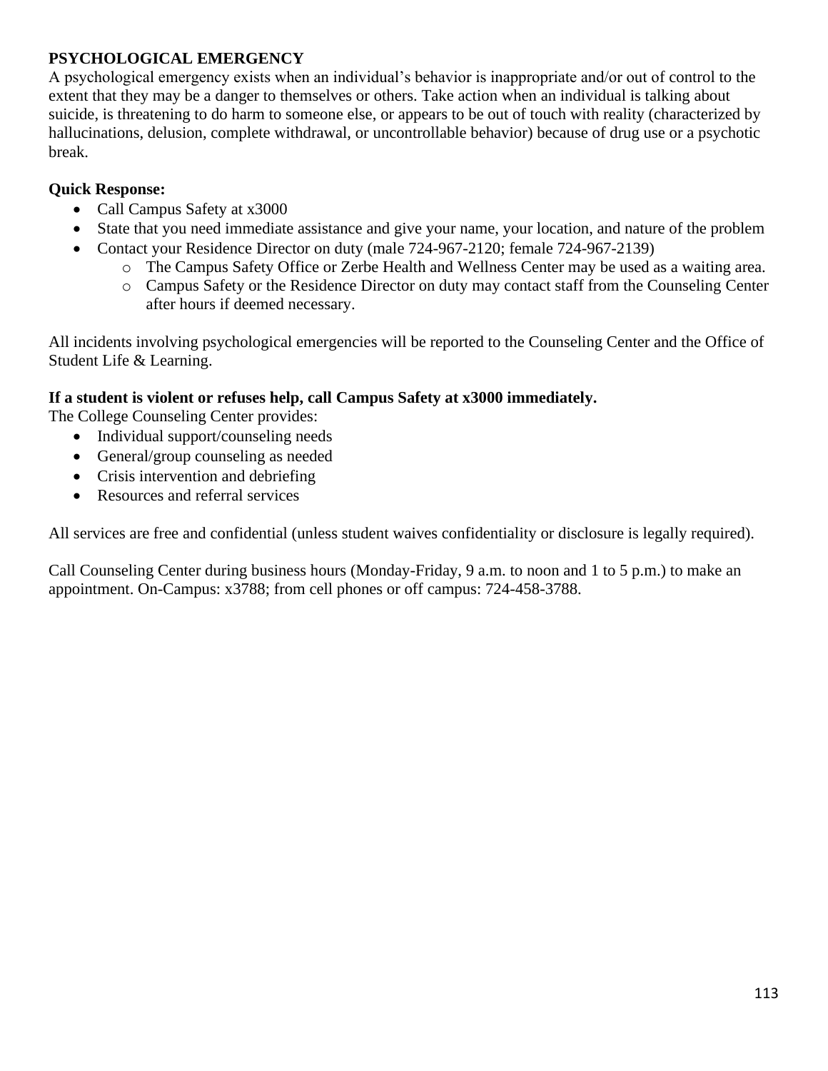## PSYCHOLOGICAL EMERGENCY

A psychological emergency exists when an individual's behavior is inappropriate and/or out of control to the extent that they may be a danger to themselves or others. Take action when an individual is talking about suicide, is threatening to do harm to someone else, or appears to be out of touch with reality (characterized by hallucinations, delusion, complete withdrawal, or uncontrollable behavior) because of drug use or a psychotic break.

**Quick Response:**

- Call Campus Safety at x3000
- State that you need immediate assistance and give your name, your location, and nature of the problem
- Contact your Residence Director on duty (male 724-967-2120; female 724-967-2139)
  - The Campus Safety Office or Zerbe Health and Wellness Center may be used as a waiting area.
  - Campus Safety or the Residence Director on duty may contact staff from the Counseling Center after hours if deemed necessary.

All incidents involving psychological emergencies will be reported to the Counseling Center and the Office of Student Life & Learning.

**If a student is violent or refuses help, call Campus Safety at x3000 immediately.**

The College Counseling Center provides:

- Individual support/counseling needs
- General/group counseling as needed
- Crisis intervention and debriefing
- Resources and referral services

All services are free and confidential (unless student waives confidentiality or disclosure is legally required).

Call Counseling Center during business hours (Monday-Friday, 9 a.m. to noon and 1 to 5 p.m.) to make an appointment. On-Campus: x3788; from cell phones or off campus: 724-458-3788.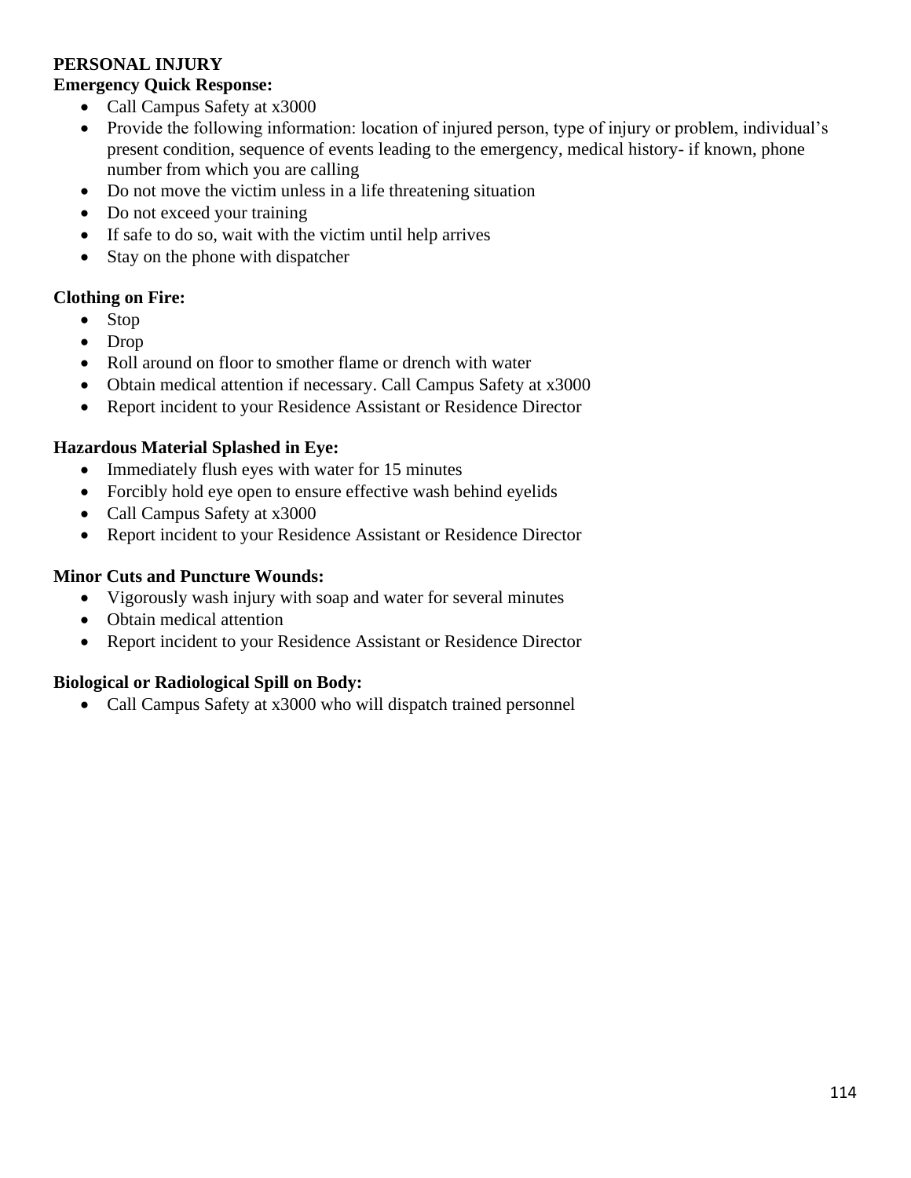**PERSONAL INJURY**

**Emergency Quick Response:**

- Call Campus Safety at x3000
- Provide the following information: location of injured person, type of injury or problem, individual's present condition, sequence of events leading to the emergency, medical history- if known, phone number from which you are calling
- Do not move the victim unless in a life threatening situation
- Do not exceed your training
- If safe to do so, wait with the victim until help arrives
- Stay on the phone with dispatcher

**Clothing on Fire:**

- Stop
- Drop
- Roll around on floor to smother flame or drench with water
- Obtain medical attention if necessary. Call Campus Safety at x3000
- Report incident to your Residence Assistant or Residence Director

**Hazardous Material Splashed in Eye:**

- Immediately flush eyes with water for 15 minutes
- Forcibly hold eye open to ensure effective wash behind eyelids
- Call Campus Safety at x3000
- Report incident to your Residence Assistant or Residence Director

**Minor Cuts and Puncture Wounds:**

- Vigorously wash injury with soap and water for several minutes
- Obtain medical attention
- Report incident to your Residence Assistant or Residence Director

**Biological or Radiological Spill on Body:**

- Call Campus Safety at x3000 who will dispatch trained personnel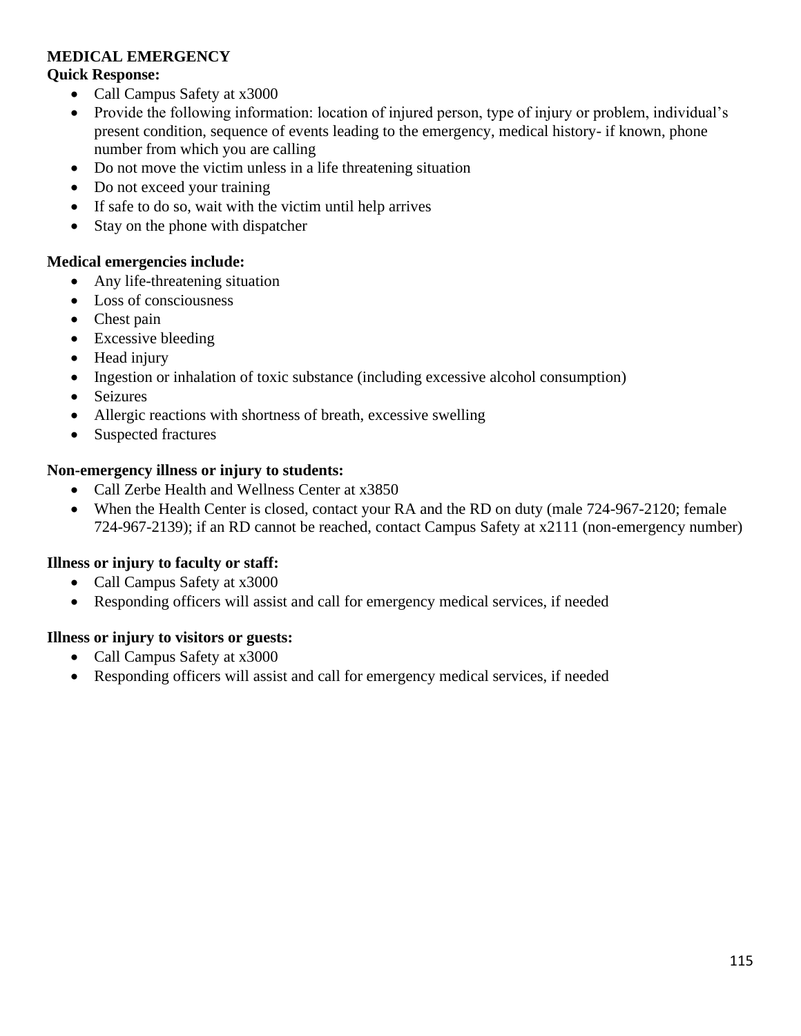**MEDICAL EMERGENCY**

**Quick Response:**

- Call Campus Safety at x3000
- Provide the following information: location of injured person, type of injury or problem, individual's present condition, sequence of events leading to the emergency, medical history- if known, phone number from which you are calling
- Do not move the victim unless in a life threatening situation
- Do not exceed your training
- If safe to do so, wait with the victim until help arrives
- Stay on the phone with dispatcher

**Medical emergencies include:**

- Any life-threatening situation
- Loss of consciousness
- Chest pain
- Excessive bleeding
- Head injury
- Ingestion or inhalation of toxic substance (including excessive alcohol consumption)
- Seizures
- Allergic reactions with shortness of breath, excessive swelling
- Suspected fractures

**Non-emergency illness or injury to students:**

- Call Zerbe Health and Wellness Center at x3850
- When the Health Center is closed, contact your RA and the RD on duty (male 724-967-2120; female 724-967-2139); if an RD cannot be reached, contact Campus Safety at x2111 (non-emergency number)

**Illness or injury to faculty or staff:**

- Call Campus Safety at x3000
- Responding officers will assist and call for emergency medical services, if needed

**Illness or injury to visitors or guests:**

- Call Campus Safety at x3000
- Responding officers will assist and call for emergency medical services, if needed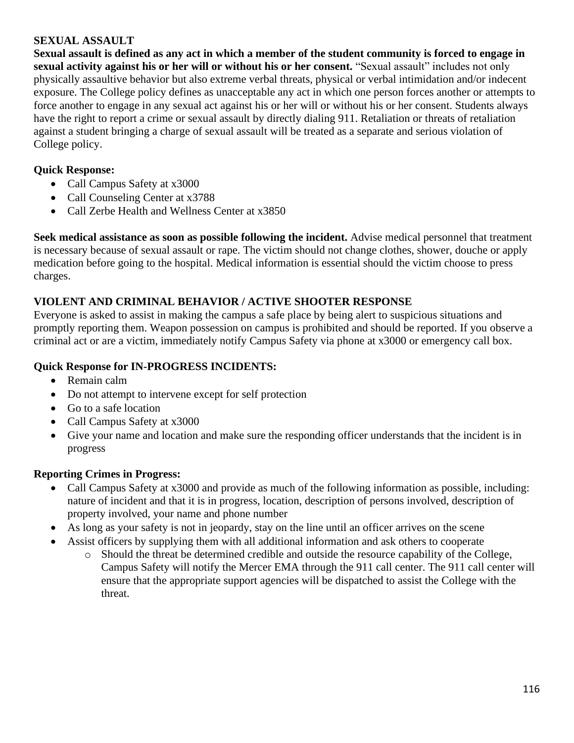## SEXUAL ASSAULT

**Sexual assault is defined as any act in which a member of the student community is forced to engage in sexual activity against his or her will or without his or her consent.** "Sexual assault" includes not only physically assaultive behavior but also extreme verbal threats, physical or verbal intimidation and/or indecent exposure. The College policy defines as unacceptable any act in which one person forces another or attempts to force another to engage in any sexual act against his or her will or without his or her consent. Students always have the right to report a crime or sexual assault by directly dialing 911. Retaliation or threats of retaliation against a student bringing a charge of sexual assault will be treated as a separate and serious violation of College policy.

**Quick Response:**

- Call Campus Safety at x3000
- Call Counseling Center at x3788
- Call Zerbe Health and Wellness Center at x3850

**Seek medical assistance as soon as possible following the incident.** Advise medical personnel that treatment is necessary because of sexual assault or rape. The victim should not change clothes, shower, douche or apply medication before going to the hospital. Medical information is essential should the victim choose to press charges.

## VIOLENT AND CRIMINAL BEHAVIOR / ACTIVE SHOOTER RESPONSE

Everyone is asked to assist in making the campus a safe place by being alert to suspicious situations and promptly reporting them. Weapon possession on campus is prohibited and should be reported. If you observe a criminal act or are a victim, immediately notify Campus Safety via phone at x3000 or emergency call box.

**Quick Response for IN-PROGRESS INCIDENTS:**

- Remain calm
- Do not attempt to intervene except for self protection
- Go to a safe location
- Call Campus Safety at x3000
- Give your name and location and make sure the responding officer understands that the incident is in progress

**Reporting Crimes in Progress:**

- Call Campus Safety at x3000 and provide as much of the following information as possible, including: nature of incident and that it is in progress, location, description of persons involved, description of property involved, your name and phone number
- As long as your safety is not in jeopardy, stay on the line until an officer arrives on the scene
- Assist officers by supplying them with all additional information and ask others to cooperate
  - Should the threat be determined credible and outside the resource capability of the College, Campus Safety will notify the Mercer EMA through the 911 call center. The 911 call center will ensure that the appropriate support agencies will be dispatched to assist the College with the threat.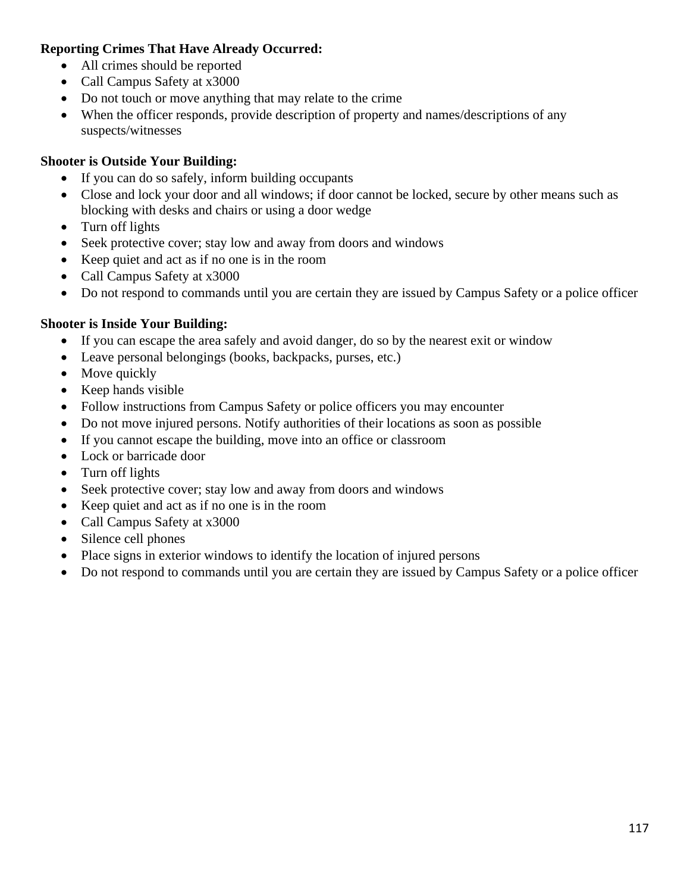**Reporting Crimes That Have Already Occurred:**

- All crimes should be reported
- Call Campus Safety at x3000
- Do not touch or move anything that may relate to the crime
- When the officer responds, provide description of property and names/descriptions of any suspects/witnesses

**Shooter is Outside Your Building:**

- If you can do so safely, inform building occupants
- Close and lock your door and all windows; if door cannot be locked, secure by other means such as blocking with desks and chairs or using a door wedge
- Turn off lights
- Seek protective cover; stay low and away from doors and windows
- Keep quiet and act as if no one is in the room
- Call Campus Safety at x3000
- Do not respond to commands until you are certain they are issued by Campus Safety or a police officer

**Shooter is Inside Your Building:**

- If you can escape the area safely and avoid danger, do so by the nearest exit or window
- Leave personal belongings (books, backpacks, purses, etc.)
- Move quickly
- Keep hands visible
- Follow instructions from Campus Safety or police officers you may encounter
- Do not move injured persons. Notify authorities of their locations as soon as possible
- If you cannot escape the building, move into an office or classroom
- Lock or barricade door
- Turn off lights
- Seek protective cover; stay low and away from doors and windows
- Keep quiet and act as if no one is in the room
- Call Campus Safety at x3000
- Silence cell phones
- Place signs in exterior windows to identify the location of injured persons
- Do not respond to commands until you are certain they are issued by Campus Safety or a police officer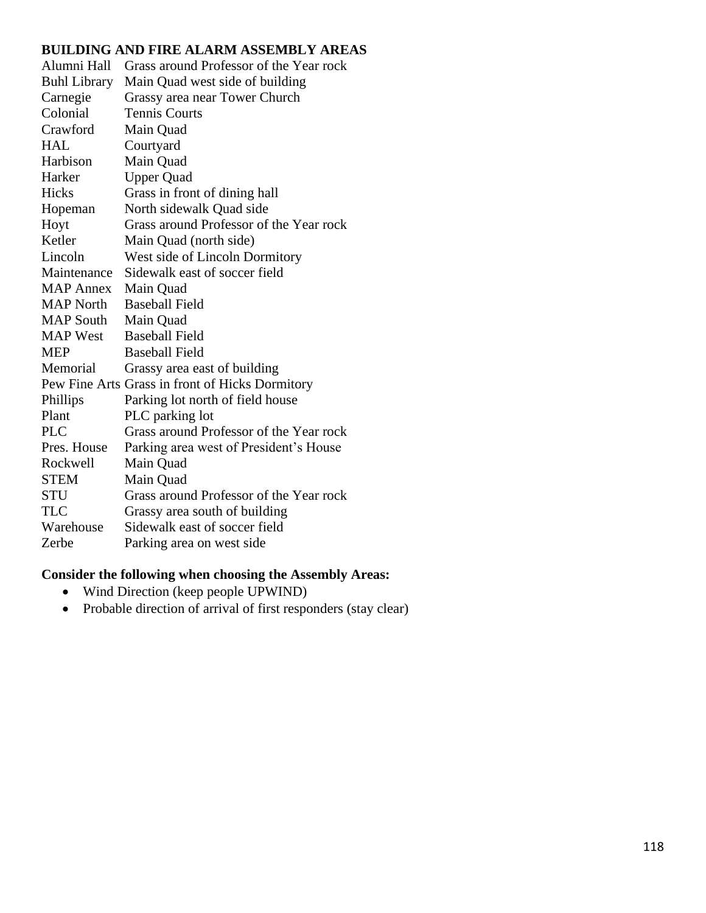**BUILDING AND FIRE ALARM ASSEMBLY AREAS**

| | |
|---|---|
| Alumni Hall | Grass around Professor of the Year rock |
| Buhl Library | Main Quad west side of building |
| Carnegie | Grassy area near Tower Church |
| Colonial | Tennis Courts |
| Crawford | Main Quad |
| HAL | Courtyard |
| Harbison | Main Quad |
| Harker | Upper Quad |
| Hicks | Grass in front of dining hall |
| Hopeman | North sidewalk Quad side |
| Hoyt | Grass around Professor of the Year rock |
| Ketler | Main Quad (north side) |
| Lincoln | West side of Lincoln Dormitory |
| Maintenance | Sidewalk east of soccer field |
| MAP Annex | Main Quad |
| MAP North | Baseball Field |
| MAP South | Main Quad |
| MAP West | Baseball Field |
| MEP | Baseball Field |
| Memorial | Grassy area east of building |
| Pew Fine Arts | Grass in front of Hicks Dormitory |
| Phillips | Parking lot north of field house |
| Plant | PLC parking lot |
| PLC | Grass around Professor of the Year rock |
| Pres. House | Parking area west of President's House |
| Rockwell | Main Quad |
| STEM | Main Quad |
| STU | Grass around Professor of the Year rock |
| TLC | Grassy area south of building |
| Warehouse | Sidewalk east of soccer field |
| Zerbe | Parking area on west side |

**Consider the following when choosing the Assembly Areas:**

- Wind Direction (keep people UPWIND)
- Probable direction of arrival of first responders (stay clear)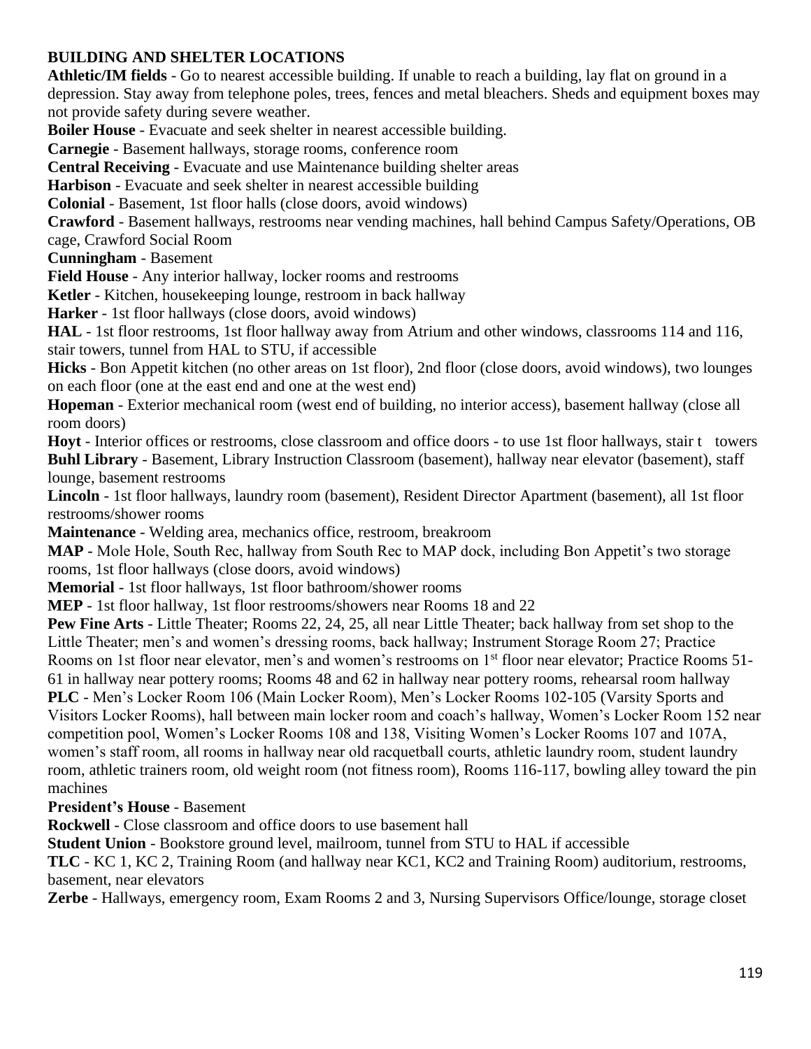**BUILDING AND SHELTER LOCATIONS**

**Athletic/IM fields** - Go to nearest accessible building. If unable to reach a building, lay flat on ground in a depression. Stay away from telephone poles, trees, fences and metal bleachers. Sheds and equipment boxes may not provide safety during severe weather.

**Boiler House** - Evacuate and seek shelter in nearest accessible building.

**Carnegie** - Basement hallways, storage rooms, conference room

**Central Receiving** - Evacuate and use Maintenance building shelter areas

**Harbison** - Evacuate and seek shelter in nearest accessible building

**Colonial** - Basement, 1st floor halls (close doors, avoid windows)

**Crawford** - Basement hallways, restrooms near vending machines, hall behind Campus Safety/Operations, OB cage, Crawford Social Room

**Cunningham** - Basement

**Field House** - Any interior hallway, locker rooms and restrooms

**Ketler** - Kitchen, housekeeping lounge, restroom in back hallway

**Harker** - 1st floor hallways (close doors, avoid windows)

**HAL** - 1st floor restrooms, 1st floor hallway away from Atrium and other windows, classrooms 114 and 116, stair towers, tunnel from HAL to STU, if accessible

**Hicks** - Bon Appetit kitchen (no other areas on 1st floor), 2nd floor (close doors, avoid windows), two lounges on each floor (one at the east end and one at the west end)

**Hopeman** - Exterior mechanical room (west end of building, no interior access), basement hallway (close all room doors)

**Hoyt** - Interior offices or restrooms, close classroom and office doors - to use 1st floor hallways, stair t towers

**Buhl Library** - Basement, Library Instruction Classroom (basement), hallway near elevator (basement), staff lounge, basement restrooms

**Lincoln** - 1st floor hallways, laundry room (basement), Resident Director Apartment (basement), all 1st floor restrooms/shower rooms

**Maintenance** - Welding area, mechanics office, restroom, breakroom

**MAP** - Mole Hole, South Rec, hallway from South Rec to MAP dock, including Bon Appetit's two storage rooms, 1st floor hallways (close doors, avoid windows)

**Memorial** - 1st floor hallways, 1st floor bathroom/shower rooms

**MEP** - 1st floor hallway, 1st floor restrooms/showers near Rooms 18 and 22

**Pew Fine Arts** - Little Theater; Rooms 22, 24, 25, all near Little Theater; back hallway from set shop to the Little Theater; men's and women's dressing rooms, back hallway; Instrument Storage Room 27; Practice Rooms on 1st floor near elevator, men's and women's restrooms on 1st floor near elevator; Practice Rooms 51-61 in hallway near pottery rooms; Rooms 48 and 62 in hallway near pottery rooms, rehearsal room hallway

**PLC** - Men's Locker Room 106 (Main Locker Room), Men's Locker Rooms 102-105 (Varsity Sports and Visitors Locker Rooms), hall between main locker room and coach's hallway, Women's Locker Room 152 near competition pool, Women's Locker Rooms 108 and 138, Visiting Women's Locker Rooms 107 and 107A, women's staff room, all rooms in hallway near old racquetball courts, athletic laundry room, student laundry room, athletic trainers room, old weight room (not fitness room), Rooms 116-117, bowling alley toward the pin machines

**President's House** - Basement

**Rockwell** - Close classroom and office doors to use basement hall

**Student Union** - Bookstore ground level, mailroom, tunnel from STU to HAL if accessible

**TLC** - KC 1, KC 2, Training Room (and hallway near KC1, KC2 and Training Room) auditorium, restrooms, basement, near elevators

**Zerbe** - Hallways, emergency room, Exam Rooms 2 and 3, Nursing Supervisors Office/lounge, storage closet